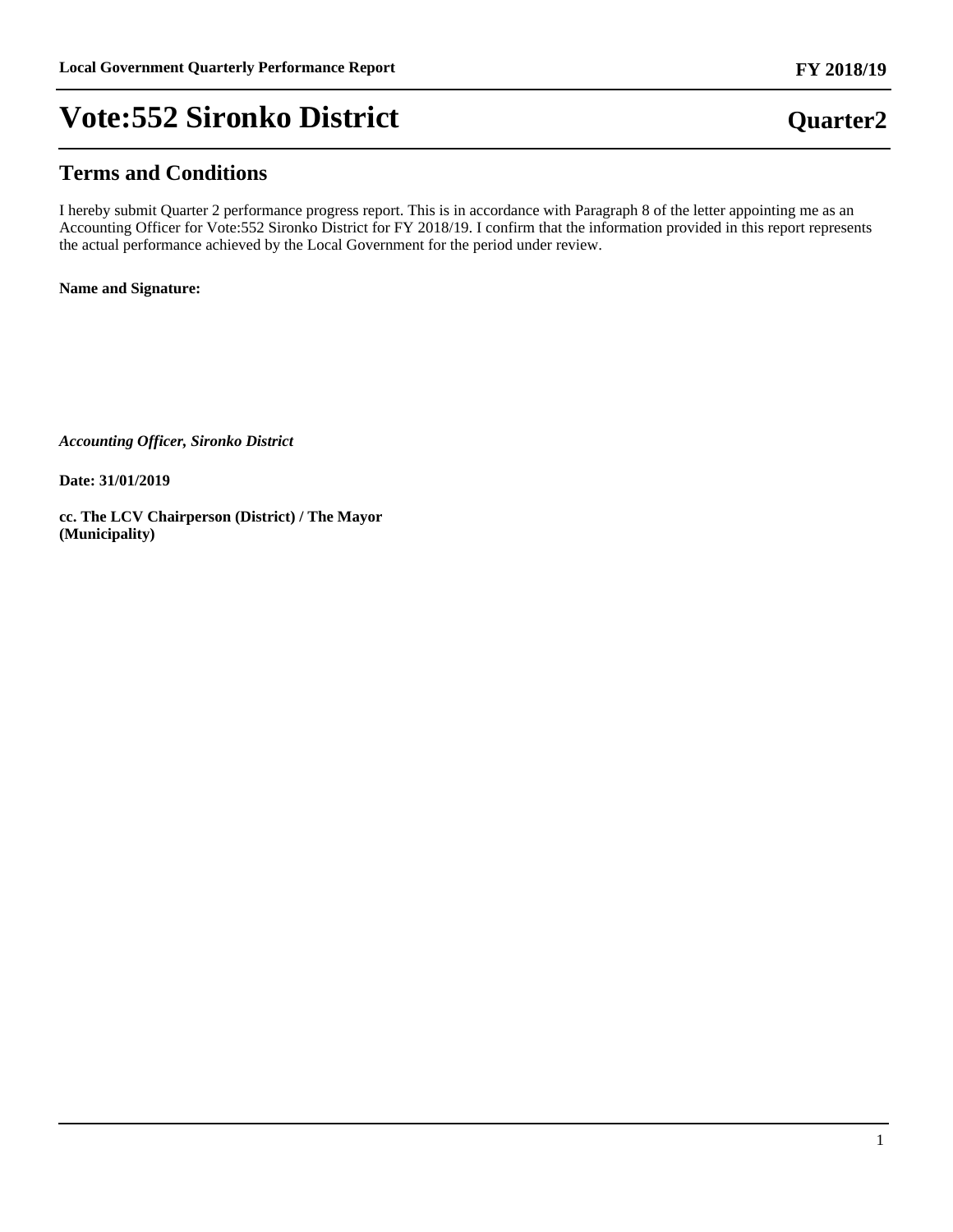# Vote:552 Sironko District

**Quarter2**

## Terms and Conditions

I hereby submit Quarter 2 performance progress report. This is in accordance with Paragraph 8 of the letter appointing me as an Accounting Officer for Vote:552 Sironko District for FY 2018/19. I confirm that the information provided in this report represents the actual performance achieved by the Local Government for the period under review.

**Name and Signature:**

***Accounting Officer, Sironko District***

**Date: 31/01/2019**

**cc. The LCV Chairperson (District) / The Mayor (Municipality)**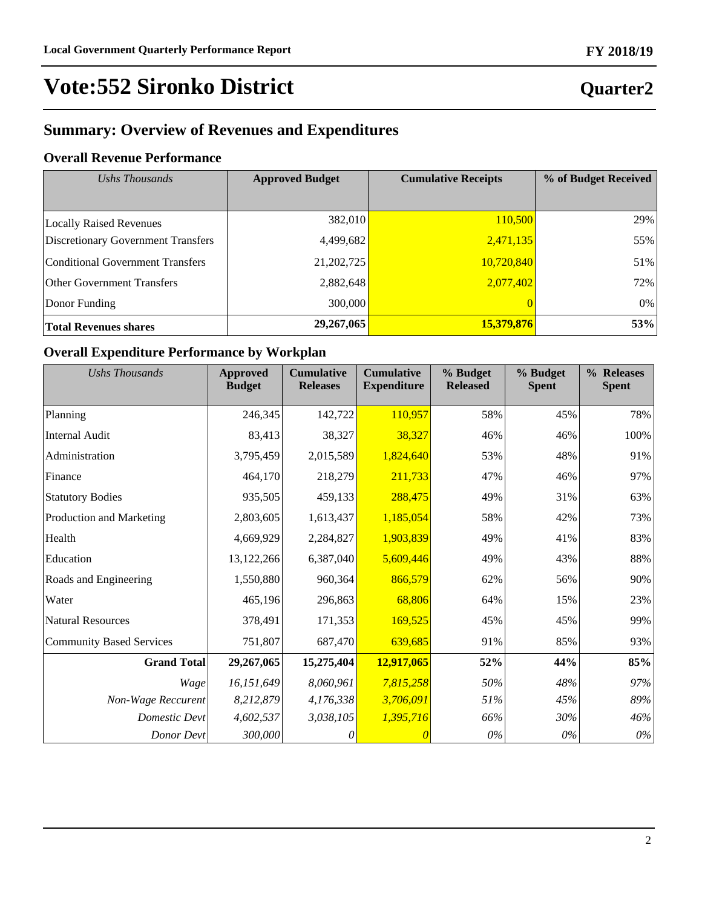# Vote:552 Sironko District

## Quarter2

## Summary: Overview of Revenues and Expenditures

### Overall Revenue Performance

| *Ushs Thousands* | Approved Budget | Cumulative Receipts | % of Budget Received |
|---|---|---|---|
| Locally Raised Revenues | 382,010 | 110,500 | 29% |
| Discretionary Government Transfers | 4,499,682 | 2,471,135 | 55% |
| Conditional Government Transfers | 21,202,725 | 10,720,840 | 51% |
| Other Government Transfers | 2,882,648 | 2,077,402 | 72% |
| Donor Funding | 300,000 | 0 | 0% |
| **Total Revenues shares** | **29,267,065** | **15,379,876** | **53%** |

### Overall Expenditure Performance by Workplan

| *Ushs Thousands* | Approved Budget | Cumulative Releases | Cumulative Expenditure | % Budget Released | % Budget Spent | % Releases Spent |
|---|---|---|---|---|---|---|
| Planning | 246,345 | 142,722 | 110,957 | 58% | 45% | 78% |
| Internal Audit | 83,413 | 38,327 | 38,327 | 46% | 46% | 100% |
| Administration | 3,795,459 | 2,015,589 | 1,824,640 | 53% | 48% | 91% |
| Finance | 464,170 | 218,279 | 211,733 | 47% | 46% | 97% |
| Statutory Bodies | 935,505 | 459,133 | 288,475 | 49% | 31% | 63% |
| Production and Marketing | 2,803,605 | 1,613,437 | 1,185,054 | 58% | 42% | 73% |
| Health | 4,669,929 | 2,284,827 | 1,903,839 | 49% | 41% | 83% |
| Education | 13,122,266 | 6,387,040 | 5,609,446 | 49% | 43% | 88% |
| Roads and Engineering | 1,550,880 | 960,364 | 866,579 | 62% | 56% | 90% |
| Water | 465,196 | 296,863 | 68,806 | 64% | 15% | 23% |
| Natural Resources | 378,491 | 171,353 | 169,525 | 45% | 45% | 99% |
| Community Based Services | 751,807 | 687,470 | 639,685 | 91% | 85% | 93% |
| **Grand Total** | **29,267,065** | **15,275,404** | **12,917,065** | **52%** | **44%** | **85%** |
| *Wage* | *16,151,649* | *8,060,961* | *7,815,258* | *50%* | *48%* | *97%* |
| *Non-Wage Reccurent* | *8,212,879* | *4,176,338* | *3,706,091* | *51%* | *45%* | *89%* |
| *Domestic Devt* | *4,602,537* | *3,038,105* | *1,395,716* | *66%* | *30%* | *46%* |
| *Donor Devt* | *300,000* | *0* | *0* | *0%* | *0%* | *0%* |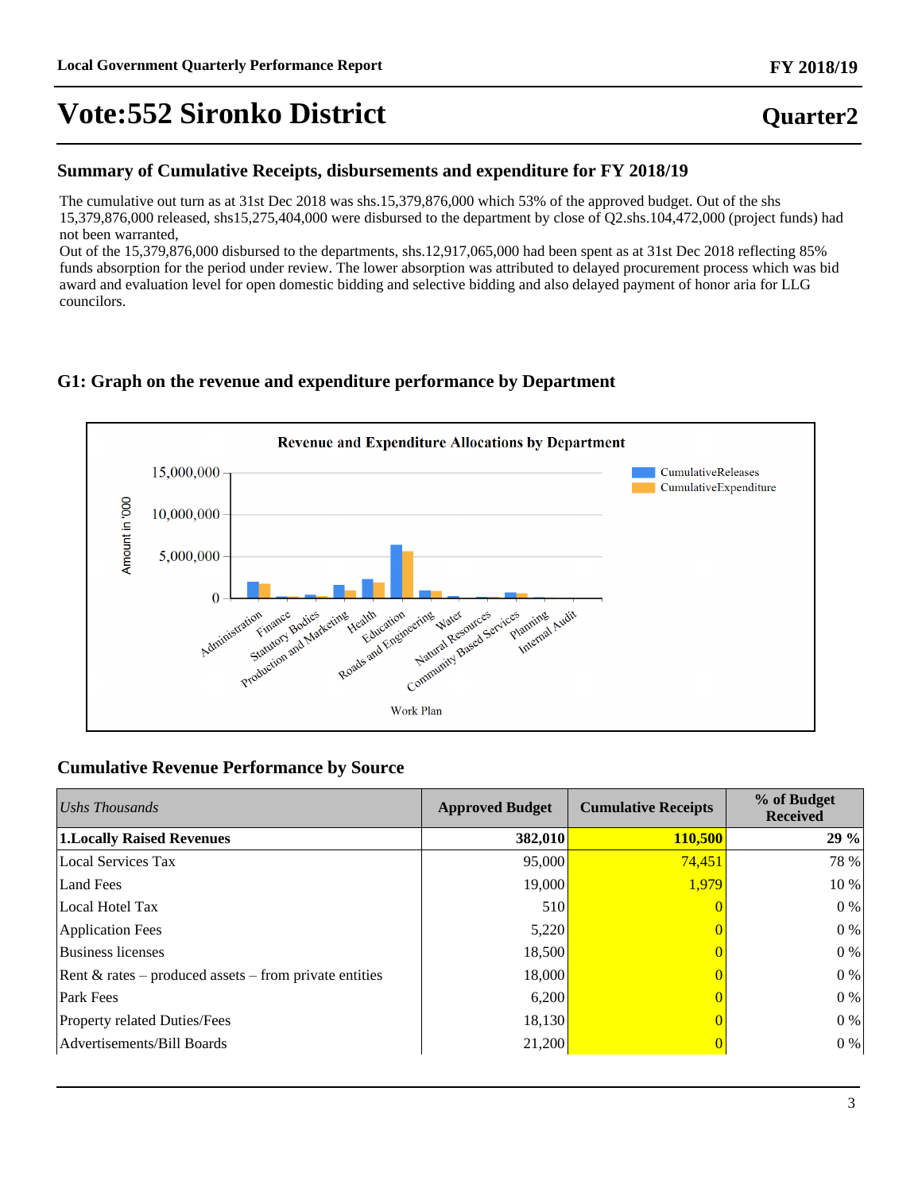## Summary of Cumulative Receipts, disbursements and expenditure for FY 2018/19

The cumulative out turn as at 31st Dec 2018 was shs.15,379,876,000 which 53% of the approved budget. Out of the shs 15,379,876,000 released, shs15,275,404,000 were disbursed to the department by close of Q2.shs.104,472,000 (project funds) had not been warranted,
Out of the 15,379,876,000 disbursed to the departments, shs.12,917,065,000 had been spent as at 31st Dec 2018 reflecting 85% funds absorption for the period under review. The lower absorption was attributed to delayed procurement process which was bid award and evaluation level for open domestic bidding and selective bidding and also delayed payment of honor aria for LLG councilors.

## G1: Graph on the revenue and expenditure performance by Department

## Cumulative Revenue Performance by Source

| *Ushs Thousands* | Approved Budget | Cumulative Receipts | % of Budget Received |
|---|---|---|---|
| **1.Locally Raised Revenues** | **382,010** | **110,500** | **29 %** |
| Local Services Tax | 95,000 | 74,451 | 78 % |
| Land Fees | 19,000 | 1,979 | 10 % |
| Local Hotel Tax | 510 | 0 | 0 % |
| Application Fees | 5,220 | 0 | 0 % |
| Business licenses | 18,500 | 0 | 0 % |
| Rent & rates – produced assets – from private entities | 18,000 | 0 | 0 % |
| Park Fees | 6,200 | 0 | 0 % |
| Property related Duties/Fees | 18,130 | 0 | 0 % |
| Advertisements/Bill Boards | 21,200 | 0 | 0 % |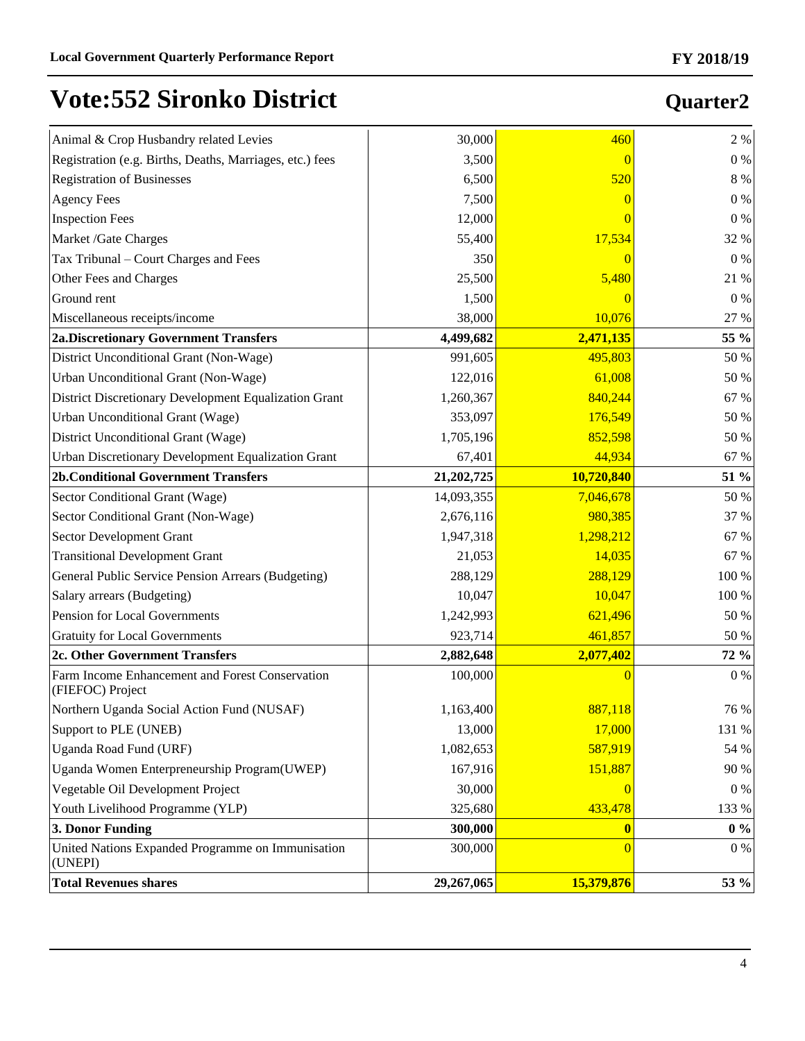# Vote:552 Sironko District

## Quarter2

| | | | |
|---|---|---|---|
| Animal & Crop Husbandry related Levies | 30,000 | 460 | 2 % |
| Registration (e.g. Births, Deaths, Marriages, etc.) fees | 3,500 | 0 | 0 % |
| Registration of Businesses | 6,500 | 520 | 8 % |
| Agency Fees | 7,500 | 0 | 0 % |
| Inspection Fees | 12,000 | 0 | 0 % |
| Market /Gate Charges | 55,400 | 17,534 | 32 % |
| Tax Tribunal – Court Charges and Fees | 350 | 0 | 0 % |
| Other Fees and Charges | 25,500 | 5,480 | 21 % |
| Ground rent | 1,500 | 0 | 0 % |
| Miscellaneous receipts/income | 38,000 | 10,076 | 27 % |
| **2a.Discretionary Government Transfers** | **4,499,682** | **2,471,135** | **55 %** |
| District Unconditional Grant (Non-Wage) | 991,605 | 495,803 | 50 % |
| Urban Unconditional Grant (Non-Wage) | 122,016 | 61,008 | 50 % |
| District Discretionary Development Equalization Grant | 1,260,367 | 840,244 | 67 % |
| Urban Unconditional Grant (Wage) | 353,097 | 176,549 | 50 % |
| District Unconditional Grant (Wage) | 1,705,196 | 852,598 | 50 % |
| Urban Discretionary Development Equalization Grant | 67,401 | 44,934 | 67 % |
| **2b.Conditional Government Transfers** | **21,202,725** | **10,720,840** | **51 %** |
| Sector Conditional Grant (Wage) | 14,093,355 | 7,046,678 | 50 % |
| Sector Conditional Grant (Non-Wage) | 2,676,116 | 980,385 | 37 % |
| Sector Development Grant | 1,947,318 | 1,298,212 | 67 % |
| Transitional Development Grant | 21,053 | 14,035 | 67 % |
| General Public Service Pension Arrears (Budgeting) | 288,129 | 288,129 | 100 % |
| Salary arrears (Budgeting) | 10,047 | 10,047 | 100 % |
| Pension for Local Governments | 1,242,993 | 621,496 | 50 % |
| Gratuity for Local Governments | 923,714 | 461,857 | 50 % |
| **2c. Other Government Transfers** | **2,882,648** | **2,077,402** | **72 %** |
| Farm Income Enhancement and Forest Conservation (FIEFOC) Project | 100,000 | 0 | 0 % |
| Northern Uganda Social Action Fund (NUSAF) | 1,163,400 | 887,118 | 76 % |
| Support to PLE (UNEB) | 13,000 | 17,000 | 131 % |
| Uganda Road Fund (URF) | 1,082,653 | 587,919 | 54 % |
| Uganda Women Enterpreneurship Program(UWEP) | 167,916 | 151,887 | 90 % |
| Vegetable Oil Development Project | 30,000 | 0 | 0 % |
| Youth Livelihood Programme (YLP) | 325,680 | 433,478 | 133 % |
| **3. Donor Funding** | **300,000** | **0** | **0 %** |
| United Nations Expanded Programme on Immunisation (UNEPI) | 300,000 | 0 | 0 % |
| **Total Revenues shares** | **29,267,065** | **15,379,876** | **53 %** |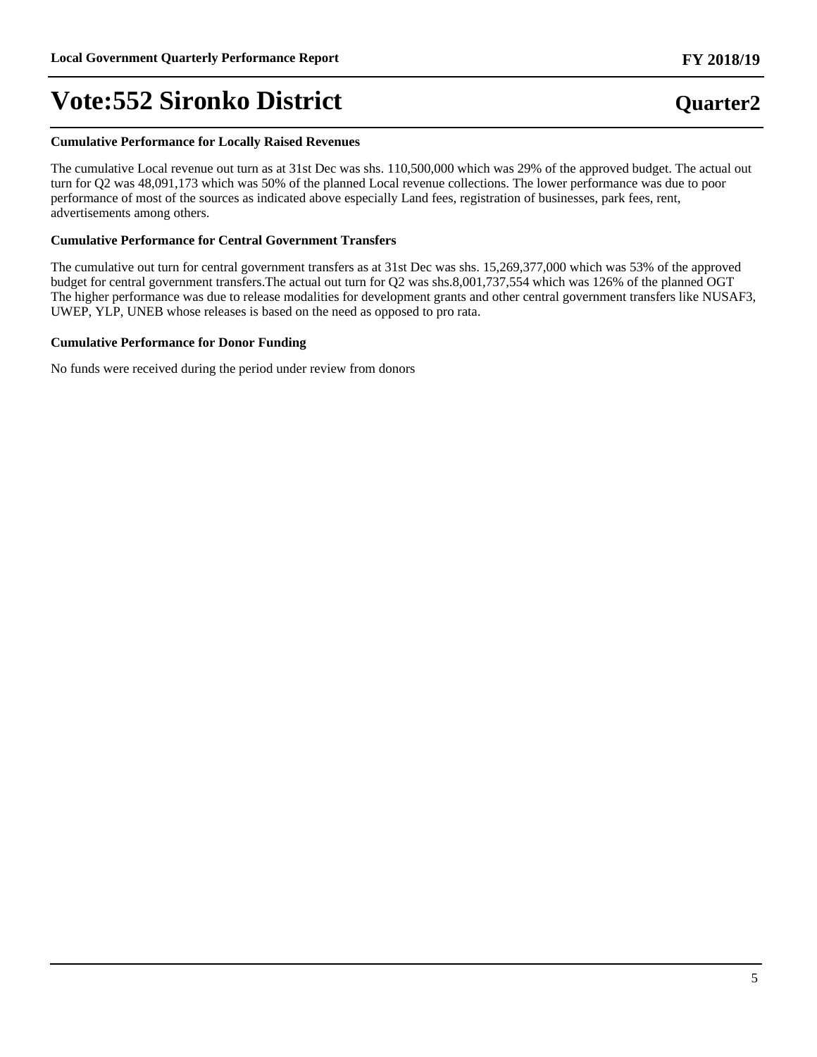# Vote:552 Sironko District

**Quarter2**

### Cumulative Performance for Locally Raised Revenues

The cumulative Local revenue out turn as at 31st Dec was shs. 110,500,000 which was 29% of the approved budget. The actual out turn for Q2 was 48,091,173 which was 50% of the planned Local revenue collections. The lower performance was due to poor performance of most of the sources as indicated above especially Land fees, registration of businesses, park fees, rent, advertisements among others.

### Cumulative Performance for Central Government Transfers

The cumulative out turn for central government transfers as at 31st Dec was shs. 15,269,377,000 which was 53% of the approved budget for central government transfers.The actual out turn for Q2 was shs.8,001,737,554 which was 126% of the planned OGT The higher performance was due to release modalities for development grants and other central government transfers like NUSAF3, UWEP, YLP, UNEB whose releases is based on the need as opposed to pro rata.

### Cumulative Performance for Donor Funding

No funds were received during the period under review from donors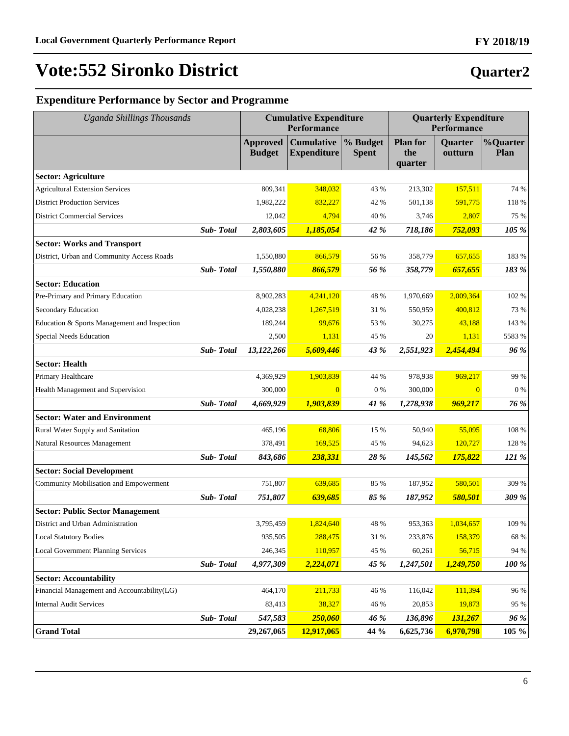# Vote:552 Sironko District

## Quarter2

### Expenditure Performance by Sector and Programme

| *Uganda Shillings Thousands* | Cumulative Expenditure Performance | | | Quarterly Expenditure Performance | | |
|---|---|---|---|---|---|---|
| | **Approved Budget** | **Cumulative Expenditure** | **% Budget Spent** | **Plan for the quarter** | **Quarter outturn** | **%Quarter Plan** |
| **Sector: Agriculture** | | | | | | |
| Agricultural Extension Services | 809,341 | 348,032 | 43 % | 213,302 | 157,511 | 74 % |
| District Production Services | 1,982,222 | 832,227 | 42 % | 501,138 | 591,775 | 118 % |
| District Commercial Services | 12,042 | 4,794 | 40 % | 3,746 | 2,807 | 75 % |
| ***Sub- Total*** | ***2,803,605*** | ***1,185,054*** | ***42 %*** | ***718,186*** | ***752,093*** | ***105 %*** |
| **Sector: Works and Transport** | | | | | | |
| District, Urban and Community Access Roads | 1,550,880 | 866,579 | 56 % | 358,779 | 657,655 | 183 % |
| ***Sub- Total*** | ***1,550,880*** | ***866,579*** | ***56 %*** | ***358,779*** | ***657,655*** | ***183 %*** |
| **Sector: Education** | | | | | | |
| Pre-Primary and Primary Education | 8,902,283 | 4,241,120 | 48 % | 1,970,669 | 2,009,364 | 102 % |
| Secondary Education | 4,028,238 | 1,267,519 | 31 % | 550,959 | 400,812 | 73 % |
| Education & Sports Management and Inspection | 189,244 | 99,676 | 53 % | 30,275 | 43,188 | 143 % |
| Special Needs Education | 2,500 | 1,131 | 45 % | 20 | 1,131 | 5583 % |
| ***Sub- Total*** | ***13,122,266*** | ***5,609,446*** | ***43 %*** | ***2,551,923*** | ***2,454,494*** | ***96 %*** |
| **Sector: Health** | | | | | | |
| Primary Healthcare | 4,369,929 | 1,903,839 | 44 % | 978,938 | 969,217 | 99 % |
| Health Management and Supervision | 300,000 | 0 | 0 % | 300,000 | 0 | 0 % |
| ***Sub- Total*** | ***4,669,929*** | ***1,903,839*** | ***41 %*** | ***1,278,938*** | ***969,217*** | ***76 %*** |
| **Sector: Water and Environment** | | | | | | |
| Rural Water Supply and Sanitation | 465,196 | 68,806 | 15 % | 50,940 | 55,095 | 108 % |
| Natural Resources Management | 378,491 | 169,525 | 45 % | 94,623 | 120,727 | 128 % |
| ***Sub- Total*** | ***843,686*** | ***238,331*** | ***28 %*** | ***145,562*** | ***175,822*** | ***121 %*** |
| **Sector: Social Development** | | | | | | |
| Community Mobilisation and Empowerment | 751,807 | 639,685 | 85 % | 187,952 | 580,501 | 309 % |
| ***Sub- Total*** | ***751,807*** | ***639,685*** | ***85 %*** | ***187,952*** | ***580,501*** | ***309 %*** |
| **Sector: Public Sector Management** | | | | | | |
| District and Urban Administration | 3,795,459 | 1,824,640 | 48 % | 953,363 | 1,034,657 | 109 % |
| Local Statutory Bodies | 935,505 | 288,475 | 31 % | 233,876 | 158,379 | 68 % |
| Local Government Planning Services | 246,345 | 110,957 | 45 % | 60,261 | 56,715 | 94 % |
| ***Sub- Total*** | ***4,977,309*** | ***2,224,071*** | ***45 %*** | ***1,247,501*** | ***1,249,750*** | ***100 %*** |
| **Sector: Accountability** | | | | | | |
| Financial Management and Accountability(LG) | 464,170 | 211,733 | 46 % | 116,042 | 111,394 | 96 % |
| Internal Audit Services | 83,413 | 38,327 | 46 % | 20,853 | 19,873 | 95 % |
| ***Sub- Total*** | ***547,583*** | ***250,060*** | ***46 %*** | ***136,896*** | ***131,267*** | ***96 %*** |
| **Grand Total** | **29,267,065** | **12,917,065** | **44 %** | **6,625,736** | **6,970,798** | **105 %** |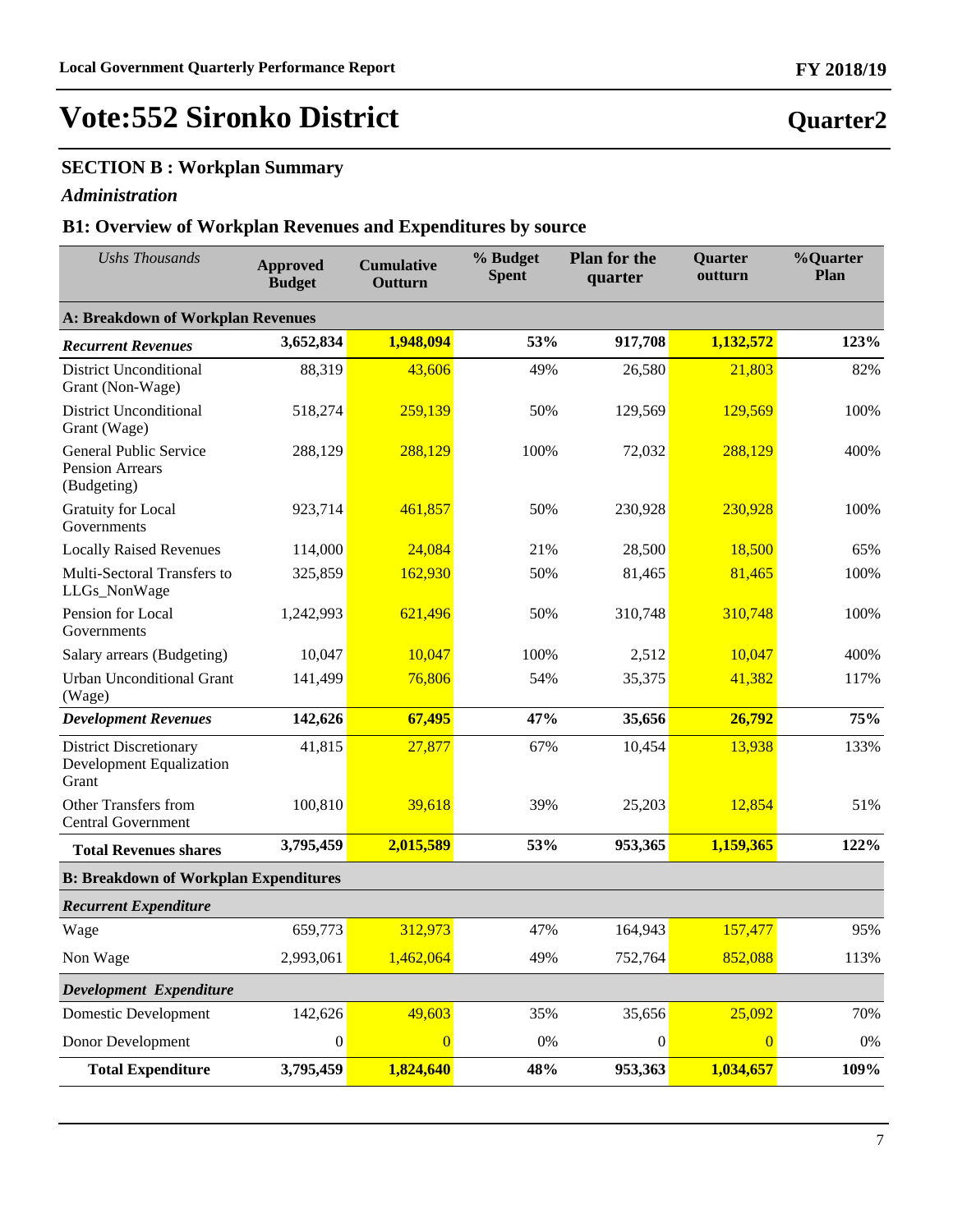# Vote:552 Sironko District

## Quarter2

### SECTION B : Workplan Summary

### *Administration*

### B1: Overview of Workplan Revenues and Expenditures by source

| *Ushs Thousands* | Approved Budget | Cumulative Outturn | % Budget Spent | Plan for the quarter | Quarter outturn | %Quarter Plan |
|---|---|---|---|---|---|---|
| **A: Breakdown of Workplan Revenues** | | | | | | |
| ***Recurrent Revenues*** | **3,652,834** | **1,948,094** | **53%** | **917,708** | **1,132,572** | **123%** |
| District Unconditional Grant (Non-Wage) | 88,319 | 43,606 | 49% | 26,580 | 21,803 | 82% |
| District Unconditional Grant (Wage) | 518,274 | 259,139 | 50% | 129,569 | 129,569 | 100% |
| General Public Service Pension Arrears (Budgeting) | 288,129 | 288,129 | 100% | 72,032 | 288,129 | 400% |
| Gratuity for Local Governments | 923,714 | 461,857 | 50% | 230,928 | 230,928 | 100% |
| Locally Raised Revenues | 114,000 | 24,084 | 21% | 28,500 | 18,500 | 65% |
| Multi-Sectoral Transfers to LLGs_NonWage | 325,859 | 162,930 | 50% | 81,465 | 81,465 | 100% |
| Pension for Local Governments | 1,242,993 | 621,496 | 50% | 310,748 | 310,748 | 100% |
| Salary arrears (Budgeting) | 10,047 | 10,047 | 100% | 2,512 | 10,047 | 400% |
| Urban Unconditional Grant (Wage) | 141,499 | 76,806 | 54% | 35,375 | 41,382 | 117% |
| ***Development Revenues*** | **142,626** | **67,495** | **47%** | **35,656** | **26,792** | **75%** |
| District Discretionary Development Equalization Grant | 41,815 | 27,877 | 67% | 10,454 | 13,938 | 133% |
| Other Transfers from Central Government | 100,810 | 39,618 | 39% | 25,203 | 12,854 | 51% |
| **Total Revenues shares** | **3,795,459** | **2,015,589** | **53%** | **953,365** | **1,159,365** | **122%** |
| **B: Breakdown of Workplan Expenditures** | | | | | | |
| ***Recurrent Expenditure*** | | | | | | |
| Wage | 659,773 | 312,973 | 47% | 164,943 | 157,477 | 95% |
| Non Wage | 2,993,061 | 1,462,064 | 49% | 752,764 | 852,088 | 113% |
| ***Development Expenditure*** | | | | | | |
| Domestic Development | 142,626 | 49,603 | 35% | 35,656 | 25,092 | 70% |
| Donor Development | 0 | 0 | 0% | 0 | 0 | 0% |
| **Total Expenditure** | **3,795,459** | **1,824,640** | **48%** | **953,363** | **1,034,657** | **109%** |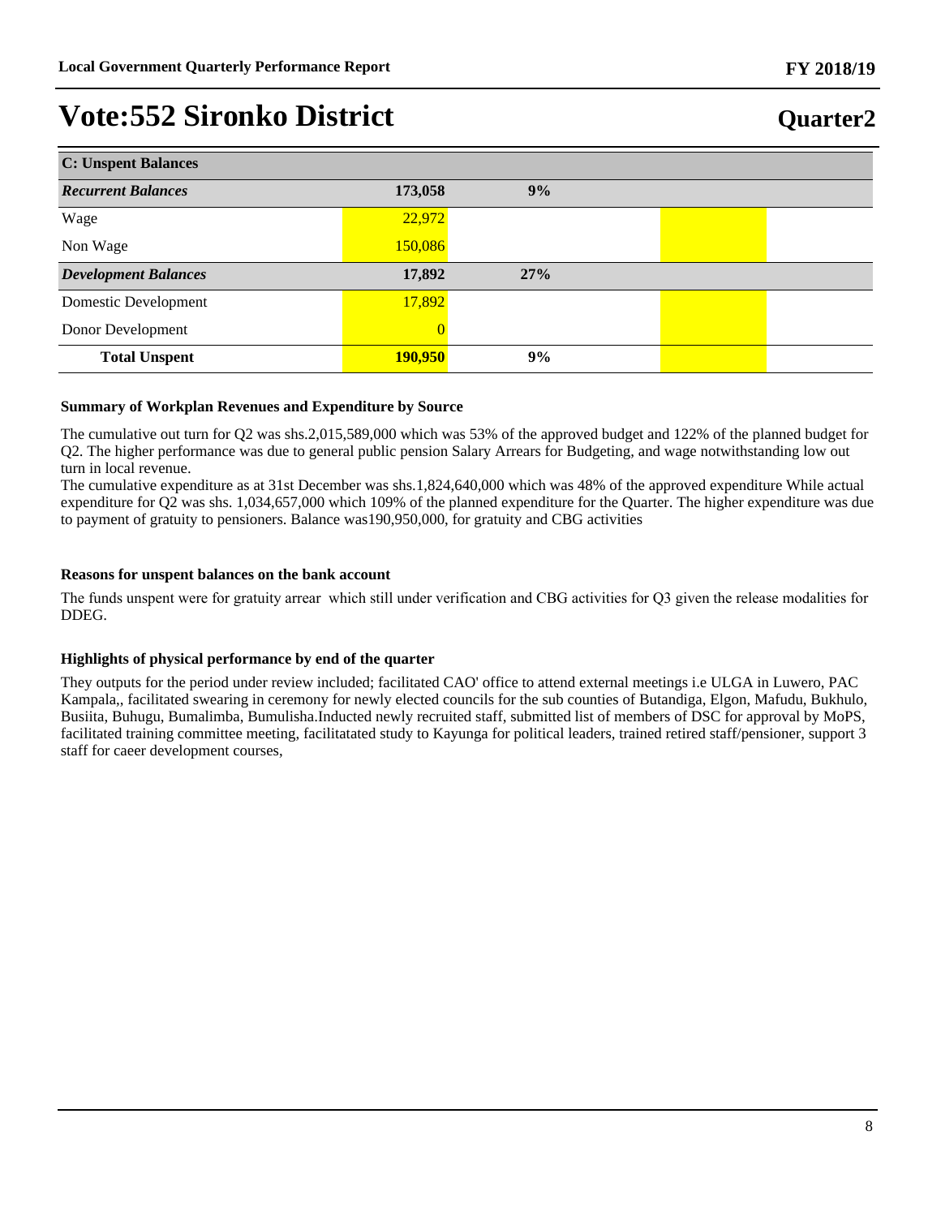| C: Unspent Balances | | | | |
|---|---|---|---|---|
| ***Recurrent Balances*** | **173,058** | **9%** | | |
| Wage | 22,972 | | | |
| Non Wage | 150,086 | | | |
| ***Development Balances*** | **17,892** | **27%** | | |
| Domestic Development | 17,892 | | | |
| Donor Development | 0 | | | |
| **Total Unspent** | **190,950** | **9%** | | |

**Summary of Workplan Revenues and Expenditure by Source**

The cumulative out turn for Q2 was shs.2,015,589,000 which was 53% of the approved budget and 122% of the planned budget for Q2. The higher performance was due to general public pension Salary Arrears for Budgeting, and wage notwithstanding low out turn in local revenue.
The cumulative expenditure as at 31st December was shs.1,824,640,000 which was 48% of the approved expenditure While actual expenditure for Q2 was shs. 1,034,657,000 which 109% of the planned expenditure for the Quarter. The higher expenditure was due to payment of gratuity to pensioners. Balance was190,950,000, for gratuity and CBG activities

**Reasons for unspent balances on the bank account**

The funds unspent were for gratuity arrear which still under verification and CBG activities for Q3 given the release modalities for DDEG.

**Highlights of physical performance by end of the quarter**

They outputs for the period under review included; facilitated CAO' office to attend external meetings i.e ULGA in Luwero, PAC Kampala,, facilitated swearing in ceremony for newly elected councils for the sub counties of Butandiga, Elgon, Mafudu, Bukhulo, Busiita, Buhugu, Bumalimba, Bumulisha.Inducted newly recruited staff, submitted list of members of DSC for approval by MoPS, facilitated training committee meeting, facilitatated study to Kayunga for political leaders, trained retired staff/pensioner, support 3 staff for caeer development courses,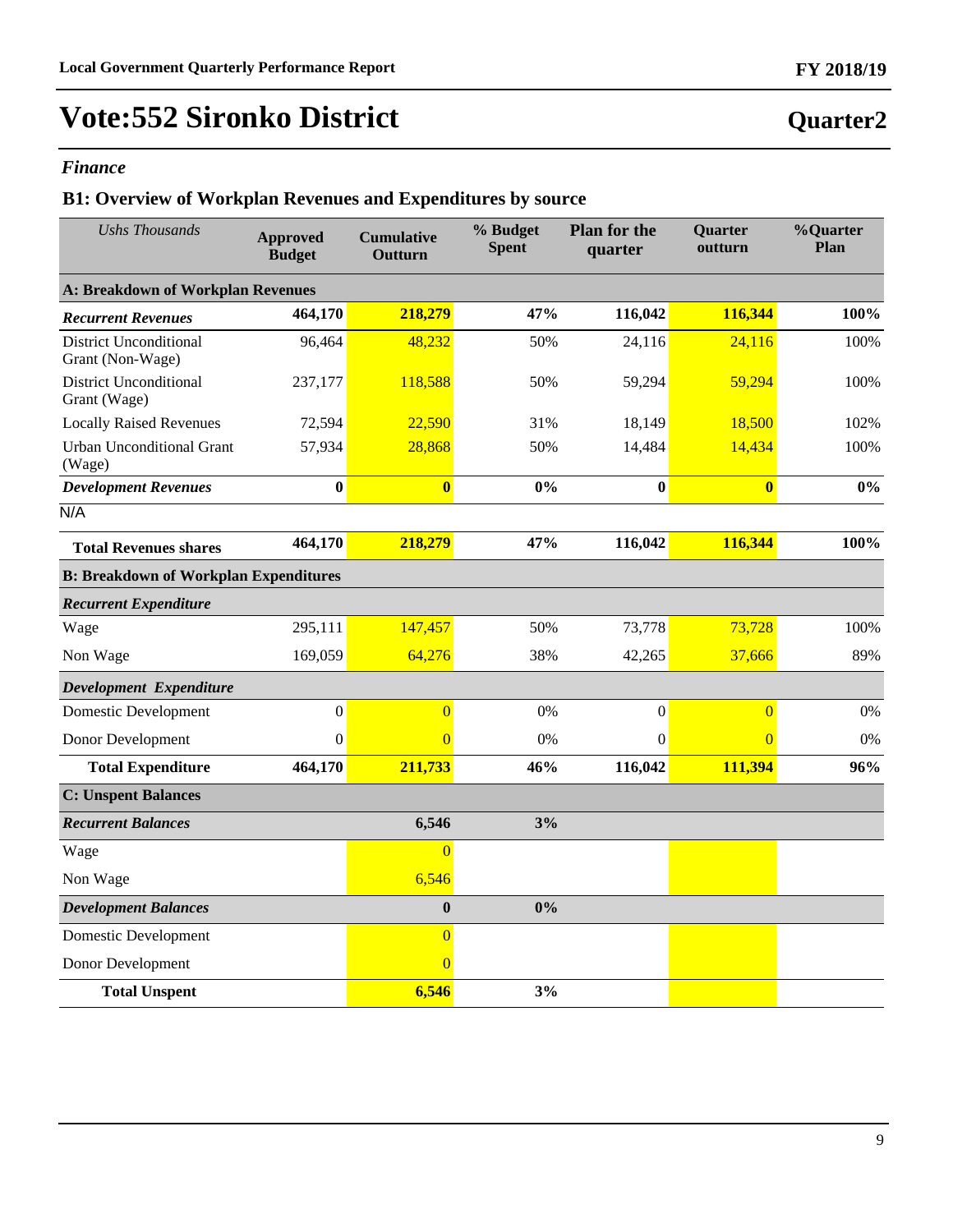# Vote:552 Sironko District

## Quarter2

### *Finance*

### B1: Overview of Workplan Revenues and Expenditures by source

| *Ushs Thousands* | Approved Budget | Cumulative Outturn | % Budget Spent | Plan for the quarter | Quarter outturn | %Quarter Plan |
|---|---|---|---|---|---|---|
| **A: Breakdown of Workplan Revenues** | | | | | | |
| ***Recurrent Revenues*** | **464,170** | **218,279** | **47%** | **116,042** | **116,344** | **100%** |
| District Unconditional Grant (Non-Wage) | 96,464 | 48,232 | 50% | 24,116 | 24,116 | 100% |
| District Unconditional Grant (Wage) | 237,177 | 118,588 | 50% | 59,294 | 59,294 | 100% |
| Locally Raised Revenues | 72,594 | 22,590 | 31% | 18,149 | 18,500 | 102% |
| Urban Unconditional Grant (Wage) | 57,934 | 28,868 | 50% | 14,484 | 14,434 | 100% |
| ***Development Revenues*** | **0** | **0** | **0%** | **0** | **0** | **0%** |
| N/A | | | | | | |
| **Total Revenues shares** | **464,170** | **218,279** | **47%** | **116,042** | **116,344** | **100%** |
| **B: Breakdown of Workplan Expenditures** | | | | | | |
| ***Recurrent Expenditure*** | | | | | | |
| Wage | 295,111 | 147,457 | 50% | 73,778 | 73,728 | 100% |
| Non Wage | 169,059 | 64,276 | 38% | 42,265 | 37,666 | 89% |
| ***Development Expenditure*** | | | | | | |
| Domestic Development | 0 | 0 | 0% | 0 | 0 | 0% |
| Donor Development | 0 | 0 | 0% | 0 | 0 | 0% |
| **Total Expenditure** | **464,170** | **211,733** | **46%** | **116,042** | **111,394** | **96%** |
| **C: Unspent Balances** | | | | | | |
| ***Recurrent Balances*** | | **6,546** | **3%** | | | |
| Wage | | 0 | | | | |
| Non Wage | | 6,546 | | | | |
| ***Development Balances*** | | **0** | **0%** | | | |
| Domestic Development | | 0 | | | | |
| Donor Development | | 0 | | | | |
| **Total Unspent** | | **6,546** | **3%** | | | |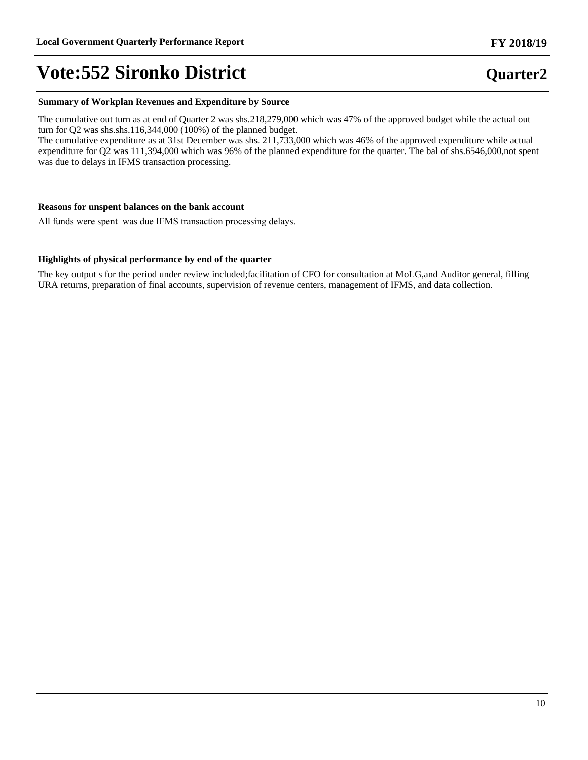# Vote:552 Sironko District

**Quarter2**

### Summary of Workplan Revenues and Expenditure by Source

The cumulative out turn as at end of Quarter 2 was shs.218,279,000 which was 47% of the approved budget while the actual out turn for Q2 was shs.shs.116,344,000 (100%) of the planned budget.
The cumulative expenditure as at 31st December was shs. 211,733,000 which was 46% of the approved expenditure while actual expenditure for Q2 was 111,394,000 which was 96% of the planned expenditure for the quarter. The bal of shs.6546,000,not spent was due to delays in IFMS transaction processing.

### Reasons for unspent balances on the bank account

All funds were spent was due IFMS transaction processing delays.

### Highlights of physical performance by end of the quarter

The key output s for the period under review included;facilitation of CFO for consultation at MoLG,and Auditor general, filling URA returns, preparation of final accounts, supervision of revenue centers, management of IFMS, and data collection.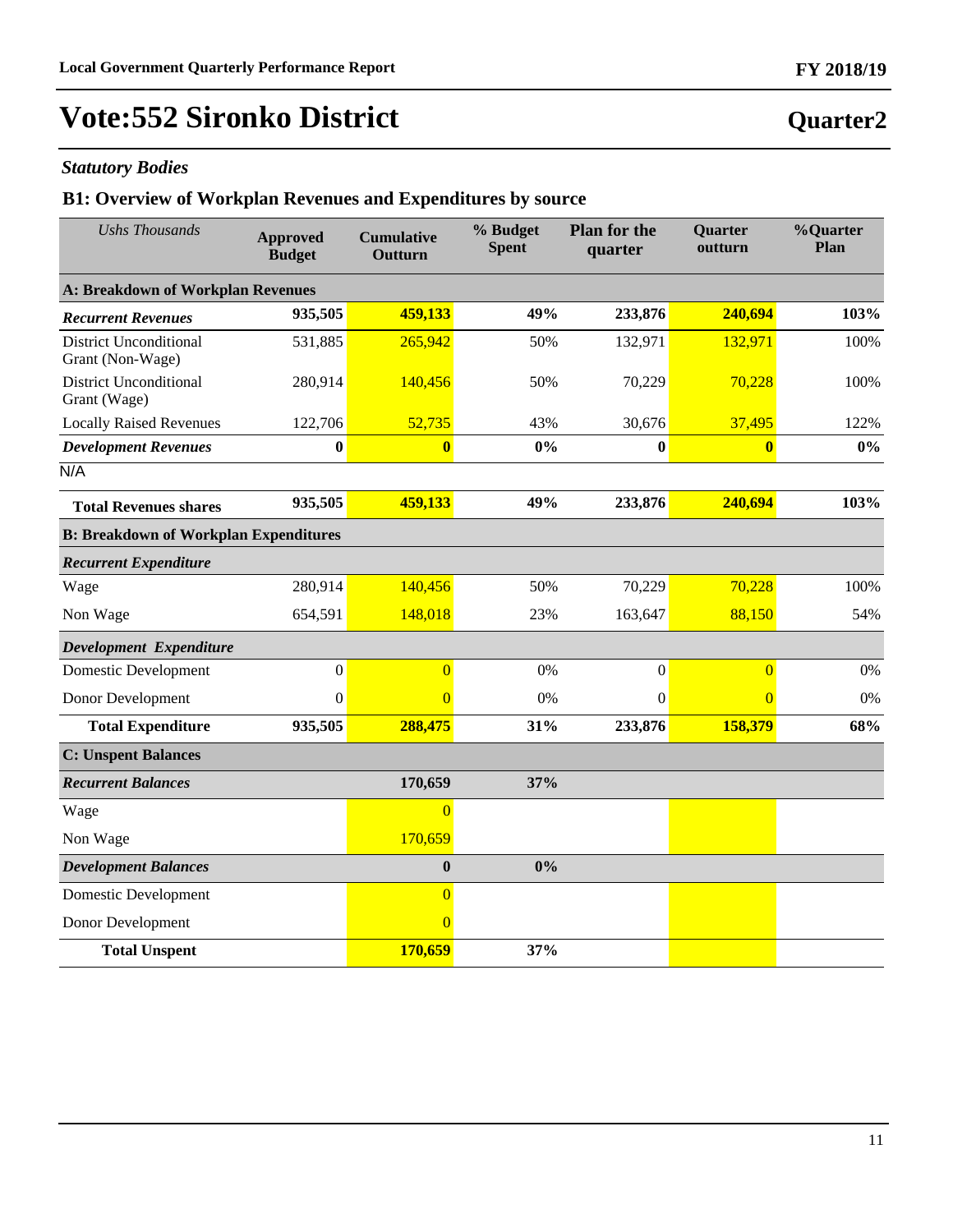# Vote:552 Sironko District

**Quarter2**

*Statutory Bodies*

## B1: Overview of Workplan Revenues and Expenditures by source

| *Ushs Thousands* | Approved Budget | Cumulative Outturn | % Budget Spent | Plan for the quarter | Quarter outturn | %Quarter Plan |
|---|---|---|---|---|---|---|
| **A: Breakdown of Workplan Revenues** | | | | | | |
| ***Recurrent Revenues*** | **935,505** | **459,133** | **49%** | **233,876** | **240,694** | **103%** |
| District Unconditional Grant (Non-Wage) | 531,885 | 265,942 | 50% | 132,971 | 132,971 | 100% |
| District Unconditional Grant (Wage) | 280,914 | 140,456 | 50% | 70,229 | 70,228 | 100% |
| Locally Raised Revenues | 122,706 | 52,735 | 43% | 30,676 | 37,495 | 122% |
| ***Development Revenues*** | **0** | **0** | **0%** | **0** | **0** | **0%** |
| N/A | | | | | | |
| **Total Revenues shares** | **935,505** | **459,133** | **49%** | **233,876** | **240,694** | **103%** |
| **B: Breakdown of Workplan Expenditures** | | | | | | |
| ***Recurrent Expenditure*** | | | | | | |
| Wage | 280,914 | 140,456 | 50% | 70,229 | 70,228 | 100% |
| Non Wage | 654,591 | 148,018 | 23% | 163,647 | 88,150 | 54% |
| ***Development Expenditure*** | | | | | | |
| Domestic Development | 0 | 0 | 0% | 0 | 0 | 0% |
| Donor Development | 0 | 0 | 0% | 0 | 0 | 0% |
| **Total Expenditure** | **935,505** | **288,475** | **31%** | **233,876** | **158,379** | **68%** |
| **C: Unspent Balances** | | | | | | |
| ***Recurrent Balances*** | | **170,659** | **37%** | | | |
| Wage | | 0 | | | | |
| Non Wage | | 170,659 | | | | |
| ***Development Balances*** | | **0** | **0%** | | | |
| Domestic Development | | 0 | | | | |
| Donor Development | | 0 | | | | |
| **Total Unspent** | | **170,659** | **37%** | | | |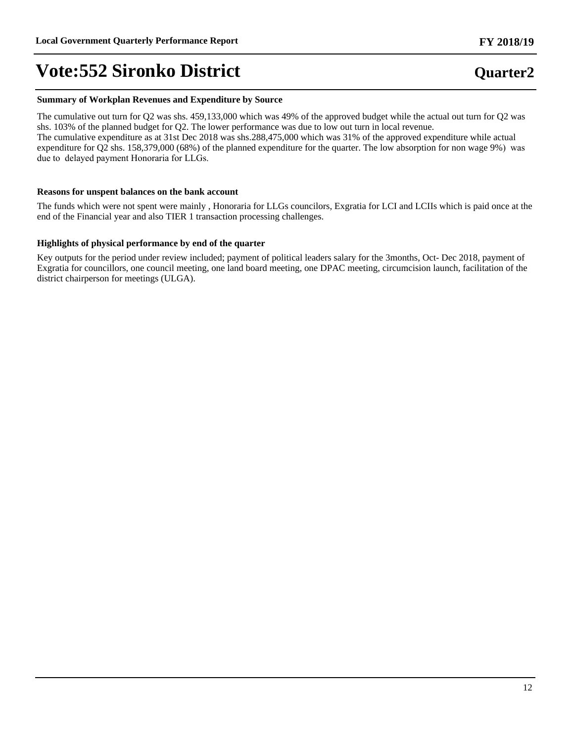# Vote:552 Sironko District

**Quarter2**

**Summary of Workplan Revenues and Expenditure by Source**

The cumulative out turn for Q2 was shs. 459,133,000 which was 49% of the approved budget while the actual out turn for Q2 was shs. 103% of the planned budget for Q2. The lower performance was due to low out turn in local revenue.
The cumulative expenditure as at 31st Dec 2018 was shs.288,475,000 which was 31% of the approved expenditure while actual expenditure for Q2 shs. 158,379,000 (68%) of the planned expenditure for the quarter. The low absorption for non wage 9%) was due to delayed payment Honoraria for LLGs.

**Reasons for unspent balances on the bank account**

The funds which were not spent were mainly , Honoraria for LLGs councilors, Exgratia for LCI and LCIIs which is paid once at the end of the Financial year and also TIER 1 transaction processing challenges.

**Highlights of physical performance by end of the quarter**

Key outputs for the period under review included; payment of political leaders salary for the 3months, Oct- Dec 2018, payment of Exgratia for councillors, one council meeting, one land board meeting, one DPAC meeting, circumcision launch, facilitation of the district chairperson for meetings (ULGA).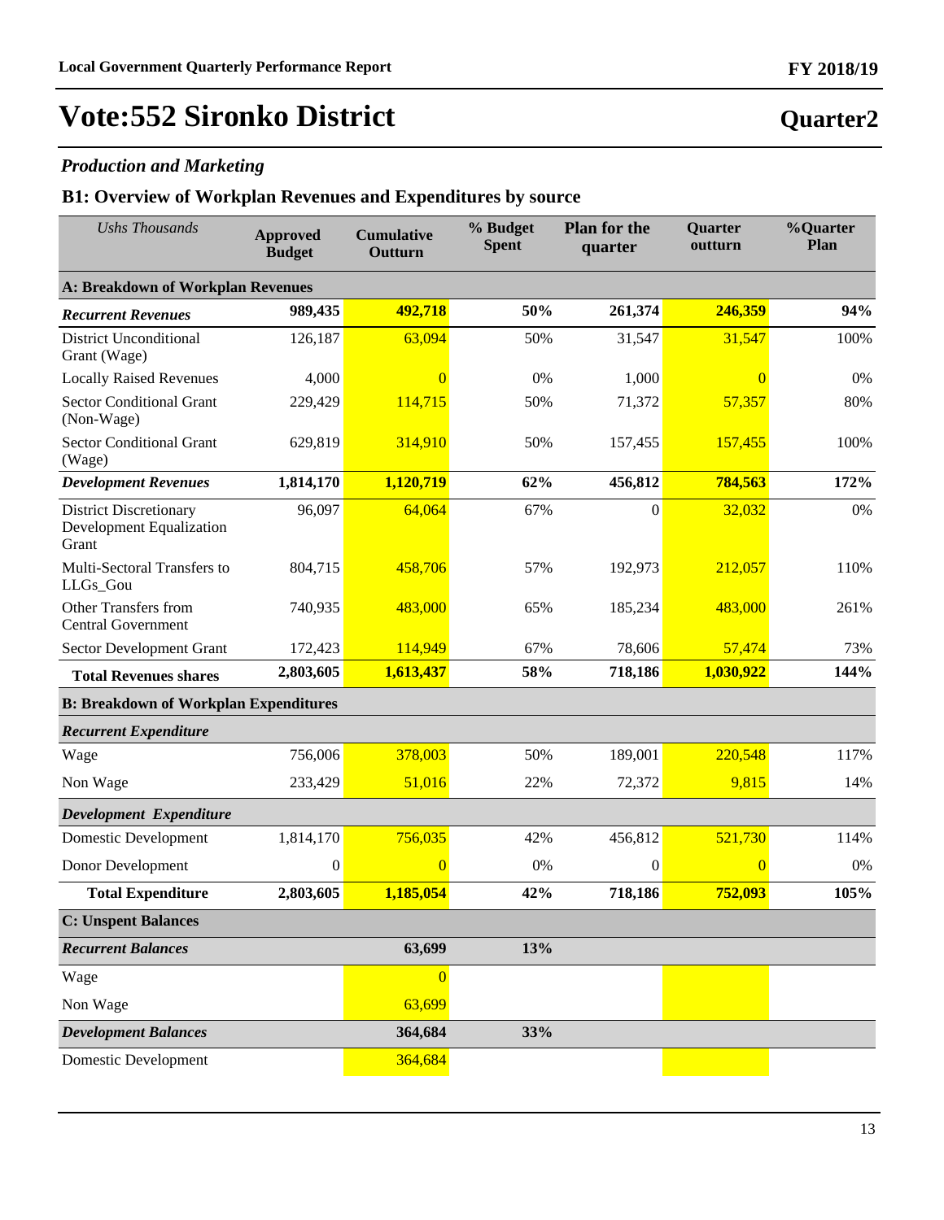# Vote:552 Sironko District

**Quarter2**

### *Production and Marketing*

## B1: Overview of Workplan Revenues and Expenditures by source

| *Ushs Thousands* | Approved Budget | Cumulative Outturn | % Budget Spent | Plan for the quarter | Quarter outturn | %Quarter Plan |
|---|---|---|---|---|---|---|
| **A: Breakdown of Workplan Revenues** | | | | | | |
| ***Recurrent Revenues*** | **989,435** | **492,718** | **50%** | **261,374** | **246,359** | **94%** |
| District Unconditional Grant (Wage) | 126,187 | 63,094 | 50% | 31,547 | 31,547 | 100% |
| Locally Raised Revenues | 4,000 | 0 | 0% | 1,000 | 0 | 0% |
| Sector Conditional Grant (Non-Wage) | 229,429 | 114,715 | 50% | 71,372 | 57,357 | 80% |
| Sector Conditional Grant (Wage) | 629,819 | 314,910 | 50% | 157,455 | 157,455 | 100% |
| ***Development Revenues*** | **1,814,170** | **1,120,719** | **62%** | **456,812** | **784,563** | **172%** |
| District Discretionary Development Equalization Grant | 96,097 | 64,064 | 67% | 0 | 32,032 | 0% |
| Multi-Sectoral Transfers to LLGs_Gou | 804,715 | 458,706 | 57% | 192,973 | 212,057 | 110% |
| Other Transfers from Central Government | 740,935 | 483,000 | 65% | 185,234 | 483,000 | 261% |
| Sector Development Grant | 172,423 | 114,949 | 67% | 78,606 | 57,474 | 73% |
| **Total Revenues shares** | **2,803,605** | **1,613,437** | **58%** | **718,186** | **1,030,922** | **144%** |
| **B: Breakdown of Workplan Expenditures** | | | | | | |
| ***Recurrent Expenditure*** | | | | | | |
| Wage | 756,006 | 378,003 | 50% | 189,001 | 220,548 | 117% |
| Non Wage | 233,429 | 51,016 | 22% | 72,372 | 9,815 | 14% |
| ***Development Expenditure*** | | | | | | |
| Domestic Development | 1,814,170 | 756,035 | 42% | 456,812 | 521,730 | 114% |
| Donor Development | 0 | 0 | 0% | 0 | 0 | 0% |
| **Total Expenditure** | **2,803,605** | **1,185,054** | **42%** | **718,186** | **752,093** | **105%** |
| **C: Unspent Balances** | | | | | | |
| ***Recurrent Balances*** | | **63,699** | **13%** | | | |
| Wage | | 0 | | | | |
| Non Wage | | 63,699 | | | | |
| ***Development Balances*** | | **364,684** | **33%** | | | |
| Domestic Development | | 364,684 | | | | |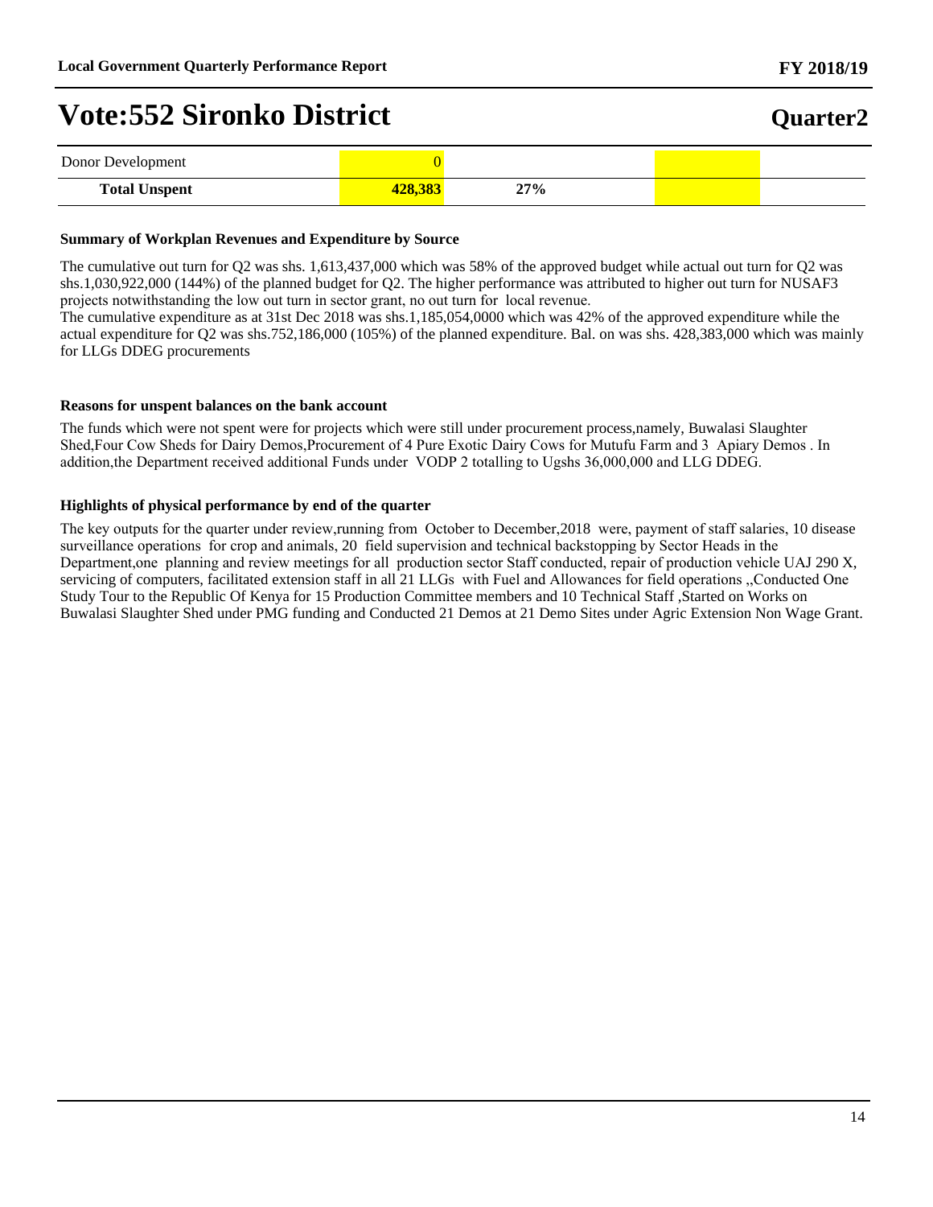# Vote:552 Sironko District

## Quarter2

| | | | | |
|---|---|---|---|---|
| Donor Development | 0 | | | |
| **Total Unspent** | **428,383** | **27%** | | |

**Summary of Workplan Revenues and Expenditure by Source**

The cumulative out turn for Q2 was shs. 1,613,437,000 which was 58% of the approved budget while actual out turn for Q2 was shs.1,030,922,000 (144%) of the planned budget for Q2. The higher performance was attributed to higher out turn for NUSAF3 projects notwithstanding the low out turn in sector grant, no out turn for local revenue.
The cumulative expenditure as at 31st Dec 2018 was shs.1,185,054,0000 which was 42% of the approved expenditure while the actual expenditure for Q2 was shs.752,186,000 (105%) of the planned expenditure. Bal. on was shs. 428,383,000 which was mainly for LLGs DDEG procurements

**Reasons for unspent balances on the bank account**

The funds which were not spent were for projects which were still under procurement process,namely, Buwalasi Slaughter Shed,Four Cow Sheds for Dairy Demos,Procurement of 4 Pure Exotic Dairy Cows for Mutufu Farm and 3 Apiary Demos . In addition,the Department received additional Funds under VODP 2 totalling to Ugshs 36,000,000 and LLG DDEG.

**Highlights of physical performance by end of the quarter**

The key outputs for the quarter under review,running from October to December,2018 were, payment of staff salaries, 10 disease surveillance operations for crop and animals, 20 field supervision and technical backstopping by Sector Heads in the Department,one planning and review meetings for all production sector Staff conducted, repair of production vehicle UAJ 290 X, servicing of computers, facilitated extension staff in all 21 LLGs with Fuel and Allowances for field operations ,,Conducted One Study Tour to the Republic Of Kenya for 15 Production Committee members and 10 Technical Staff ,Started on Works on Buwalasi Slaughter Shed under PMG funding and Conducted 21 Demos at 21 Demo Sites under Agric Extension Non Wage Grant.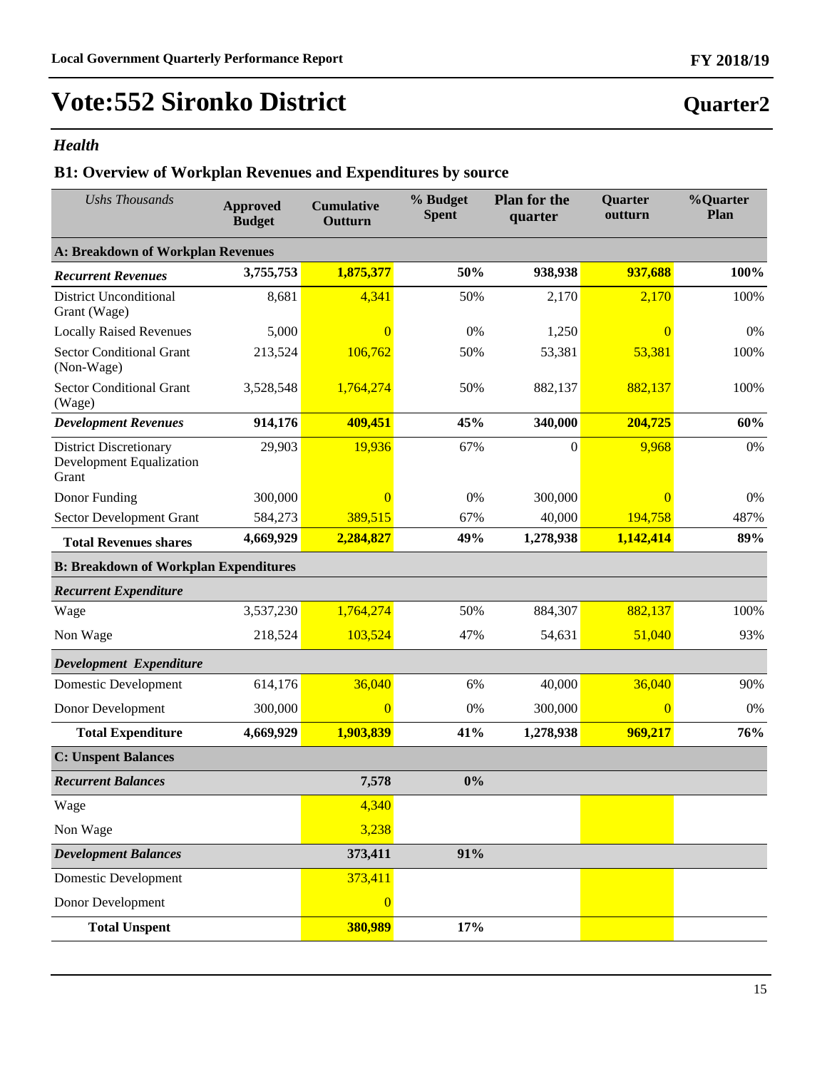# Vote:552 Sironko District

## Quarter2

### *Health*

### B1: Overview of Workplan Revenues and Expenditures by source

| *Ushs Thousands* | Approved Budget | Cumulative Outturn | % Budget Spent | Plan for the quarter | Quarter outturn | %Quarter Plan |
|---|---|---|---|---|---|---|
| **A: Breakdown of Workplan Revenues** | | | | | | |
| ***Recurrent Revenues*** | **3,755,753** | **1,875,377** | **50%** | **938,938** | **937,688** | **100%** |
| District Unconditional Grant (Wage) | 8,681 | 4,341 | 50% | 2,170 | 2,170 | 100% |
| Locally Raised Revenues | 5,000 | 0 | 0% | 1,250 | 0 | 0% |
| Sector Conditional Grant (Non-Wage) | 213,524 | 106,762 | 50% | 53,381 | 53,381 | 100% |
| Sector Conditional Grant (Wage) | 3,528,548 | 1,764,274 | 50% | 882,137 | 882,137 | 100% |
| ***Development Revenues*** | **914,176** | **409,451** | **45%** | **340,000** | **204,725** | **60%** |
| District Discretionary Development Equalization Grant | 29,903 | 19,936 | 67% | 0 | 9,968 | 0% |
| Donor Funding | 300,000 | 0 | 0% | 300,000 | 0 | 0% |
| Sector Development Grant | 584,273 | 389,515 | 67% | 40,000 | 194,758 | 487% |
| **Total Revenues shares** | **4,669,929** | **2,284,827** | **49%** | **1,278,938** | **1,142,414** | **89%** |
| **B: Breakdown of Workplan Expenditures** | | | | | | |
| ***Recurrent Expenditure*** | | | | | | |
| Wage | 3,537,230 | 1,764,274 | 50% | 884,307 | 882,137 | 100% |
| Non Wage | 218,524 | 103,524 | 47% | 54,631 | 51,040 | 93% |
| ***Development Expenditure*** | | | | | | |
| Domestic Development | 614,176 | 36,040 | 6% | 40,000 | 36,040 | 90% |
| Donor Development | 300,000 | 0 | 0% | 300,000 | 0 | 0% |
| **Total Expenditure** | **4,669,929** | **1,903,839** | **41%** | **1,278,938** | **969,217** | **76%** |
| **C: Unspent Balances** | | | | | | |
| ***Recurrent Balances*** | | **7,578** | **0%** | | | |
| Wage | | 4,340 | | | | |
| Non Wage | | 3,238 | | | | |
| ***Development Balances*** | | **373,411** | **91%** | | | |
| Domestic Development | | 373,411 | | | | |
| Donor Development | | 0 | | | | |
| **Total Unspent** | | **380,989** | **17%** | | | |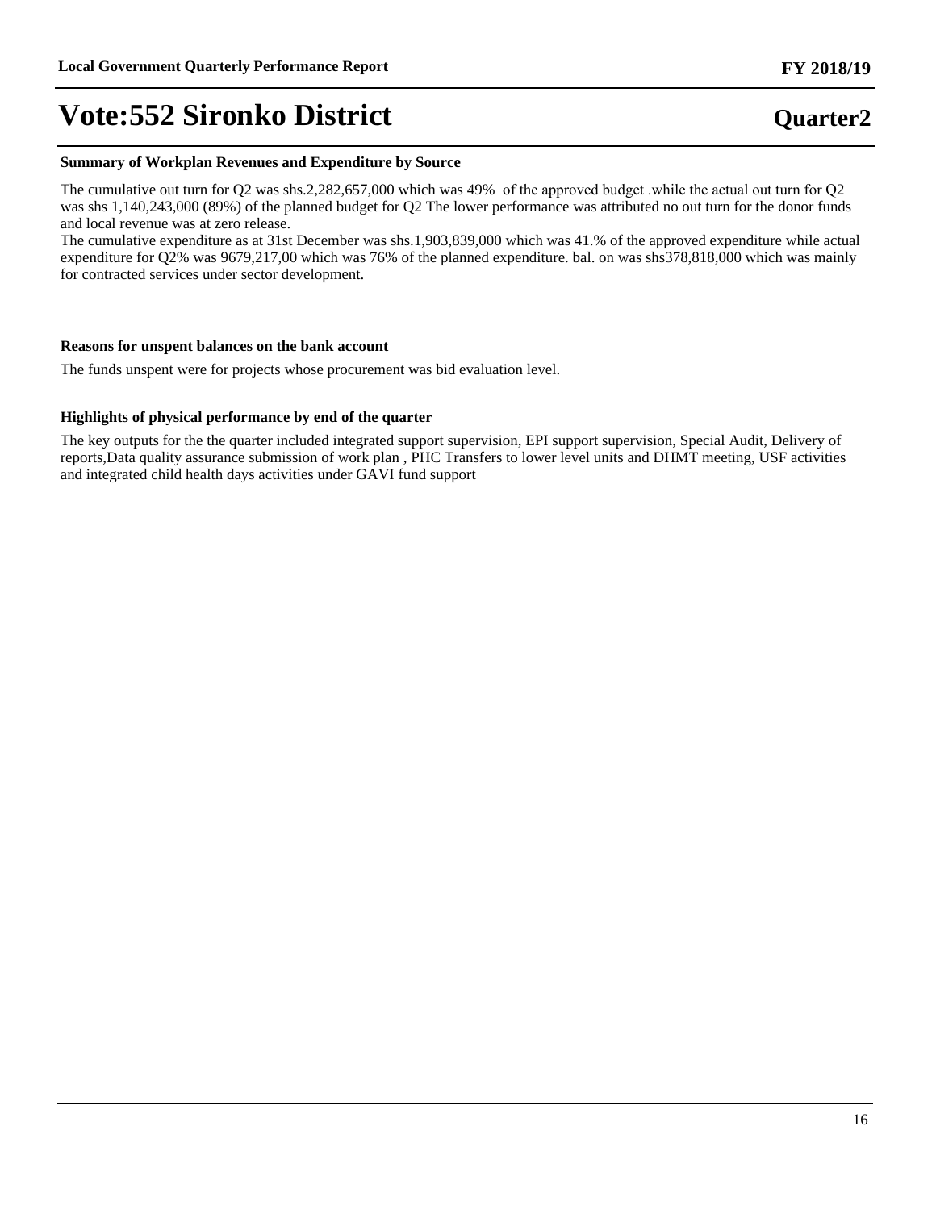# Vote:552 Sironko District

**Quarter2**

#### Summary of Workplan Revenues and Expenditure by Source

The cumulative out turn for Q2 was shs.2,282,657,000 which was 49% of the approved budget .while the actual out turn for Q2 was shs 1,140,243,000 (89%) of the planned budget for Q2 The lower performance was attributed no out turn for the donor funds and local revenue was at zero release.
The cumulative expenditure as at 31st December was shs.1,903,839,000 which was 41.% of the approved expenditure while actual expenditure for Q2% was 9679,217,00 which was 76% of the planned expenditure. bal. on was shs378,818,000 which was mainly for contracted services under sector development.

#### Reasons for unspent balances on the bank account

The funds unspent were for projects whose procurement was bid evaluation level.

#### Highlights of physical performance by end of the quarter

The key outputs for the the quarter included integrated support supervision, EPI support supervision, Special Audit, Delivery of reports,Data quality assurance submission of work plan , PHC Transfers to lower level units and DHMT meeting, USF activities and integrated child health days activities under GAVI fund support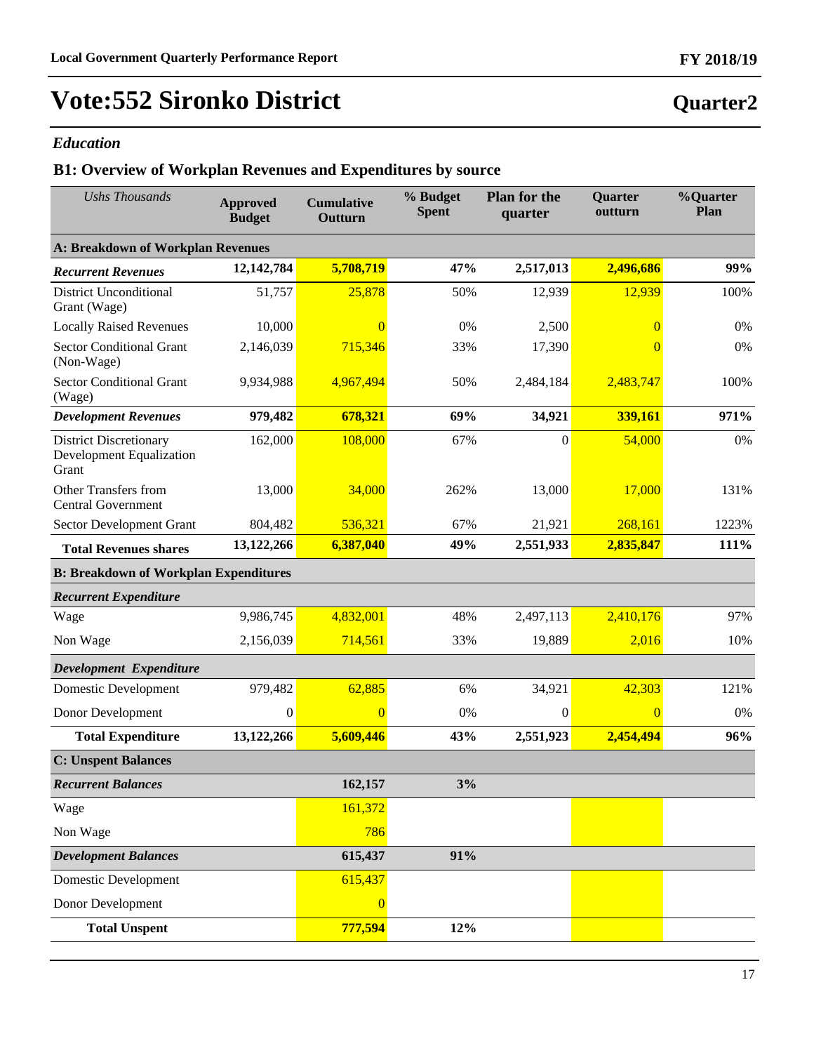# Vote:552 Sironko District

## Quarter2

### *Education*

### B1: Overview of Workplan Revenues and Expenditures by source

| *Ushs Thousands* | Approved Budget | Cumulative Outturn | % Budget Spent | Plan for the quarter | Quarter outturn | %Quarter Plan |
|---|---|---|---|---|---|---|
| **A: Breakdown of Workplan Revenues** | | | | | | |
| ***Recurrent Revenues*** | **12,142,784** | **5,708,719** | **47%** | **2,517,013** | **2,496,686** | **99%** |
| District Unconditional Grant (Wage) | 51,757 | 25,878 | 50% | 12,939 | 12,939 | 100% |
| Locally Raised Revenues | 10,000 | 0 | 0% | 2,500 | 0 | 0% |
| Sector Conditional Grant (Non-Wage) | 2,146,039 | 715,346 | 33% | 17,390 | 0 | 0% |
| Sector Conditional Grant (Wage) | 9,934,988 | 4,967,494 | 50% | 2,484,184 | 2,483,747 | 100% |
| ***Development Revenues*** | **979,482** | **678,321** | **69%** | **34,921** | **339,161** | **971%** |
| District Discretionary Development Equalization Grant | 162,000 | 108,000 | 67% | 0 | 54,000 | 0% |
| Other Transfers from Central Government | 13,000 | 34,000 | 262% | 13,000 | 17,000 | 131% |
| Sector Development Grant | 804,482 | 536,321 | 67% | 21,921 | 268,161 | 1223% |
| **Total Revenues shares** | **13,122,266** | **6,387,040** | **49%** | **2,551,933** | **2,835,847** | **111%** |
| **B: Breakdown of Workplan Expenditures** | | | | | | |
| ***Recurrent Expenditure*** | | | | | | |
| Wage | 9,986,745 | 4,832,001 | 48% | 2,497,113 | 2,410,176 | 97% |
| Non Wage | 2,156,039 | 714,561 | 33% | 19,889 | 2,016 | 10% |
| ***Development Expenditure*** | | | | | | |
| Domestic Development | 979,482 | 62,885 | 6% | 34,921 | 42,303 | 121% |
| Donor Development | 0 | 0 | 0% | 0 | 0 | 0% |
| **Total Expenditure** | **13,122,266** | **5,609,446** | **43%** | **2,551,923** | **2,454,494** | **96%** |
| **C: Unspent Balances** | | | | | | |
| ***Recurrent Balances*** | | **162,157** | **3%** | | | |
| Wage | | 161,372 | | | | |
| Non Wage | | 786 | | | | |
| ***Development Balances*** | | **615,437** | **91%** | | | |
| Domestic Development | | 615,437 | | | | |
| Donor Development | | 0 | | | | |
| **Total Unspent** | | **777,594** | **12%** | | | |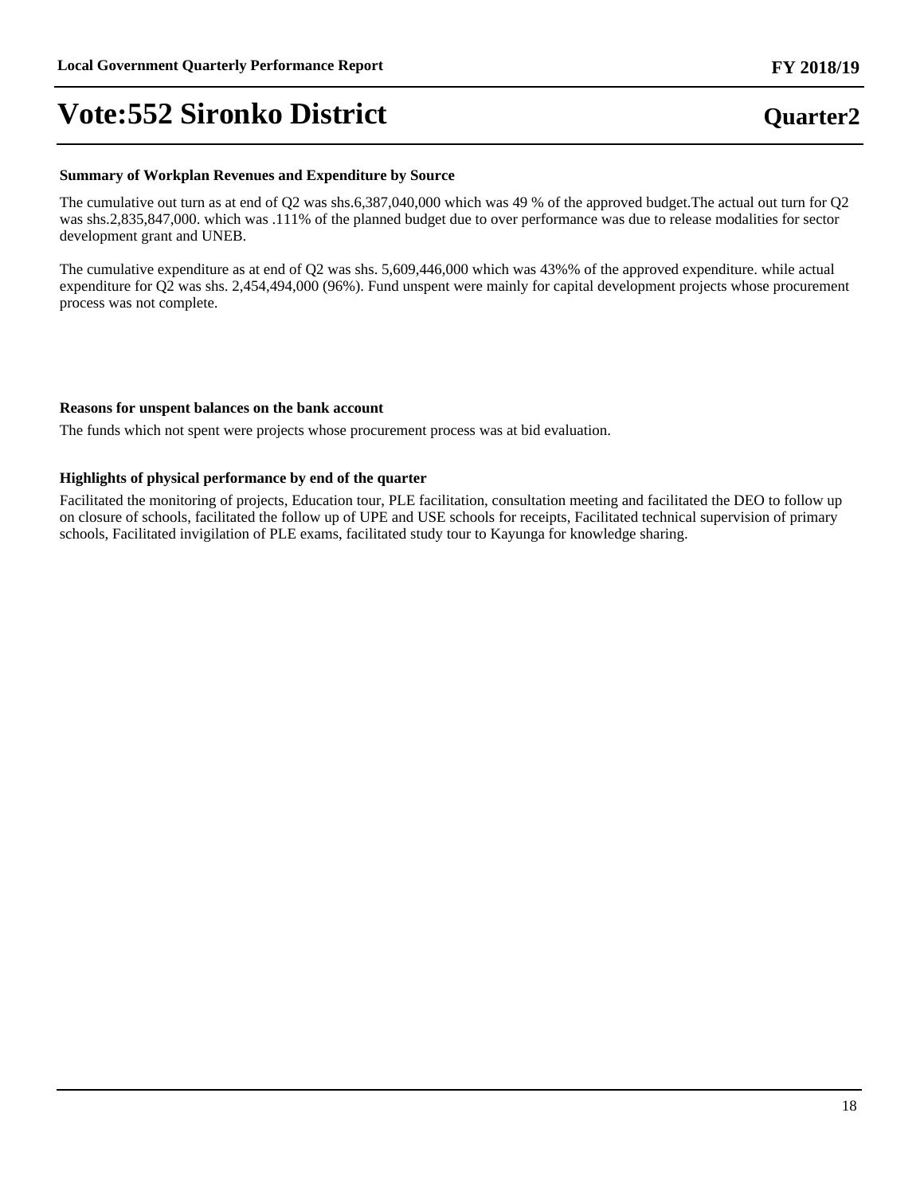# Vote:552 Sironko District

**Quarter2**

### Summary of Workplan Revenues and Expenditure by Source

The cumulative out turn as at end of Q2 was shs.6,387,040,000 which was 49 % of the approved budget.The actual out turn for Q2 was shs.2,835,847,000. which was .111% of the planned budget due to over performance was due to release modalities for sector development grant and UNEB.

The cumulative expenditure as at end of Q2 was shs. 5,609,446,000 which was 43%% of the approved expenditure. while actual expenditure for Q2 was shs. 2,454,494,000 (96%). Fund unspent were mainly for capital development projects whose procurement process was not complete.

### Reasons for unspent balances on the bank account

The funds which not spent were projects whose procurement process was at bid evaluation.

### Highlights of physical performance by end of the quarter

Facilitated the monitoring of projects, Education tour, PLE facilitation, consultation meeting and facilitated the DEO to follow up on closure of schools, facilitated the follow up of UPE and USE schools for receipts, Facilitated technical supervision of primary schools, Facilitated invigilation of PLE exams, facilitated study tour to Kayunga for knowledge sharing.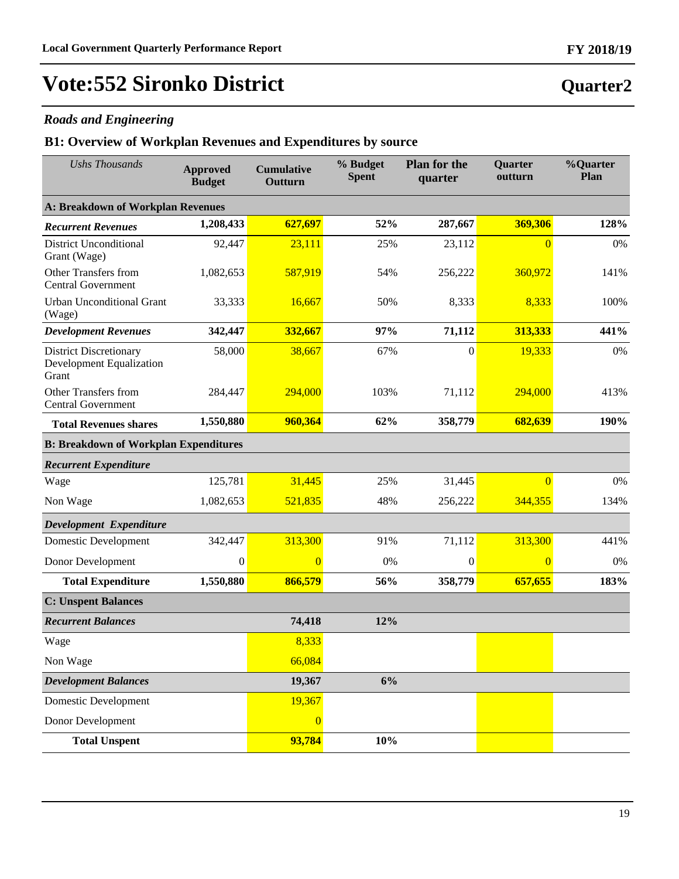# Vote:552 Sironko District

## Quarter2

### *Roads and Engineering*

### B1: Overview of Workplan Revenues and Expenditures by source

| *Ushs Thousands* | Approved Budget | Cumulative Outturn | % Budget Spent | Plan for the quarter | Quarter outturn | %Quarter Plan |
|---|---|---|---|---|---|---|
| **A: Breakdown of Workplan Revenues** | | | | | | |
| ***Recurrent Revenues*** | **1,208,433** | **627,697** | **52%** | **287,667** | **369,306** | **128%** |
| District Unconditional Grant (Wage) | 92,447 | 23,111 | 25% | 23,112 | 0 | 0% |
| Other Transfers from Central Government | 1,082,653 | 587,919 | 54% | 256,222 | 360,972 | 141% |
| Urban Unconditional Grant (Wage) | 33,333 | 16,667 | 50% | 8,333 | 8,333 | 100% |
| ***Development Revenues*** | **342,447** | **332,667** | **97%** | **71,112** | **313,333** | **441%** |
| District Discretionary Development Equalization Grant | 58,000 | 38,667 | 67% | 0 | 19,333 | 0% |
| Other Transfers from Central Government | 284,447 | 294,000 | 103% | 71,112 | 294,000 | 413% |
| **Total Revenues shares** | **1,550,880** | **960,364** | **62%** | **358,779** | **682,639** | **190%** |
| **B: Breakdown of Workplan Expenditures** | | | | | | |
| ***Recurrent Expenditure*** | | | | | | |
| Wage | 125,781 | 31,445 | 25% | 31,445 | 0 | 0% |
| Non Wage | 1,082,653 | 521,835 | 48% | 256,222 | 344,355 | 134% |
| ***Development Expenditure*** | | | | | | |
| Domestic Development | 342,447 | 313,300 | 91% | 71,112 | 313,300 | 441% |
| Donor Development | 0 | 0 | 0% | 0 | 0 | 0% |
| **Total Expenditure** | **1,550,880** | **866,579** | **56%** | **358,779** | **657,655** | **183%** |
| **C: Unspent Balances** | | | | | | |
| ***Recurrent Balances*** | | **74,418** | **12%** | | | |
| Wage | | 8,333 | | | | |
| Non Wage | | 66,084 | | | | |
| ***Development Balances*** | | **19,367** | **6%** | | | |
| Domestic Development | | 19,367 | | | | |
| Donor Development | | 0 | | | | |
| **Total Unspent** | | **93,784** | **10%** | | | |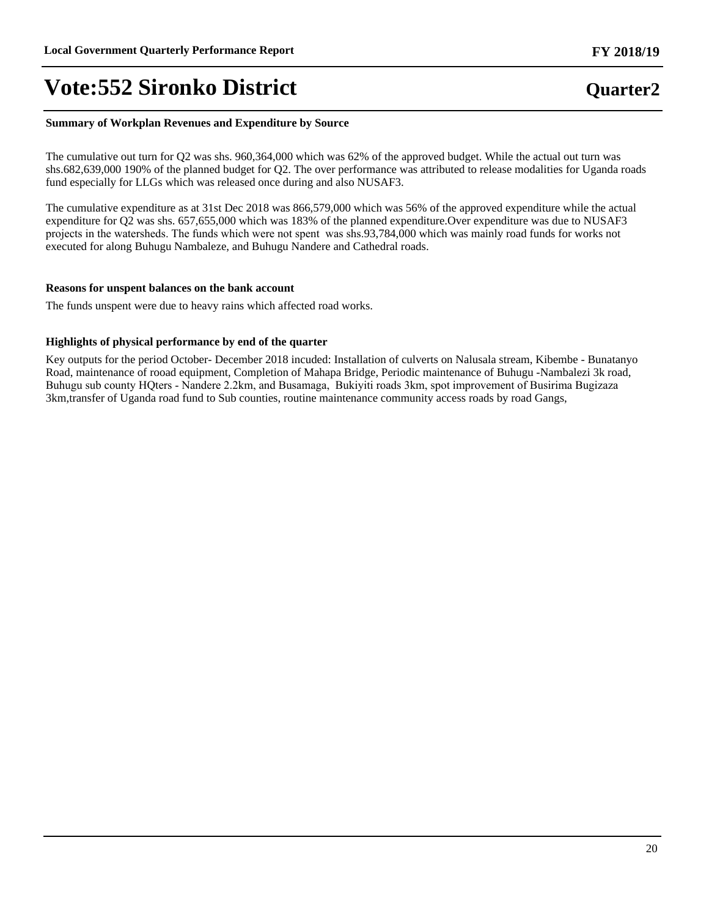# Vote:552 Sironko District

**Quarter2**

**Summary of Workplan Revenues and Expenditure by Source**

The cumulative out turn for Q2 was shs. 960,364,000 which was 62% of the approved budget. While the actual out turn was shs.682,639,000 190% of the planned budget for Q2. The over performance was attributed to release modalities for Uganda roads fund especially for LLGs which was released once during and also NUSAF3.

The cumulative expenditure as at 31st Dec 2018 was 866,579,000 which was 56% of the approved expenditure while the actual expenditure for Q2 was shs. 657,655,000 which was 183% of the planned expenditure.Over expenditure was due to NUSAF3 projects in the watersheds. The funds which were not spent was shs.93,784,000 which was mainly road funds for works not executed for along Buhugu Nambaleze, and Buhugu Nandere and Cathedral roads.

**Reasons for unspent balances on the bank account**

The funds unspent were due to heavy rains which affected road works.

**Highlights of physical performance by end of the quarter**

Key outputs for the period October- December 2018 incuded: Installation of culverts on Nalusala stream, Kibembe - Bunatanyo Road, maintenance of rooad equipment, Completion of Mahapa Bridge, Periodic maintenance of Buhugu -Nambalezi 3k road, Buhugu sub county HQters - Nandere 2.2km, and Busamaga, Bukiyiti roads 3km, spot improvement of Busirima Bugizaza 3km,transfer of Uganda road fund to Sub counties, routine maintenance community access roads by road Gangs,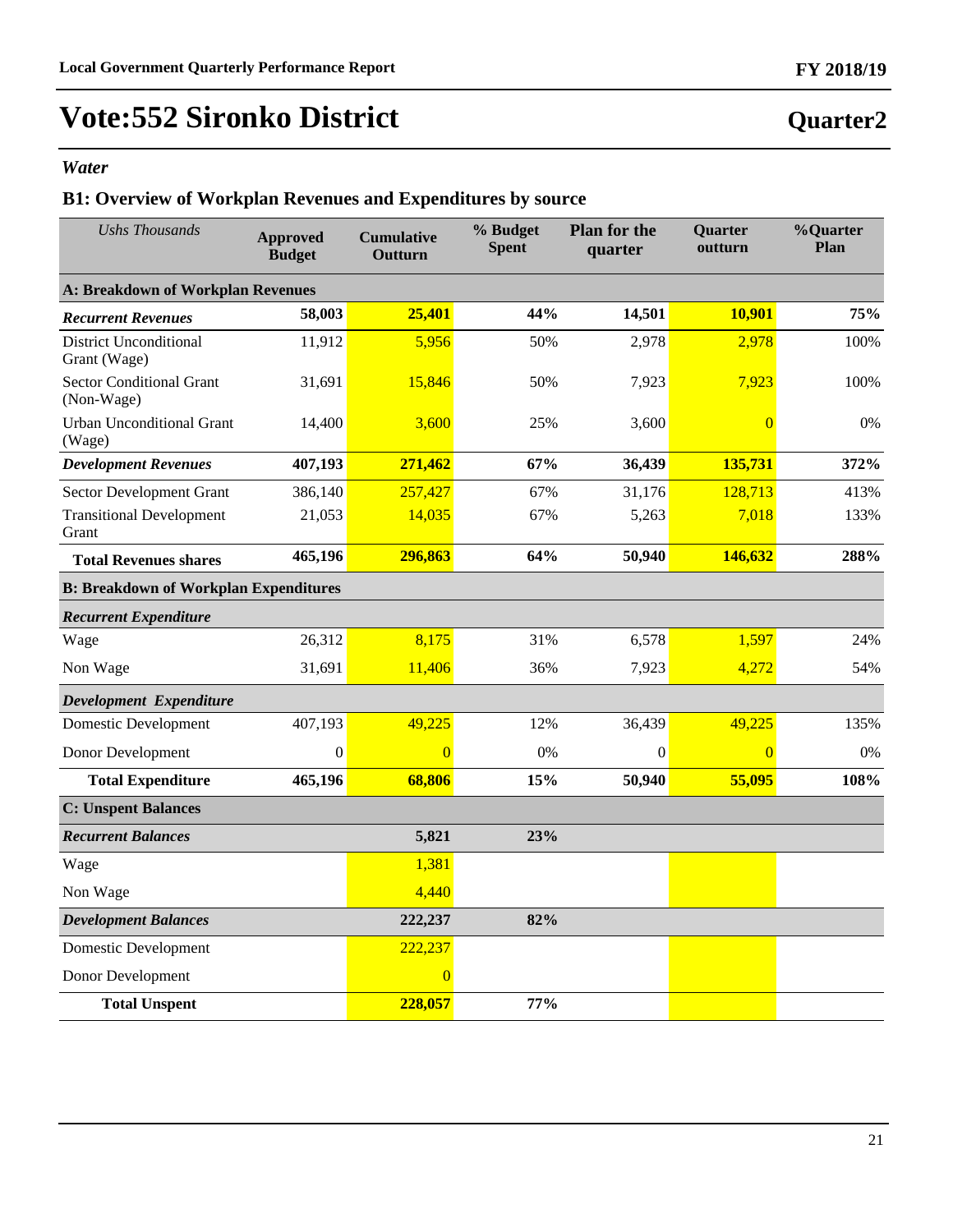# Vote:552 Sironko District

## Quarter2

*Water*

### B1: Overview of Workplan Revenues and Expenditures by source

| *Ushs Thousands* | Approved Budget | Cumulative Outturn | % Budget Spent | Plan for the quarter | Quarter outturn | %Quarter Plan |
|---|---|---|---|---|---|---|
| **A: Breakdown of Workplan Revenues** | | | | | | |
| ***Recurrent Revenues*** | **58,003** | **25,401** | **44%** | **14,501** | **10,901** | **75%** |
| District Unconditional Grant (Wage) | 11,912 | 5,956 | 50% | 2,978 | 2,978 | 100% |
| Sector Conditional Grant (Non-Wage) | 31,691 | 15,846 | 50% | 7,923 | 7,923 | 100% |
| Urban Unconditional Grant (Wage) | 14,400 | 3,600 | 25% | 3,600 | 0 | 0% |
| ***Development Revenues*** | **407,193** | **271,462** | **67%** | **36,439** | **135,731** | **372%** |
| Sector Development Grant | 386,140 | 257,427 | 67% | 31,176 | 128,713 | 413% |
| Transitional Development Grant | 21,053 | 14,035 | 67% | 5,263 | 7,018 | 133% |
| **Total Revenues shares** | **465,196** | **296,863** | **64%** | **50,940** | **146,632** | **288%** |
| **B: Breakdown of Workplan Expenditures** | | | | | | |
| ***Recurrent Expenditure*** | | | | | | |
| Wage | 26,312 | 8,175 | 31% | 6,578 | 1,597 | 24% |
| Non Wage | 31,691 | 11,406 | 36% | 7,923 | 4,272 | 54% |
| ***Development Expenditure*** | | | | | | |
| Domestic Development | 407,193 | 49,225 | 12% | 36,439 | 49,225 | 135% |
| Donor Development | 0 | 0 | 0% | 0 | 0 | 0% |
| **Total Expenditure** | **465,196** | **68,806** | **15%** | **50,940** | **55,095** | **108%** |
| **C: Unspent Balances** | | | | | | |
| ***Recurrent Balances*** | | **5,821** | **23%** | | | |
| Wage | | 1,381 | | | | |
| Non Wage | | 4,440 | | | | |
| ***Development Balances*** | | **222,237** | **82%** | | | |
| Domestic Development | | 222,237 | | | | |
| Donor Development | | 0 | | | | |
| **Total Unspent** | | **228,057** | **77%** | | | |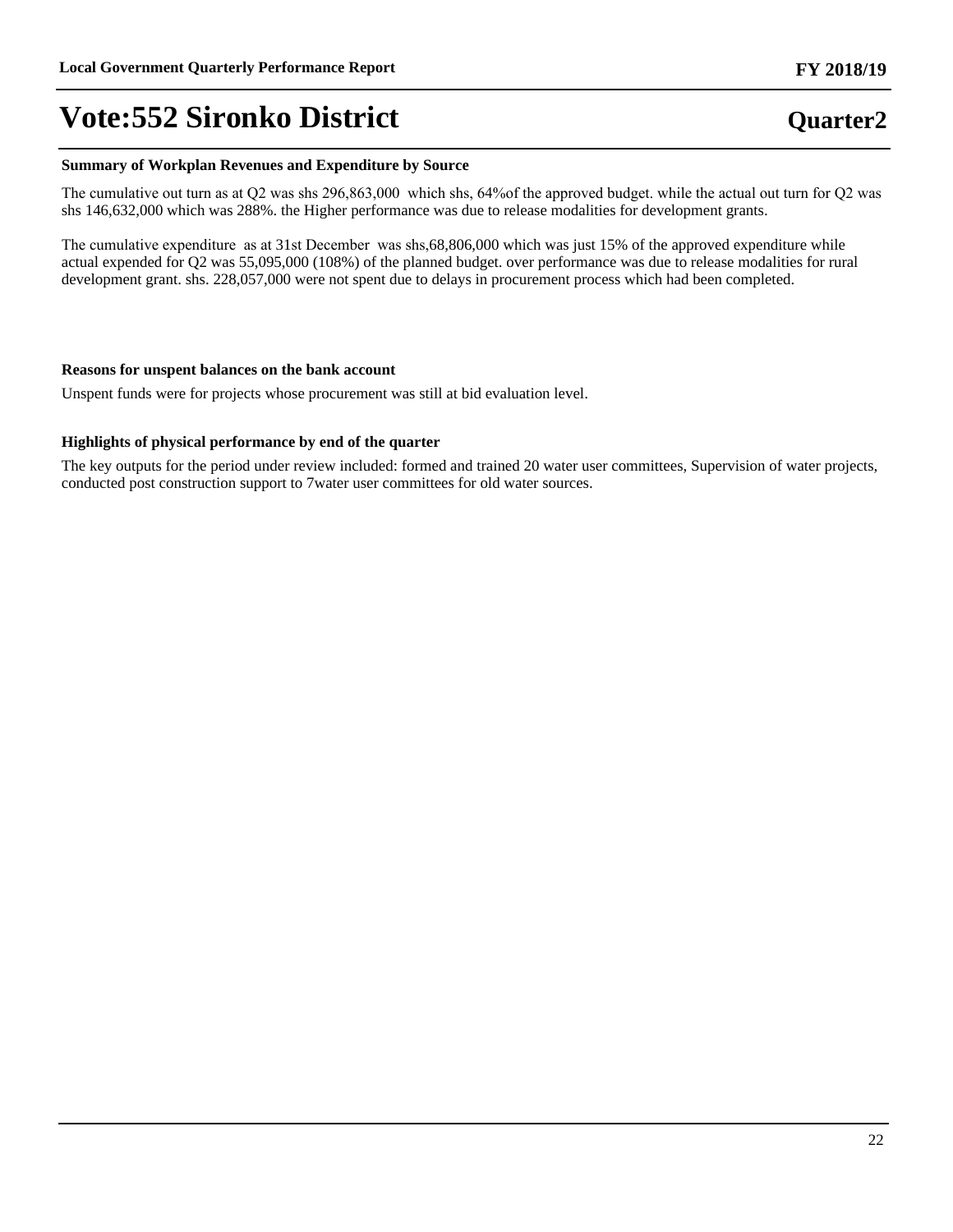# Vote:552 Sironko District

**Quarter2**

**Summary of Workplan Revenues and Expenditure by Source**

The cumulative out turn as at Q2 was shs 296,863,000 which shs, 64%of the approved budget. while the actual out turn for Q2 was shs 146,632,000 which was 288%. the Higher performance was due to release modalities for development grants.

The cumulative expenditure as at 31st December was shs,68,806,000 which was just 15% of the approved expenditure while actual expended for Q2 was 55,095,000 (108%) of the planned budget. over performance was due to release modalities for rural development grant. shs. 228,057,000 were not spent due to delays in procurement process which had been completed.

**Reasons for unspent balances on the bank account**

Unspent funds were for projects whose procurement was still at bid evaluation level.

**Highlights of physical performance by end of the quarter**

The key outputs for the period under review included: formed and trained 20 water user committees, Supervision of water projects, conducted post construction support to 7water user committees for old water sources.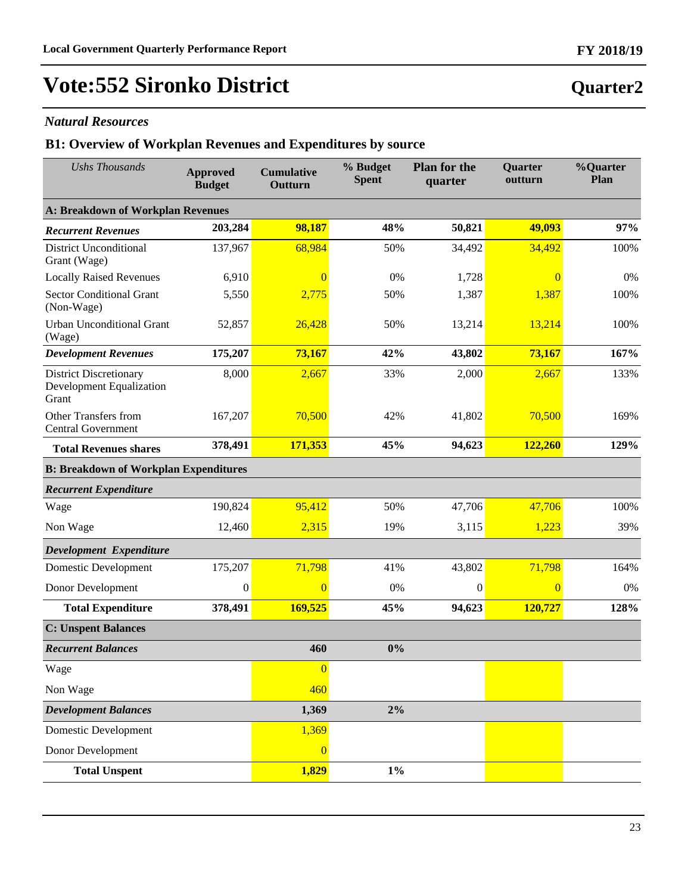# Vote:552 Sironko District

**Quarter2**

### *Natural Resources*

## B1: Overview of Workplan Revenues and Expenditures by source

| *Ushs Thousands* | Approved Budget | Cumulative Outturn | % Budget Spent | Plan for the quarter | Quarter outturn | %Quarter Plan |
|---|---|---|---|---|---|---|
| **A: Breakdown of Workplan Revenues** | | | | | | |
| ***Recurrent Revenues*** | **203,284** | **98,187** | **48%** | **50,821** | **49,093** | **97%** |
| District Unconditional Grant (Wage) | 137,967 | 68,984 | 50% | 34,492 | 34,492 | 100% |
| Locally Raised Revenues | 6,910 | 0 | 0% | 1,728 | 0 | 0% |
| Sector Conditional Grant (Non-Wage) | 5,550 | 2,775 | 50% | 1,387 | 1,387 | 100% |
| Urban Unconditional Grant (Wage) | 52,857 | 26,428 | 50% | 13,214 | 13,214 | 100% |
| ***Development Revenues*** | **175,207** | **73,167** | **42%** | **43,802** | **73,167** | **167%** |
| District Discretionary Development Equalization Grant | 8,000 | 2,667 | 33% | 2,000 | 2,667 | 133% |
| Other Transfers from Central Government | 167,207 | 70,500 | 42% | 41,802 | 70,500 | 169% |
| **Total Revenues shares** | **378,491** | **171,353** | **45%** | **94,623** | **122,260** | **129%** |
| **B: Breakdown of Workplan Expenditures** | | | | | | |
| ***Recurrent Expenditure*** | | | | | | |
| Wage | 190,824 | 95,412 | 50% | 47,706 | 47,706 | 100% |
| Non Wage | 12,460 | 2,315 | 19% | 3,115 | 1,223 | 39% |
| ***Development Expenditure*** | | | | | | |
| Domestic Development | 175,207 | 71,798 | 41% | 43,802 | 71,798 | 164% |
| Donor Development | 0 | 0 | 0% | 0 | 0 | 0% |
| **Total Expenditure** | **378,491** | **169,525** | **45%** | **94,623** | **120,727** | **128%** |
| **C: Unspent Balances** | | | | | | |
| ***Recurrent Balances*** | | **460** | **0%** | | | |
| Wage | | 0 | | | | |
| Non Wage | | 460 | | | | |
| ***Development Balances*** | | **1,369** | **2%** | | | |
| Domestic Development | | 1,369 | | | | |
| Donor Development | | 0 | | | | |
| **Total Unspent** | | **1,829** | **1%** | | | |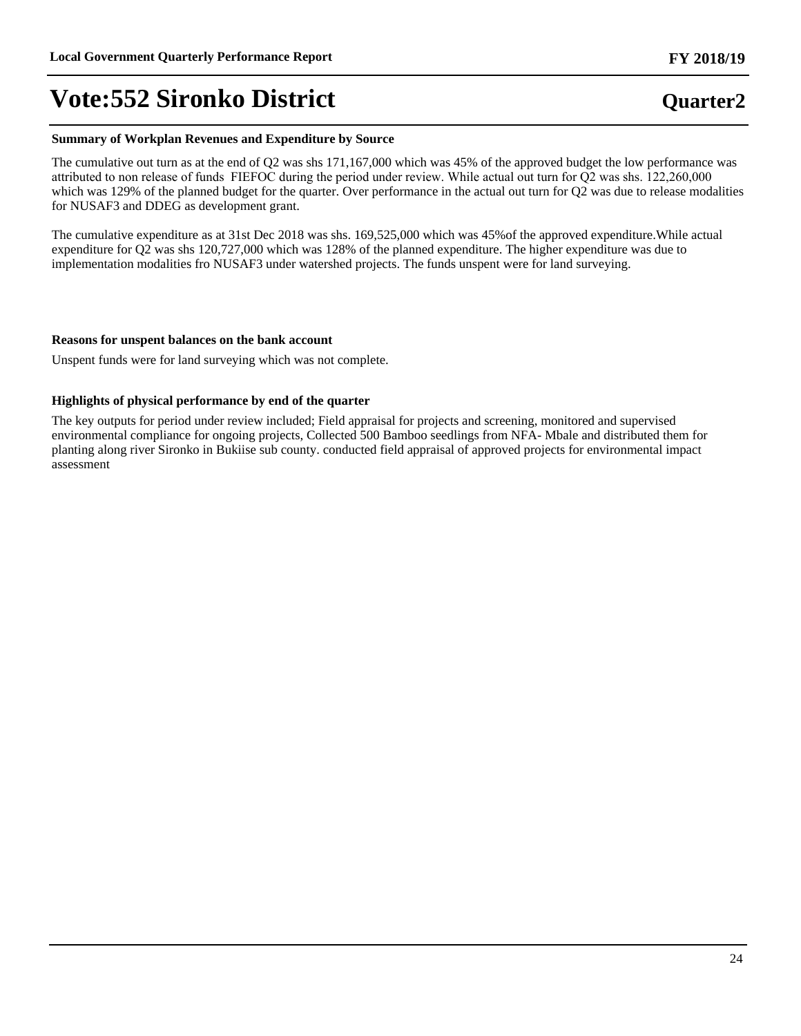# Vote:552 Sironko District

**Quarter2**

**Summary of Workplan Revenues and Expenditure by Source**

The cumulative out turn as at the end of Q2 was shs 171,167,000 which was 45% of the approved budget the low performance was attributed to non release of funds FIEFOC during the period under review. While actual out turn for Q2 was shs. 122,260,000 which was 129% of the planned budget for the quarter. Over performance in the actual out turn for Q2 was due to release modalities for NUSAF3 and DDEG as development grant.

The cumulative expenditure as at 31st Dec 2018 was shs. 169,525,000 which was 45%of the approved expenditure.While actual expenditure for Q2 was shs 120,727,000 which was 128% of the planned expenditure. The higher expenditure was due to implementation modalities fro NUSAF3 under watershed projects. The funds unspent were for land surveying.

**Reasons for unspent balances on the bank account**

Unspent funds were for land surveying which was not complete.

**Highlights of physical performance by end of the quarter**

The key outputs for period under review included; Field appraisal for projects and screening, monitored and supervised environmental compliance for ongoing projects, Collected 500 Bamboo seedlings from NFA- Mbale and distributed them for planting along river Sironko in Bukiise sub county. conducted field appraisal of approved projects for environmental impact assessment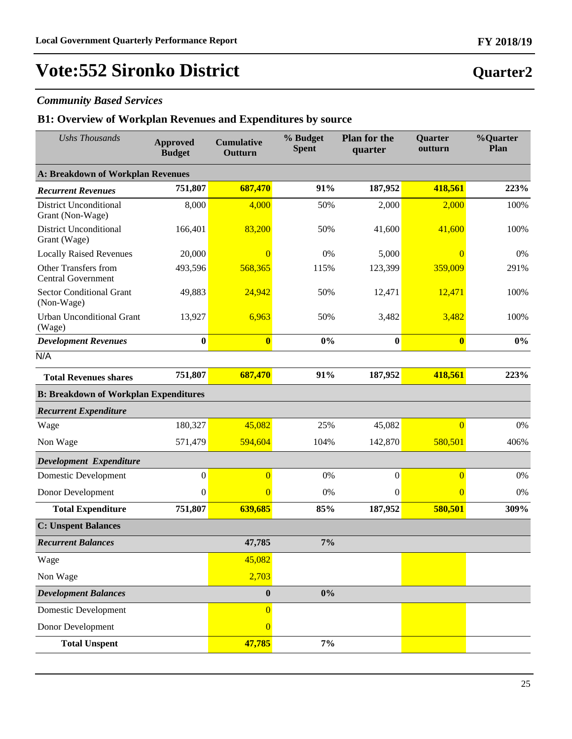# Vote:552 Sironko District

## Quarter2

### *Community Based Services*

### B1: Overview of Workplan Revenues and Expenditures by source

| *Ushs Thousands* | Approved Budget | Cumulative Outturn | % Budget Spent | Plan for the quarter | Quarter outturn | %Quarter Plan |
|---|---|---|---|---|---|---|
| **A: Breakdown of Workplan Revenues** | | | | | | |
| ***Recurrent Revenues*** | **751,807** | **687,470** | **91%** | **187,952** | **418,561** | **223%** |
| District Unconditional Grant (Non-Wage) | 8,000 | 4,000 | 50% | 2,000 | 2,000 | 100% |
| District Unconditional Grant (Wage) | 166,401 | 83,200 | 50% | 41,600 | 41,600 | 100% |
| Locally Raised Revenues | 20,000 | 0 | 0% | 5,000 | 0 | 0% |
| Other Transfers from Central Government | 493,596 | 568,365 | 115% | 123,399 | 359,009 | 291% |
| Sector Conditional Grant (Non-Wage) | 49,883 | 24,942 | 50% | 12,471 | 12,471 | 100% |
| Urban Unconditional Grant (Wage) | 13,927 | 6,963 | 50% | 3,482 | 3,482 | 100% |
| ***Development Revenues*** | **0** | **0** | **0%** | **0** | **0** | **0%** |
| N/A | | | | | | |
| **Total Revenues shares** | **751,807** | **687,470** | **91%** | **187,952** | **418,561** | **223%** |
| **B: Breakdown of Workplan Expenditures** | | | | | | |
| ***Recurrent Expenditure*** | | | | | | |
| Wage | 180,327 | 45,082 | 25% | 45,082 | 0 | 0% |
| Non Wage | 571,479 | 594,604 | 104% | 142,870 | 580,501 | 406% |
| ***Development Expenditure*** | | | | | | |
| Domestic Development | 0 | 0 | 0% | 0 | 0 | 0% |
| Donor Development | 0 | 0 | 0% | 0 | 0 | 0% |
| **Total Expenditure** | **751,807** | **639,685** | **85%** | **187,952** | **580,501** | **309%** |
| **C: Unspent Balances** | | | | | | |
| ***Recurrent Balances*** | | **47,785** | **7%** | | | |
| Wage | | 45,082 | | | | |
| Non Wage | | 2,703 | | | | |
| ***Development Balances*** | | **0** | **0%** | | | |
| Domestic Development | | 0 | | | | |
| Donor Development | | 0 | | | | |
| **Total Unspent** | | **47,785** | **7%** | | | |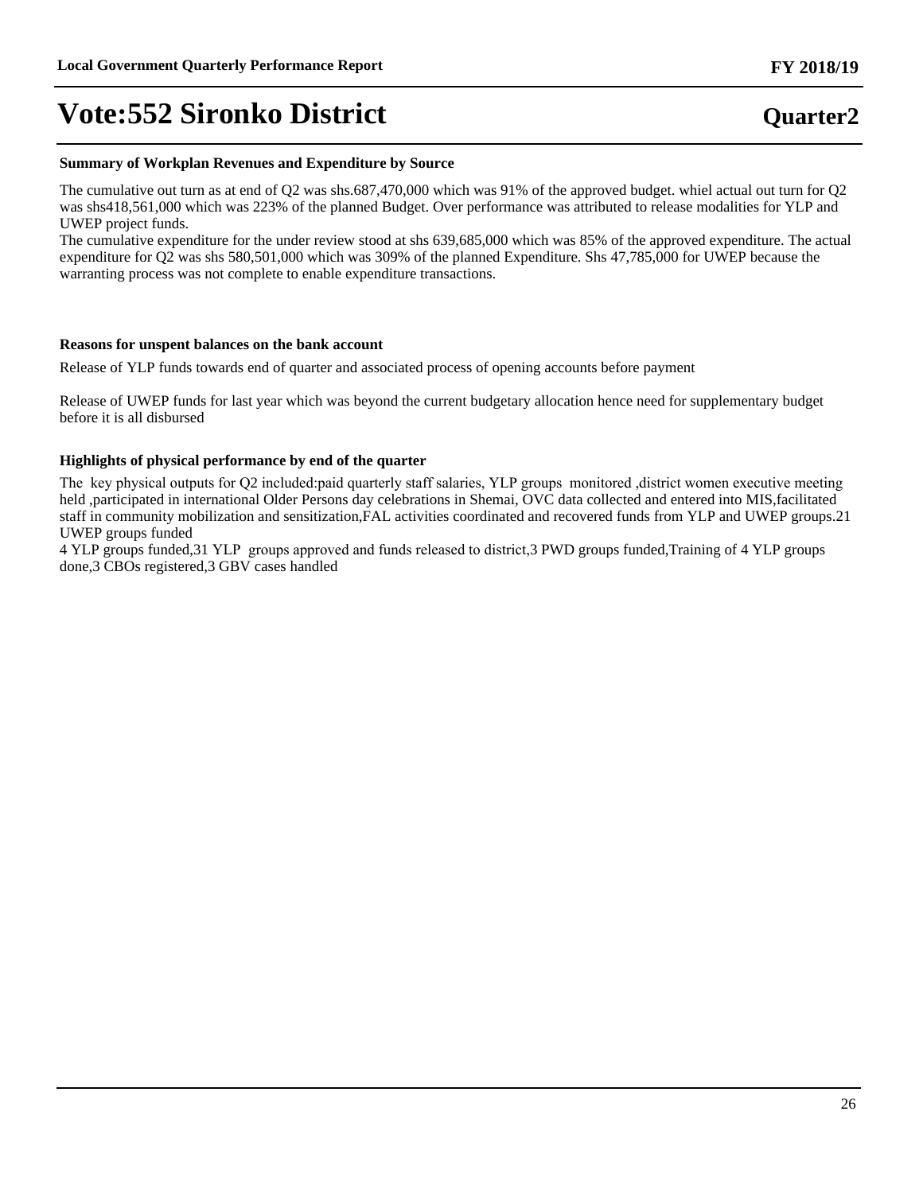# Vote:552 Sironko District

**Quarter2**

**Summary of Workplan Revenues and Expenditure by Source**

The cumulative out turn as at end of Q2 was shs.687,470,000 which was 91% of the approved budget. whiel actual out turn for Q2 was shs418,561,000 which was 223% of the planned Budget. Over performance was attributed to release modalities for YLP and UWEP project funds.
The cumulative expenditure for the under review stood at shs 639,685,000 which was 85% of the approved expenditure. The actual expenditure for Q2 was shs 580,501,000 which was 309% of the planned Expenditure. Shs 47,785,000 for UWEP because the warranting process was not complete to enable expenditure transactions.

**Reasons for unspent balances on the bank account**

Release of YLP funds towards end of quarter and associated process of opening accounts before payment

Release of UWEP funds for last year which was beyond the current budgetary allocation hence need for supplementary budget before it is all disbursed

**Highlights of physical performance by end of the quarter**

The key physical outputs for Q2 included:paid quarterly staff salaries, YLP groups monitored ,district women executive meeting held ,participated in international Older Persons day celebrations in Shemai, OVC data collected and entered into MIS,facilitated staff in community mobilization and sensitization,FAL activities coordinated and recovered funds from YLP and UWEP groups.21 UWEP groups funded
4 YLP groups funded,31 YLP groups approved and funds released to district,3 PWD groups funded,Training of 4 YLP groups done,3 CBOs registered,3 GBV cases handled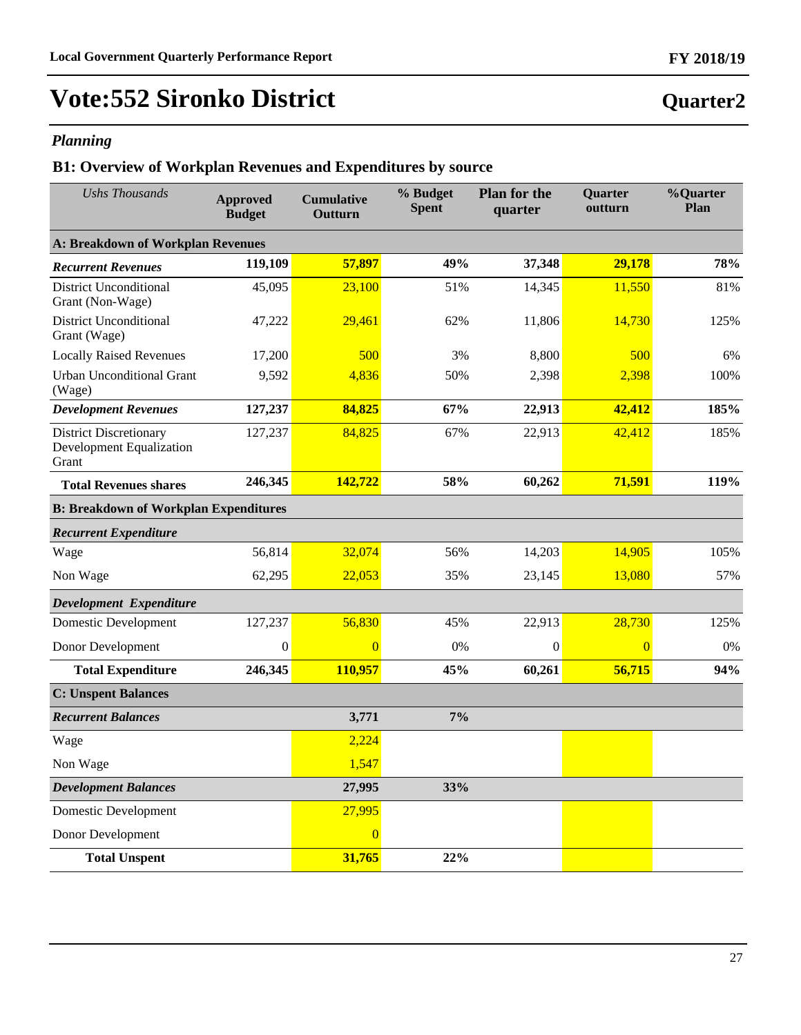# Vote:552 Sironko District

**Quarter2**

### *Planning*

## B1: Overview of Workplan Revenues and Expenditures by source

| *Ushs Thousands* | **Approved Budget** | **Cumulative Outturn** | **% Budget Spent** | **Plan for the quarter** | **Quarter outturn** | **%Quarter Plan** |
|---|---|---|---|---|---|---|
| **A: Breakdown of Workplan Revenues** | | | | | | |
| ***Recurrent Revenues*** | **119,109** | **57,897** | **49%** | **37,348** | **29,178** | **78%** |
| District Unconditional Grant (Non-Wage) | 45,095 | 23,100 | 51% | 14,345 | 11,550 | 81% |
| District Unconditional Grant (Wage) | 47,222 | 29,461 | 62% | 11,806 | 14,730 | 125% |
| Locally Raised Revenues | 17,200 | 500 | 3% | 8,800 | 500 | 6% |
| Urban Unconditional Grant (Wage) | 9,592 | 4,836 | 50% | 2,398 | 2,398 | 100% |
| ***Development Revenues*** | **127,237** | **84,825** | **67%** | **22,913** | **42,412** | **185%** |
| District Discretionary Development Equalization Grant | 127,237 | 84,825 | 67% | 22,913 | 42,412 | 185% |
| **Total Revenues shares** | **246,345** | **142,722** | **58%** | **60,262** | **71,591** | **119%** |
| **B: Breakdown of Workplan Expenditures** | | | | | | |
| ***Recurrent Expenditure*** | | | | | | |
| Wage | 56,814 | 32,074 | 56% | 14,203 | 14,905 | 105% |
| Non Wage | 62,295 | 22,053 | 35% | 23,145 | 13,080 | 57% |
| ***Development Expenditure*** | | | | | | |
| Domestic Development | 127,237 | 56,830 | 45% | 22,913 | 28,730 | 125% |
| Donor Development | 0 | 0 | 0% | 0 | 0 | 0% |
| **Total Expenditure** | **246,345** | **110,957** | **45%** | **60,261** | **56,715** | **94%** |
| **C: Unspent Balances** | | | | | | |
| ***Recurrent Balances*** | | **3,771** | **7%** | | | |
| Wage | | 2,224 | | | | |
| Non Wage | | 1,547 | | | | |
| ***Development Balances*** | | **27,995** | **33%** | | | |
| Domestic Development | | 27,995 | | | | |
| Donor Development | | 0 | | | | |
| **Total Unspent** | | **31,765** | **22%** | | | |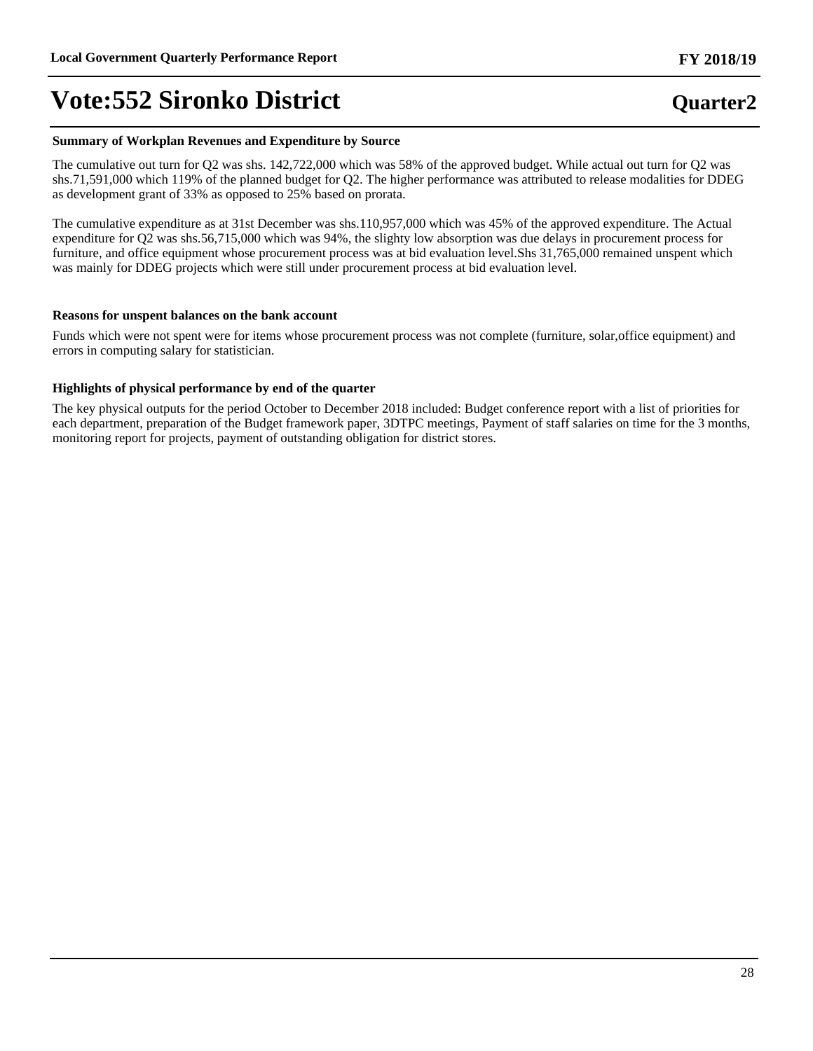**Summary of Workplan Revenues and Expenditure by Source**

The cumulative out turn for Q2 was shs. 142,722,000 which was 58% of the approved budget. While actual out turn for Q2 was shs.71,591,000 which 119% of the planned budget for Q2. The higher performance was attributed to release modalities for DDEG as development grant of 33% as opposed to 25% based on prorata.

The cumulative expenditure as at 31st December was shs.110,957,000 which was 45% of the approved expenditure. The Actual expenditure for Q2 was shs.56,715,000 which was 94%, the slighty low absorption was due delays in procurement process for furniture, and office equipment whose procurement process was at bid evaluation level.Shs 31,765,000 remained unspent which was mainly for DDEG projects which were still under procurement process at bid evaluation level.

**Reasons for unspent balances on the bank account**

Funds which were not spent were for items whose procurement process was not complete (furniture, solar,office equipment) and errors in computing salary for statistician.

**Highlights of physical performance by end of the quarter**

The key physical outputs for the period October to December 2018 included: Budget conference report with a list of priorities for each department, preparation of the Budget framework paper, 3DTPC meetings, Payment of staff salaries on time for the 3 months, monitoring report for projects, payment of outstanding obligation for district stores.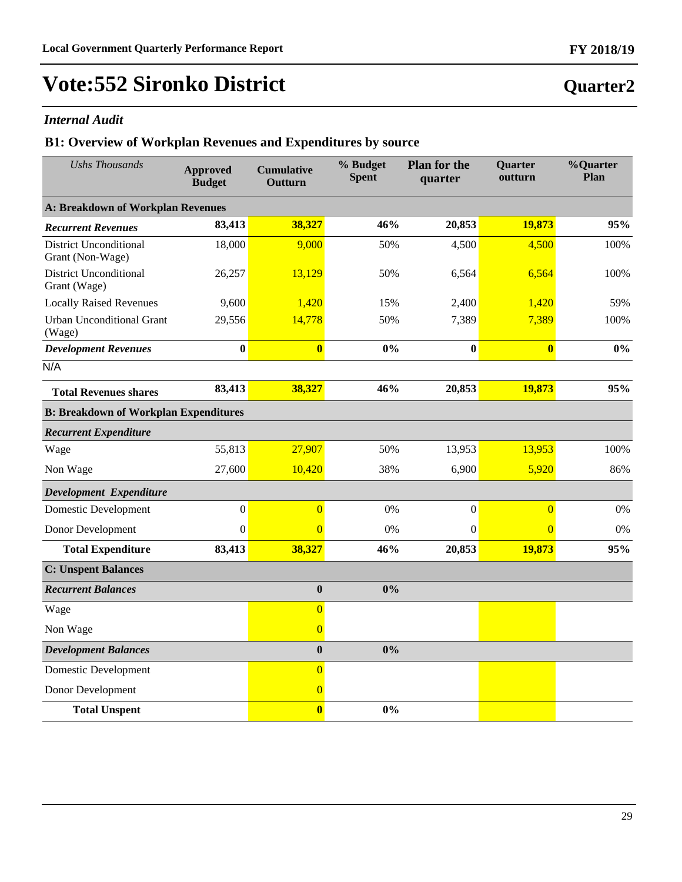# Vote:552 Sironko District

## Quarter2

### *Internal Audit*

### B1: Overview of Workplan Revenues and Expenditures by source

| *Ushs Thousands* | Approved Budget | Cumulative Outturn | % Budget Spent | Plan for the quarter | Quarter outturn | %Quarter Plan |
|---|---|---|---|---|---|---|
| **A: Breakdown of Workplan Revenues** | | | | | | |
| ***Recurrent Revenues*** | **83,413** | **38,327** | **46%** | **20,853** | **19,873** | **95%** |
| District Unconditional Grant (Non-Wage) | 18,000 | 9,000 | 50% | 4,500 | 4,500 | 100% |
| District Unconditional Grant (Wage) | 26,257 | 13,129 | 50% | 6,564 | 6,564 | 100% |
| Locally Raised Revenues | 9,600 | 1,420 | 15% | 2,400 | 1,420 | 59% |
| Urban Unconditional Grant (Wage) | 29,556 | 14,778 | 50% | 7,389 | 7,389 | 100% |
| ***Development Revenues*** | **0** | **0** | **0%** | **0** | **0** | **0%** |
| N/A | | | | | | |
| **Total Revenues shares** | **83,413** | **38,327** | **46%** | **20,853** | **19,873** | **95%** |
| **B: Breakdown of Workplan Expenditures** | | | | | | |
| ***Recurrent Expenditure*** | | | | | | |
| Wage | 55,813 | 27,907 | 50% | 13,953 | 13,953 | 100% |
| Non Wage | 27,600 | 10,420 | 38% | 6,900 | 5,920 | 86% |
| ***Development Expenditure*** | | | | | | |
| Domestic Development | 0 | 0 | 0% | 0 | 0 | 0% |
| Donor Development | 0 | 0 | 0% | 0 | 0 | 0% |
| **Total Expenditure** | **83,413** | **38,327** | **46%** | **20,853** | **19,873** | **95%** |
| **C: Unspent Balances** | | | | | | |
| ***Recurrent Balances*** | | **0** | **0%** | | | |
| Wage | | 0 | | | | |
| Non Wage | | 0 | | | | |
| ***Development Balances*** | | **0** | **0%** | | | |
| Domestic Development | | 0 | | | | |
| Donor Development | | 0 | | | | |
| **Total Unspent** | | **0** | **0%** | | | |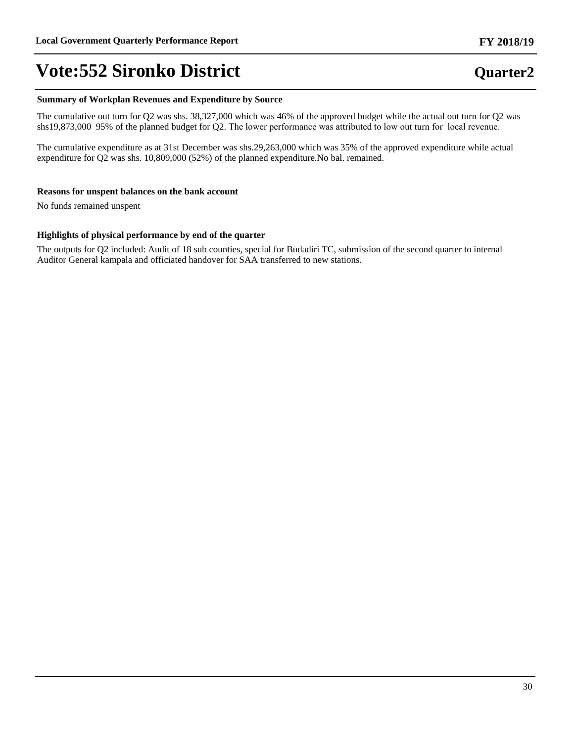# Vote:552 Sironko District

**Quarter2**

**Summary of Workplan Revenues and Expenditure by Source**

The cumulative out turn for Q2 was shs. 38,327,000 which was 46% of the approved budget while the actual out turn for Q2 was shs19,873,000 95% of the planned budget for Q2. The lower performance was attributed to low out turn for local revenue.

The cumulative expenditure as at 31st December was shs.29,263,000 which was 35% of the approved expenditure while actual expenditure for Q2 was shs. 10,809,000 (52%) of the planned expenditure.No bal. remained.

**Reasons for unspent balances on the bank account**

No funds remained unspent

**Highlights of physical performance by end of the quarter**

The outputs for Q2 included: Audit of 18 sub counties, special for Budadiri TC, submission of the second quarter to internal Auditor General kampala and officiated handover for SAA transferred to new stations.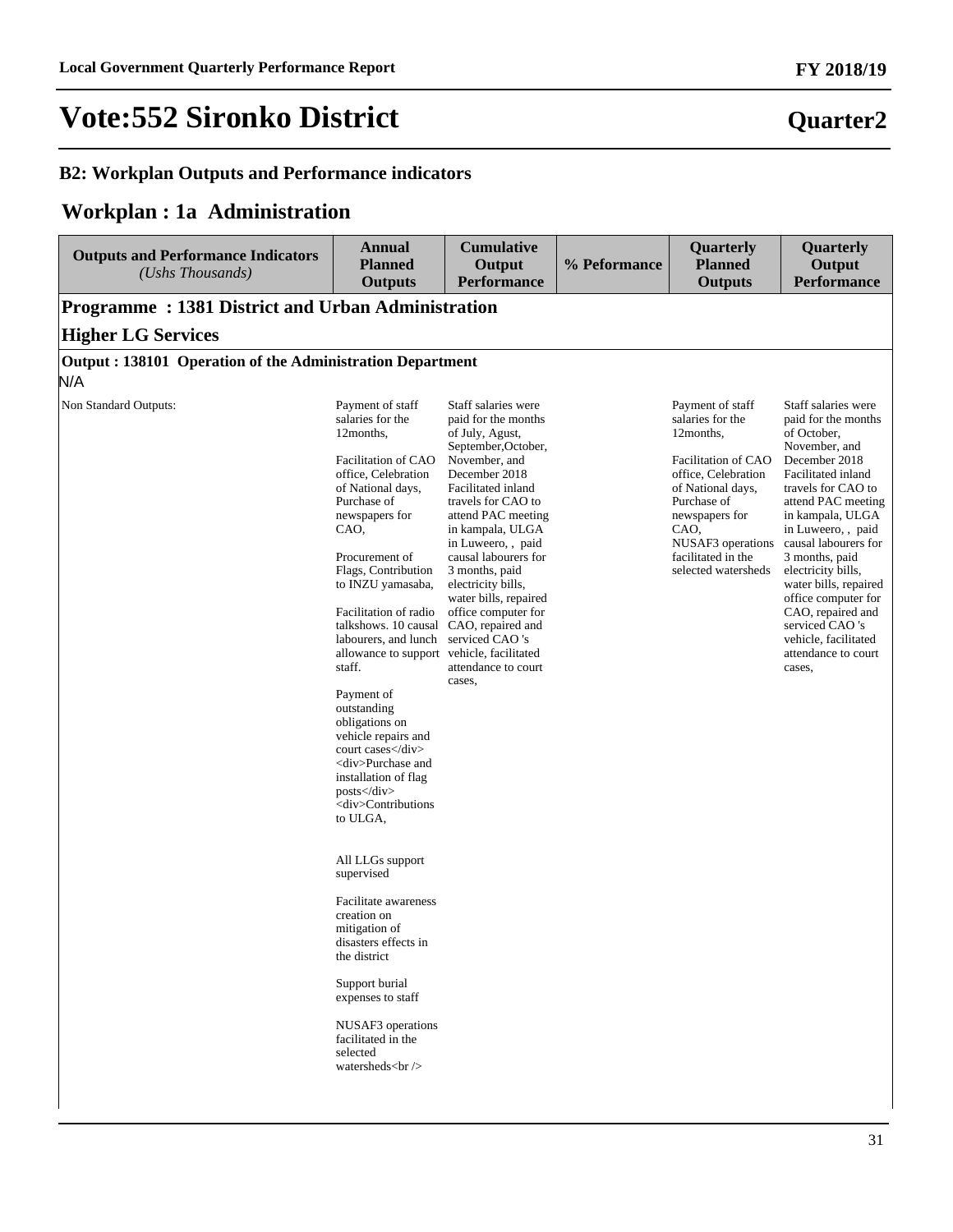# Vote:552 Sironko District

**Quarter2**

## B2: Workplan Outputs and Performance indicators

## Workplan : 1a Administration

| Outputs and Performance Indicators *(Ushs Thousands)* | Annual Planned Outputs | Cumulative Output Performance | % Peformance | Quarterly Planned Outputs | Quarterly Output Performance |
|---|---|---|---|---|---|
| **Programme : 1381 District and Urban Administration** | | | | | |
| **Higher LG Services** | | | | | |
| **Output : 138101 Operation of the Administration Department** | | | | | |
| N/A | | | | | |
| Non Standard Outputs: | Payment of staff salaries for the 12months,<br><br>Facilitation of CAO office, Celebration of National days, Purchase of newspapers for CAO,<br><br>Procurement of Flags, Contribution to INZU yamasaba,<br><br>Facilitation of radio talkshows. 10 causal labourers, and lunch allowance to support staff.<br><br>Payment of outstanding obligations on vehicle repairs and court cases</div> <div>Purchase and installation of flag posts</div> <div>Contributions to ULGA,<br><br>All LLGs support supervised<br><br>Facilitate awareness creation on mitigation of disasters effects in the district<br><br>Support burial expenses to staff<br><br>NUSAF3 operations facilitated in the selected watersheds<br /> | Staff salaries were paid for the months of July, Agust, September,October, November, and December 2018 Facilitated inland travels for CAO to attend PAC meeting in kampala, ULGA in Luweero, , paid causal labourers for 3 months, paid electricity bills, water bills, repaired office computer for CAO, repaired and serviced CAO 's vehicle, facilitated attendance to court cases, | | Payment of staff salaries for the 12months,<br><br>Facilitation of CAO office, Celebration of National days, Purchase of newspapers for CAO, NUSAF3 operations facilitated in the selected watersheds | Staff salaries were paid for the months of October, November, and December 2018 Facilitated inland travels for CAO to attend PAC meeting in kampala, ULGA in Luweero, , paid causal labourers for 3 months, paid electricity bills, water bills, repaired office computer for CAO, repaired and serviced CAO 's vehicle, facilitated attendance to court cases, |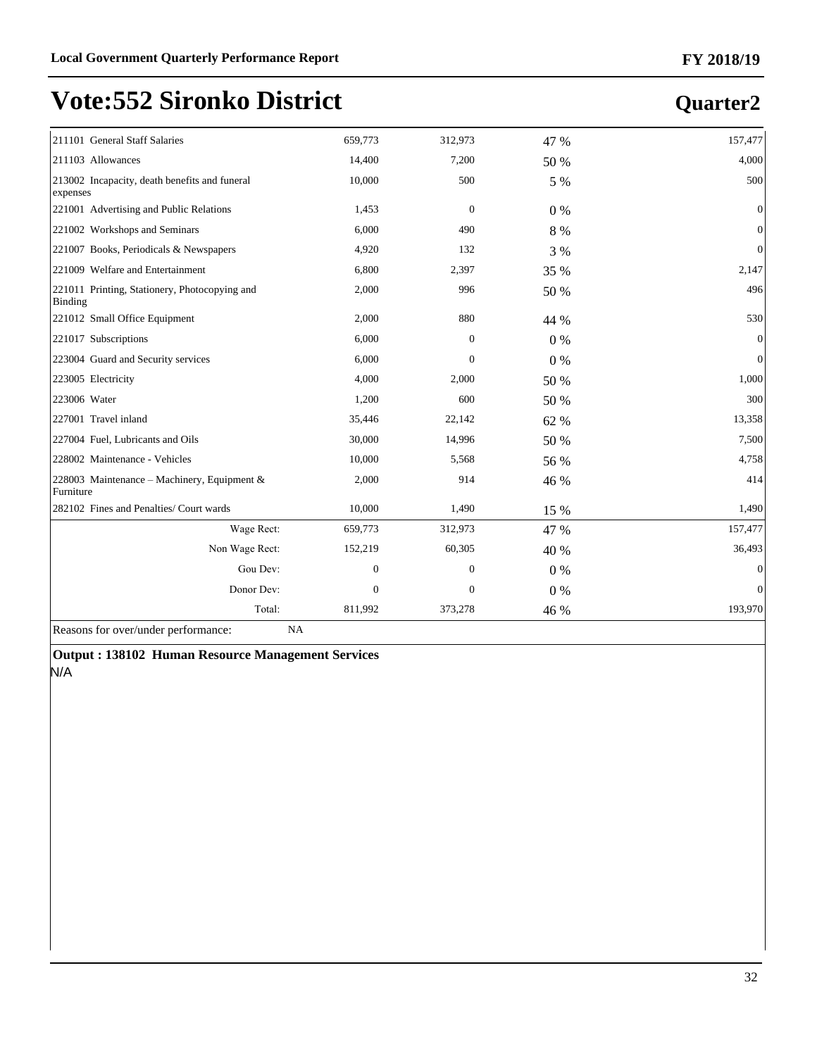# Vote:552 Sironko District

## Quarter2

| | | | | |
|---|---|---|---|---|
| 211101 General Staff Salaries | 659,773 | 312,973 | 47 % | 157,477 |
| 211103 Allowances | 14,400 | 7,200 | 50 % | 4,000 |
| 213002 Incapacity, death benefits and funeral expenses | 10,000 | 500 | 5 % | 500 |
| 221001 Advertising and Public Relations | 1,453 | 0 | 0 % | 0 |
| 221002 Workshops and Seminars | 6,000 | 490 | 8 % | 0 |
| 221007 Books, Periodicals & Newspapers | 4,920 | 132 | 3 % | 0 |
| 221009 Welfare and Entertainment | 6,800 | 2,397 | 35 % | 2,147 |
| 221011 Printing, Stationery, Photocopying and Binding | 2,000 | 996 | 50 % | 496 |
| 221012 Small Office Equipment | 2,000 | 880 | 44 % | 530 |
| 221017 Subscriptions | 6,000 | 0 | 0 % | 0 |
| 223004 Guard and Security services | 6,000 | 0 | 0 % | 0 |
| 223005 Electricity | 4,000 | 2,000 | 50 % | 1,000 |
| 223006 Water | 1,200 | 600 | 50 % | 300 |
| 227001 Travel inland | 35,446 | 22,142 | 62 % | 13,358 |
| 227004 Fuel, Lubricants and Oils | 30,000 | 14,996 | 50 % | 7,500 |
| 228002 Maintenance - Vehicles | 10,000 | 5,568 | 56 % | 4,758 |
| 228003 Maintenance – Machinery, Equipment & Furniture | 2,000 | 914 | 46 % | 414 |
| 282102 Fines and Penalties/ Court wards | 10,000 | 1,490 | 15 % | 1,490 |
| Wage Rect: | 659,773 | 312,973 | 47 % | 157,477 |
| Non Wage Rect: | 152,219 | 60,305 | 40 % | 36,493 |
| Gou Dev: | 0 | 0 | 0 % | 0 |
| Donor Dev: | 0 | 0 | 0 % | 0 |
| Total: | 811,992 | 373,278 | 46 % | 193,970 |

Reasons for over/under performance: NA

**Output : 138102 Human Resource Management Services**

N/A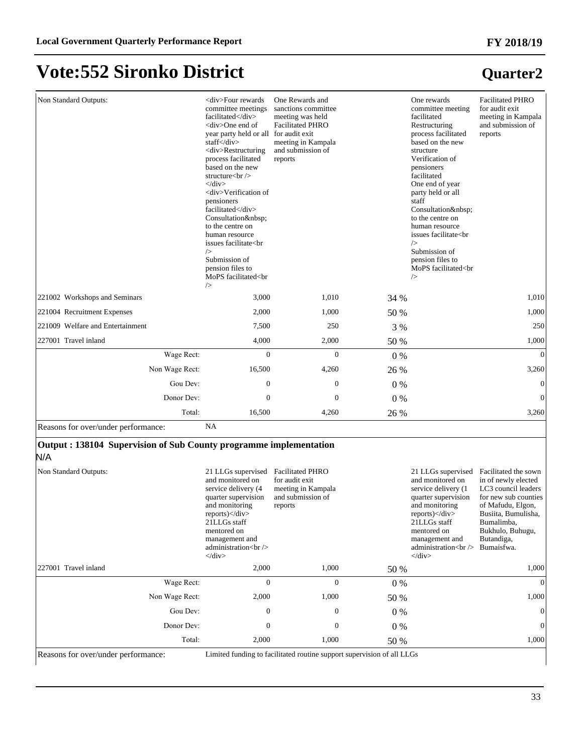# Vote:552 Sironko District

## Quarter2

| | | | | | |
|---|---|---|---|---|---|
| Non Standard Outputs: | <div>Four rewards committee meetings facilitated</div> <div>One end of year party held or all staff</div> <div>Restructuring process facilitated based on the new structure<br /> </div> <div>Verification of pensioners facilitated</div> Consultation&nbsp; to the centre on human resource issues facilitate<br /> Submission of pension files to MoPS facilitated<br /> | One Rewards and sanctions committee meeting was held Facilitated PHRO for audit exit meeting in Kampala and submission of reports | | One rewards committee meeting facilitated Restructuring process facilitated based on the new structure Verification of pensioners facilitated One end of year party held or all staff Consultation&nbsp; to the centre on human resource issues facilitate<br /> Submission of pension files to MoPS facilitated<br /> | Facilitated PHRO for audit exit meeting in Kampala and submission of reports |
| 221002 Workshops and Seminars | 3,000 | 1,010 | 34 % | | 1,010 |
| 221004 Recruitment Expenses | 2,000 | 1,000 | 50 % | | 1,000 |
| 221009 Welfare and Entertainment | 7,500 | 250 | 3 % | | 250 |
| 227001 Travel inland | 4,000 | 2,000 | 50 % | | 1,000 |
| Wage Rect: | 0 | 0 | 0 % | | 0 |
| Non Wage Rect: | 16,500 | 4,260 | 26 % | | 3,260 |
| Gou Dev: | 0 | 0 | 0 % | | 0 |
| Donor Dev: | 0 | 0 | 0 % | | 0 |
| Total: | 16,500 | 4,260 | 26 % | | 3,260 |
| Reasons for over/under performance: | NA | | | | |

### Output : 138104 Supervision of Sub County programme implementation

N/A

| | | | | | |
|---|---|---|---|---|---|
| Non Standard Outputs: | 21 LLGs supervised and monitored on service delivery (4 quarter supervision and monitoring reports)</div> 21LLGs staff mentored on management and administration<br /> </div> | Facilitated PHRO for audit exit meeting in Kampala and submission of reports | | 21 LLGs supervised and monitored on service delivery (1 quarter supervision and monitoring reports)</div> 21LLGs staff mentored on management and administration<br /> </div> | Facilitated the sown in of newly elected LC3 council leaders for new sub counties of Mafudu, Elgon, Busiita, Bumulisha, Bumalimba, Bukhulo, Buhugu, Butandiga, Bumaisfwa. |
| 227001 Travel inland | 2,000 | 1,000 | 50 % | | 1,000 |
| Wage Rect: | 0 | 0 | 0 % | | 0 |
| Non Wage Rect: | 2,000 | 1,000 | 50 % | | 1,000 |
| Gou Dev: | 0 | 0 | 0 % | | 0 |
| Donor Dev: | 0 | 0 | 0 % | | 0 |
| Total: | 2,000 | 1,000 | 50 % | | 1,000 |
| Reasons for over/under performance: | Limited funding to facilitated routine support supervision of all LLGs | | | | |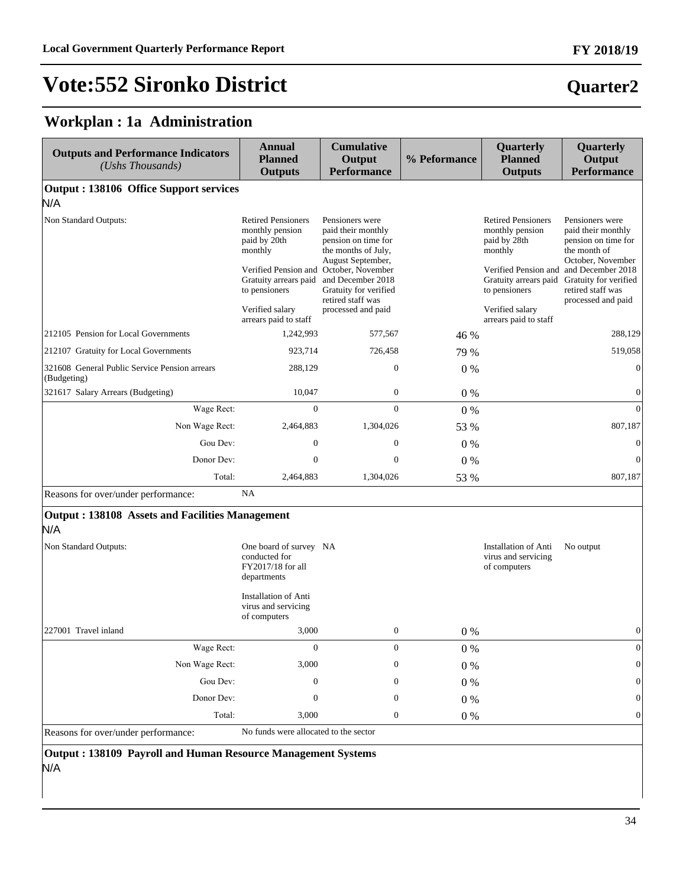# Vote:552 Sironko District

## Quarter2

### Workplan : 1a Administration

| Outputs and Performance Indicators *(Ushs Thousands)* | Annual Planned Outputs | Cumulative Output Performance | % Peformance | Quarterly Planned Outputs | Quarterly Output Performance |
|---|---|---|---|---|---|
| **Output : 138106 Office Support services** | | | | | |
| N/A | | | | | |
| Non Standard Outputs: | Retired Pensioners monthly pension paid by 20th monthly<br><br>Verified Pension and Gratuity arrears paid to pensioners<br><br>Verified salary arrears paid to staff | Pensioners were paid their monthly pension on time for the months of July, August September, October, November and December 2018 Gratuity for verified retired staff was processed and paid | | Retired Pensioners monthly pension paid by 28th monthly<br><br>Verified Pension and Gratuity arrears paid to pensioners<br><br>Verified salary arrears paid to staff | Pensioners were paid their monthly pension on time for the month of October, November and December 2018 Gratuity for verified retired staff was processed and paid |
| 212105 Pension for Local Governments | 1,242,993 | 577,567 | 46 % | | 288,129 |
| 212107 Gratuity for Local Governments | 923,714 | 726,458 | 79 % | | 519,058 |
| 321608 General Public Service Pension arrears (Budgeting) | 288,129 | 0 | 0 % | | 0 |
| 321617 Salary Arrears (Budgeting) | 10,047 | 0 | 0 % | | 0 |
| Wage Rect: | 0 | 0 | 0 % | | 0 |
| Non Wage Rect: | 2,464,883 | 1,304,026 | 53 % | | 807,187 |
| Gou Dev: | 0 | 0 | 0 % | | 0 |
| Donor Dev: | 0 | 0 | 0 % | | 0 |
| Total: | 2,464,883 | 1,304,026 | 53 % | | 807,187 |
| Reasons for over/under performance: | NA | | | | |
| **Output : 138108 Assets and Facilities Management** | | | | | |
| N/A | | | | | |
| Non Standard Outputs: | One board of survey conducted for FY2017/18 for all departments<br><br>Installation of Anti virus and servicing of computers | NA | | Installation of Anti virus and servicing of computers | No output |
| 227001 Travel inland | 3,000 | 0 | 0 % | | 0 |
| Wage Rect: | 0 | 0 | 0 % | | 0 |
| Non Wage Rect: | 3,000 | 0 | 0 % | | 0 |
| Gou Dev: | 0 | 0 | 0 % | | 0 |
| Donor Dev: | 0 | 0 | 0 % | | 0 |
| Total: | 3,000 | 0 | 0 % | | 0 |
| Reasons for over/under performance: | No funds were allocated to the sector | | | | |
| **Output : 138109 Payroll and Human Resource Management Systems** | | | | | |
| N/A | | | | | |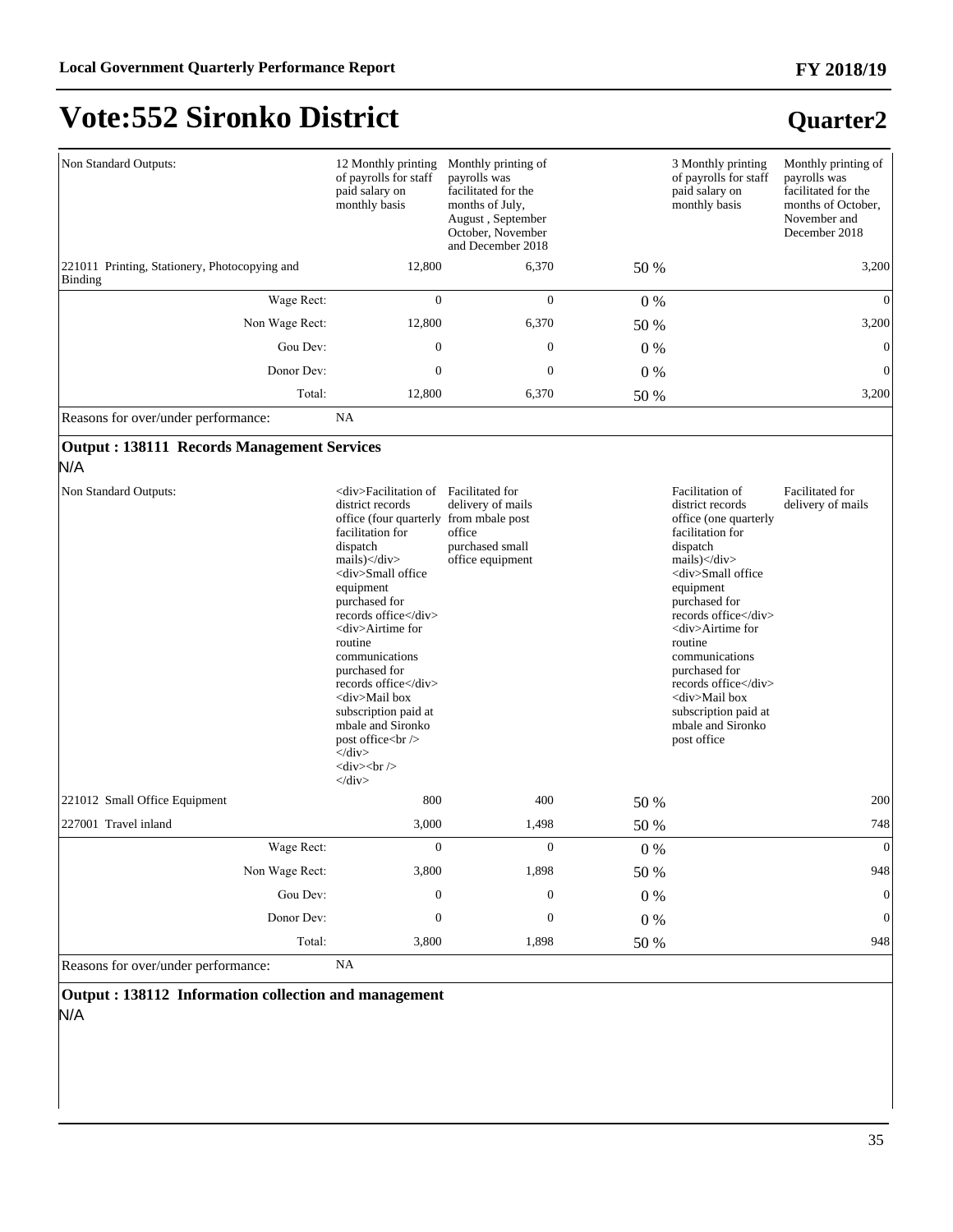# Vote:552 Sironko District

## Quarter2

| | | | | | |
|---|---|---|---|---|---|
| Non Standard Outputs: | 12 Monthly printing of payrolls for staff paid salary on monthly basis | Monthly printing of payrolls was facilitated for the months of July, August , September October, November and December 2018 | | 3 Monthly printing of payrolls for staff paid salary on monthly basis | Monthly printing of payrolls was facilitated for the months of October, November and December 2018 |
| 221011 Printing, Stationery, Photocopying and Binding | 12,800 | 6,370 | 50 % | | 3,200 |
| Wage Rect: | 0 | 0 | 0 % | | 0 |
| Non Wage Rect: | 12,800 | 6,370 | 50 % | | 3,200 |
| Gou Dev: | 0 | 0 | 0 % | | 0 |
| Donor Dev: | 0 | 0 | 0 % | | 0 |
| Total: | 12,800 | 6,370 | 50 % | | 3,200 |
| Reasons for over/under performance: | NA | | | | |

**Output : 138111 Records Management Services**

N/A

| | | | | | |
|---|---|---|---|---|---|
| Non Standard Outputs: | <div>Facilitation of district records office (four quarterly facilitation for dispatch mails)</div> <div>Small office equipment purchased for records office</div> <div>Airtime for routine communications purchased for records office</div> <div>Mail box subscription paid at mbale and Sironko post office<br /> </div> <div><br /> </div> | Facilitated for delivery of mails from mbale post office purchased small office equipment | | Facilitation of district records office (one quarterly facilitation for dispatch mails)</div> <div>Small office equipment purchased for records office</div> <div>Airtime for routine communications purchased for records office</div> <div>Mail box subscription paid at mbale and Sironko post office | Facilitated for delivery of mails |
| 221012 Small Office Equipment | 800 | 400 | 50 % | | 200 |
| 227001 Travel inland | 3,000 | 1,498 | 50 % | | 748 |
| Wage Rect: | 0 | 0 | 0 % | | 0 |
| Non Wage Rect: | 3,800 | 1,898 | 50 % | | 948 |
| Gou Dev: | 0 | 0 | 0 % | | 0 |
| Donor Dev: | 0 | 0 | 0 % | | 0 |
| Total: | 3,800 | 1,898 | 50 % | | 948 |
| Reasons for over/under performance: | NA | | | | |

**Output : 138112 Information collection and management**

N/A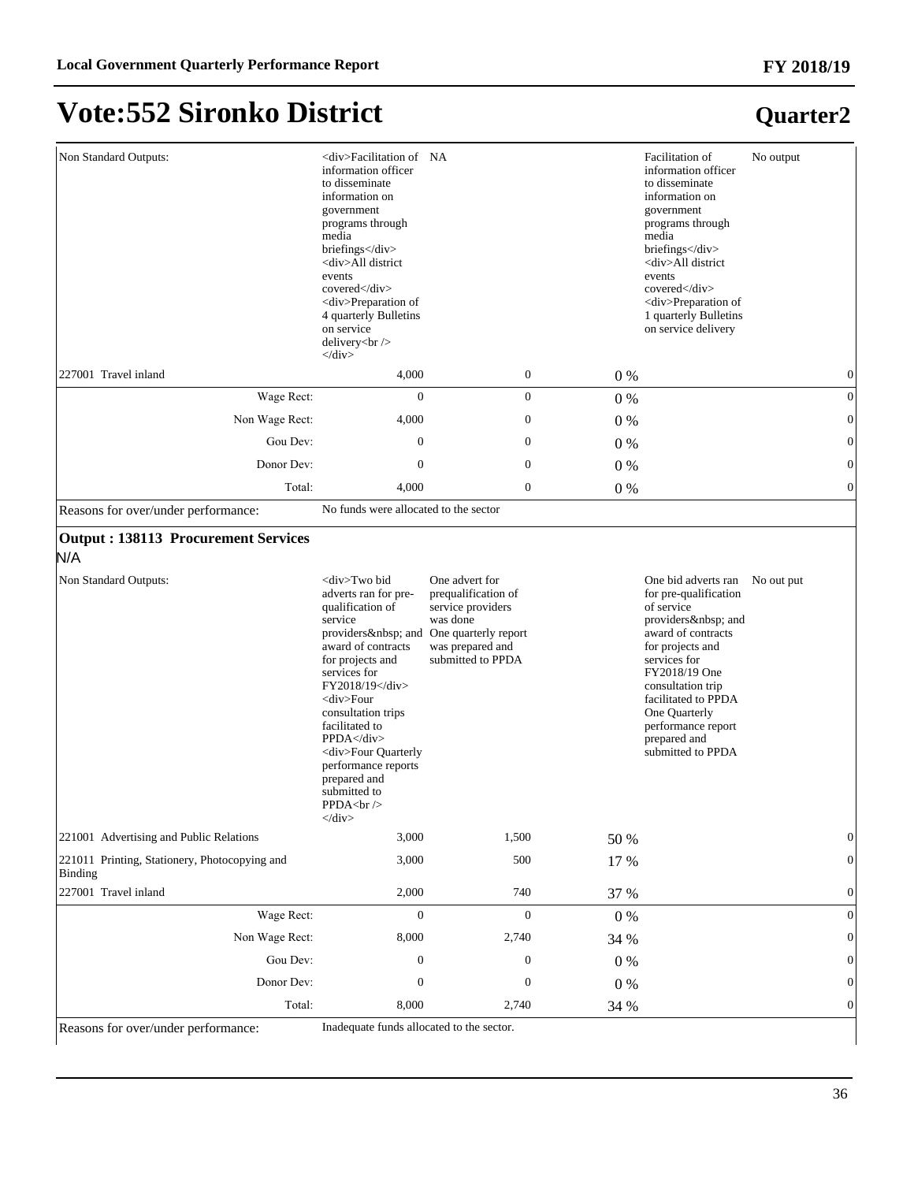# Vote:552 Sironko District

## Quarter2

| | | | | | |
|---|---|---|---|---|---|
| Non Standard Outputs: | <div>Facilitation of information officer to disseminate information on government programs through media briefings</div> <div>All district events covered</div> <div>Preparation of 4 quarterly Bulletins on service delivery<br /> </div> | NA | | Facilitation of information officer to disseminate information on government programs through media briefings</div> <div>All district events covered</div> <div>Preparation of 1 quarterly Bulletins on service delivery | No output |
| 227001 Travel inland | 4,000 | 0 | 0 % | | 0 |
| Wage Rect: | 0 | 0 | 0 % | | 0 |
| Non Wage Rect: | 4,000 | 0 | 0 % | | 0 |
| Gou Dev: | 0 | 0 | 0 % | | 0 |
| Donor Dev: | 0 | 0 | 0 % | | 0 |
| Total: | 4,000 | 0 | 0 % | | 0 |
| Reasons for over/under performance: | No funds were allocated to the sector | | | | |

### Output : 138113 Procurement Services

N/A

| | | | | | |
|---|---|---|---|---|---|
| Non Standard Outputs: | <div>Two bid adverts ran for pre-qualification of service providers&nbsp; and award of contracts for projects and services for FY2018/19</div> <div>Four consultation trips facilitated to PPDA</div> <div>Four Quarterly performance reports prepared and submitted to PPDA<br /> </div> | One advert for prequalification of service providers was done One quarterly report was prepared and submitted to PPDA | | One bid adverts ran for pre-qualification of service providers&nbsp; and award of contracts for projects and services for FY2018/19 One consultation trip facilitated to PPDA One Quarterly performance report prepared and submitted to PPDA | No out put |
| 221001 Advertising and Public Relations | 3,000 | 1,500 | 50 % | | 0 |
| 221011 Printing, Stationery, Photocopying and Binding | 3,000 | 500 | 17 % | | 0 |
| 227001 Travel inland | 2,000 | 740 | 37 % | | 0 |
| Wage Rect: | 0 | 0 | 0 % | | 0 |
| Non Wage Rect: | 8,000 | 2,740 | 34 % | | 0 |
| Gou Dev: | 0 | 0 | 0 % | | 0 |
| Donor Dev: | 0 | 0 | 0 % | | 0 |
| Total: | 8,000 | 2,740 | 34 % | | 0 |
| Reasons for over/under performance: | Inadequate funds allocated to the sector. | | | | |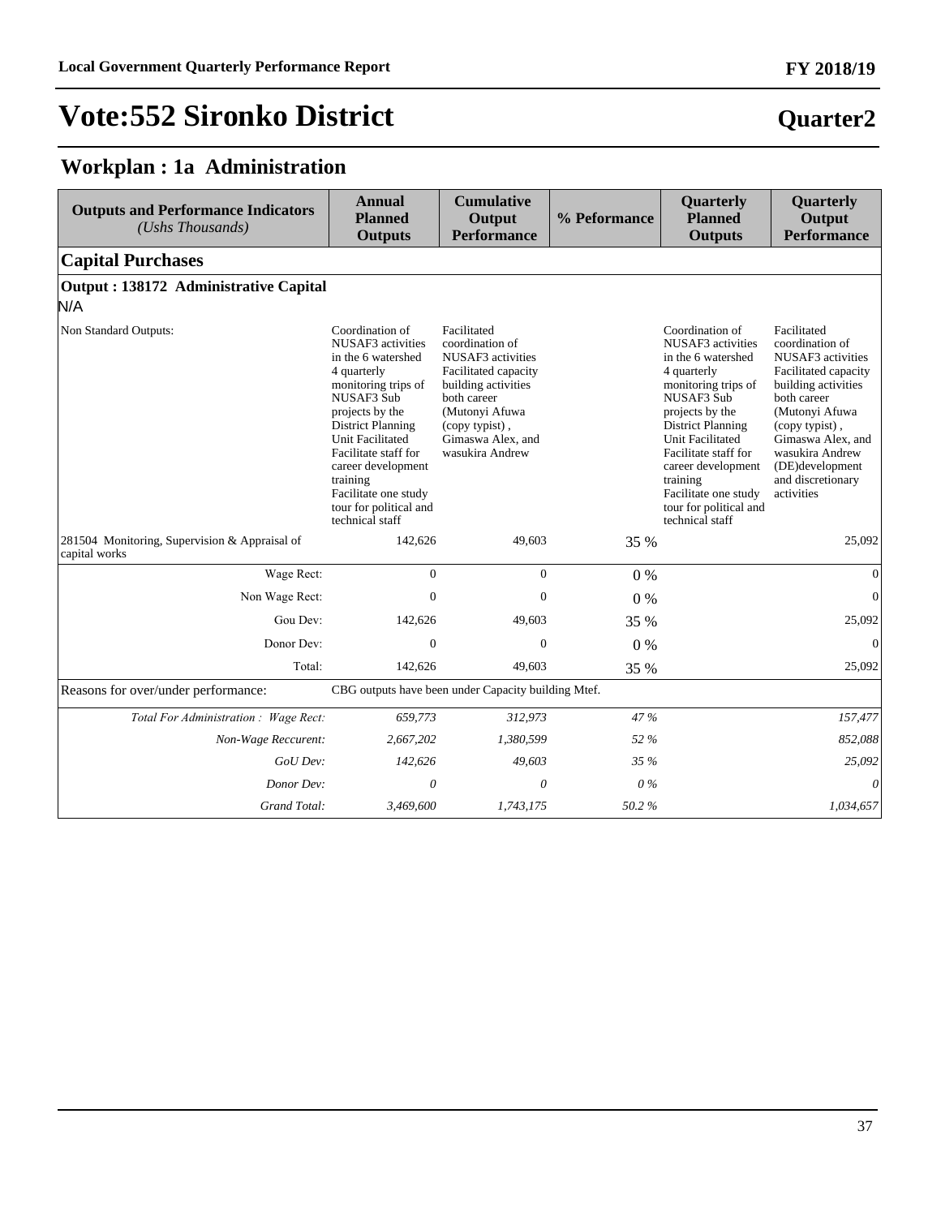# Vote:552 Sironko District

## Quarter2

## Workplan : 1a Administration

| Outputs and Performance Indicators *(Ushs Thousands)* | Annual Planned Outputs | Cumulative Output Performance | % Peformance | Quarterly Planned Outputs | Quarterly Output Performance |
|---|---|---|---|---|---|
| **Capital Purchases** | | | | | |
| **Output : 138172 Administrative Capital** N/A | | | | | |
| Non Standard Outputs: | Coordination of NUSAF3 activities in the 6 watershed 4 quarterly monitoring trips of NUSAF3 Sub projects by the District Planning Unit Facilitated Facilitate staff for career development training Facilitate one study tour for political and technical staff | Facilitated coordination of NUSAF3 activities Facilitated capacity building activities both career (Mutonyi Afuwa (copy typist) , Gimaswa Alex, and wasukira Andrew | | Coordination of NUSAF3 activities in the 6 watershed 4 quarterly monitoring trips of NUSAF3 Sub projects by the District Planning Unit Facilitated Facilitate staff for career development training Facilitate one study tour for political and technical staff | Facilitated coordination of NUSAF3 activities Facilitated capacity building activities both career (Mutonyi Afuwa (copy typist) , Gimaswa Alex, and wasukira Andrew (DE)development and discretionary activities |
| 281504 Monitoring, Supervision & Appraisal of capital works | 142,626 | 49,603 | 35 % | | 25,092 |
| Wage Rect: | 0 | 0 | 0 % | | 0 |
| Non Wage Rect: | 0 | 0 | 0 % | | 0 |
| Gou Dev: | 142,626 | 49,603 | 35 % | | 25,092 |
| Donor Dev: | 0 | 0 | 0 % | | 0 |
| Total: | 142,626 | 49,603 | 35 % | | 25,092 |
| Reasons for over/under performance: | CBG outputs have been under Capacity building Mtef. | | | | |
| *Total For Administration : Wage Rect:* | *659,773* | *312,973* | *47 %* | | *157,477* |
| *Non-Wage Reccurent:* | *2,667,202* | *1,380,599* | *52 %* | | *852,088* |
| *GoU Dev:* | *142,626* | *49,603* | *35 %* | | *25,092* |
| *Donor Dev:* | *0* | *0* | *0 %* | | *0* |
| *Grand Total:* | *3,469,600* | *1,743,175* | *50.2 %* | | *1,034,657* |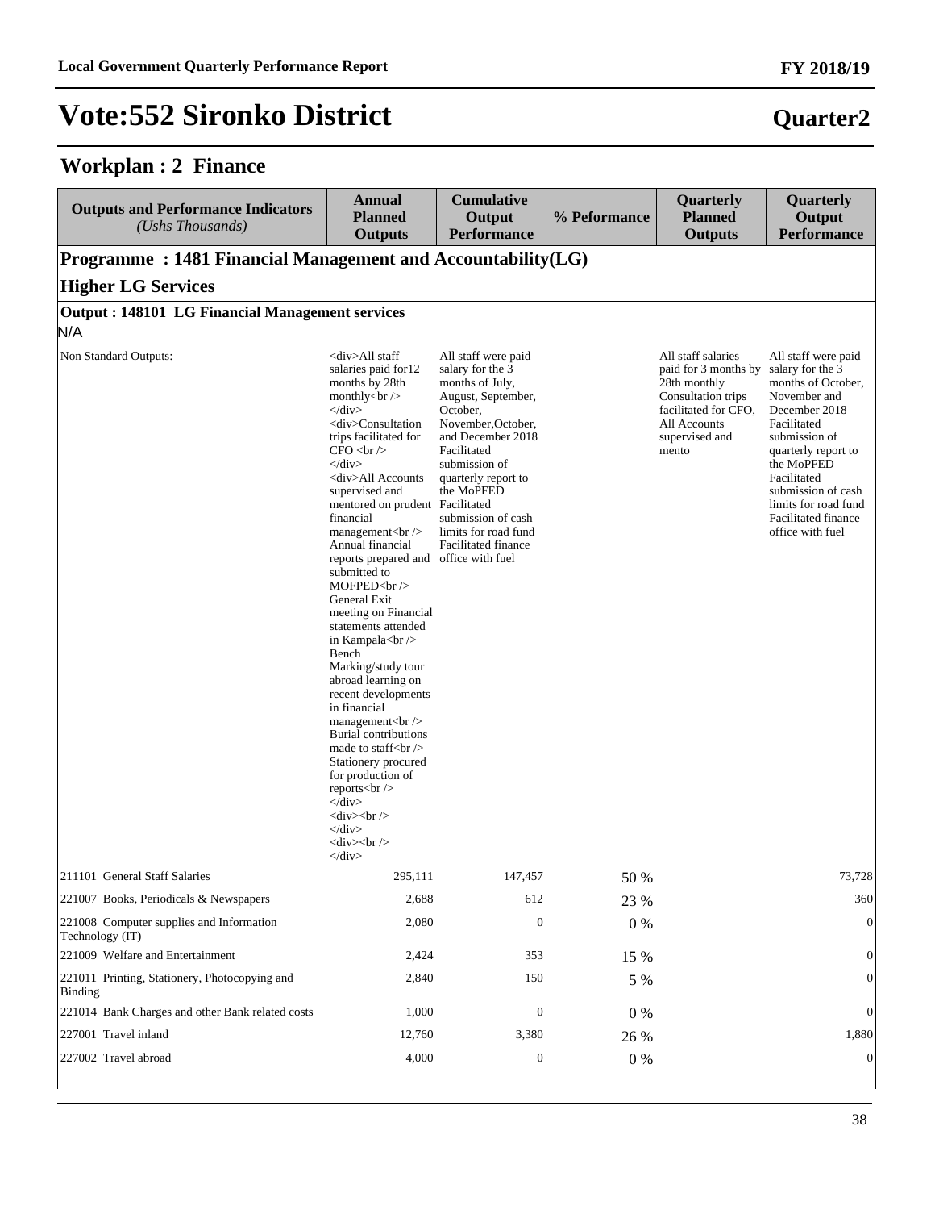# Vote:552 Sironko District

## Quarter2

### Workplan : 2 Finance

| Outputs and Performance Indicators *(Ushs Thousands)* | Annual Planned Outputs | Cumulative Output Performance | % Peformance | Quarterly Planned Outputs | Quarterly Output Performance |
|---|---|---|---|---|---|
| **Programme : 1481 Financial Management and Accountability(LG)** | | | | | |
| **Higher LG Services** | | | | | |
| **Output : 148101 LG Financial Management services** | | | | | |
| N/A | | | | | |
| Non Standard Outputs: | <div>All staff salaries paid for12 months by 28th monthly<br /></div><div>Consultation trips facilitated for CFO <br /></div><div>All Accounts supervised and mentored on prudent financial management<br /> Annual financial reports prepared and submitted to MOFPED<br /> General Exit meeting on Financial statements attended in Kampala<br /> Bench Marking/study tour abroad learning on recent developments in financial management<br /> Burial contributions made to staff<br /> Stationery procured for production of reports<br /></div><div><br /></div><div><br /></div> | All staff were paid salary for the 3 months of July, August, September, October, November,October, and December 2018 Facilitated submission of quarterly report to the MoPFED Facilitated submission of cash limits for road fund Facilitated finance office with fuel | | All staff salaries paid for 3 months by 28th monthly Consultation trips facilitated for CFO, All Accounts supervised and mento | All staff were paid salary for the 3 months of October, November and December 2018 Facilitated submission of quarterly report to the MoPFED Facilitated submission of cash limits for road fund Facilitated finance office with fuel |
| 211101 General Staff Salaries | 295,111 | 147,457 | 50 % | | 73,728 |
| 221007 Books, Periodicals & Newspapers | 2,688 | 612 | 23 % | | 360 |
| 221008 Computer supplies and Information Technology (IT) | 2,080 | 0 | 0 % | | 0 |
| 221009 Welfare and Entertainment | 2,424 | 353 | 15 % | | 0 |
| 221011 Printing, Stationery, Photocopying and Binding | 2,840 | 150 | 5 % | | 0 |
| 221014 Bank Charges and other Bank related costs | 1,000 | 0 | 0 % | | 0 |
| 227001 Travel inland | 12,760 | 3,380 | 26 % | | 1,880 |
| 227002 Travel abroad | 4,000 | 0 | 0 % | | 0 |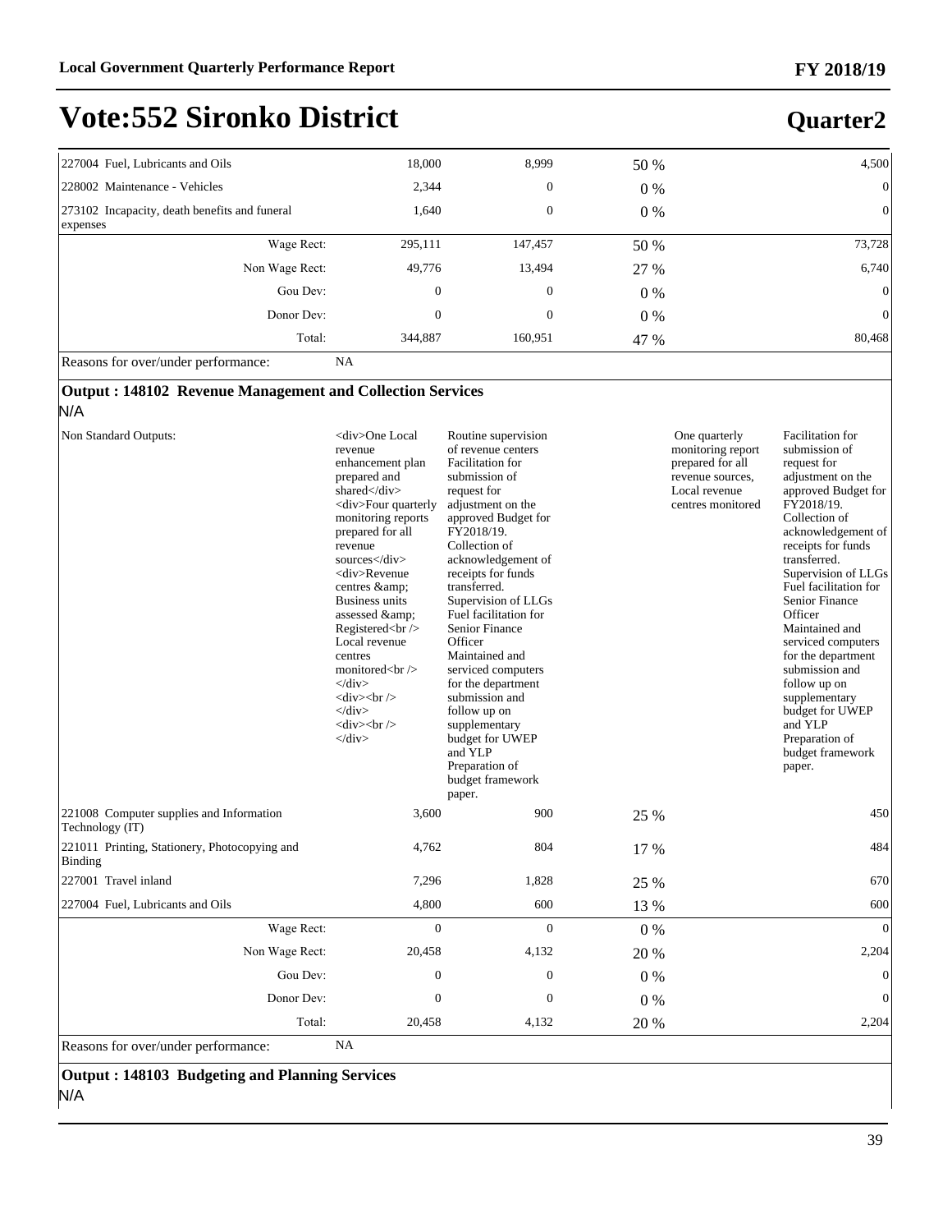# Vote:552 Sironko District

## Quarter2

| | | | | |
|---|---|---|---|---|
| 227004 Fuel, Lubricants and Oils | 18,000 | 8,999 | 50 % | 4,500 |
| 228002 Maintenance - Vehicles | 2,344 | 0 | 0 % | 0 |
| 273102 Incapacity, death benefits and funeral expenses | 1,640 | 0 | 0 % | 0 |
| Wage Rect: | 295,111 | 147,457 | 50 % | 73,728 |
| Non Wage Rect: | 49,776 | 13,494 | 27 % | 6,740 |
| Gou Dev: | 0 | 0 | 0 % | 0 |
| Donor Dev: | 0 | 0 | 0 % | 0 |
| Total: | 344,887 | 160,951 | 47 % | 80,468 |

Reasons for over/under performance: NA

### Output : 148102 Revenue Management and Collection Services

N/A

| | | | | |
|---|---|---|---|---|
| Non Standard Outputs: | &lt;div&gt;One Local revenue enhancement plan prepared and shared&lt;/div&gt; &lt;div&gt;Four quarterly monitoring reports prepared for all revenue sources&lt;/div&gt; &lt;div&gt;Revenue centres &amp;amp; Business units assessed &amp;amp; Registered&lt;br /&gt; Local revenue centres monitored&lt;br /&gt; &lt;/div&gt; &lt;div&gt;&lt;br /&gt; &lt;/div&gt; &lt;div&gt;&lt;br /&gt; &lt;/div&gt; | Routine supervision of revenue centers Facilitation for submission of request for adjustment on the approved Budget for FY2018/19. Collection of acknowledgement of receipts for funds transferred. Supervision of LLGs Fuel facilitation for Senior Finance Officer Maintained and serviced computers for the department submission and follow up on supplementary budget for UWEP and YLP Preparation of budget framework paper. | One quarterly monitoring report prepared for all revenue sources, Local revenue centres monitored | Facilitation for submission of request for adjustment on the approved Budget for FY2018/19. Collection of acknowledgement of receipts for funds transferred. Supervision of LLGs Fuel facilitation for Senior Finance Officer Maintained and serviced computers for the department submission and follow up on supplementary budget for UWEP and YLP Preparation of budget framework paper. |
| 221008 Computer supplies and Information Technology (IT) | 3,600 | 900 | 25 % | 450 |
| 221011 Printing, Stationery, Photocopying and Binding | 4,762 | 804 | 17 % | 484 |
| 227001 Travel inland | 7,296 | 1,828 | 25 % | 670 |
| 227004 Fuel, Lubricants and Oils | 4,800 | 600 | 13 % | 600 |
| Wage Rect: | 0 | 0 | 0 % | 0 |
| Non Wage Rect: | 20,458 | 4,132 | 20 % | 2,204 |
| Gou Dev: | 0 | 0 | 0 % | 0 |
| Donor Dev: | 0 | 0 | 0 % | 0 |
| Total: | 20,458 | 4,132 | 20 % | 2,204 |

Reasons for over/under performance: NA

### Output : 148103 Budgeting and Planning Services

N/A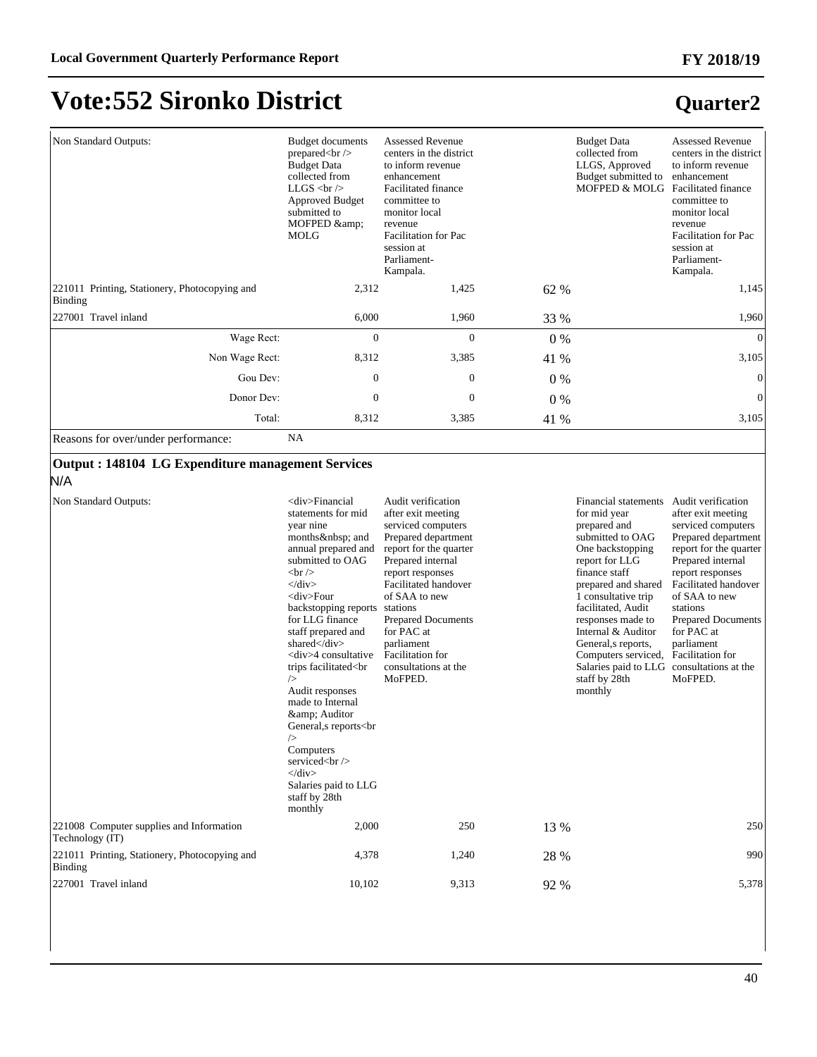# Vote:552 Sironko District

## Quarter2

| | | | | | |
|---|---|---|---|---|---|
| Non Standard Outputs: | Budget documents prepared<br /> Budget Data collected from LLGS <br /> Approved Budget submitted to MOFPED &amp; MOLG | Assessed Revenue centers in the district to inform revenue enhancement Facilitated finance committee to monitor local revenue Facilitation for Pac session at Parliament- Kampala. | | Budget Data collected from LLGS, Approved Budget submitted to MOFPED & MOLG | Assessed Revenue centers in the district to inform revenue enhancement Facilitated finance committee to monitor local revenue Facilitation for Pac session at Parliament- Kampala. |
| 221011 Printing, Stationery, Photocopying and Binding | 2,312 | 1,425 | 62 % | | 1,145 |
| 227001 Travel inland | 6,000 | 1,960 | 33 % | | 1,960 |
| Wage Rect: | 0 | 0 | 0 % | | 0 |
| Non Wage Rect: | 8,312 | 3,385 | 41 % | | 3,105 |
| Gou Dev: | 0 | 0 | 0 % | | 0 |
| Donor Dev: | 0 | 0 | 0 % | | 0 |
| Total: | 8,312 | 3,385 | 41 % | | 3,105 |
| Reasons for over/under performance: | NA | | | | |

**Output : 148104 LG Expenditure management Services**

N/A

| | | | | | |
|---|---|---|---|---|---|
| Non Standard Outputs: | <div>Financial statements for mid year nine months&nbsp; and annual prepared and submitted to OAG <br /> </div> <div>Four backstopping reports for LLG finance staff prepared and shared</div> <div>4 consultative trips facilitated<br /> Audit responses made to Internal &amp; Auditor General,s reports<br /> Computers serviced<br /> </div> Salaries paid to LLG staff by 28th monthly | Audit verification after exit meeting serviced computers Prepared department report for the quarter Prepared internal report responses Facilitated handover of SAA to new stations Prepared Documents for PAC at parliament Facilitation for consultations at the MoFPED. | | Financial statements for mid year prepared and submitted to OAG One backstopping report for LLG finance staff prepared and shared 1 consultative trip facilitated, Audit responses made to Internal & Auditor General,s reports, Computers serviced, Salaries paid to LLG staff by 28th monthly | Audit verification after exit meeting serviced computers Prepared department report for the quarter Prepared internal report responses Facilitated handover of SAA to new stations Prepared Documents for PAC at parliament Facilitation for consultations at the MoFPED. |
| 221008 Computer supplies and Information Technology (IT) | 2,000 | 250 | 13 % | | 250 |
| 221011 Printing, Stationery, Photocopying and Binding | 4,378 | 1,240 | 28 % | | 990 |
| 227001 Travel inland | 10,102 | 9,313 | 92 % | | 5,378 |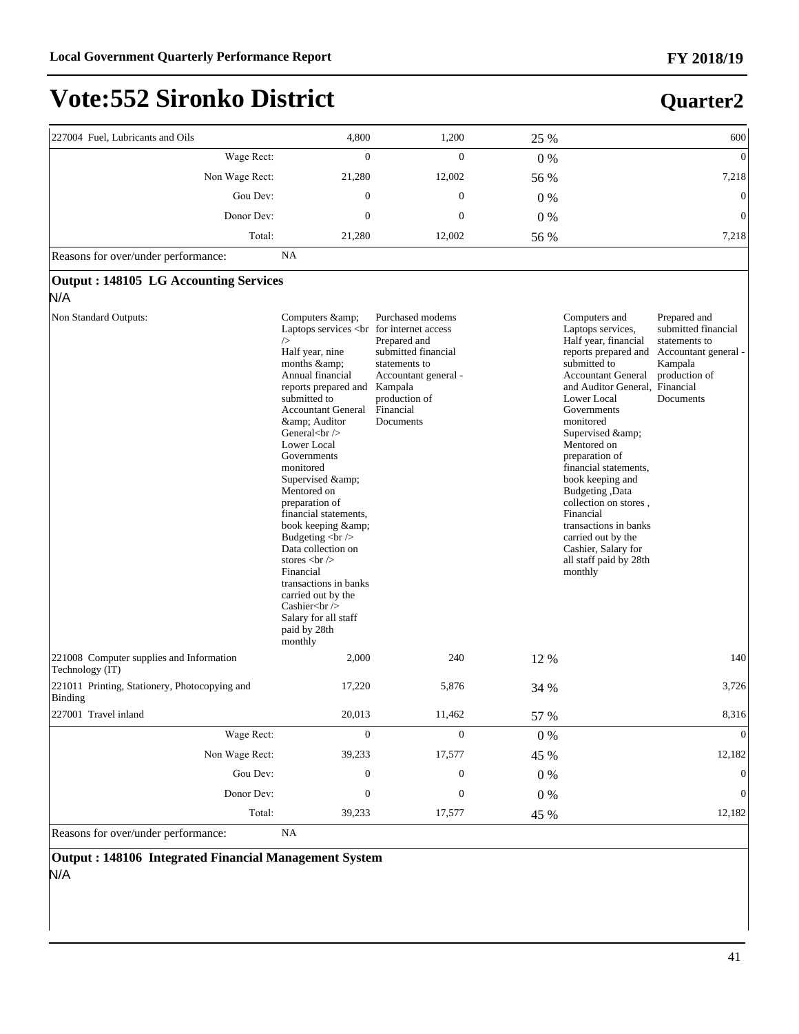# Vote:552 Sironko District

## Quarter2

| | | | | | |
|---|---|---|---|---|---|
| 227004 Fuel, Lubricants and Oils | 4,800 | 1,200 | 25 % | | 600 |
| Wage Rect: | 0 | 0 | 0 % | | 0 |
| Non Wage Rect: | 21,280 | 12,002 | 56 % | | 7,218 |
| Gou Dev: | 0 | 0 | 0 % | | 0 |
| Donor Dev: | 0 | 0 | 0 % | | 0 |
| Total: | 21,280 | 12,002 | 56 % | | 7,218 |
| Reasons for over/under performance: | NA | | | | |

**Output : 148105 LG Accounting Services**

N/A

| | | | | | |
|---|---|---|---|---|---|
| Non Standard Outputs: | Computers &amp; Laptops services <br /> Half year, nine months &amp; Annual financial reports prepared and submitted to Accountant General &amp; Auditor General<br /> Lower Local Governments monitored Supervised &amp; Mentored on preparation of financial statements, book keeping &amp; Budgeting <br /> Data collection on stores <br /> Financial transactions in banks carried out by the Cashier<br /> Salary for all staff paid by 28th monthly | Purchased modems for internet access Prepared and submitted financial statements to Accountant general - Kampala production of Financial Documents | | Computers and Laptops services, Half year, financial reports prepared and submitted to Accountant General and Auditor General, Lower Local Governments monitored Supervised &amp; Mentored on preparation of financial statements, book keeping and Budgeting ,Data collection on stores , Financial transactions in banks carried out by the Cashier, Salary for all staff paid by 28th monthly | Prepared and submitted financial statements to Accountant general - Kampala production of Financial Documents |
| 221008 Computer supplies and Information Technology (IT) | 2,000 | 240 | 12 % | | 140 |
| 221011 Printing, Stationery, Photocopying and Binding | 17,220 | 5,876 | 34 % | | 3,726 |
| 227001 Travel inland | 20,013 | 11,462 | 57 % | | 8,316 |
| Wage Rect: | 0 | 0 | 0 % | | 0 |
| Non Wage Rect: | 39,233 | 17,577 | 45 % | | 12,182 |
| Gou Dev: | 0 | 0 | 0 % | | 0 |
| Donor Dev: | 0 | 0 | 0 % | | 0 |
| Total: | 39,233 | 17,577 | 45 % | | 12,182 |
| Reasons for over/under performance: | NA | | | | |

**Output : 148106 Integrated Financial Management System**

N/A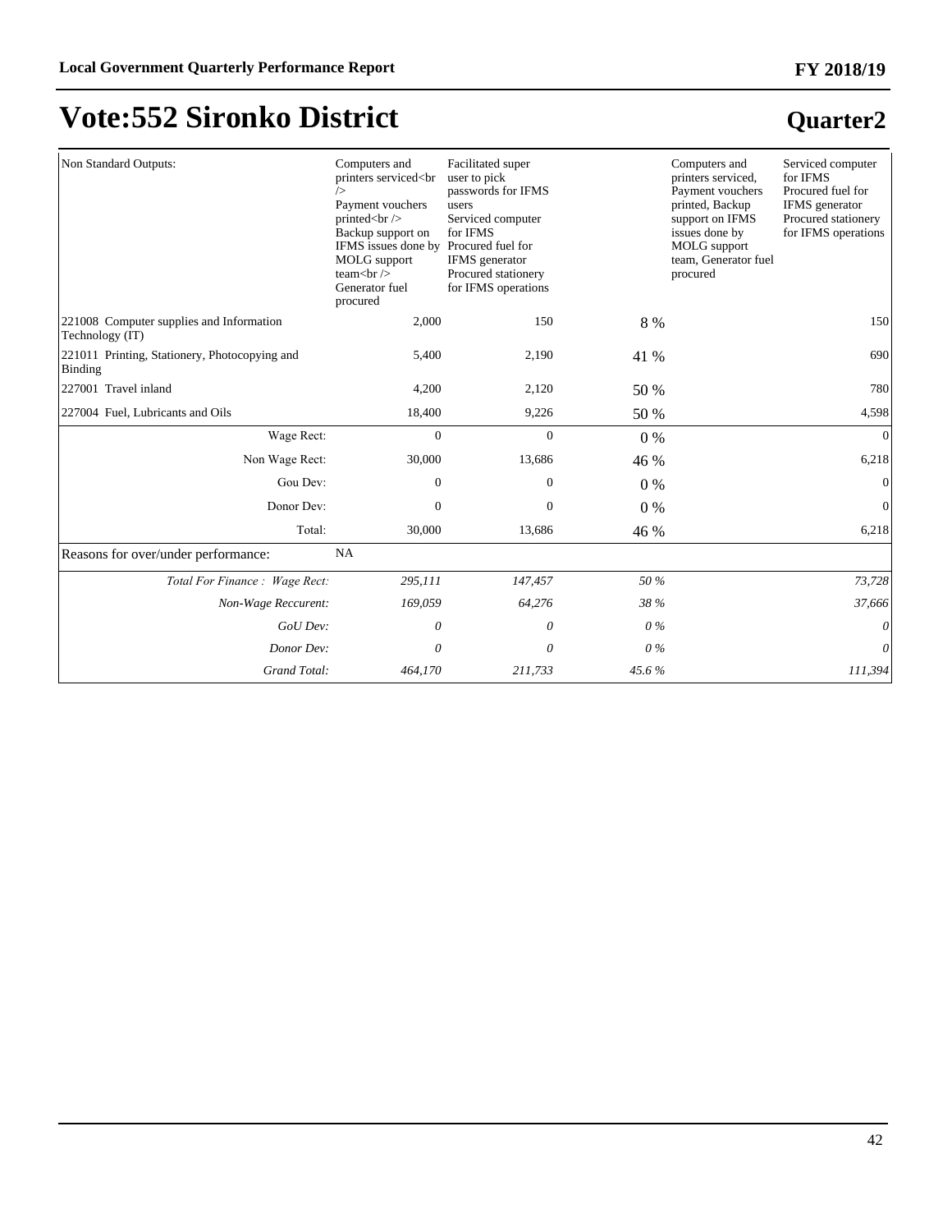# Vote:552 Sironko District

## Quarter2

| | | | | | |
|---|---|---|---|---|---|
| Non Standard Outputs: | Computers and printers serviced<br /> Payment vouchers printed<br /> Backup support on IFMS issues done by MOLG support team<br /> Generator fuel procured | Facilitated super user to pick passwords for IFMS users Serviced computer for IFMS Procured fuel for IFMS generator Procured stationery for IFMS operations | | Computers and printers serviced, Payment vouchers printed, Backup support on IFMS issues done by MOLG support team, Generator fuel procured | Serviced computer for IFMS Procured fuel for IFMS generator Procured stationery for IFMS operations |
| 221008 Computer supplies and Information Technology (IT) | 2,000 | 150 | 8 % | | 150 |
| 221011 Printing, Stationery, Photocopying and Binding | 5,400 | 2,190 | 41 % | | 690 |
| 227001 Travel inland | 4,200 | 2,120 | 50 % | | 780 |
| 227004 Fuel, Lubricants and Oils | 18,400 | 9,226 | 50 % | | 4,598 |
| Wage Rect: | 0 | 0 | 0 % | | 0 |
| Non Wage Rect: | 30,000 | 13,686 | 46 % | | 6,218 |
| Gou Dev: | 0 | 0 | 0 % | | 0 |
| Donor Dev: | 0 | 0 | 0 % | | 0 |
| Total: | 30,000 | 13,686 | 46 % | | 6,218 |
| Reasons for over/under performance: | NA | | | | |
| *Total For Finance : Wage Rect:* | *295,111* | *147,457* | *50 %* | | *73,728* |
| *Non-Wage Reccurent:* | *169,059* | *64,276* | *38 %* | | *37,666* |
| *GoU Dev:* | *0* | *0* | *0 %* | | *0* |
| *Donor Dev:* | *0* | *0* | *0 %* | | *0* |
| *Grand Total:* | *464,170* | *211,733* | *45.6 %* | | *111,394* |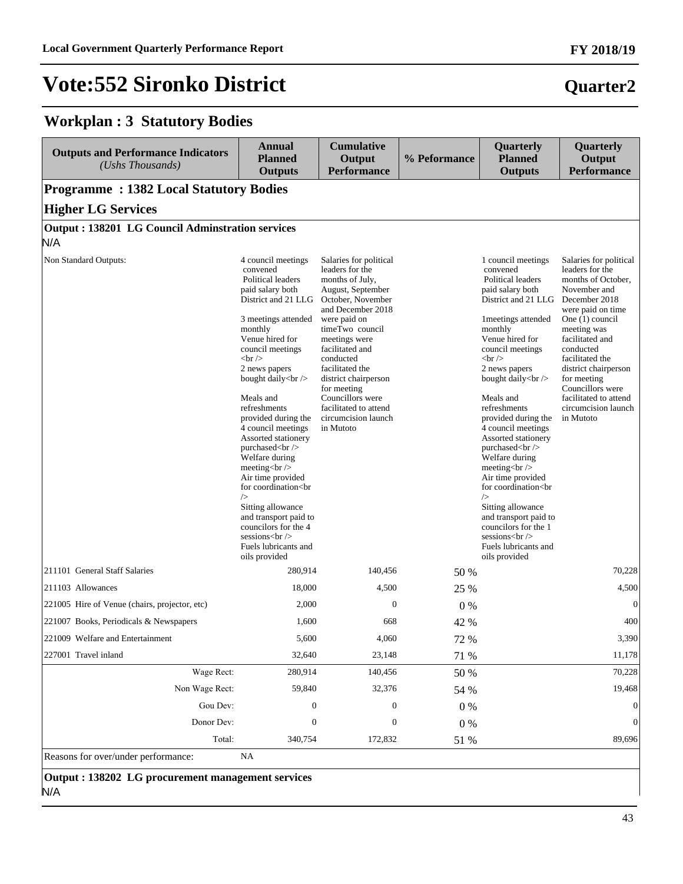# Vote:552 Sironko District

**Quarter2**

## Workplan : 3 Statutory Bodies

| Outputs and Performance Indicators *(Ushs Thousands)* | Annual Planned Outputs | Cumulative Output Performance | % Peformance | Quarterly Planned Outputs | Quarterly Output Performance |
|---|---|---|---|---|---|
| **Programme : 1382 Local Statutory Bodies** | | | | | |
| **Higher LG Services** | | | | | |
| **Output : 138201 LG Council Adminstration services** | | | | | |
| N/A | | | | | |
| Non Standard Outputs: | 4 council meetings convened Political leaders paid salary both District and 21 LLG 3 meetings attended monthly Venue hired for council meetings <br /> 2 news papers bought daily<br /> Meals and refreshments provided during the 4 council meetings Assorted stationery purchased<br /> Welfare during meeting<br /> Air time provided for coordination<br /> Sitting allowance and transport paid to councilors for the 4 sessions<br /> Fuels lubricants and oils provided | Salaries for political leaders for the months of July, August, September October, November and December 2018 were paid on timeTwo council meetings were facilitated and conducted facilitated the district chairperson for meeting Councillors were facilitated to attend circumcision launch in Mutoto | | 1 council meetings convened Political leaders paid salary both District and 21 LLG 1meetings attended monthly Venue hired for council meetings <br /> 2 news papers bought daily<br /> Meals and refreshments provided during the 4 council meetings Assorted stationery purchased<br /> Welfare during meeting<br /> Air time provided for coordination<br /> Sitting allowance and transport paid to councilors for the 1 sessions<br /> Fuels lubricants and oils provided | Salaries for political leaders for the months of October, November and December 2018 were paid on time One (1) council meeting was facilitated and conducted facilitated the district chairperson for meeting Councillors were facilitated to attend circumcision launch in Mutoto |
| 211101 General Staff Salaries | 280,914 | 140,456 | 50 % | | 70,228 |
| 211103 Allowances | 18,000 | 4,500 | 25 % | | 4,500 |
| 221005 Hire of Venue (chairs, projector, etc) | 2,000 | 0 | 0 % | | 0 |
| 221007 Books, Periodicals & Newspapers | 1,600 | 668 | 42 % | | 400 |
| 221009 Welfare and Entertainment | 5,600 | 4,060 | 72 % | | 3,390 |
| 227001 Travel inland | 32,640 | 23,148 | 71 % | | 11,178 |
| Wage Rect: | 280,914 | 140,456 | 50 % | | 70,228 |
| Non Wage Rect: | 59,840 | 32,376 | 54 % | | 19,468 |
| Gou Dev: | 0 | 0 | 0 % | | 0 |
| Donor Dev: | 0 | 0 | 0 % | | 0 |
| Total: | 340,754 | 172,832 | 51 % | | 89,696 |
| Reasons for over/under performance: | NA | | | | |
| **Output : 138202 LG procurement management services** | | | | | |
| N/A | | | | | |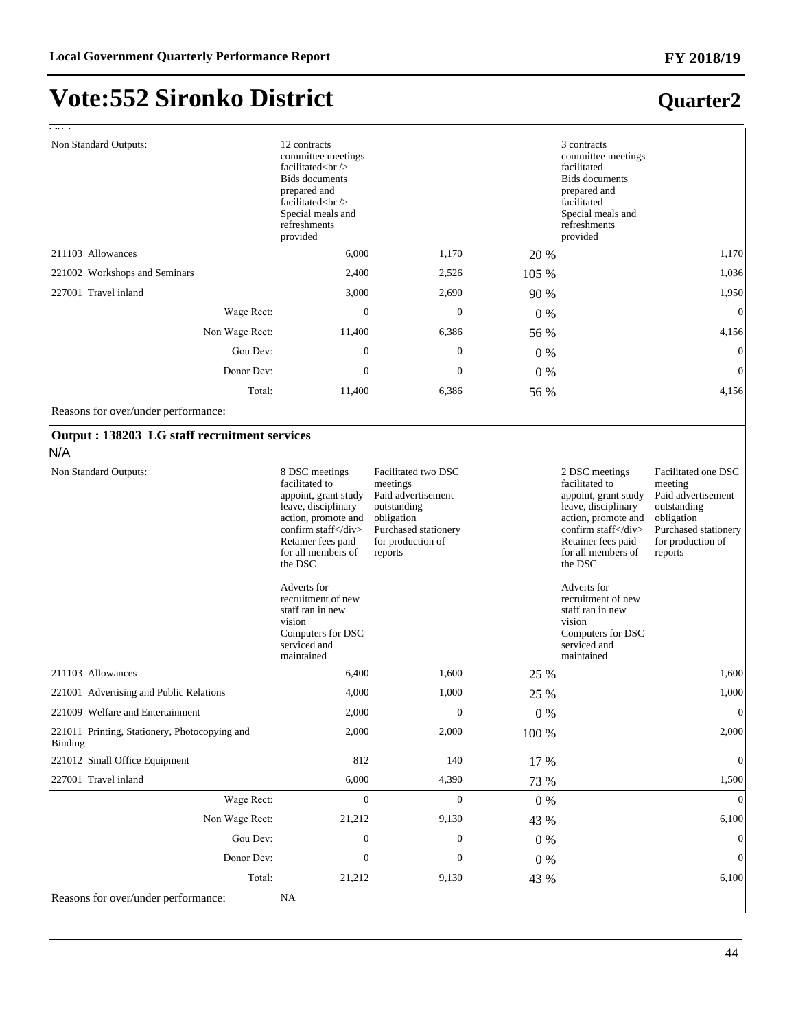# Vote:552 Sironko District

## Quarter2

N/A

| | | | | | |
|---|---|---|---|---|---|
| Non Standard Outputs: | 12 contracts committee meetings facilitated<br /> Bids documents prepared and facilitated<br /> Special meals and refreshments provided | | | 3 contracts committee meetings facilitated Bids documents prepared and facilitated Special meals and refreshments provided | |
| 211103 Allowances | 6,000 | 1,170 | 20 % | | 1,170 |
| 221002 Workshops and Seminars | 2,400 | 2,526 | 105 % | | 1,036 |
| 227001 Travel inland | 3,000 | 2,690 | 90 % | | 1,950 |
| Wage Rect: | 0 | 0 | 0 % | | 0 |
| Non Wage Rect: | 11,400 | 6,386 | 56 % | | 4,156 |
| Gou Dev: | 0 | 0 | 0 % | | 0 |
| Donor Dev: | 0 | 0 | 0 % | | 0 |
| Total: | 11,400 | 6,386 | 56 % | | 4,156 |

Reasons for over/under performance:

### Output : 138203 LG staff recruitment services

N/A

| | | | | | |
|---|---|---|---|---|---|
| Non Standard Outputs: | 8 DSC meetings facilitated to appoint, grant study leave, disciplinary action, promote and confirm staff</div> Retainer fees paid for all members of the DSC<br><br>Adverts for recruitment of new staff ran in new vision Computers for DSC serviced and maintained | Facilitated two DSC meetings Paid advertisement outstanding obligation Purchased stationery for production of reports | | 2 DSC meetings facilitated to appoint, grant study leave, disciplinary action, promote and confirm staff</div> Retainer fees paid for all members of the DSC<br><br>Adverts for recruitment of new staff ran in new vision Computers for DSC serviced and maintained | Facilitated one DSC meeting Paid advertisement outstanding obligation Purchased stationery for production of reports |
| 211103 Allowances | 6,400 | 1,600 | 25 % | | 1,600 |
| 221001 Advertising and Public Relations | 4,000 | 1,000 | 25 % | | 1,000 |
| 221009 Welfare and Entertainment | 2,000 | 0 | 0 % | | 0 |
| 221011 Printing, Stationery, Photocopying and Binding | 2,000 | 2,000 | 100 % | | 2,000 |
| 221012 Small Office Equipment | 812 | 140 | 17 % | | 0 |
| 227001 Travel inland | 6,000 | 4,390 | 73 % | | 1,500 |
| Wage Rect: | 0 | 0 | 0 % | | 0 |
| Non Wage Rect: | 21,212 | 9,130 | 43 % | | 6,100 |
| Gou Dev: | 0 | 0 | 0 % | | 0 |
| Donor Dev: | 0 | 0 | 0 % | | 0 |
| Total: | 21,212 | 9,130 | 43 % | | 6,100 |

Reasons for over/under performance: NA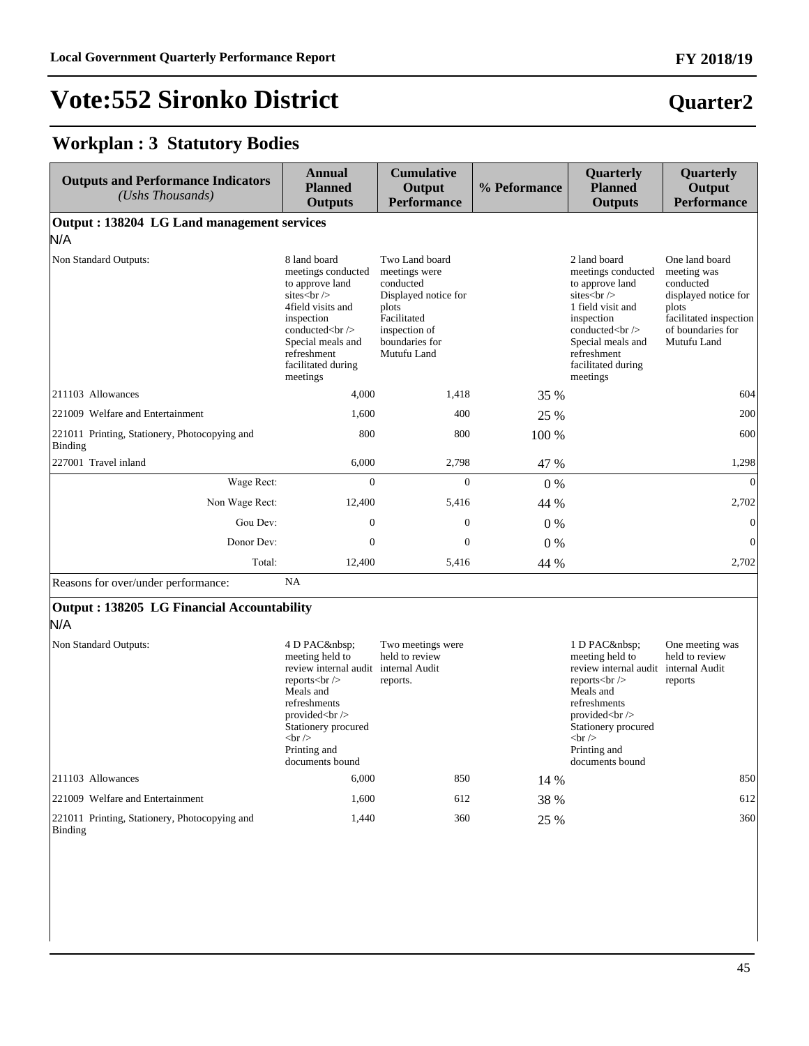# Vote:552 Sironko District

## Quarter2

## Workplan : 3 Statutory Bodies

| Outputs and Performance Indicators *(Ushs Thousands)* | Annual Planned Outputs | Cumulative Output Performance | % Peformance | Quarterly Planned Outputs | Quarterly Output Performance |
|---|---|---|---|---|---|
| **Output : 138204 LG Land management services** | | | | | |
| N/A | | | | | |
| Non Standard Outputs: | 8 land board meetings conducted to approve land sites<br />4field visits and inspection conducted<br />Special meals and refreshment facilitated during meetings | Two Land board meetings were conducted Displayed notice for plots Facilitated inspection of boundaries for Mutufu Land | | 2 land board meetings conducted to approve land sites<br />1 field visit and inspection conducted<br />Special meals and refreshment facilitated during meetings | One land board meeting was conducted displayed notice for plots facilitated inspection of boundaries for Mutufu Land |
| 211103 Allowances | 4,000 | 1,418 | 35 % | | 604 |
| 221009 Welfare and Entertainment | 1,600 | 400 | 25 % | | 200 |
| 221011 Printing, Stationery, Photocopying and Binding | 800 | 800 | 100 % | | 600 |
| 227001 Travel inland | 6,000 | 2,798 | 47 % | | 1,298 |
| Wage Rect: | 0 | 0 | 0 % | | 0 |
| Non Wage Rect: | 12,400 | 5,416 | 44 % | | 2,702 |
| Gou Dev: | 0 | 0 | 0 % | | 0 |
| Donor Dev: | 0 | 0 | 0 % | | 0 |
| Total: | 12,400 | 5,416 | 44 % | | 2,702 |
| Reasons for over/under performance: | NA | | | | |
| **Output : 138205 LG Financial Accountability** | | | | | |
| N/A | | | | | |
| Non Standard Outputs: | 4 D PAC&nbsp; meeting held to review internal audit reports<br />Meals and refreshments provided<br />Stationery procured<br />Printing and documents bound | Two meetings were held to review internal Audit reports. | | 1 D PAC&nbsp; meeting held to review internal audit reports<br />Meals and refreshments provided<br />Stationery procured<br />Printing and documents bound | One meeting was held to review internal Audit reports |
| 211103 Allowances | 6,000 | 850 | 14 % | | 850 |
| 221009 Welfare and Entertainment | 1,600 | 612 | 38 % | | 612 |
| 221011 Printing, Stationery, Photocopying and Binding | 1,440 | 360 | 25 % | | 360 |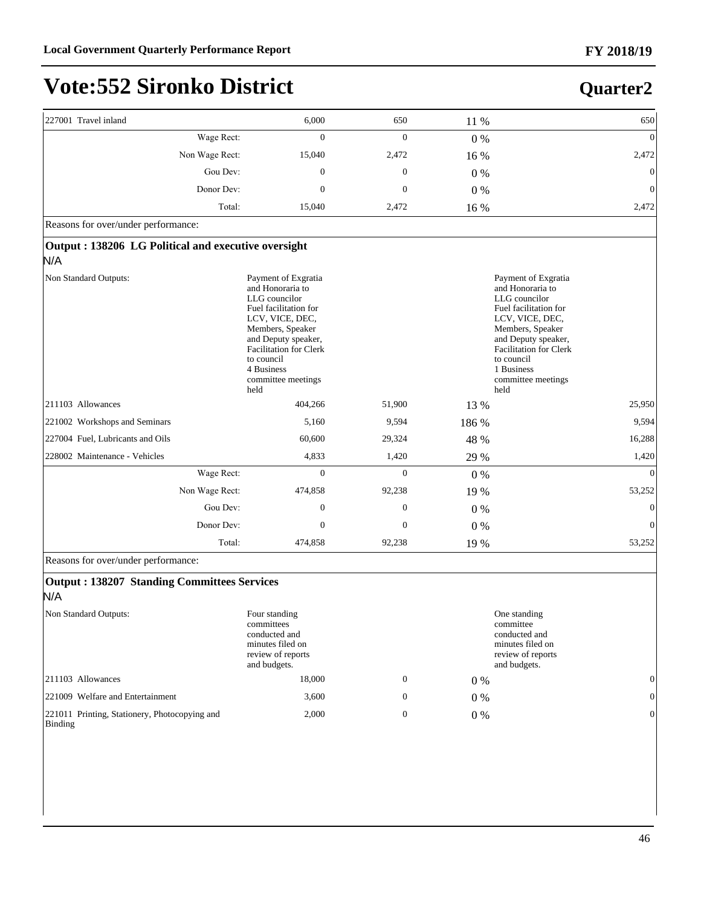# Vote:552 Sironko District

## Quarter2

| | | | | |
|---|---|---|---|---|
| 227001 Travel inland | 6,000 | 650 | 11 % | 650 |
| Wage Rect: | 0 | 0 | 0 % | 0 |
| Non Wage Rect: | 15,040 | 2,472 | 16 % | 2,472 |
| Gou Dev: | 0 | 0 | 0 % | 0 |
| Donor Dev: | 0 | 0 | 0 % | 0 |
| Total: | 15,040 | 2,472 | 16 % | 2,472 |

Reasons for over/under performance:

**Output : 138206 LG Political and executive oversight**

N/A

| | | | | |
|---|---|---|---|---|
| Non Standard Outputs: | Payment of Exgratia and Honoraria to LLG councilor Fuel facilitation for LCV, VICE, DEC, Members, Speaker and Deputy speaker, Facilitation for Clerk to council 4 Business committee meetings held | | | Payment of Exgratia and Honoraria to LLG councilor Fuel facilitation for LCV, VICE, DEC, Members, Speaker and Deputy speaker, Facilitation for Clerk to council 1 Business committee meetings held |
| 211103 Allowances | 404,266 | 51,900 | 13 % | 25,950 |
| 221002 Workshops and Seminars | 5,160 | 9,594 | 186 % | 9,594 |
| 227004 Fuel, Lubricants and Oils | 60,600 | 29,324 | 48 % | 16,288 |
| 228002 Maintenance - Vehicles | 4,833 | 1,420 | 29 % | 1,420 |
| Wage Rect: | 0 | 0 | 0 % | 0 |
| Non Wage Rect: | 474,858 | 92,238 | 19 % | 53,252 |
| Gou Dev: | 0 | 0 | 0 % | 0 |
| Donor Dev: | 0 | 0 | 0 % | 0 |
| Total: | 474,858 | 92,238 | 19 % | 53,252 |

Reasons for over/under performance:

**Output : 138207 Standing Committees Services**

N/A

| | | | | |
|---|---|---|---|---|
| Non Standard Outputs: | Four standing committees conducted and minutes filed on review of reports and budgets. | | | One standing committee conducted and minutes filed on review of reports and budgets. |
| 211103 Allowances | 18,000 | 0 | 0 % | 0 |
| 221009 Welfare and Entertainment | 3,600 | 0 | 0 % | 0 |
| 221011 Printing, Stationery, Photocopying and Binding | 2,000 | 0 | 0 % | 0 |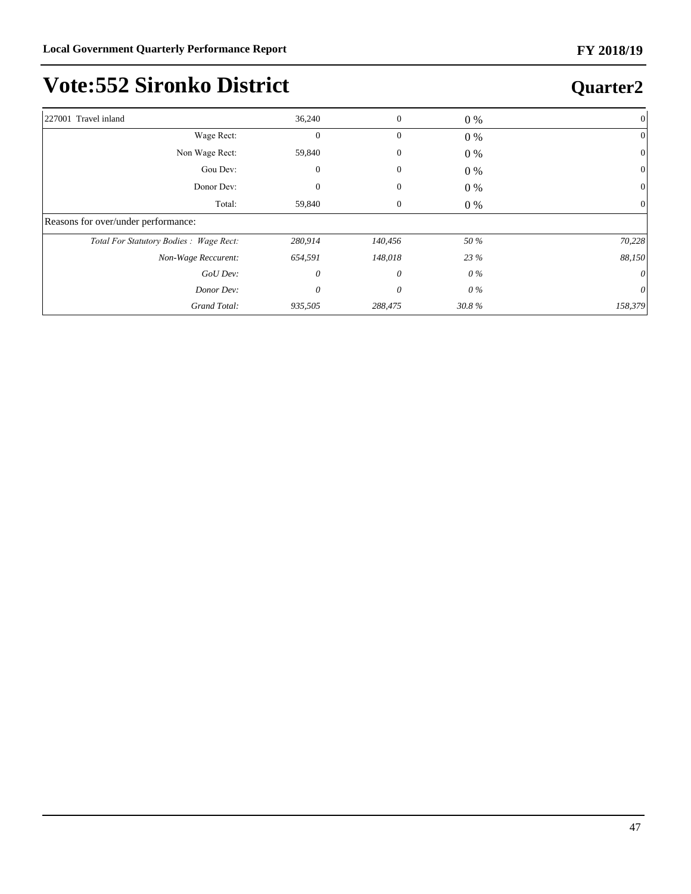# Vote:552 Sironko District

## Quarter2

| | | | | |
|---|---|---|---|---|
| 227001 Travel inland | 36,240 | 0 | 0 % | 0 |
| Wage Rect: | 0 | 0 | 0 % | 0 |
| Non Wage Rect: | 59,840 | 0 | 0 % | 0 |
| Gou Dev: | 0 | 0 | 0 % | 0 |
| Donor Dev: | 0 | 0 | 0 % | 0 |
| Total: | 59,840 | 0 | 0 % | 0 |
| Reasons for over/under performance: | | | | |
| *Total For Statutory Bodies : Wage Rect:* | *280,914* | *140,456* | *50 %* | *70,228* |
| *Non-Wage Reccurent:* | *654,591* | *148,018* | *23 %* | *88,150* |
| *GoU Dev:* | *0* | *0* | *0 %* | *0* |
| *Donor Dev:* | *0* | *0* | *0 %* | *0* |
| *Grand Total:* | *935,505* | *288,475* | *30.8 %* | *158,379* |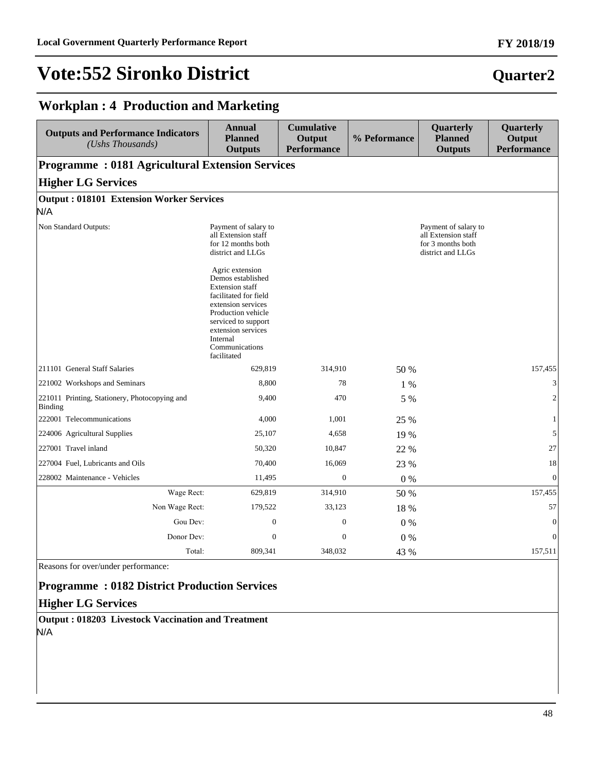# Vote:552 Sironko District

## Quarter2

## Workplan : 4 Production and Marketing

| Outputs and Performance Indicators *(Ushs Thousands)* | Annual Planned Outputs | Cumulative Output Performance | % Peformance | Quarterly Planned Outputs | Quarterly Output Performance |
|---|---|---|---|---|---|
| **Programme : 0181 Agricultural Extension Services** | | | | | |
| **Higher LG Services** | | | | | |
| **Output : 018101 Extension Worker Services** | | | | | |
| N/A | | | | | |
| Non Standard Outputs: | Payment of salary to all Extension staff for 12 months both district and LLGs<br><br>Agric extension Demos established Extension staff facilitated for field extension services Production vehicle serviced to support extension services Internal Communications facilitated | | | Payment of salary to all Extension staff for 3 months both district and LLGs | |
| 211101 General Staff Salaries | 629,819 | 314,910 | 50 % | | 157,455 |
| 221002 Workshops and Seminars | 8,800 | 78 | 1 % | | 3 |
| 221011 Printing, Stationery, Photocopying and Binding | 9,400 | 470 | 5 % | | 2 |
| 222001 Telecommunications | 4,000 | 1,001 | 25 % | | 1 |
| 224006 Agricultural Supplies | 25,107 | 4,658 | 19 % | | 5 |
| 227001 Travel inland | 50,320 | 10,847 | 22 % | | 27 |
| 227004 Fuel, Lubricants and Oils | 70,400 | 16,069 | 23 % | | 18 |
| 228002 Maintenance - Vehicles | 11,495 | 0 | 0 % | | 0 |
| Wage Rect: | 629,819 | 314,910 | 50 % | | 157,455 |
| Non Wage Rect: | 179,522 | 33,123 | 18 % | | 57 |
| Gou Dev: | 0 | 0 | 0 % | | 0 |
| Donor Dev: | 0 | 0 | 0 % | | 0 |
| Total: | 809,341 | 348,032 | 43 % | | 157,511 |
| Reasons for over/under performance: | | | | | |
| **Programme : 0182 District Production Services** | | | | | |
| **Higher LG Services** | | | | | |
| **Output : 018203 Livestock Vaccination and Treatment** | | | | | |
| N/A | | | | | |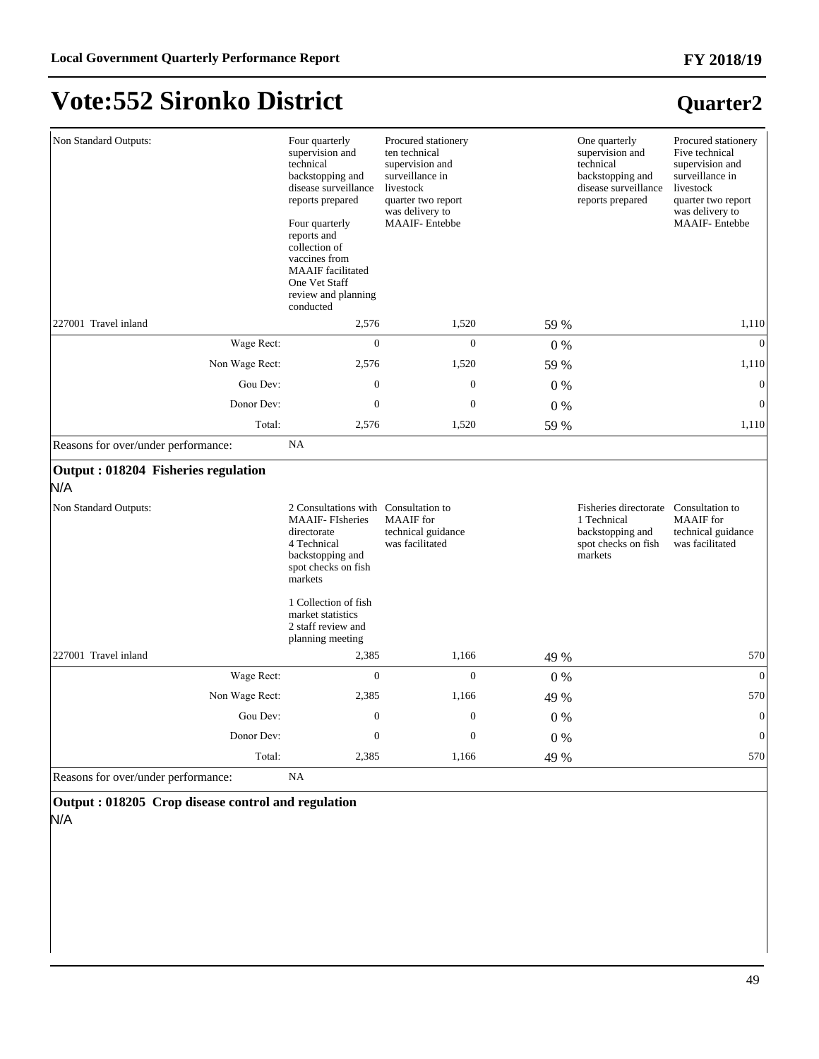# Vote:552 Sironko District

## Quarter2

| | | | | | |
|---|---|---|---|---|---|
| Non Standard Outputs: | Four quarterly supervision and technical backstopping and disease surveillance reports prepared<br><br>Four quarterly reports and collection of vaccines from MAAIF facilitated One Vet Staff review and planning conducted | Procured stationery ten technical supervision and surveillance in livestock quarter two report was delivery to MAAIF- Entebbe | | One quarterly supervision and technical backstopping and disease surveillance reports prepared | Procured stationery Five technical supervision and surveillance in livestock quarter two report was delivery to MAAIF- Entebbe |
| 227001 Travel inland | 2,576 | 1,520 | 59 % | | 1,110 |
| Wage Rect: | 0 | 0 | 0 % | | 0 |
| Non Wage Rect: | 2,576 | 1,520 | 59 % | | 1,110 |
| Gou Dev: | 0 | 0 | 0 % | | 0 |
| Donor Dev: | 0 | 0 | 0 % | | 0 |
| Total: | 2,576 | 1,520 | 59 % | | 1,110 |
| Reasons for over/under performance: | NA | | | | |

### Output : 018204 Fisheries regulation

N/A

| | | | | | |
|---|---|---|---|---|---|
| Non Standard Outputs: | 2 Consultations with MAAIF- FIsheries directorate<br>4 Technical backstopping and spot checks on fish markets<br><br>1 Collection of fish market statistics<br>2 staff review and planning meeting | Consultation to MAAIF for technical guidance was facilitated | | Fisheries directorate<br>1 Technical backstopping and spot checks on fish markets | Consultation to MAAIF for technical guidance was facilitated |
| 227001 Travel inland | 2,385 | 1,166 | 49 % | | 570 |
| Wage Rect: | 0 | 0 | 0 % | | 0 |
| Non Wage Rect: | 2,385 | 1,166 | 49 % | | 570 |
| Gou Dev: | 0 | 0 | 0 % | | 0 |
| Donor Dev: | 0 | 0 | 0 % | | 0 |
| Total: | 2,385 | 1,166 | 49 % | | 570 |
| Reasons for over/under performance: | NA | | | | |

### Output : 018205 Crop disease control and regulation

N/A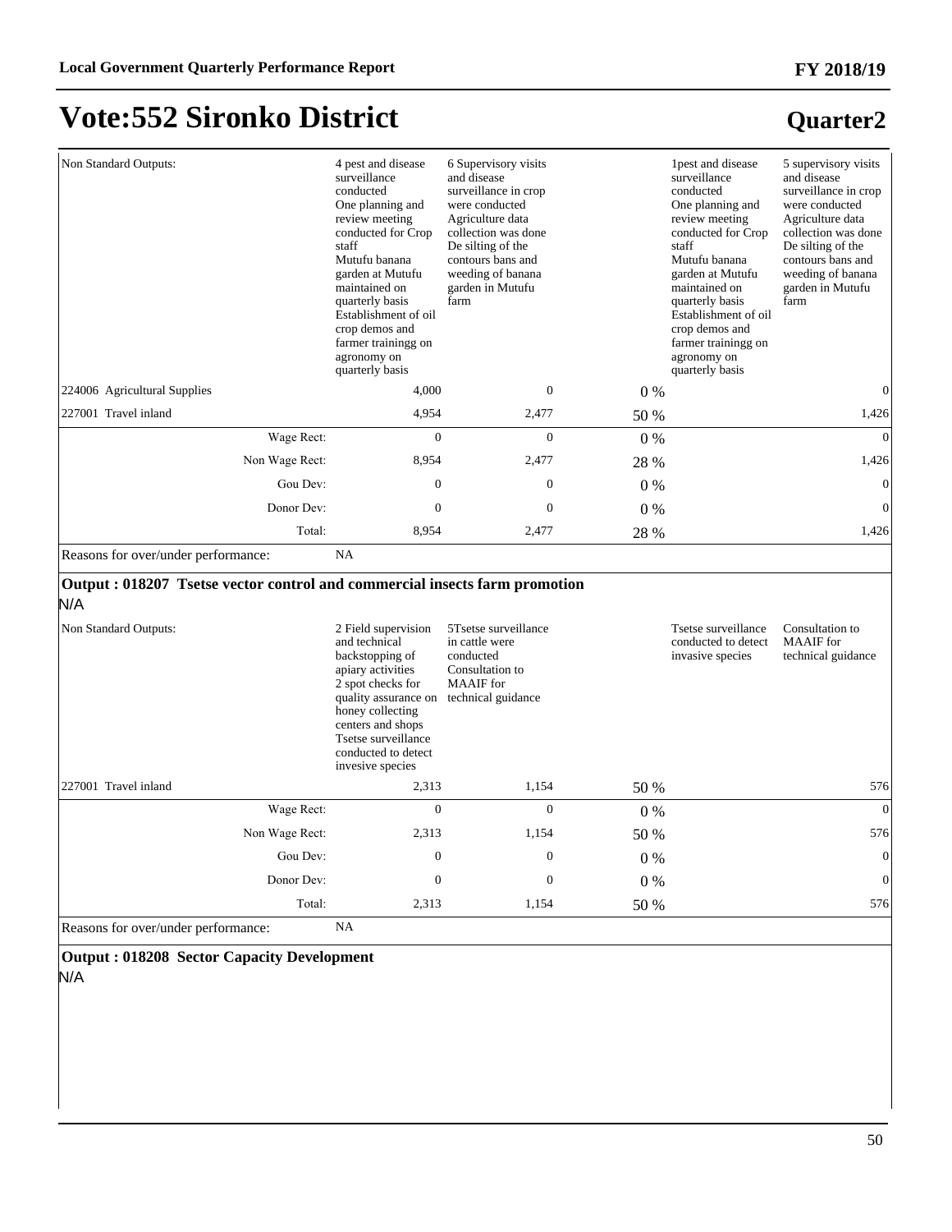# Vote:552 Sironko District

## Quarter2

| | | | | | |
|---|---|---|---|---|---|
| Non Standard Outputs: | 4 pest and disease surveillance conducted<br>One planning and review meeting conducted for Crop staff<br>Mutufu banana garden at Mutufu maintained on quarterly basis<br>Establishment of oil crop demos and farmer trainingg on agronomy on quarterly basis | 6 Supervisory visits and disease surveillance in crop were conducted<br>Agriculture data collection was done<br>De silting of the contours bans and weeding of banana garden in Mutufu farm | | 1pest and disease surveillance conducted<br>One planning and review meeting conducted for Crop staff<br>Mutufu banana garden at Mutufu maintained on quarterly basis<br>Establishment of oil crop demos and farmer trainingg on agronomy on quarterly basis | 5 supervisory visits and disease surveillance in crop were conducted<br>Agriculture data collection was done<br>De silting of the contours bans and weeding of banana garden in Mutufu farm |
| 224006 Agricultural Supplies | 4,000 | 0 | 0 % | | 0 |
| 227001 Travel inland | 4,954 | 2,477 | 50 % | | 1,426 |
| Wage Rect: | 0 | 0 | 0 % | | 0 |
| Non Wage Rect: | 8,954 | 2,477 | 28 % | | 1,426 |
| Gou Dev: | 0 | 0 | 0 % | | 0 |
| Donor Dev: | 0 | 0 | 0 % | | 0 |
| Total: | 8,954 | 2,477 | 28 % | | 1,426 |

Reasons for over/under performance: NA

**Output : 018207 Tsetse vector control and commercial insects farm promotion**

N/A

| | | | | | |
|---|---|---|---|---|---|
| Non Standard Outputs: | 2 Field supervision and technical backstopping of apiary activities<br>2 spot checks for quality assurance on honey collecting centers and shops<br>Tsetse surveillance conducted to detect invesive species | 5Tsetse surveillance in cattle were conducted<br>Consultation to MAAIF for technical guidance | | Tsetse surveillance conducted to detect invasive species | Consultation to MAAIF for technical guidance |
| 227001 Travel inland | 2,313 | 1,154 | 50 % | | 576 |
| Wage Rect: | 0 | 0 | 0 % | | 0 |
| Non Wage Rect: | 2,313 | 1,154 | 50 % | | 576 |
| Gou Dev: | 0 | 0 | 0 % | | 0 |
| Donor Dev: | 0 | 0 | 0 % | | 0 |
| Total: | 2,313 | 1,154 | 50 % | | 576 |

Reasons for over/under performance: NA

**Output : 018208 Sector Capacity Development**

N/A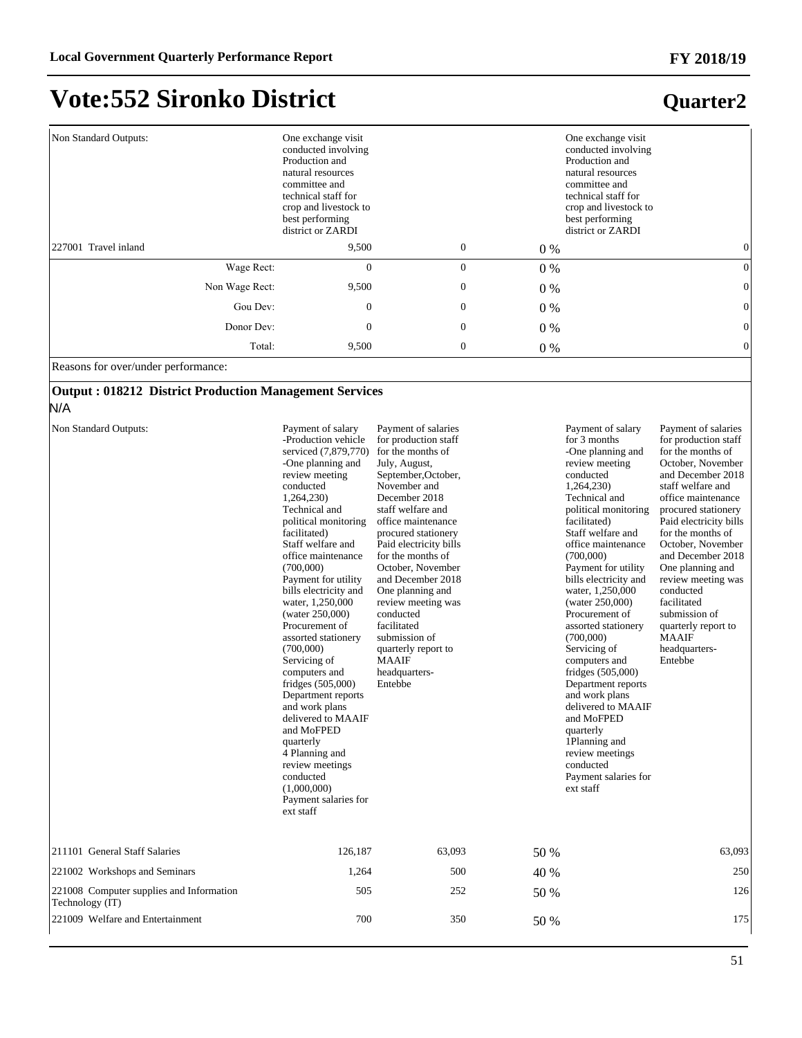# Vote:552 Sironko District

## Quarter2

| | | | | | |
|---|---|---|---|---|---|
| Non Standard Outputs: | One exchange visit conducted involving Production and natural resources committee and technical staff for crop and livestock to best performing district or ZARDI | | | One exchange visit conducted involving Production and natural resources committee and technical staff for crop and livestock to best performing district or ZARDI | |
| 227001 Travel inland | 9,500 | 0 | 0 % | | 0 |
| Wage Rect: | 0 | 0 | 0 % | | 0 |
| Non Wage Rect: | 9,500 | 0 | 0 % | | 0 |
| Gou Dev: | 0 | 0 | 0 % | | 0 |
| Donor Dev: | 0 | 0 | 0 % | | 0 |
| Total: | 9,500 | 0 | 0 % | | 0 |

Reasons for over/under performance:

**Output : 018212 District Production Management Services**

N/A

| | | | | | |
|---|---|---|---|---|---|
| Non Standard Outputs: | Payment of salary -Production vehicle serviced (7,879,770) -One planning and review meeting conducted 1,264,230) Technical and political monitoring facilitated) Staff welfare and office maintenance (700,000) Payment for utility bills electricity and water, 1,250,000 (water 250,000) Procurement of assorted stationery (700,000) Servicing of computers and fridges (505,000) Department reports and work plans delivered to MAAIF and MoFPED quarterly 4 Planning and review meetings conducted (1,000,000) Payment salaries for ext staff | Payment of salaries for production staff for the months of July, August, September,October, November and December 2018 staff welfare and office maintenance procured stationery Paid electricity bills for the months of October, November and December 2018 One planning and review meeting was conducted facilitated submission of quarterly report to MAAIF headquarters-Entebbe | | Payment of salary for 3 months -One planning and review meeting conducted 1,264,230) Technical and political monitoring facilitated) Staff welfare and office maintenance (700,000) Payment for utility bills electricity and water, 1,250,000 (water 250,000) Procurement of assorted stationery (700,000) Servicing of computers and fridges (505,000) Department reports and work plans delivered to MAAIF and MoFPED quarterly 1Planning and review meetings conducted Payment salaries for ext staff | Payment of salaries for production staff for the months of October, November and December 2018 staff welfare and office maintenance procured stationery Paid electricity bills for the months of October, November and December 2018 One planning and review meeting was conducted facilitated submission of quarterly report to MAAIF headquarters-Entebbe |
| 211101 General Staff Salaries | 126,187 | 63,093 | 50 % | | 63,093 |
| 221002 Workshops and Seminars | 1,264 | 500 | 40 % | | 250 |
| 221008 Computer supplies and Information Technology (IT) | 505 | 252 | 50 % | | 126 |
| 221009 Welfare and Entertainment | 700 | 350 | 50 % | | 175 |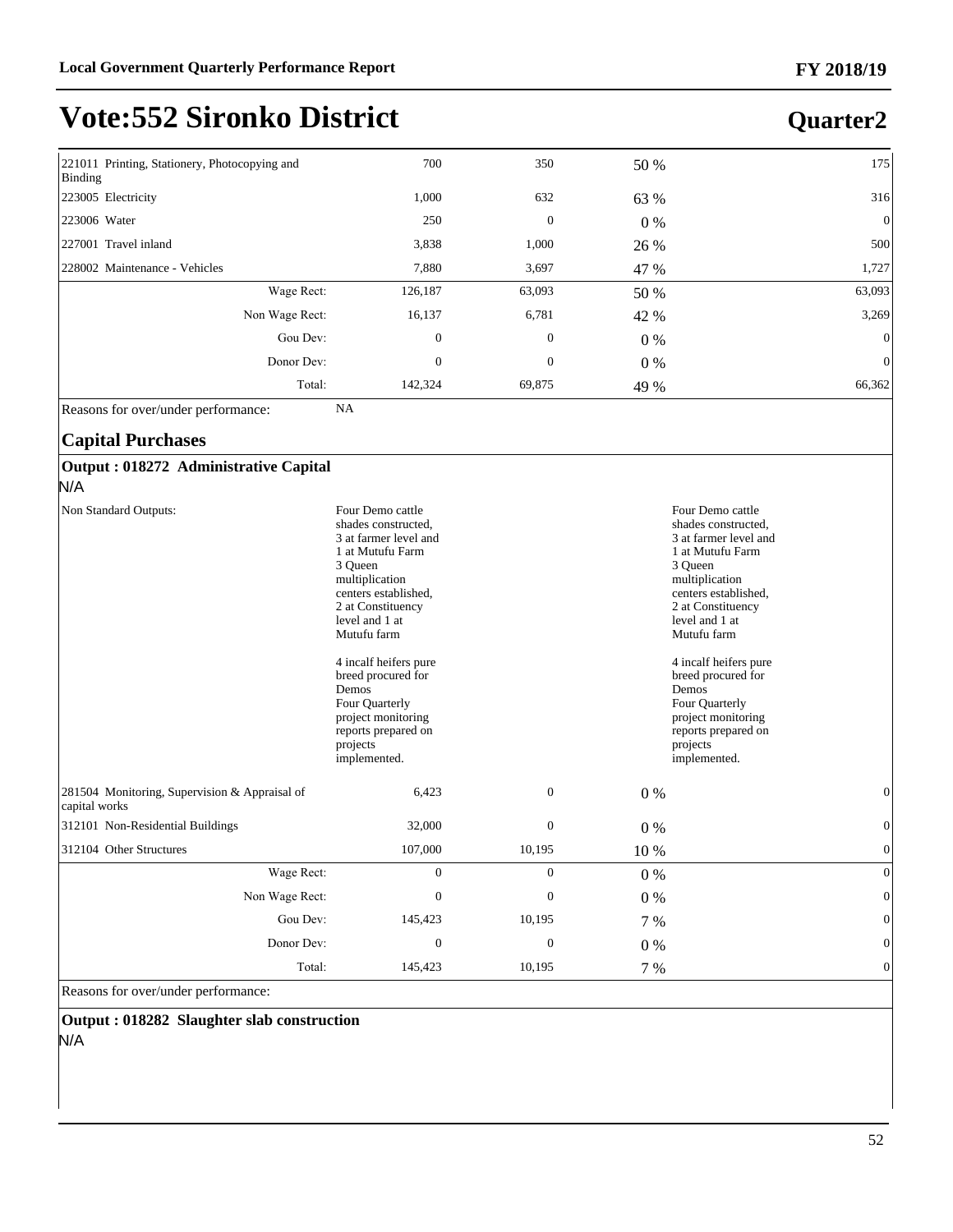# Vote:552 Sironko District

## Quarter2

| | | | | |
|---|---|---|---|---|
| 221011 Printing, Stationery, Photocopying and Binding | 700 | 350 | 50 % | 175 |
| 223005 Electricity | 1,000 | 632 | 63 % | 316 |
| 223006 Water | 250 | 0 | 0 % | 0 |
| 227001 Travel inland | 3,838 | 1,000 | 26 % | 500 |
| 228002 Maintenance - Vehicles | 7,880 | 3,697 | 47 % | 1,727 |
| Wage Rect: | 126,187 | 63,093 | 50 % | 63,093 |
| Non Wage Rect: | 16,137 | 6,781 | 42 % | 3,269 |
| Gou Dev: | 0 | 0 | 0 % | 0 |
| Donor Dev: | 0 | 0 | 0 % | 0 |
| Total: | 142,324 | 69,875 | 49 % | 66,362 |

Reasons for over/under performance: NA

### Capital Purchases

**Output : 018272 Administrative Capital**

N/A

| | | | | |
|---|---|---|---|---|
| Non Standard Outputs: | Four Demo cattle shades constructed, 3 at farmer level and 1 at Mutufu Farm<br>3 Queen multiplication centers established, 2 at Constituency level and 1 at Mutufu farm<br><br>4 incalf heifers pure breed procured for Demos<br>Four Quarterly project monitoring reports prepared on projects implemented. | | | Four Demo cattle shades constructed, 3 at farmer level and 1 at Mutufu Farm<br>3 Queen multiplication centers established, 2 at Constituency level and 1 at Mutufu farm<br><br>4 incalf heifers pure breed procured for Demos<br>Four Quarterly project monitoring reports prepared on projects implemented. |
| 281504 Monitoring, Supervision & Appraisal of capital works | 6,423 | 0 | 0 % | 0 |
| 312101 Non-Residential Buildings | 32,000 | 0 | 0 % | 0 |
| 312104 Other Structures | 107,000 | 10,195 | 10 % | 0 |
| Wage Rect: | 0 | 0 | 0 % | 0 |
| Non Wage Rect: | 0 | 0 | 0 % | 0 |
| Gou Dev: | 145,423 | 10,195 | 7 % | 0 |
| Donor Dev: | 0 | 0 | 0 % | 0 |
| Total: | 145,423 | 10,195 | 7 % | 0 |

Reasons for over/under performance:

**Output : 018282 Slaughter slab construction**

N/A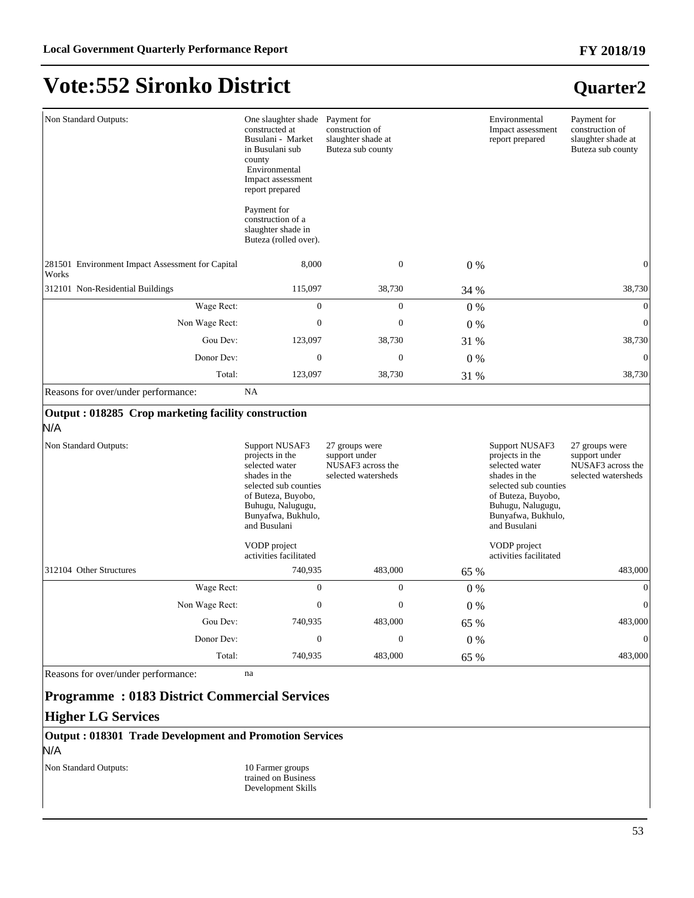# Vote:552 Sironko District

## Quarter2

| | | | | | |
|---|---|---|---|---|---|
| Non Standard Outputs: | One slaughter shade constructed at Busulani - Market in Busulani sub county<br>Environmental Impact assessment report prepared<br><br>Payment for construction of a slaughter shade in Buteza (rolled over). | Payment for construction of slaughter shade at Buteza sub county | | Environmental Impact assessment report prepared | Payment for construction of slaughter shade at Buteza sub county |
| 281501 Environment Impact Assessment for Capital Works | 8,000 | 0 | 0 % | | 0 |
| 312101 Non-Residential Buildings | 115,097 | 38,730 | 34 % | | 38,730 |
| Wage Rect: | 0 | 0 | 0 % | | 0 |
| Non Wage Rect: | 0 | 0 | 0 % | | 0 |
| Gou Dev: | 123,097 | 38,730 | 31 % | | 38,730 |
| Donor Dev: | 0 | 0 | 0 % | | 0 |
| Total: | 123,097 | 38,730 | 31 % | | 38,730 |
| Reasons for over/under performance: | NA | | | | |

### Output : 018285 Crop marketing facility construction

N/A

| | | | | | |
|---|---|---|---|---|---|
| Non Standard Outputs: | Support NUSAF3 projects in the selected water shades in the selected sub counties of Buteza, Buyobo, Buhugu, Nalugugu, Bunyafwa, Bukhulo, and Busulani<br><br>VODP project activities facilitated | 27 groups were support under NUSAF3 across the selected watersheds | | Support NUSAF3 projects in the selected water shades in the selected sub counties of Buteza, Buyobo, Buhugu, Nalugugu, Bunyafwa, Bukhulo, and Busulani<br><br>VODP project activities facilitated | 27 groups were support under NUSAF3 across the selected watersheds |
| 312104 Other Structures | 740,935 | 483,000 | 65 % | | 483,000 |
| Wage Rect: | 0 | 0 | 0 % | | 0 |
| Non Wage Rect: | 0 | 0 | 0 % | | 0 |
| Gou Dev: | 740,935 | 483,000 | 65 % | | 483,000 |
| Donor Dev: | 0 | 0 | 0 % | | 0 |
| Total: | 740,935 | 483,000 | 65 % | | 483,000 |
| Reasons for over/under performance: | na | | | | |

## Programme : 0183 District Commercial Services

## Higher LG Services

### Output : 018301 Trade Development and Promotion Services

N/A

| | | | | | |
|---|---|---|---|---|---|
| Non Standard Outputs: | 10 Farmer groups trained on Business Development Skills | | | | |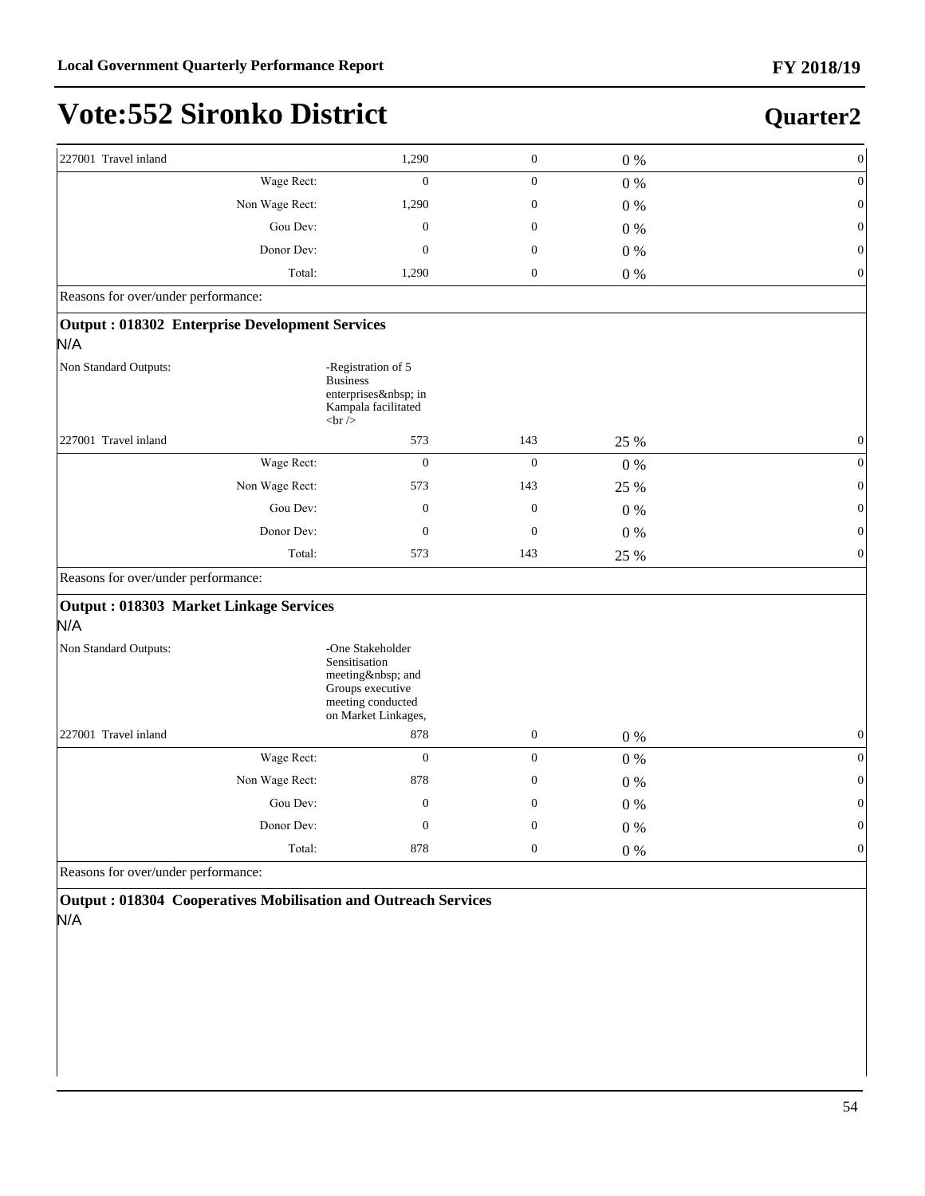# Vote:552 Sironko District

## Quarter2

| | | | | |
|---|---|---|---|---|
| 227001 Travel inland | 1,290 | 0 | 0 % | 0 |
| Wage Rect: | 0 | 0 | 0 % | 0 |
| Non Wage Rect: | 1,290 | 0 | 0 % | 0 |
| Gou Dev: | 0 | 0 | 0 % | 0 |
| Donor Dev: | 0 | 0 | 0 % | 0 |
| Total: | 1,290 | 0 | 0 % | 0 |

Reasons for over/under performance:

**Output : 018302 Enterprise Development Services**

N/A

| | | | | |
|---|---|---|---|---|
| Non Standard Outputs: | -Registration of 5 Business enterprises&nbsp; in Kampala facilitated <br /> | | | |
| 227001 Travel inland | 573 | 143 | 25 % | 0 |
| Wage Rect: | 0 | 0 | 0 % | 0 |
| Non Wage Rect: | 573 | 143 | 25 % | 0 |
| Gou Dev: | 0 | 0 | 0 % | 0 |
| Donor Dev: | 0 | 0 | 0 % | 0 |
| Total: | 573 | 143 | 25 % | 0 |

Reasons for over/under performance:

**Output : 018303 Market Linkage Services**

N/A

| | | | | |
|---|---|---|---|---|
| Non Standard Outputs: | -One Stakeholder Sensitisation meeting&nbsp; and Groups executive meeting conducted on Market Linkages, | | | |
| 227001 Travel inland | 878 | 0 | 0 % | 0 |
| Wage Rect: | 0 | 0 | 0 % | 0 |
| Non Wage Rect: | 878 | 0 | 0 % | 0 |
| Gou Dev: | 0 | 0 | 0 % | 0 |
| Donor Dev: | 0 | 0 | 0 % | 0 |
| Total: | 878 | 0 | 0 % | 0 |

Reasons for over/under performance:

**Output : 018304 Cooperatives Mobilisation and Outreach Services**

N/A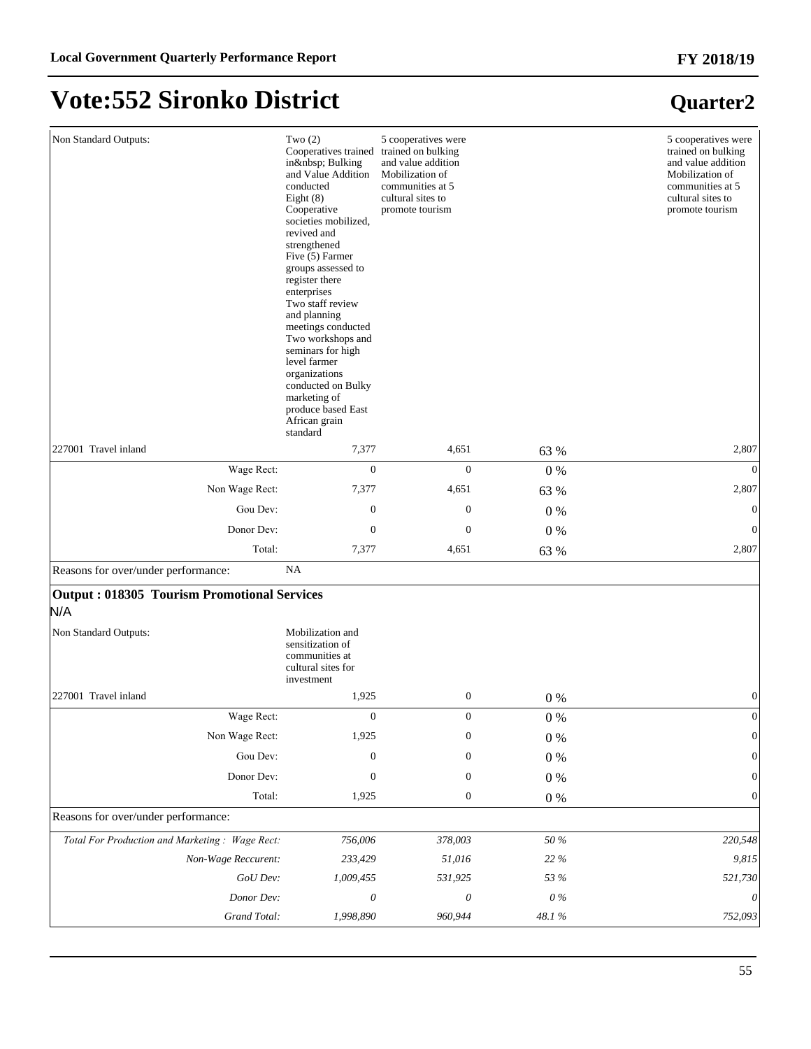# Vote:552 Sironko District

## Quarter2

| | | | | |
|---|---|---|---|---|
| Non Standard Outputs: | Two (2) Cooperatives trained in&nbsp; Bulking and Value Addition conducted<br>Eight (8) Cooperative societies mobilized, revived and strengthened<br>Five (5) Farmer groups assessed to register there enterprises<br>Two staff review and planning meetings conducted<br>Two workshops and seminars for high level farmer organizations conducted on Bulky marketing of produce based East African grain standard | 5 cooperatives were trained on bulking and value addition<br>Mobilization of communities at 5 cultural sites to promote tourism | | 5 cooperatives were trained on bulking and value addition<br>Mobilization of communities at 5 cultural sites to promote tourism |
| 227001 Travel inland | 7,377 | 4,651 | 63 % | 2,807 |
| Wage Rect: | 0 | 0 | 0 % | 0 |
| Non Wage Rect: | 7,377 | 4,651 | 63 % | 2,807 |
| Gou Dev: | 0 | 0 | 0 % | 0 |
| Donor Dev: | 0 | 0 | 0 % | 0 |
| Total: | 7,377 | 4,651 | 63 % | 2,807 |
| Reasons for over/under performance: | NA | | | |

**Output : 018305 Tourism Promotional Services**

N/A

| | | | | |
|---|---|---|---|---|
| Non Standard Outputs: | Mobilization and sensitization of communities at cultural sites for investment | | | |
| 227001 Travel inland | 1,925 | 0 | 0 % | 0 |
| Wage Rect: | 0 | 0 | 0 % | 0 |
| Non Wage Rect: | 1,925 | 0 | 0 % | 0 |
| Gou Dev: | 0 | 0 | 0 % | 0 |
| Donor Dev: | 0 | 0 | 0 % | 0 |
| Total: | 1,925 | 0 | 0 % | 0 |
| Reasons for over/under performance: | | | | |
| *Total For Production and Marketing : Wage Rect:* | *756,006* | *378,003* | *50 %* | *220,548* |
| *Non-Wage Reccurent:* | *233,429* | *51,016* | *22 %* | *9,815* |
| *GoU Dev:* | *1,009,455* | *531,925* | *53 %* | *521,730* |
| *Donor Dev:* | *0* | *0* | *0 %* | *0* |
| *Grand Total:* | *1,998,890* | *960,944* | *48.1 %* | *752,093* |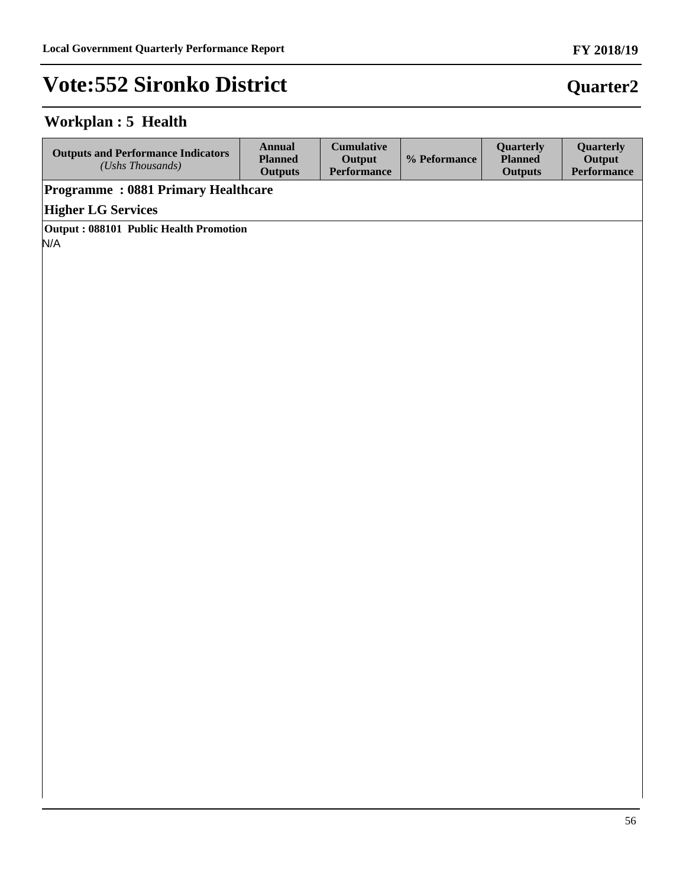# Vote:552 Sironko District

**Quarter2**

## Workplan : 5 Health

| Outputs and Performance Indicators *(Ushs Thousands)* | Annual Planned Outputs | Cumulative Output Performance | % Peformance | Quarterly Planned Outputs | Quarterly Output Performance |
|---|---|---|---|---|---|

### Programme : 0881 Primary Healthcare

### Higher LG Services

**Output : 088101 Public Health Promotion**

N/A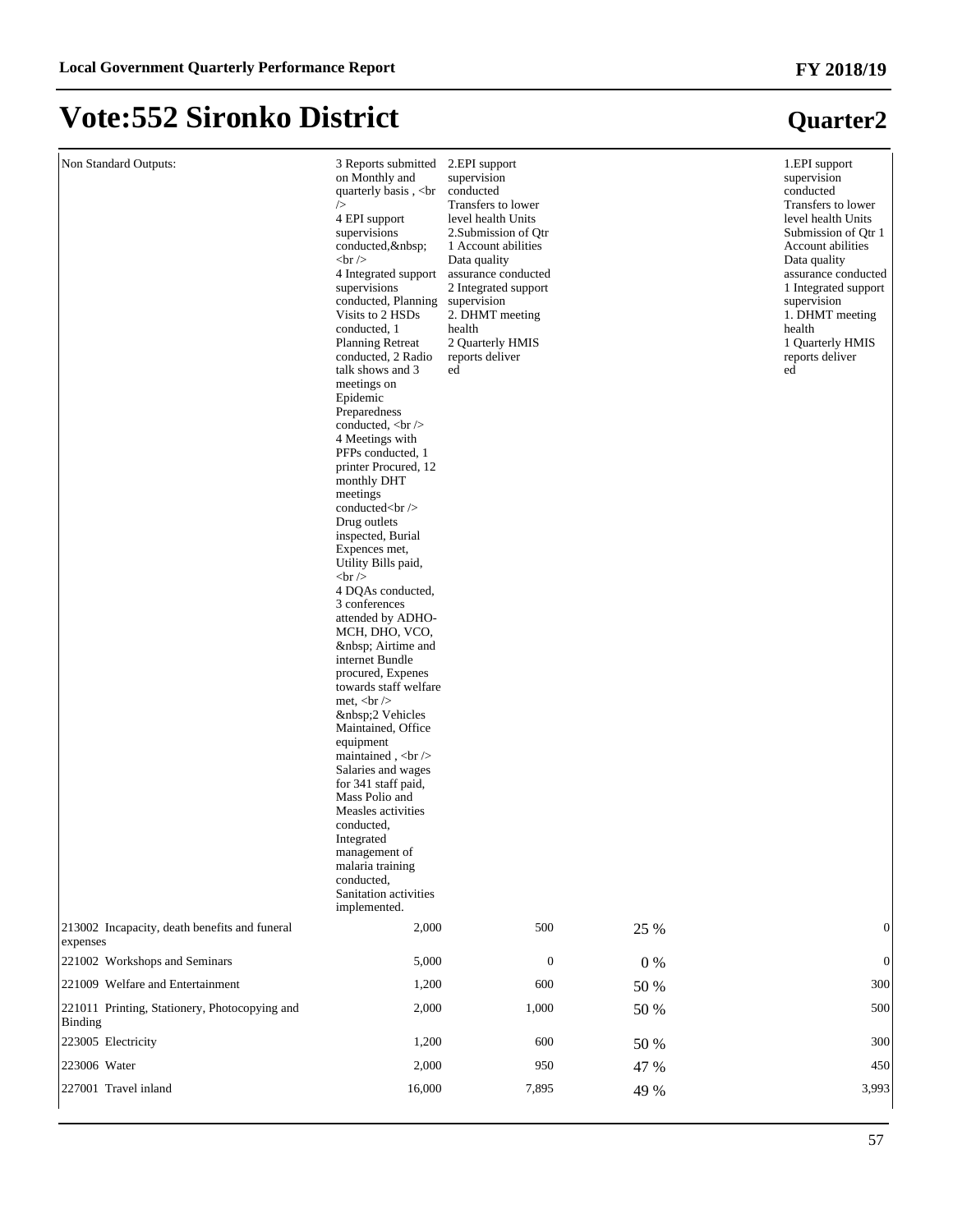# Vote:552 Sironko District

## Quarter2

| | | | | |
|---|---|---|---|---|
| Non Standard Outputs: | 3 Reports submitted on Monthly and quarterly basis , <br /> 4 EPI support supervisions conducted,&nbsp; <br /> 4 Integrated support supervisions conducted, Planning Visits to 2 HSDs conducted, 1 Planning Retreat conducted, 2 Radio talk shows and 3 meetings on Epidemic Preparedness conducted, <br /> 4 Meetings with PFPs conducted, 1 printer Procured, 12 monthly DHT meetings conducted<br /> Drug outlets inspected, Burial Expences met, Utility Bills paid, <br /> 4 DQAs conducted, 3 conferences attended by ADHO-MCH, DHO, VCO, &nbsp; Airtime and internet Bundle procured, Expenes towards staff welfare met, <br /> &nbsp;2 Vehicles Maintained, Office equipment maintained , <br /> Salaries and wages for 341 staff paid, Mass Polio and Measles activities conducted, Integrated management of malaria training conducted, Sanitation activities implemented. | 2.EPI support supervision conducted Transfers to lower level health Units 2.Submission of Qtr 1 Account abilities Data quality assurance conducted 2 Integrated support supervision 2. DHMT meeting health 2 Quarterly HMIS reports deliver ed | | 1.EPI support supervision conducted Transfers to lower level health Units Submission of Qtr 1 Account abilities Data quality assurance conducted 1 Integrated support supervision 1. DHMT meeting health 1 Quarterly HMIS reports deliver ed |
| 213002 Incapacity, death benefits and funeral expenses | 2,000 | 500 | 25 % | 0 |
| 221002 Workshops and Seminars | 5,000 | 0 | 0 % | 0 |
| 221009 Welfare and Entertainment | 1,200 | 600 | 50 % | 300 |
| 221011 Printing, Stationery, Photocopying and Binding | 2,000 | 1,000 | 50 % | 500 |
| 223005 Electricity | 1,200 | 600 | 50 % | 300 |
| 223006 Water | 2,000 | 950 | 47 % | 450 |
| 227001 Travel inland | 16,000 | 7,895 | 49 % | 3,993 |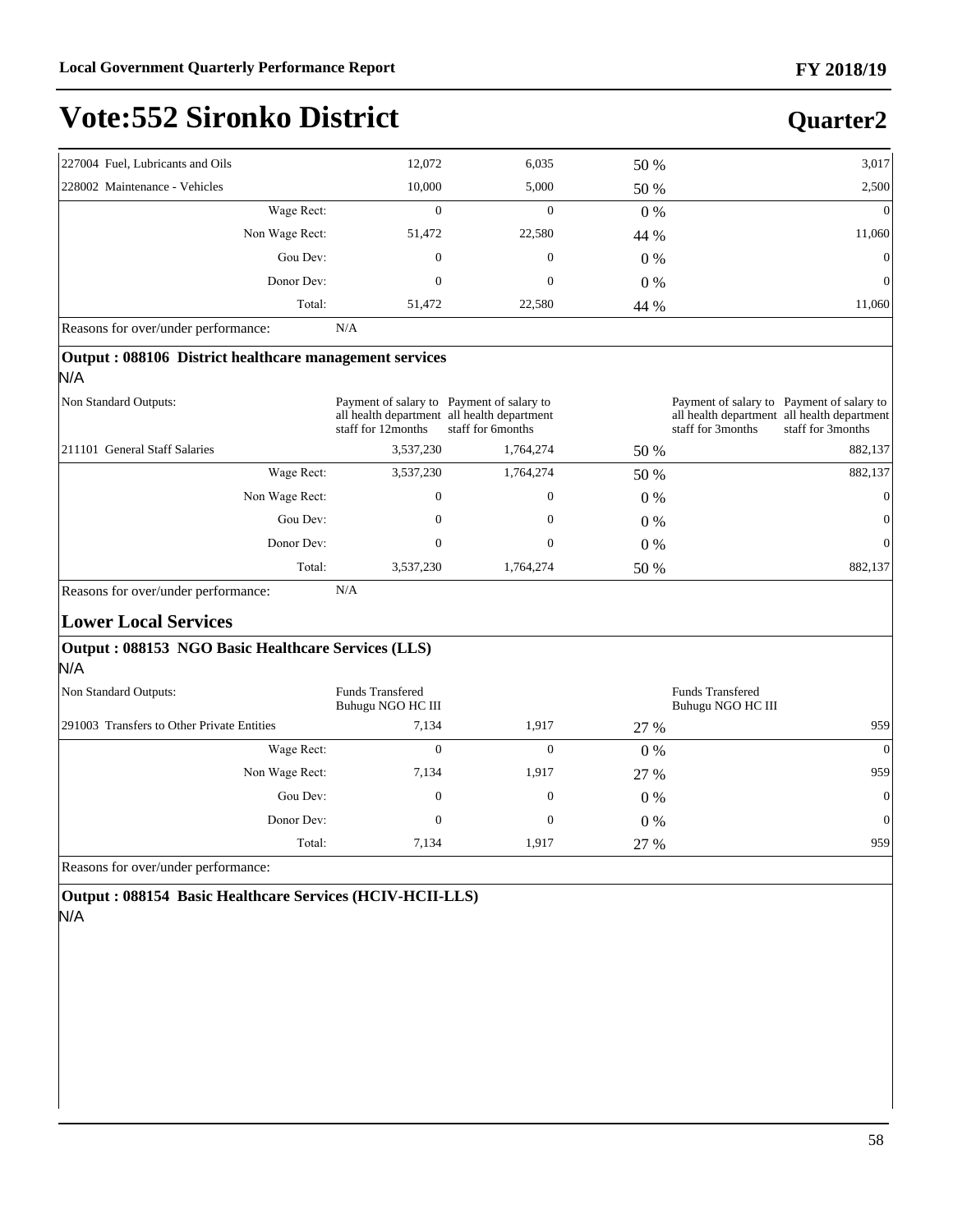# Vote:552 Sironko District

**Quarter2**

| | | | | | |
|---|---|---|---|---|---|
| 227004 Fuel, Lubricants and Oils | 12,072 | 6,035 | 50 % | | 3,017 |
| 228002 Maintenance - Vehicles | 10,000 | 5,000 | 50 % | | 2,500 |
| Wage Rect: | 0 | 0 | 0 % | | 0 |
| Non Wage Rect: | 51,472 | 22,580 | 44 % | | 11,060 |
| Gou Dev: | 0 | 0 | 0 % | | 0 |
| Donor Dev: | 0 | 0 | 0 % | | 0 |
| Total: | 51,472 | 22,580 | 44 % | | 11,060 |

Reasons for over/under performance: N/A

**Output : 088106 District healthcare management services**

N/A

| | | | | | |
|---|---|---|---|---|---|
| Non Standard Outputs: | Payment of salary to all health department staff for 12months | Payment of salary to all health department staff for 6months | | Payment of salary to all health department staff for 3months | Payment of salary to all health department staff for 3months |
| 211101 General Staff Salaries | 3,537,230 | 1,764,274 | 50 % | | 882,137 |
| Wage Rect: | 3,537,230 | 1,764,274 | 50 % | | 882,137 |
| Non Wage Rect: | 0 | 0 | 0 % | | 0 |
| Gou Dev: | 0 | 0 | 0 % | | 0 |
| Donor Dev: | 0 | 0 | 0 % | | 0 |
| Total: | 3,537,230 | 1,764,274 | 50 % | | 882,137 |

Reasons for over/under performance: N/A

## Lower Local Services

**Output : 088153 NGO Basic Healthcare Services (LLS)**

N/A

| | | | | | |
|---|---|---|---|---|---|
| Non Standard Outputs: | Funds Transfered Buhugu NGO HC III | | | Funds Transfered Buhugu NGO HC III | |
| 291003 Transfers to Other Private Entities | 7,134 | 1,917 | 27 % | | 959 |
| Wage Rect: | 0 | 0 | 0 % | | 0 |
| Non Wage Rect: | 7,134 | 1,917 | 27 % | | 959 |
| Gou Dev: | 0 | 0 | 0 % | | 0 |
| Donor Dev: | 0 | 0 | 0 % | | 0 |
| Total: | 7,134 | 1,917 | 27 % | | 959 |

Reasons for over/under performance:

**Output : 088154 Basic Healthcare Services (HCIV-HCII-LLS)**

N/A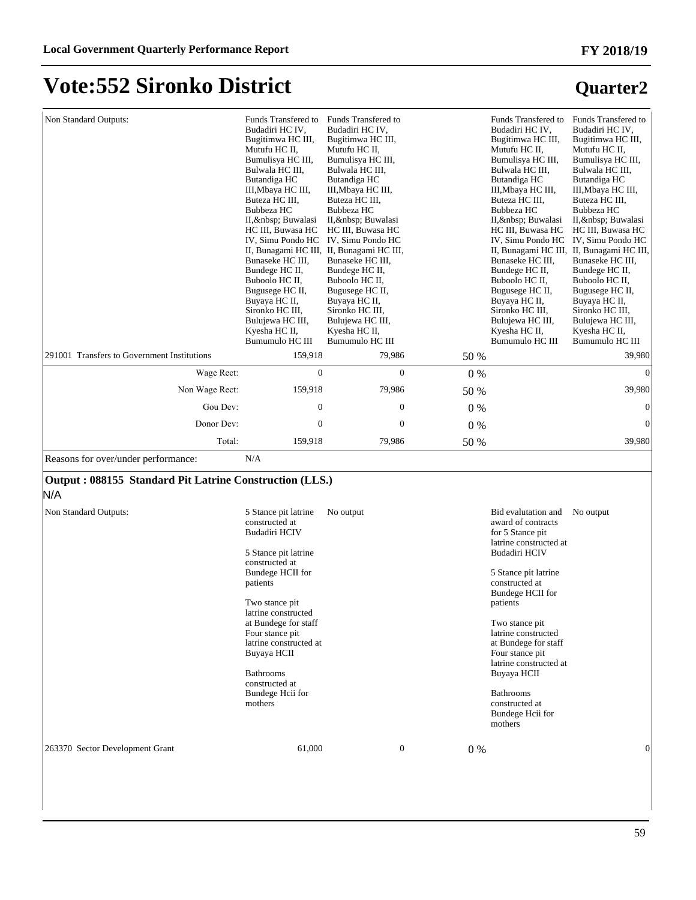# Vote:552 Sironko District

## Quarter2

| | | | | | |
|---|---|---|---|---|---|
| Non Standard Outputs: | Funds Transfered to Budadiri HC IV, Bugitimwa HC III, Mutufu HC II, Bumulisya HC III, Bulwala HC III, Butandiga HC III,Mbaya HC III, Buteza HC III, Bubbeza HC II,&nbsp; Buwalasi HC III, Buwasa HC IV, Simu Pondo HC II, Bunagami HC III, Bunaseke HC III, Bundege HC II, Buboolo HC II, Bugusege HC II, Buyaya HC II, Sironko HC III, Bulujewa HC III, Kyesha HC II, Bumumulo HC III | Funds Transfered to Budadiri HC IV, Bugitimwa HC III, Mutufu HC II, Bumulisya HC III, Bulwala HC III, Butandiga HC III,Mbaya HC III, Buteza HC III, Bubbeza HC II,&nbsp; Buwalasi HC III, Buwasa HC IV, Simu Pondo HC II, Bunagami HC III, Bunaseke HC III, Bundege HC II, Buboolo HC II, Bugusege HC II, Buyaya HC II, Sironko HC III, Bulujewa HC III, Kyesha HC II, Bumumulo HC III | | Funds Transfered to Budadiri HC IV, Bugitimwa HC III, Mutufu HC II, Bumulisya HC III, Bulwala HC III, Butandiga HC III,Mbaya HC III, Buteza HC III, Bubbeza HC II,&nbsp; Buwalasi HC III, Buwasa HC IV, Simu Pondo HC II, Bunagami HC III, Bunaseke HC III, Bundege HC II, Buboolo HC II, Bugusege HC II, Buyaya HC II, Sironko HC III, Bulujewa HC III, Kyesha HC II, Bumumulo HC III | Funds Transfered to Budadiri HC IV, Bugitimwa HC III, Mutufu HC II, Bumulisya HC III, Bulwala HC III, Butandiga HC III,Mbaya HC III, Buteza HC III, Bubbeza HC II,&nbsp; Buwalasi HC III, Buwasa HC IV, Simu Pondo HC II, Bunagami HC III, Bunaseke HC III, Bundege HC II, Buboolo HC II, Bugusege HC II, Buyaya HC II, Sironko HC III, Bulujewa HC III, Kyesha HC II, Bumumulo HC III |
| 291001 Transfers to Government Institutions | 159,918 | 79,986 | 50 % | | 39,980 |
| Wage Rect: | 0 | 0 | 0 % | | 0 |
| Non Wage Rect: | 159,918 | 79,986 | 50 % | | 39,980 |
| Gou Dev: | 0 | 0 | 0 % | | 0 |
| Donor Dev: | 0 | 0 | 0 % | | 0 |
| Total: | 159,918 | 79,986 | 50 % | | 39,980 |
| Reasons for over/under performance: | N/A | | | | |

**Output : 088155 Standard Pit Latrine Construction (LLS.)**

N/A

| | | | | | |
|---|---|---|---|---|---|
| Non Standard Outputs: | 5 Stance pit latrine constructed at Budadiri HCIV<br><br>5 Stance pit latrine constructed at Bundege HCII for patients<br><br>Two stance pit latrine constructed at Bundege for staff Four stance pit latrine constructed at Buyaya HCII<br><br>Bathrooms constructed at Bundege Hcii for mothers | No output | | Bid evalutation and award of contracts for 5 Stance pit latrine constructed at Budadiri HCIV<br><br>5 Stance pit latrine constructed at Bundege HCII for patients<br><br>Two stance pit latrine constructed at Bundege for staff Four stance pit latrine constructed at Buyaya HCII<br><br>Bathrooms constructed at Bundege Hcii for mothers | No output |
| 263370 Sector Development Grant | 61,000 | 0 | 0 % | | 0 |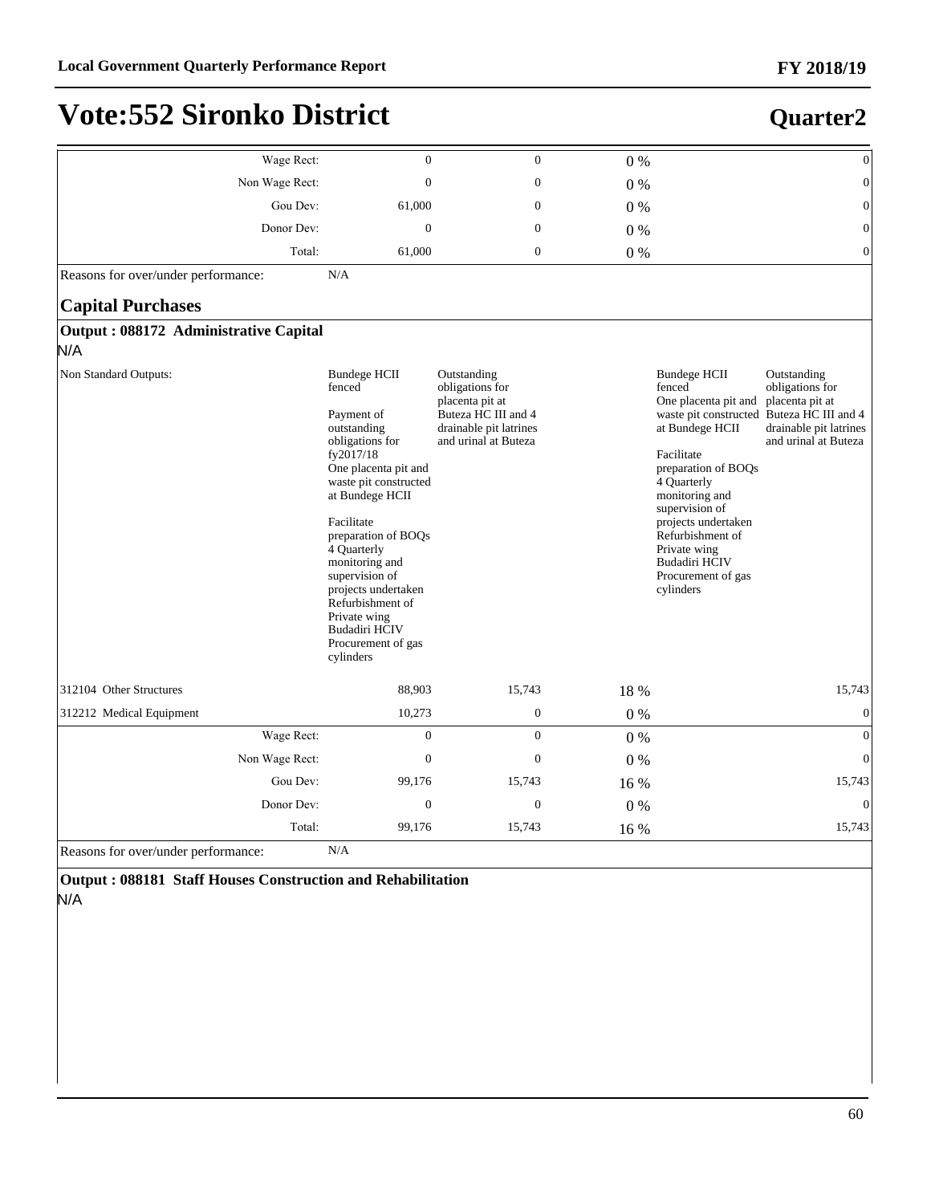# Vote:552 Sironko District

## Quarter2

| | | | | |
|---|---|---|---|---|
| Wage Rect: | 0 | 0 | 0 % | 0 |
| Non Wage Rect: | 0 | 0 | 0 % | 0 |
| Gou Dev: | 61,000 | 0 | 0 % | 0 |
| Donor Dev: | 0 | 0 | 0 % | 0 |
| Total: | 61,000 | 0 | 0 % | 0 |

Reasons for over/under performance: N/A

### Capital Purchases

**Output : 088172 Administrative Capital**

N/A

| | | | | | |
|---|---|---|---|---|---|
| Non Standard Outputs: | Bundege HCII fenced<br><br>Payment of outstanding obligations for fy2017/18<br>One placenta pit and waste pit constructed at Bundege HCII<br><br>Facilitate preparation of BOQs<br>4 Quarterly monitoring and supervision of projects undertaken<br>Refurbishment of Private wing Budadiri HCIV<br>Procurement of gas cylinders | Outstanding obligations for placenta pit at Buteza HC III and 4 drainable pit latrines and urinal at Buteza | | Bundege HCII fenced<br>One placenta pit and waste pit constructed at Bundege HCII<br><br>Facilitate preparation of BOQs<br>4 Quarterly monitoring and supervision of projects undertaken<br>Refurbishment of Private wing Budadiri HCIV<br>Procurement of gas cylinders | Outstanding obligations for placenta pit at Buteza HC III and 4 drainable pit latrines and urinal at Buteza |
| 312104 Other Structures | 88,903 | 15,743 | 18 % | | 15,743 |
| 312212 Medical Equipment | 10,273 | 0 | 0 % | | 0 |
| Wage Rect: | 0 | 0 | 0 % | | 0 |
| Non Wage Rect: | 0 | 0 | 0 % | | 0 |
| Gou Dev: | 99,176 | 15,743 | 16 % | | 15,743 |
| Donor Dev: | 0 | 0 | 0 % | | 0 |
| Total: | 99,176 | 15,743 | 16 % | | 15,743 |

Reasons for over/under performance: N/A

**Output : 088181 Staff Houses Construction and Rehabilitation**

N/A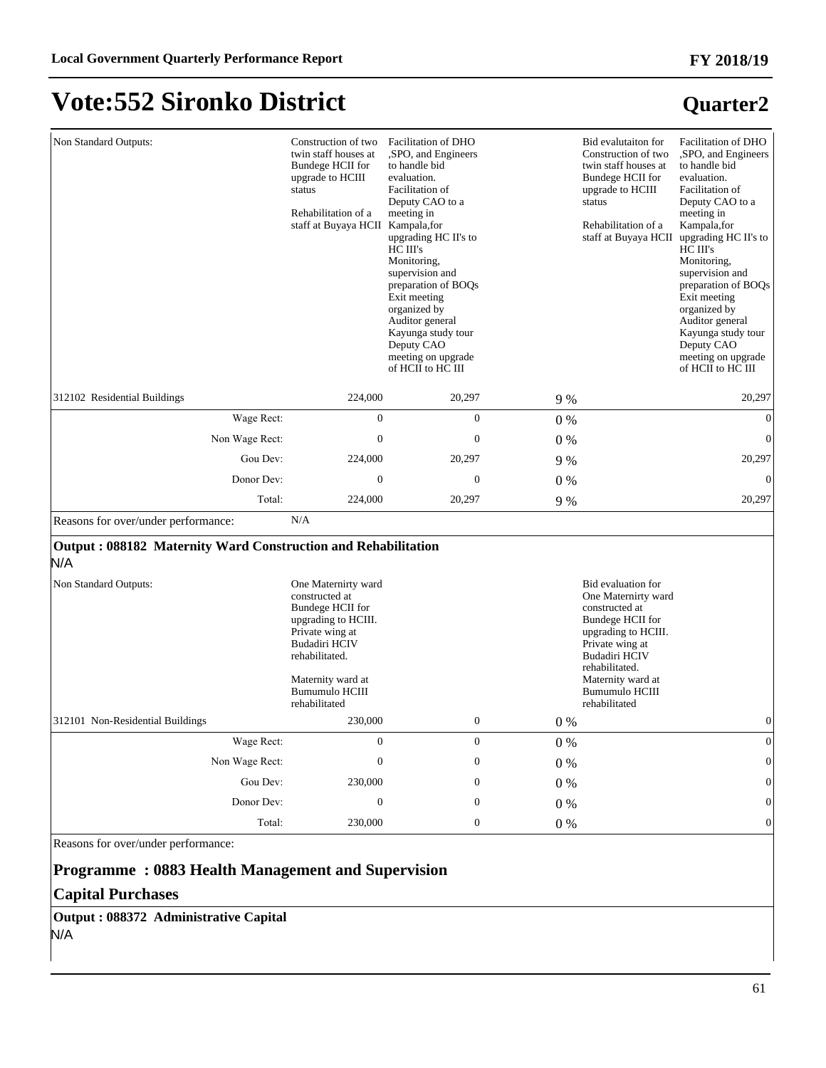# Vote:552 Sironko District

## Quarter2

| | | | | | |
|---|---|---|---|---|---|
| Non Standard Outputs: | Construction of two twin staff houses at Bundege HCII for upgrade to HCIII status<br><br>Rehabilitation of a staff at Buyaya HCII | Facilitation of DHO ,SPO, and Engineers to handle bid evaluation. Facilitation of Deputy CAO to a meeting in Kampala,for upgrading HC II's to HC III's Monitoring, supervision and preparation of BOQs Exit meeting organized by Auditor general Kayunga study tour Deputy CAO meeting on upgrade of HCII to HC III | | Bid evalutaiton for Construction of two twin staff houses at Bundege HCII for upgrade to HCIII status<br><br>Rehabilitation of a staff at Buyaya HCII | Facilitation of DHO ,SPO, and Engineers to handle bid evaluation. Facilitation of Deputy CAO to a meeting in Kampala,for upgrading HC II's to HC III's Monitoring, supervision and preparation of BOQs Exit meeting organized by Auditor general Kayunga study tour Deputy CAO meeting on upgrade of HCII to HC III |
| 312102 Residential Buildings | 224,000 | 20,297 | 9 % | | 20,297 |
| Wage Rect: | 0 | 0 | 0 % | | 0 |
| Non Wage Rect: | 0 | 0 | 0 % | | 0 |
| Gou Dev: | 224,000 | 20,297 | 9 % | | 20,297 |
| Donor Dev: | 0 | 0 | 0 % | | 0 |
| Total: | 224,000 | 20,297 | 9 % | | 20,297 |
| Reasons for over/under performance: | N/A | | | | |

**Output : 088182 Maternity Ward Construction and Rehabilitation**

N/A

| | | | | | |
|---|---|---|---|---|---|
| Non Standard Outputs: | One Maternirty ward constructed at Bundege HCII for upgrading to HCIII. Private wing at Budadiri HCIV rehabilitated.<br><br>Maternity ward at Bumumulo HCIII rehabilitated | | | Bid evaluation for One Maternirty ward constructed at Bundege HCII for upgrading to HCIII. Private wing at Budadiri HCIV rehabilitated. Maternity ward at Bumumulo HCIII rehabilitated | |
| 312101 Non-Residential Buildings | 230,000 | 0 | 0 % | | 0 |
| Wage Rect: | 0 | 0 | 0 % | | 0 |
| Non Wage Rect: | 0 | 0 | 0 % | | 0 |
| Gou Dev: | 230,000 | 0 | 0 % | | 0 |
| Donor Dev: | 0 | 0 | 0 % | | 0 |
| Total: | 230,000 | 0 | 0 % | | 0 |

Reasons for over/under performance:

### Programme : 0883 Health Management and Supervision

### Capital Purchases

**Output : 088372 Administrative Capital**

N/A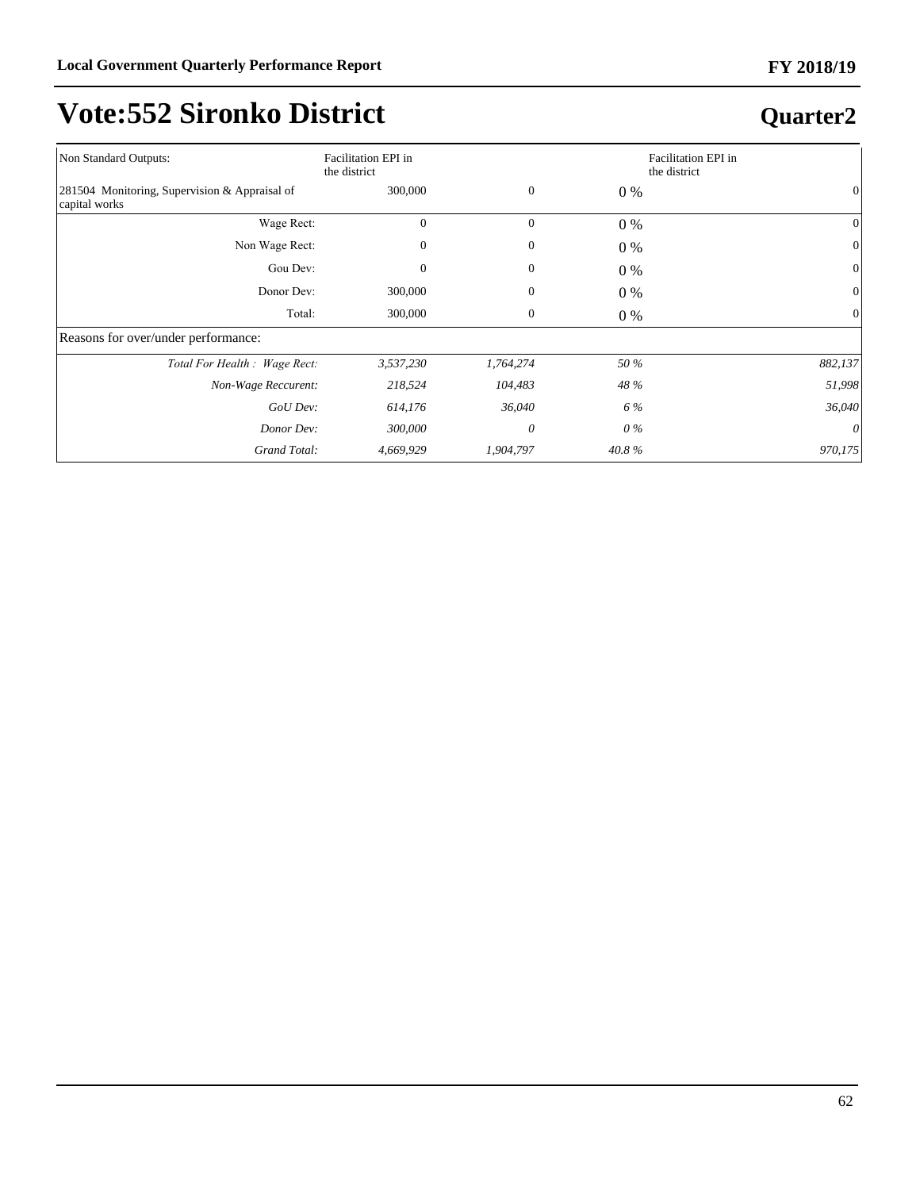# Vote:552 Sironko District

## Quarter2

| | | | | |
|---|---|---|---|---|
| Non Standard Outputs: | Facilitation EPI in the district | | | Facilitation EPI in the district |
| 281504 Monitoring, Supervision & Appraisal of capital works | 300,000 | 0 | 0 % | 0 |
| Wage Rect: | 0 | 0 | 0 % | 0 |
| Non Wage Rect: | 0 | 0 | 0 % | 0 |
| Gou Dev: | 0 | 0 | 0 % | 0 |
| Donor Dev: | 300,000 | 0 | 0 % | 0 |
| Total: | 300,000 | 0 | 0 % | 0 |
| Reasons for over/under performance: | | | | |
| *Total For Health : Wage Rect:* | *3,537,230* | *1,764,274* | *50 %* | *882,137* |
| *Non-Wage Reccurent:* | *218,524* | *104,483* | *48 %* | *51,998* |
| *GoU Dev:* | *614,176* | *36,040* | *6 %* | *36,040* |
| *Donor Dev:* | *300,000* | *0* | *0 %* | *0* |
| *Grand Total:* | *4,669,929* | *1,904,797* | *40.8 %* | *970,175* |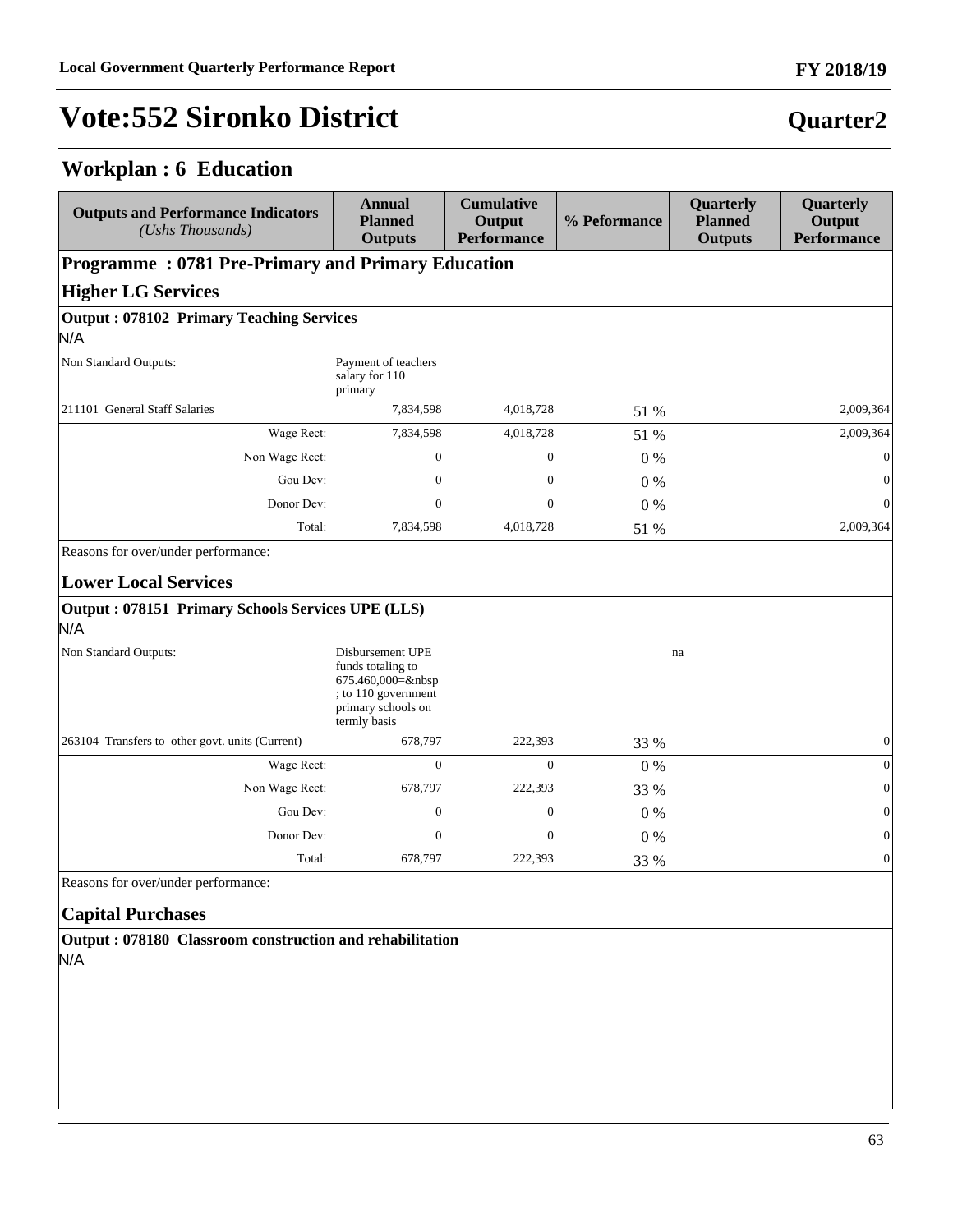# Vote:552 Sironko District

## Quarter2

## Workplan : 6 Education

| Outputs and Performance Indicators *(Ushs Thousands)* | Annual Planned Outputs | Cumulative Output Performance | % Peformance | Quarterly Planned Outputs | Quarterly Output Performance |
|---|---|---|---|---|---|
| **Programme : 0781 Pre-Primary and Primary Education** | | | | | |
| **Higher LG Services** | | | | | |
| **Output : 078102 Primary Teaching Services** | | | | | |
| N/A | | | | | |
| Non Standard Outputs: | Payment of teachers salary for 110 primary | | | | |
| 211101 General Staff Salaries | 7,834,598 | 4,018,728 | 51 % | | 2,009,364 |
| Wage Rect: | 7,834,598 | 4,018,728 | 51 % | | 2,009,364 |
| Non Wage Rect: | 0 | 0 | 0 % | | 0 |
| Gou Dev: | 0 | 0 | 0 % | | 0 |
| Donor Dev: | 0 | 0 | 0 % | | 0 |
| Total: | 7,834,598 | 4,018,728 | 51 % | | 2,009,364 |
| Reasons for over/under performance: | | | | | |
| **Lower Local Services** | | | | | |
| **Output : 078151 Primary Schools Services UPE (LLS)** | | | | | |
| N/A | | | | | |
| Non Standard Outputs: | Disbursement UPE funds totaling to 675.460,000=&nbsp ; to 110 government primary schools on termly basis | | | na | |
| 263104 Transfers to other govt. units (Current) | 678,797 | 222,393 | 33 % | | 0 |
| Wage Rect: | 0 | 0 | 0 % | | 0 |
| Non Wage Rect: | 678,797 | 222,393 | 33 % | | 0 |
| Gou Dev: | 0 | 0 | 0 % | | 0 |
| Donor Dev: | 0 | 0 | 0 % | | 0 |
| Total: | 678,797 | 222,393 | 33 % | | 0 |
| Reasons for over/under performance: | | | | | |
| **Capital Purchases** | | | | | |
| **Output : 078180 Classroom construction and rehabilitation** | | | | | |
| N/A | | | | | |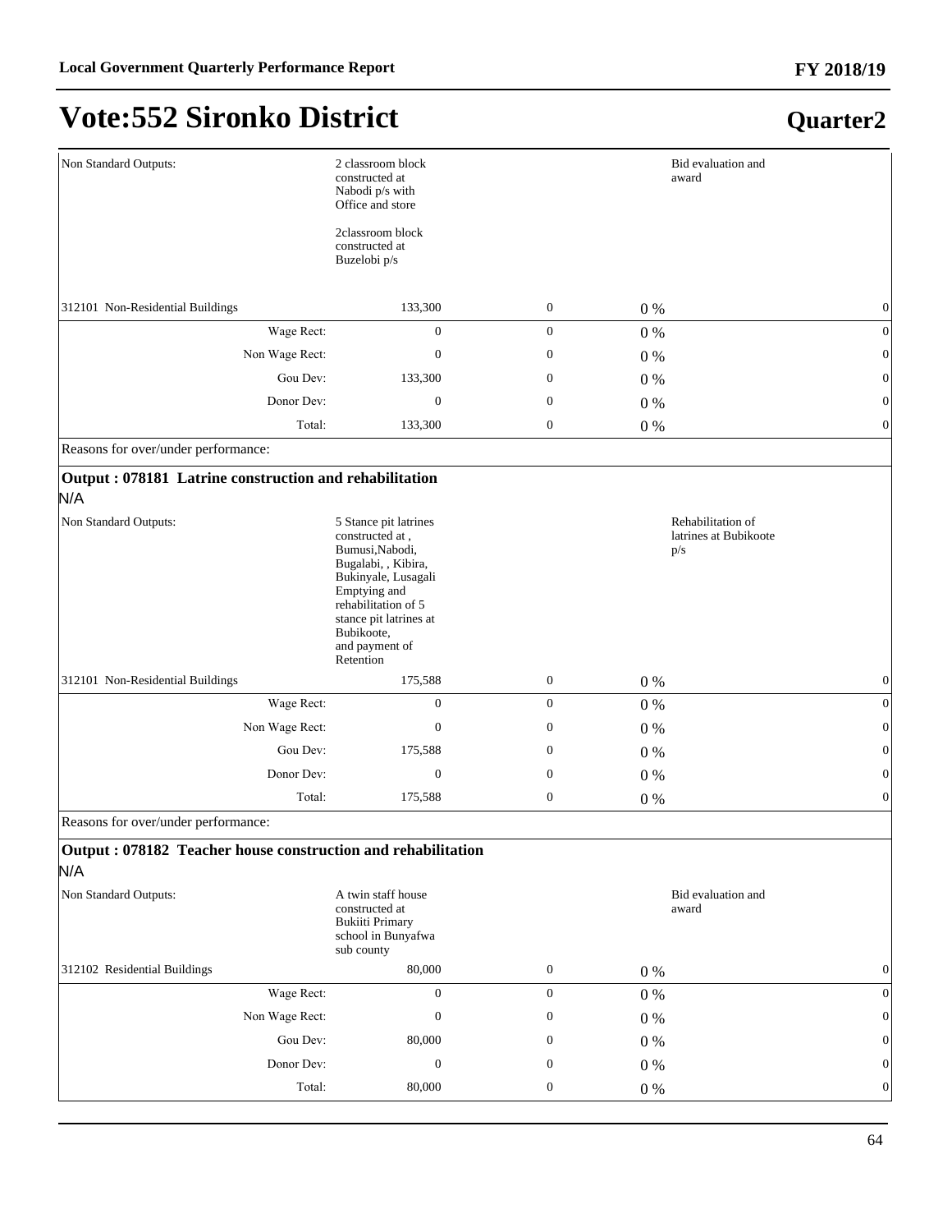# Vote:552 Sironko District

## Quarter2

| | | | | | |
|---|---|---|---|---|---|
| Non Standard Outputs: | 2 classroom block constructed at Nabodi p/s with Office and store<br><br>2classroom block constructed at Buzelobi p/s | | | Bid evaluation and award | |
| 312101 Non-Residential Buildings | 133,300 | 0 | 0 % | | 0 |
| Wage Rect: | 0 | 0 | 0 % | | 0 |
| Non Wage Rect: | 0 | 0 | 0 % | | 0 |
| Gou Dev: | 133,300 | 0 | 0 % | | 0 |
| Donor Dev: | 0 | 0 | 0 % | | 0 |
| Total: | 133,300 | 0 | 0 % | | 0 |

Reasons for over/under performance:

**Output : 078181 Latrine construction and rehabilitation**

N/A

| | | | | | |
|---|---|---|---|---|---|
| Non Standard Outputs: | 5 Stance pit latrines constructed at , Bumusi,Nabodi, Bugalabi, , Kibira, Bukinyale, Lusagali Emptying and rehabilitation of 5 stance pit latrines at Bubikoote, and payment of Retention | | | Rehabilitation of latrines at Bubikoote p/s | |
| 312101 Non-Residential Buildings | 175,588 | 0 | 0 % | | 0 |
| Wage Rect: | 0 | 0 | 0 % | | 0 |
| Non Wage Rect: | 0 | 0 | 0 % | | 0 |
| Gou Dev: | 175,588 | 0 | 0 % | | 0 |
| Donor Dev: | 0 | 0 | 0 % | | 0 |
| Total: | 175,588 | 0 | 0 % | | 0 |

Reasons for over/under performance:

**Output : 078182 Teacher house construction and rehabilitation**

N/A

| | | | | | |
|---|---|---|---|---|---|
| Non Standard Outputs: | A twin staff house constructed at Bukiiti Primary school in Bunyafwa sub county | | | Bid evaluation and award | |
| 312102 Residential Buildings | 80,000 | 0 | 0 % | | 0 |
| Wage Rect: | 0 | 0 | 0 % | | 0 |
| Non Wage Rect: | 0 | 0 | 0 % | | 0 |
| Gou Dev: | 80,000 | 0 | 0 % | | 0 |
| Donor Dev: | 0 | 0 | 0 % | | 0 |
| Total: | 80,000 | 0 | 0 % | | 0 |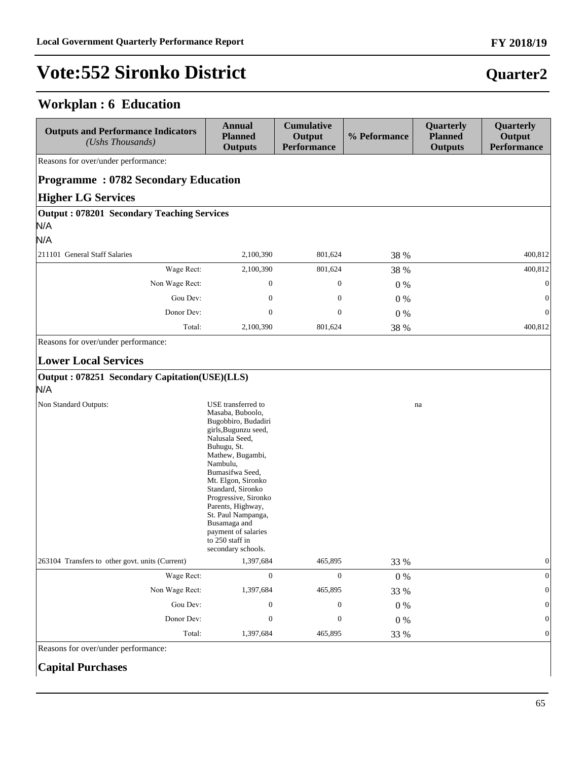# Vote:552 Sironko District

## Workplan : 6 Education

| Outputs and Performance Indicators *(Ushs Thousands)* | Annual Planned Outputs | Cumulative Output Performance | % Peformance | Quarterly Planned Outputs | Quarterly Output Performance |
|---|---|---|---|---|---|
| Reasons for over/under performance: | | | | | |
| **Programme : 0782 Secondary Education** | | | | | |
| **Higher LG Services** | | | | | |
| **Output : 078201 Secondary Teaching Services** | | | | | |
| N/A | | | | | |
| N/A | | | | | |
| 211101 General Staff Salaries | 2,100,390 | 801,624 | 38 % | | 400,812 |
| Wage Rect: | 2,100,390 | 801,624 | 38 % | | 400,812 |
| Non Wage Rect: | 0 | 0 | 0 % | | 0 |
| Gou Dev: | 0 | 0 | 0 % | | 0 |
| Donor Dev: | 0 | 0 | 0 % | | 0 |
| Total: | 2,100,390 | 801,624 | 38 % | | 400,812 |
| Reasons for over/under performance: | | | | | |
| **Lower Local Services** | | | | | |
| **Output : 078251 Secondary Capitation(USE)(LLS)** | | | | | |
| N/A | | | | | |
| Non Standard Outputs: | USE transferred to Masaba, Buboolo, Bugobbiro, Budadiri girls,Bugunzu seed, Nalusala Seed, Buhugu, St. Mathew, Bugambi, Nambulu, Bumasifwa Seed, Mt. Elgon, Sironko Standard, Sironko Progressive, Sironko Parents, Highway, St. Paul Nampanga, Busamaga and payment of salaries to 250 staff in secondary schools. | | | na | |
| 263104 Transfers to other govt. units (Current) | 1,397,684 | 465,895 | 33 % | | 0 |
| Wage Rect: | 0 | 0 | 0 % | | 0 |
| Non Wage Rect: | 1,397,684 | 465,895 | 33 % | | 0 |
| Gou Dev: | 0 | 0 | 0 % | | 0 |
| Donor Dev: | 0 | 0 | 0 % | | 0 |
| Total: | 1,397,684 | 465,895 | 33 % | | 0 |
| Reasons for over/under performance: | | | | | |
| **Capital Purchases** | | | | | |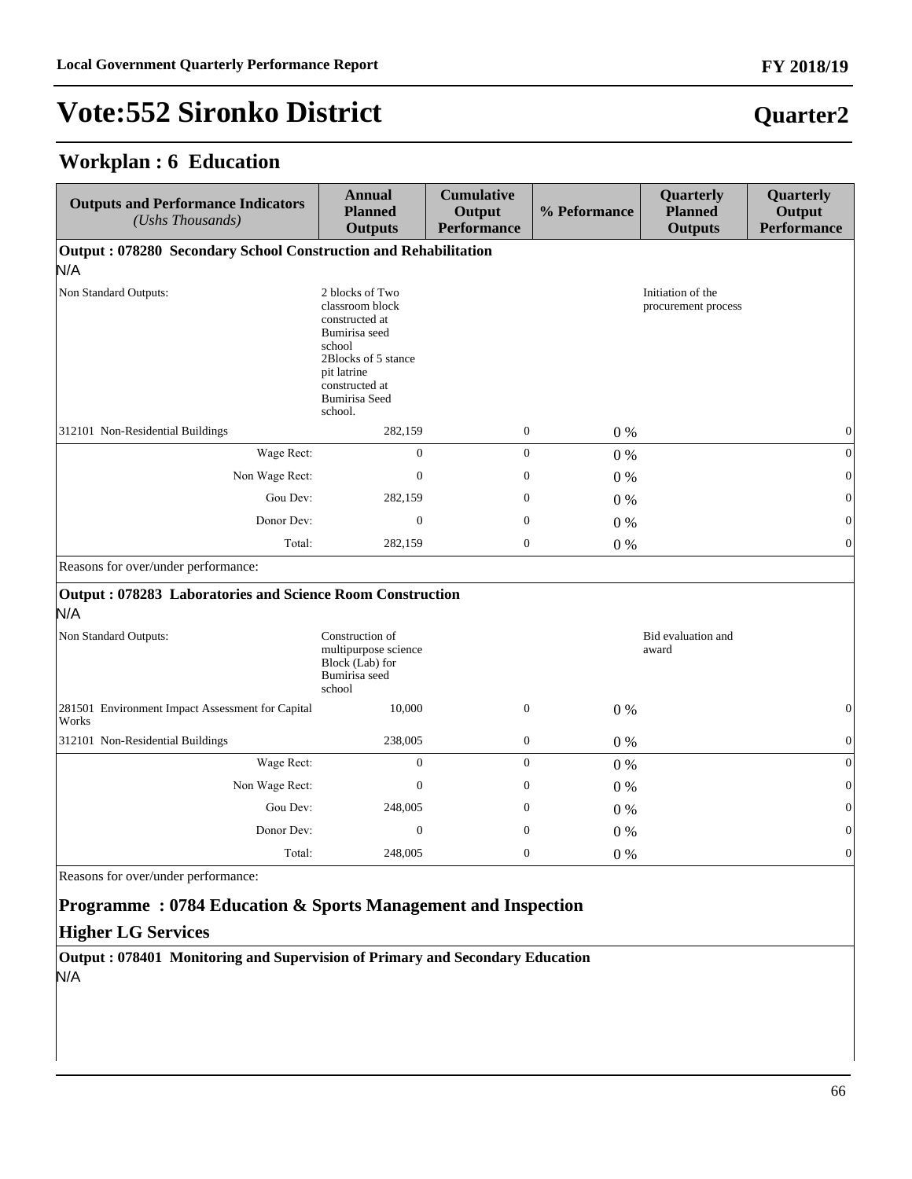# Vote:552 Sironko District

**Quarter2**

## Workplan : 6 Education

| Outputs and Performance Indicators *(Ushs Thousands)* | Annual Planned Outputs | Cumulative Output Performance | % Peformance | Quarterly Planned Outputs | Quarterly Output Performance |
|---|---|---|---|---|---|
| **Output : 078280 Secondary School Construction and Rehabilitation** | | | | | |
| N/A | | | | | |
| Non Standard Outputs: | 2 blocks of Two classroom block constructed at Bumirisa seed school 2Blocks of 5 stance pit latrine constructed at Bumirisa Seed school. | | | Initiation of the procurement process | |
| 312101 Non-Residential Buildings | 282,159 | 0 | 0 % | | 0 |
| Wage Rect: | 0 | 0 | 0 % | | 0 |
| Non Wage Rect: | 0 | 0 | 0 % | | 0 |
| Gou Dev: | 282,159 | 0 | 0 % | | 0 |
| Donor Dev: | 0 | 0 | 0 % | | 0 |
| Total: | 282,159 | 0 | 0 % | | 0 |
| Reasons for over/under performance: | | | | | |
| **Output : 078283 Laboratories and Science Room Construction** | | | | | |
| N/A | | | | | |
| Non Standard Outputs: | Construction of multipurpose science Block (Lab) for Bumirisa seed school | | | Bid evaluation and award | |
| 281501 Environment Impact Assessment for Capital Works | 10,000 | 0 | 0 % | | 0 |
| 312101 Non-Residential Buildings | 238,005 | 0 | 0 % | | 0 |
| Wage Rect: | 0 | 0 | 0 % | | 0 |
| Non Wage Rect: | 0 | 0 | 0 % | | 0 |
| Gou Dev: | 248,005 | 0 | 0 % | | 0 |
| Donor Dev: | 0 | 0 | 0 % | | 0 |
| Total: | 248,005 | 0 | 0 % | | 0 |
| Reasons for over/under performance: | | | | | |

### Programme : 0784 Education & Sports Management and Inspection

### Higher LG Services

**Output : 078401 Monitoring and Supervision of Primary and Secondary Education**

N/A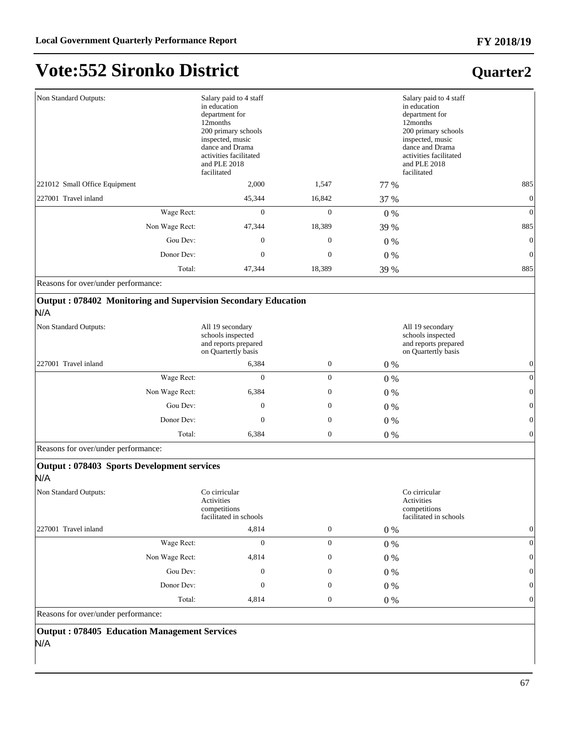# Vote:552 Sironko District

## Quarter2

| | | | | | |
|---|---|---|---|---|---|
| Non Standard Outputs: | Salary paid to 4 staff in education department for 12months 200 primary schools inspected, music dance and Drama activities facilitated and PLE 2018 facilitated | | | Salary paid to 4 staff in education department for 12months 200 primary schools inspected, music dance and Drama activities facilitated and PLE 2018 facilitated | |
| 221012 Small Office Equipment | 2,000 | 1,547 | 77 % | | 885 |
| 227001 Travel inland | 45,344 | 16,842 | 37 % | | 0 |
| Wage Rect: | 0 | 0 | 0 % | | 0 |
| Non Wage Rect: | 47,344 | 18,389 | 39 % | | 885 |
| Gou Dev: | 0 | 0 | 0 % | | 0 |
| Donor Dev: | 0 | 0 | 0 % | | 0 |
| Total: | 47,344 | 18,389 | 39 % | | 885 |

Reasons for over/under performance:

**Output : 078402 Monitoring and Supervision Secondary Education**

N/A

| | | | | | |
|---|---|---|---|---|---|
| Non Standard Outputs: | All 19 secondary schools inspected and reports prepared on Quartertly basis | | | All 19 secondary schools inspected and reports prepared on Quartertly basis | |
| 227001 Travel inland | 6,384 | 0 | 0 % | | 0 |
| Wage Rect: | 0 | 0 | 0 % | | 0 |
| Non Wage Rect: | 6,384 | 0 | 0 % | | 0 |
| Gou Dev: | 0 | 0 | 0 % | | 0 |
| Donor Dev: | 0 | 0 | 0 % | | 0 |
| Total: | 6,384 | 0 | 0 % | | 0 |

Reasons for over/under performance:

**Output : 078403 Sports Development services**

N/A

| | | | | | |
|---|---|---|---|---|---|
| Non Standard Outputs: | Co cirricular Activities competitions facilitated in schools | | | Co cirricular Activities competitions facilitated in schools | |
| 227001 Travel inland | 4,814 | 0 | 0 % | | 0 |
| Wage Rect: | 0 | 0 | 0 % | | 0 |
| Non Wage Rect: | 4,814 | 0 | 0 % | | 0 |
| Gou Dev: | 0 | 0 | 0 % | | 0 |
| Donor Dev: | 0 | 0 | 0 % | | 0 |
| Total: | 4,814 | 0 | 0 % | | 0 |

Reasons for over/under performance:

**Output : 078405 Education Management Services**

N/A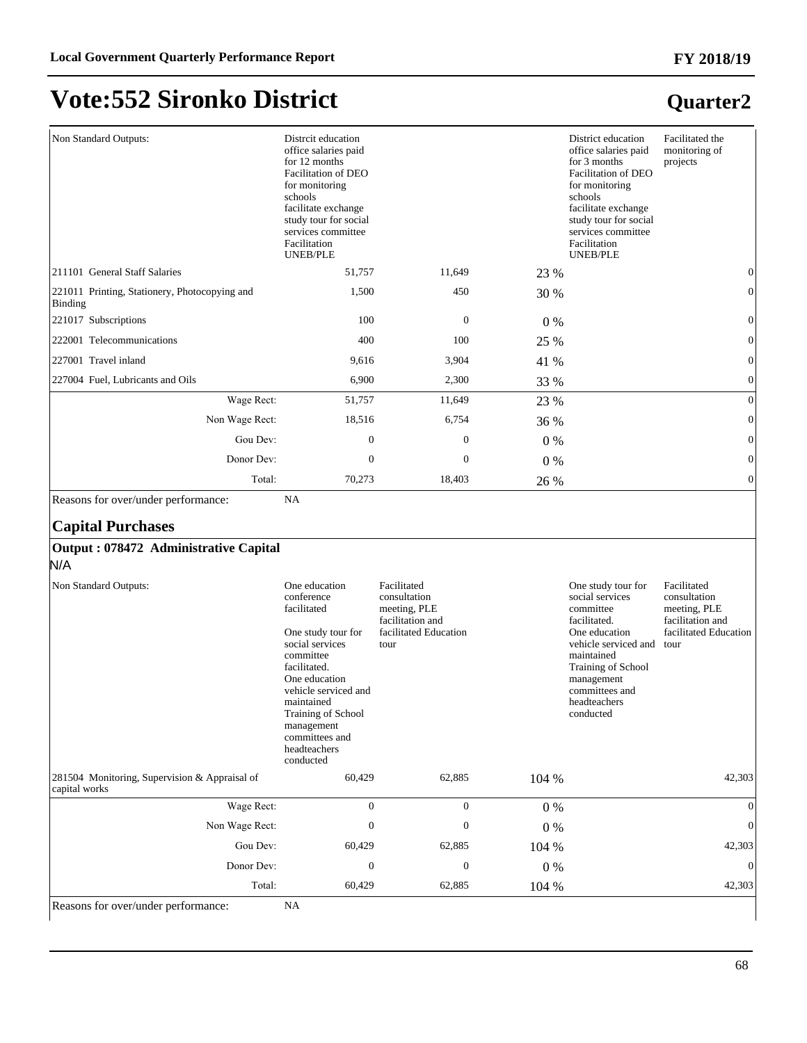# Vote:552 Sironko District

## Quarter2

| | | | | | |
|---|---|---|---|---|---|
| Non Standard Outputs: | Distrcit education office salaries paid for 12 months Facilitation of DEO for monitoring schools facilitate exchange study tour for social services committee Facilitation UNEB/PLE | | | District education office salaries paid for 3 months Facilitation of DEO for monitoring schools facilitate exchange study tour for social services committee Facilitation UNEB/PLE | Facilitated the monitoring of projects |
| 211101 General Staff Salaries | 51,757 | 11,649 | 23 % | | 0 |
| 221011 Printing, Stationery, Photocopying and Binding | 1,500 | 450 | 30 % | | 0 |
| 221017 Subscriptions | 100 | 0 | 0 % | | 0 |
| 222001 Telecommunications | 400 | 100 | 25 % | | 0 |
| 227001 Travel inland | 9,616 | 3,904 | 41 % | | 0 |
| 227004 Fuel, Lubricants and Oils | 6,900 | 2,300 | 33 % | | 0 |
| Wage Rect: | 51,757 | 11,649 | 23 % | | 0 |
| Non Wage Rect: | 18,516 | 6,754 | 36 % | | 0 |
| Gou Dev: | 0 | 0 | 0 % | | 0 |
| Donor Dev: | 0 | 0 | 0 % | | 0 |
| Total: | 70,273 | 18,403 | 26 % | | 0 |

Reasons for over/under performance: NA

### Capital Purchases

**Output : 078472 Administrative Capital**

N/A

| | | | | | |
|---|---|---|---|---|---|
| Non Standard Outputs: | One education conference facilitated<br><br>One study tour for social services committee facilitated. One education vehicle serviced and maintained Training of School management committees and headteachers conducted | Facilitated consultation meeting, PLE facilitation and facilitated Education tour | | One study tour for social services committee facilitated. One education vehicle serviced and maintained Training of School management committees and headteachers conducted | Facilitated consultation meeting, PLE facilitation and facilitated Education tour |
| 281504 Monitoring, Supervision & Appraisal of capital works | 60,429 | 62,885 | 104 % | | 42,303 |
| Wage Rect: | 0 | 0 | 0 % | | 0 |
| Non Wage Rect: | 0 | 0 | 0 % | | 0 |
| Gou Dev: | 60,429 | 62,885 | 104 % | | 42,303 |
| Donor Dev: | 0 | 0 | 0 % | | 0 |
| Total: | 60,429 | 62,885 | 104 % | | 42,303 |

Reasons for over/under performance: NA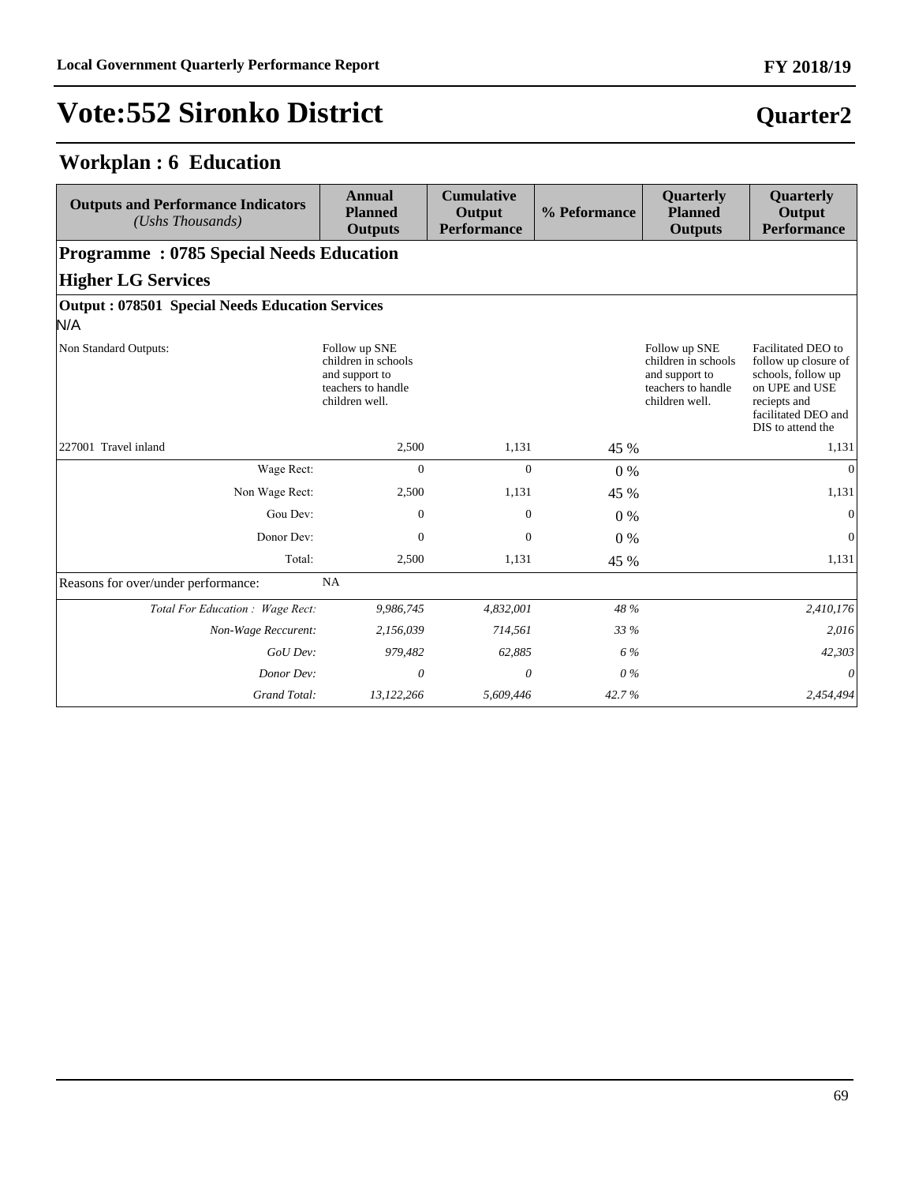# Vote:552 Sironko District

## Quarter2

## Workplan : 6 Education

| Outputs and Performance Indicators *(Ushs Thousands)* | Annual Planned Outputs | Cumulative Output Performance | % Peformance | Quarterly Planned Outputs | Quarterly Output Performance |
|---|---|---|---|---|---|
| **Programme : 0785 Special Needs Education** | | | | | |
| **Higher LG Services** | | | | | |
| **Output : 078501 Special Needs Education Services** | | | | | |
| N/A | | | | | |
| Non Standard Outputs: | Follow up SNE children in schools and support to teachers to handle children well. | | | Follow up SNE children in schools and support to teachers to handle children well. | Facilitated DEO to follow up closure of schools, follow up on UPE and USE reciepts and facilitated DEO and DIS to attend the |
| 227001 Travel inland | 2,500 | 1,131 | 45 % | | 1,131 |
| Wage Rect: | 0 | 0 | 0 % | | 0 |
| Non Wage Rect: | 2,500 | 1,131 | 45 % | | 1,131 |
| Gou Dev: | 0 | 0 | 0 % | | 0 |
| Donor Dev: | 0 | 0 | 0 % | | 0 |
| Total: | 2,500 | 1,131 | 45 % | | 1,131 |
| Reasons for over/under performance: | NA | | | | |
| *Total For Education : Wage Rect:* | *9,986,745* | *4,832,001* | *48 %* | | *2,410,176* |
| *Non-Wage Reccurent:* | *2,156,039* | *714,561* | *33 %* | | *2,016* |
| *GoU Dev:* | *979,482* | *62,885* | *6 %* | | *42,303* |
| *Donor Dev:* | *0* | *0* | *0 %* | | *0* |
| *Grand Total:* | *13,122,266* | *5,609,446* | *42.7 %* | | *2,454,494* |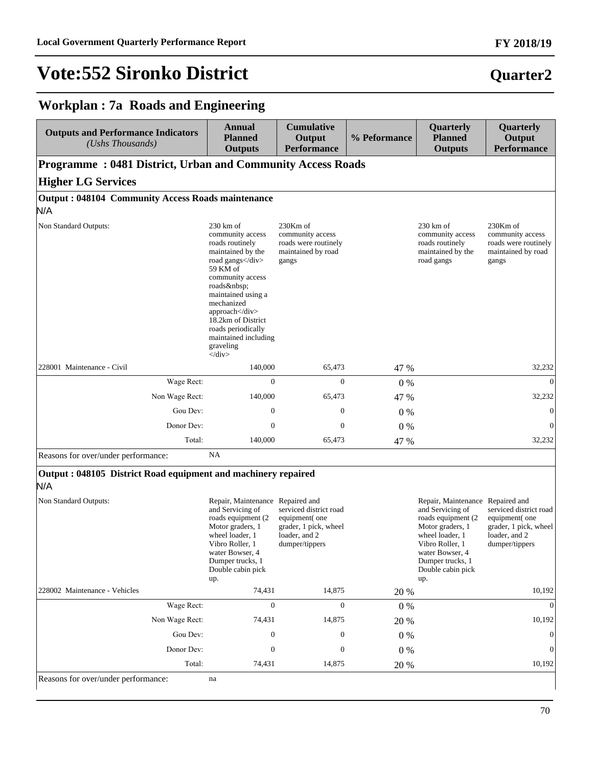# Vote:552 Sironko District

**Quarter2**

## Workplan : 7a Roads and Engineering

| Outputs and Performance Indicators *(Ushs Thousands)* | Annual Planned Outputs | Cumulative Output Performance | % Peformance | Quarterly Planned Outputs | Quarterly Output Performance |
|---|---|---|---|---|---|
| **Programme : 0481 District, Urban and Community Access Roads** | | | | | |
| **Higher LG Services** | | | | | |
| **Output : 048104 Community Access Roads maintenance** | | | | | |
| N/A | | | | | |
| Non Standard Outputs: | 230 km of community access roads routinely maintained by the road gangs</div> 59 KM of community access roads&nbsp; maintained using a mechanized approach</div> 18.2km of District roads periodically maintained including graveling </div> | 230Km of community access roads were routinely maintained by road gangs | | 230 km of community access roads routinely maintained by the road gangs | 230Km of community access roads were routinely maintained by road gangs |
| 228001 Maintenance - Civil | 140,000 | 65,473 | 47 % | | 32,232 |
| Wage Rect: | 0 | 0 | 0 % | | 0 |
| Non Wage Rect: | 140,000 | 65,473 | 47 % | | 32,232 |
| Gou Dev: | 0 | 0 | 0 % | | 0 |
| Donor Dev: | 0 | 0 | 0 % | | 0 |
| Total: | 140,000 | 65,473 | 47 % | | 32,232 |
| Reasons for over/under performance: | NA | | | | |
| **Output : 048105 District Road equipment and machinery repaired** | | | | | |
| N/A | | | | | |
| Non Standard Outputs: | Repair, Maintenance and Servicing of roads equipment (2 Motor graders, 1 wheel loader, 1 Vibro Roller, 1 water Bowser, 4 Dumper trucks, 1 Double cabin pick up. | Repaired and serviced district road equipment( one grader, 1 pick, wheel loader, and 2 dumper/tippers | | Repair, Maintenance and Servicing of roads equipment (2 Motor graders, 1 wheel loader, 1 Vibro Roller, 1 water Bowser, 4 Dumper trucks, 1 Double cabin pick up. | Repaired and serviced district road equipment( one grader, 1 pick, wheel loader, and 2 dumper/tippers |
| 228002 Maintenance - Vehicles | 74,431 | 14,875 | 20 % | | 10,192 |
| Wage Rect: | 0 | 0 | 0 % | | 0 |
| Non Wage Rect: | 74,431 | 14,875 | 20 % | | 10,192 |
| Gou Dev: | 0 | 0 | 0 % | | 0 |
| Donor Dev: | 0 | 0 | 0 % | | 0 |
| Total: | 74,431 | 14,875 | 20 % | | 10,192 |
| Reasons for over/under performance: | na | | | | |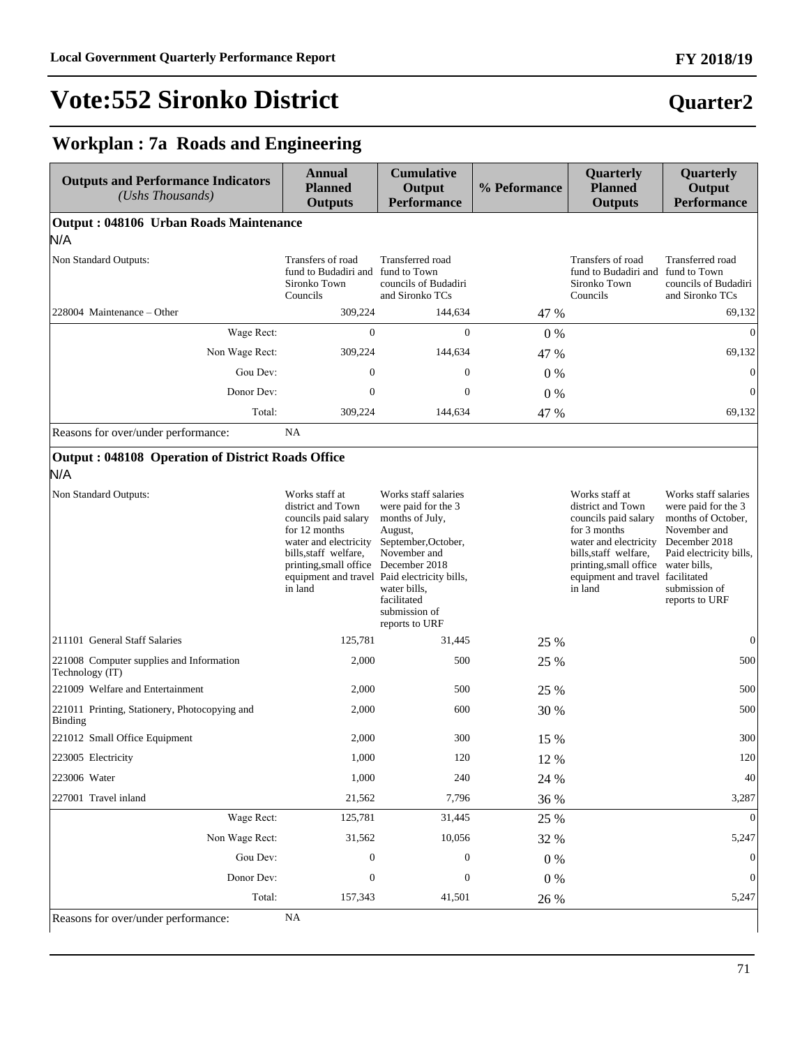# Vote:552 Sironko District

## Quarter2

## Workplan : 7a Roads and Engineering

| Outputs and Performance Indicators *(Ushs Thousands)* | Annual Planned Outputs | Cumulative Output Performance | % Peformance | Quarterly Planned Outputs | Quarterly Output Performance |
|---|---|---|---|---|---|
| **Output : 048106 Urban Roads Maintenance** | | | | | |
| N/A | | | | | |
| Non Standard Outputs: | Transfers of road fund to Budadiri and Sironko Town Councils | Transferred road fund to Town councils of Budadiri and Sironko TCs | | Transfers of road fund to Budadiri and Sironko Town Councils | Transferred road fund to Town councils of Budadiri and Sironko TCs |
| 228004 Maintenance – Other | 309,224 | 144,634 | 47 % | | 69,132 |
| Wage Rect: | 0 | 0 | 0 % | | 0 |
| Non Wage Rect: | 309,224 | 144,634 | 47 % | | 69,132 |
| Gou Dev: | 0 | 0 | 0 % | | 0 |
| Donor Dev: | 0 | 0 | 0 % | | 0 |
| Total: | 309,224 | 144,634 | 47 % | | 69,132 |
| Reasons for over/under performance: | NA | | | | |
| **Output : 048108 Operation of District Roads Office** | | | | | |
| N/A | | | | | |
| Non Standard Outputs: | Works staff at district and Town councils paid salary for 12 months water and electricity bills,staff welfare, printing,small office equipment and travel in land | Works staff salaries were paid for the 3 months of July, August, September,October, November and December 2018 Paid electricity bills, water bills, facilitated submission of reports to URF | | Works staff at district and Town councils paid salary for 3 months water and electricity bills,staff welfare, printing,small office equipment and travel in land | Works staff salaries were paid for the 3 months of October, November and December 2018 Paid electricity bills, water bills, facilitated submission of reports to URF |
| 211101 General Staff Salaries | 125,781 | 31,445 | 25 % | | 0 |
| 221008 Computer supplies and Information Technology (IT) | 2,000 | 500 | 25 % | | 500 |
| 221009 Welfare and Entertainment | 2,000 | 500 | 25 % | | 500 |
| 221011 Printing, Stationery, Photocopying and Binding | 2,000 | 600 | 30 % | | 500 |
| 221012 Small Office Equipment | 2,000 | 300 | 15 % | | 300 |
| 223005 Electricity | 1,000 | 120 | 12 % | | 120 |
| 223006 Water | 1,000 | 240 | 24 % | | 40 |
| 227001 Travel inland | 21,562 | 7,796 | 36 % | | 3,287 |
| Wage Rect: | 125,781 | 31,445 | 25 % | | 0 |
| Non Wage Rect: | 31,562 | 10,056 | 32 % | | 5,247 |
| Gou Dev: | 0 | 0 | 0 % | | 0 |
| Donor Dev: | 0 | 0 | 0 % | | 0 |
| Total: | 157,343 | 41,501 | 26 % | | 5,247 |
| Reasons for over/under performance: | NA | | | | |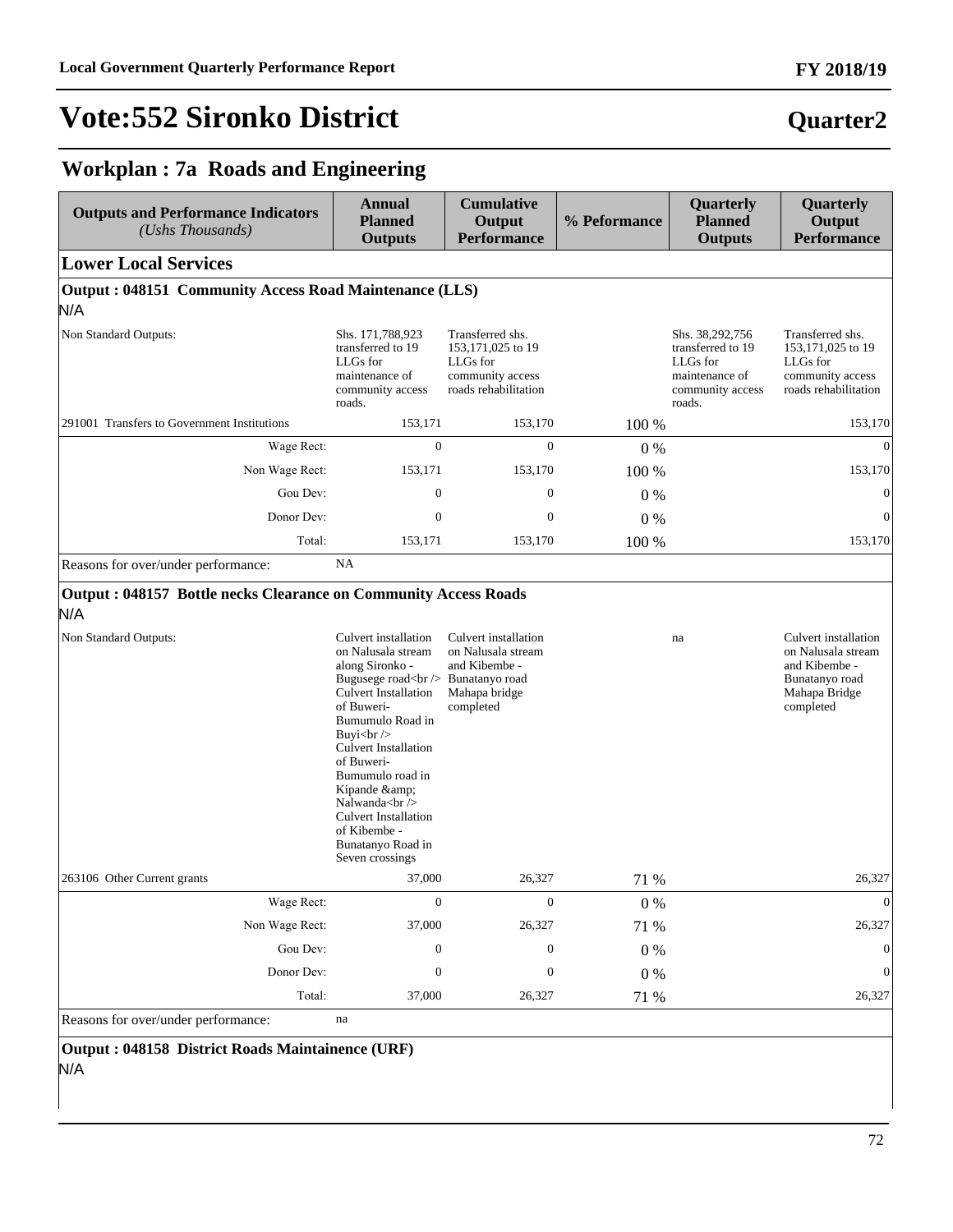# Vote:552 Sironko District

**Quarter2**

## Workplan : 7a Roads and Engineering

| Outputs and Performance Indicators *(Ushs Thousands)* | Annual Planned Outputs | Cumulative Output Performance | % Peformance | Quarterly Planned Outputs | Quarterly Output Performance |
|---|---|---|---|---|---|
| **Lower Local Services** | | | | | |
| **Output : 048151 Community Access Road Maintenance (LLS)** | | | | | |
| N/A | | | | | |
| Non Standard Outputs: | Shs. 171,788,923 transferred to 19 LLGs for maintenance of community access roads. | Transferred shs. 153,171,025 to 19 LLGs for community access roads rehabilitation | | Shs. 38,292,756 transferred to 19 LLGs for maintenance of community access roads. | Transferred shs. 153,171,025 to 19 LLGs for community access roads rehabilitation |
| 291001 Transfers to Government Institutions | 153,171 | 153,170 | 100 % | | 153,170 |
| Wage Rect: | 0 | 0 | 0 % | | 0 |
| Non Wage Rect: | 153,171 | 153,170 | 100 % | | 153,170 |
| Gou Dev: | 0 | 0 | 0 % | | 0 |
| Donor Dev: | 0 | 0 | 0 % | | 0 |
| Total: | 153,171 | 153,170 | 100 % | | 153,170 |
| Reasons for over/under performance: | NA | | | | |
| **Output : 048157 Bottle necks Clearance on Community Access Roads** | | | | | |
| N/A | | | | | |
| Non Standard Outputs: | Culvert installation on Nalusala stream along Sironko - Bugusege road<br /> Culvert Installation of Buweri-Bumumulo Road in Buyi<br /> Culvert Installation of Buweri-Bumumulo road in Kipande &amp; Nalwanda<br /> Culvert Installation of Kibembe - Bunatanyo Road in Seven crossings | Culvert installation on Nalusala stream and Kibembe - Bunatanyo road Mahapa bridge completed | | na | Culvert installation on Nalusala stream and Kibembe - Bunatanyo road Mahapa Bridge completed |
| 263106 Other Current grants | 37,000 | 26,327 | 71 % | | 26,327 |
| Wage Rect: | 0 | 0 | 0 % | | 0 |
| Non Wage Rect: | 37,000 | 26,327 | 71 % | | 26,327 |
| Gou Dev: | 0 | 0 | 0 % | | 0 |
| Donor Dev: | 0 | 0 | 0 % | | 0 |
| Total: | 37,000 | 26,327 | 71 % | | 26,327 |
| Reasons for over/under performance: | na | | | | |
| **Output : 048158 District Roads Maintainence (URF)** | | | | | |
| N/A | | | | | |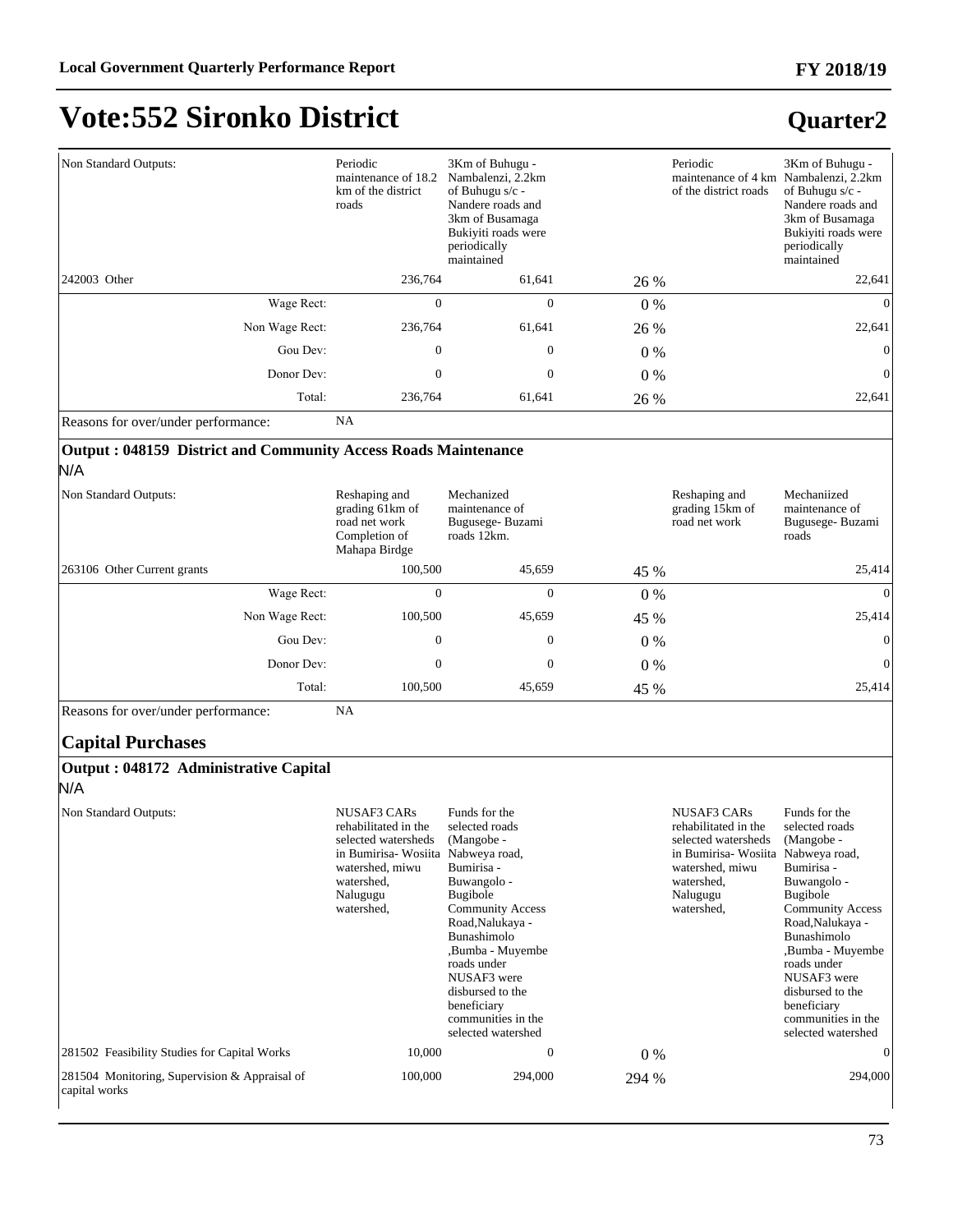# Vote:552 Sironko District

## Quarter2

| | | | | | |
|---|---|---|---|---|---|
| Non Standard Outputs: | Periodic maintenance of 18.2 km of the district roads | 3Km of Buhugu - Nambalenzi, 2.2km of Buhugu s/c - Nandere roads and 3km of Busamaga Bukiyiti roads were periodically maintained | | Periodic maintenance of 4 km of the district roads | 3Km of Buhugu - Nambalenzi, 2.2km of Buhugu s/c - Nandere roads and 3km of Busamaga Bukiyiti roads were periodically maintained |
| 242003 Other | 236,764 | 61,641 | 26 % | | 22,641 |
| Wage Rect: | 0 | 0 | 0 % | | 0 |
| Non Wage Rect: | 236,764 | 61,641 | 26 % | | 22,641 |
| Gou Dev: | 0 | 0 | 0 % | | 0 |
| Donor Dev: | 0 | 0 | 0 % | | 0 |
| Total: | 236,764 | 61,641 | 26 % | | 22,641 |
| Reasons for over/under performance: | NA | | | | |

### Output : 048159 District and Community Access Roads Maintenance

N/A

| | | | | | |
|---|---|---|---|---|---|
| Non Standard Outputs: | Reshaping and grading 61km of road net work Completion of Mahapa Birdge | Mechanized maintenance of Bugusege- Buzami roads 12km. | | Reshaping and grading 15km of road net work | Mechaniized maintenance of Bugusege- Buzami roads |
| 263106 Other Current grants | 100,500 | 45,659 | 45 % | | 25,414 |
| Wage Rect: | 0 | 0 | 0 % | | 0 |
| Non Wage Rect: | 100,500 | 45,659 | 45 % | | 25,414 |
| Gou Dev: | 0 | 0 | 0 % | | 0 |
| Donor Dev: | 0 | 0 | 0 % | | 0 |
| Total: | 100,500 | 45,659 | 45 % | | 25,414 |
| Reasons for over/under performance: | NA | | | | |

## Capital Purchases

### Output : 048172 Administrative Capital

N/A

| | | | | | |
|---|---|---|---|---|---|
| Non Standard Outputs: | NUSAF3 CARs rehabilitated in the selected watersheds in Bumirisa- Wosiita watershed, miwu watershed, Nalugugu watershed, | Funds for the selected roads (Mangobe - Nabweya road, Bumirisa - Buwangolo - Bugibole Community Access Road,Nalukaya - Bunashimolo ,Bumba - Muyembe roads under NUSAF3 were disbursed to the beneficiary communities in the selected watershed | | NUSAF3 CARs rehabilitated in the selected watersheds in Bumirisa- Wosiita watershed, miwu watershed, Nalugugu watershed, | Funds for the selected roads (Mangobe - Nabweya road, Bumirisa - Buwangolo - Bugibole Community Access Road,Nalukaya - Bunashimolo ,Bumba - Muyembe roads under NUSAF3 were disbursed to the beneficiary communities in the selected watershed |
| 281502 Feasibility Studies for Capital Works | 10,000 | 0 | 0 % | | 0 |
| 281504 Monitoring, Supervision & Appraisal of capital works | 100,000 | 294,000 | 294 % | | 294,000 |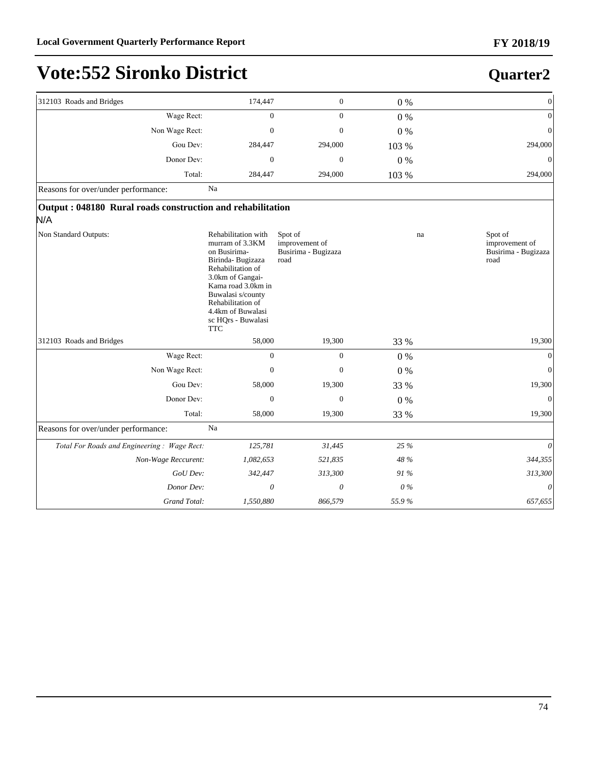# Vote:552 Sironko District

## Quarter2

| | | | | |
|---|---|---|---|---|
| 312103 Roads and Bridges | 174,447 | 0 | 0 % | 0 |
| Wage Rect: | 0 | 0 | 0 % | 0 |
| Non Wage Rect: | 0 | 0 | 0 % | 0 |
| Gou Dev: | 284,447 | 294,000 | 103 % | 294,000 |
| Donor Dev: | 0 | 0 | 0 % | 0 |
| Total: | 284,447 | 294,000 | 103 % | 294,000 |
| Reasons for over/under performance: | Na | | | |

### Output : 048180 Rural roads construction and rehabilitation

N/A

| | | | | |
|---|---|---|---|---|
| Non Standard Outputs: | Rehabilitation with murram of 3.3KM on Busirima-Birinda- Bugizaza Rehabilitation of 3.0km of Gangai-Kama road 3.0km in Buwalasi s/county Rehabilitation of 4.4km of Buwalasi sc HQrs - Buwalasi TTC | Spot of improvement of Busirima - Bugizaza road | na | Spot of improvement of Busirima - Bugizaza road |
| 312103 Roads and Bridges | 58,000 | 19,300 | 33 % | 19,300 |
| Wage Rect: | 0 | 0 | 0 % | 0 |
| Non Wage Rect: | 0 | 0 | 0 % | 0 |
| Gou Dev: | 58,000 | 19,300 | 33 % | 19,300 |
| Donor Dev: | 0 | 0 | 0 % | 0 |
| Total: | 58,000 | 19,300 | 33 % | 19,300 |
| Reasons for over/under performance: | Na | | | |
| *Total For Roads and Engineering : Wage Rect:* | *125,781* | *31,445* | *25 %* | *0* |
| *Non-Wage Reccurent:* | *1,082,653* | *521,835* | *48 %* | *344,355* |
| *GoU Dev:* | *342,447* | *313,300* | *91 %* | *313,300* |
| *Donor Dev:* | *0* | *0* | *0 %* | *0* |
| *Grand Total:* | *1,550,880* | *866,579* | *55.9 %* | *657,655* |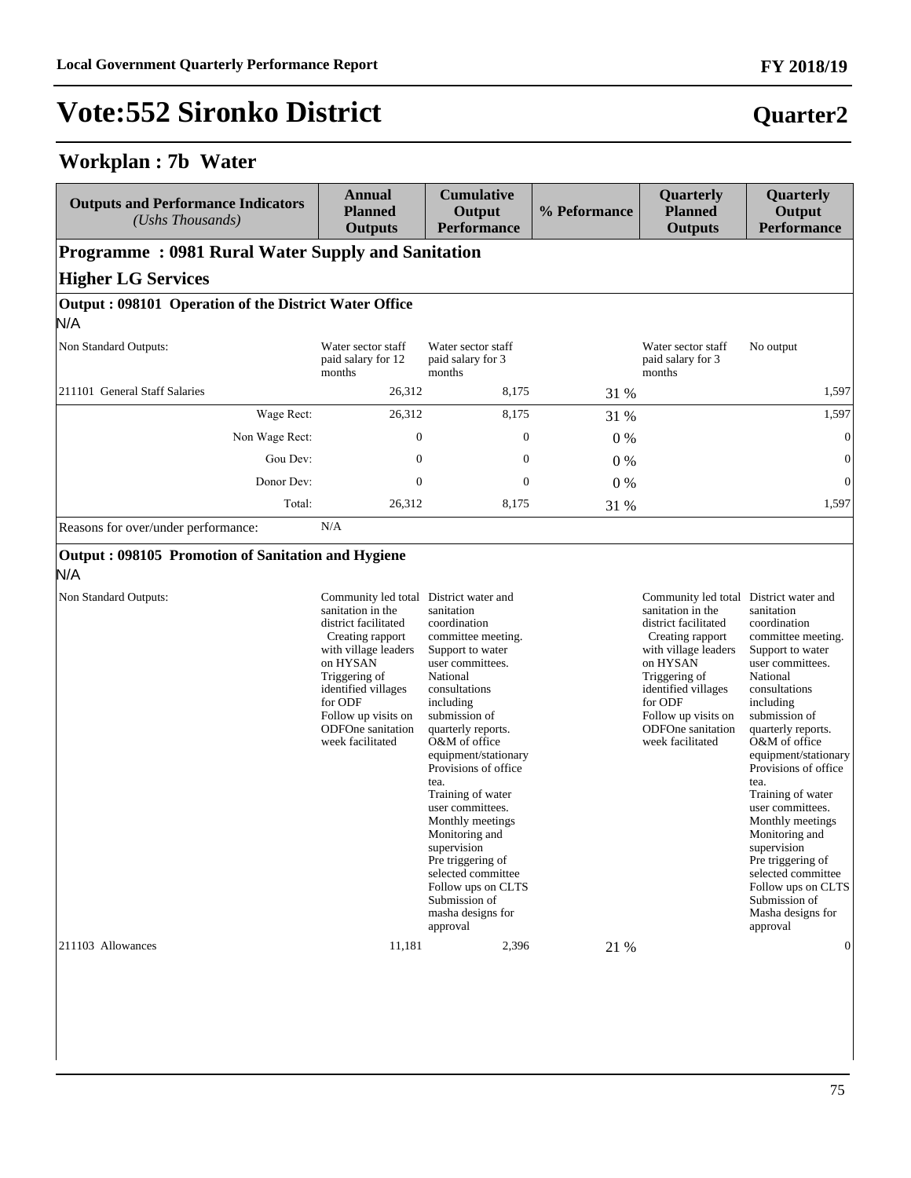# Vote:552 Sironko District

**Quarter2**

## Workplan : 7b Water

| Outputs and Performance Indicators *(Ushs Thousands)* | Annual Planned Outputs | Cumulative Output Performance | % Peformance | Quarterly Planned Outputs | Quarterly Output Performance |
|---|---|---|---|---|---|
| **Programme : 0981 Rural Water Supply and Sanitation** | | | | | |
| **Higher LG Services** | | | | | |
| **Output : 098101 Operation of the District Water Office** | | | | | |
| N/A | | | | | |
| Non Standard Outputs: | Water sector staff paid salary for 12 months | Water sector staff paid salary for 3 months | | Water sector staff paid salary for 3 months | No output |
| 211101 General Staff Salaries | 26,312 | 8,175 | 31 % | | 1,597 |
| Wage Rect: | 26,312 | 8,175 | 31 % | | 1,597 |
| Non Wage Rect: | 0 | 0 | 0 % | | 0 |
| Gou Dev: | 0 | 0 | 0 % | | 0 |
| Donor Dev: | 0 | 0 | 0 % | | 0 |
| Total: | 26,312 | 8,175 | 31 % | | 1,597 |
| Reasons for over/under performance: | N/A | | | | |
| **Output : 098105 Promotion of Sanitation and Hygiene** | | | | | |
| N/A | | | | | |
| Non Standard Outputs: | Community led total sanitation in the district facilitated Creating rapport with village leaders on HYSAN Triggering of identified villages for ODF Follow up visits on ODFOne sanitation week facilitated | District water and sanitation coordination committee meeting. Support to water user committees. National consultations including submission of quarterly reports. O&M of office equipment/stationary Provisions of office tea. Training of water user committees. Monthly meetings Monitoring and supervision Pre triggering of selected committee Follow ups on CLTS Submission of masha designs for approval | | Community led total sanitation in the district facilitated Creating rapport with village leaders on HYSAN Triggering of identified villages for ODF Follow up visits on ODFOne sanitation week facilitated | District water and sanitation coordination committee meeting. Support to water user committees. National consultations including submission of quarterly reports. O&M of office equipment/stationary Provisions of office tea. Training of water user committees. Monthly meetings Monitoring and supervision Pre triggering of selected committee Follow ups on CLTS Submission of Masha designs for approval |
| 211103 Allowances | 11,181 | 2,396 | 21 % | | 0 |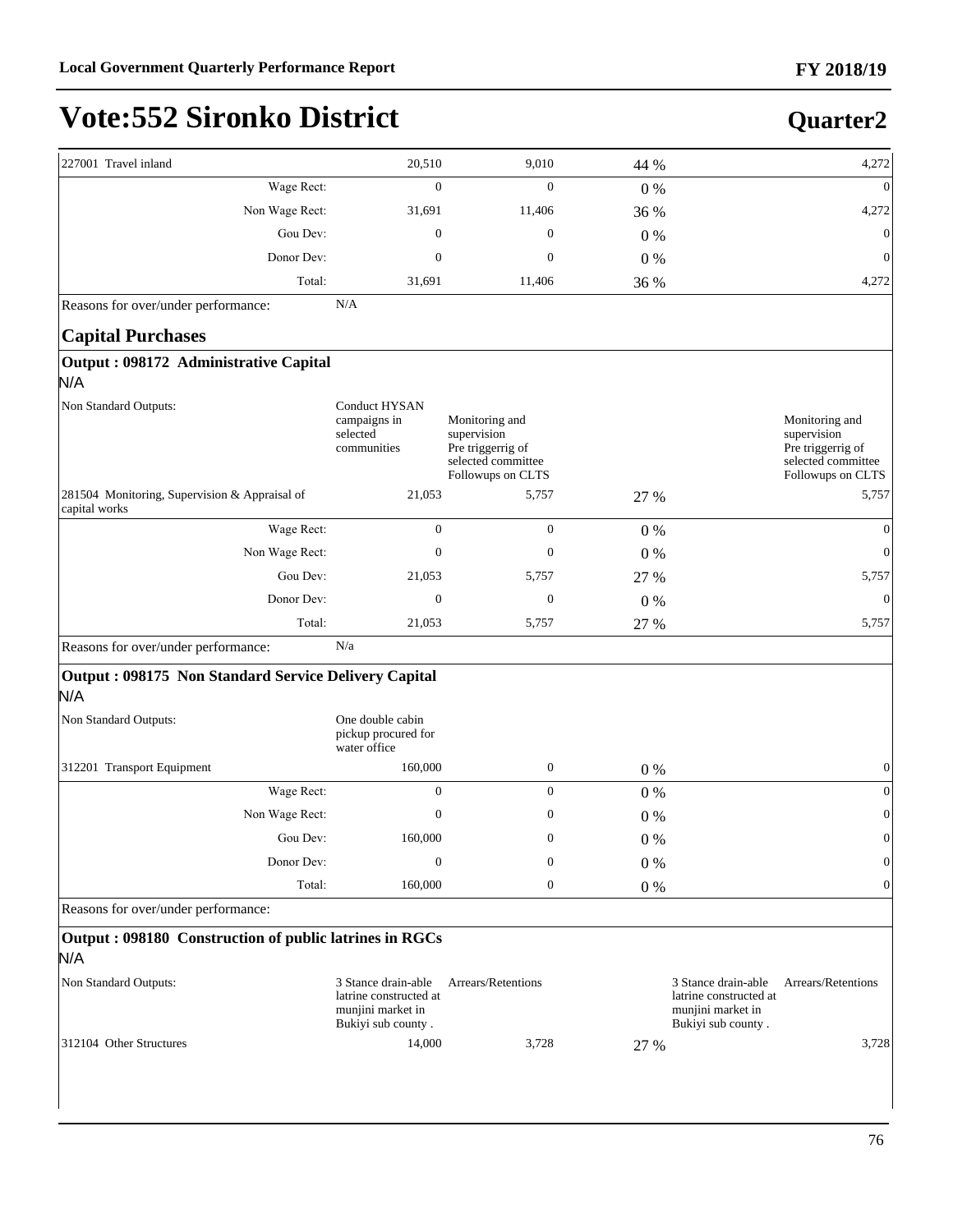# Vote:552 Sironko District

## Quarter2

| | | | | | |
|---|---|---|---|---|---|
| 227001 Travel inland | 20,510 | 9,010 | 44 % | | 4,272 |
| Wage Rect: | 0 | 0 | 0 % | | 0 |
| Non Wage Rect: | 31,691 | 11,406 | 36 % | | 4,272 |
| Gou Dev: | 0 | 0 | 0 % | | 0 |
| Donor Dev: | 0 | 0 | 0 % | | 0 |
| Total: | 31,691 | 11,406 | 36 % | | 4,272 |

Reasons for over/under performance: N/A

### Capital Purchases

**Output : 098172 Administrative Capital**

N/A

| | | | | | |
|---|---|---|---|---|---|
| Non Standard Outputs: | Conduct HYSAN campaigns in selected communities | Monitoring and supervision Pre triggerrig of selected committee Followups on CLTS | | | Monitoring and supervision Pre triggerrig of selected committee Followups on CLTS |
| 281504 Monitoring, Supervision & Appraisal of capital works | 21,053 | 5,757 | 27 % | | 5,757 |
| Wage Rect: | 0 | 0 | 0 % | | 0 |
| Non Wage Rect: | 0 | 0 | 0 % | | 0 |
| Gou Dev: | 21,053 | 5,757 | 27 % | | 5,757 |
| Donor Dev: | 0 | 0 | 0 % | | 0 |
| Total: | 21,053 | 5,757 | 27 % | | 5,757 |

Reasons for over/under performance: N/a

**Output : 098175 Non Standard Service Delivery Capital**

N/A

| | | | | | |
|---|---|---|---|---|---|
| Non Standard Outputs: | One double cabin pickup procured for water office | | | | |
| 312201 Transport Equipment | 160,000 | 0 | 0 % | | 0 |
| Wage Rect: | 0 | 0 | 0 % | | 0 |
| Non Wage Rect: | 0 | 0 | 0 % | | 0 |
| Gou Dev: | 160,000 | 0 | 0 % | | 0 |
| Donor Dev: | 0 | 0 | 0 % | | 0 |
| Total: | 160,000 | 0 | 0 % | | 0 |

Reasons for over/under performance:

**Output : 098180 Construction of public latrines in RGCs**

N/A

| | | | | | |
|---|---|---|---|---|---|
| Non Standard Outputs: | 3 Stance drain-able latrine constructed at munjini market in Bukiyi sub county . | Arrears/Retentions | | 3 Stance drain-able latrine constructed at munjini market in Bukiyi sub county . | Arrears/Retentions |
| 312104 Other Structures | 14,000 | 3,728 | 27 % | | 3,728 |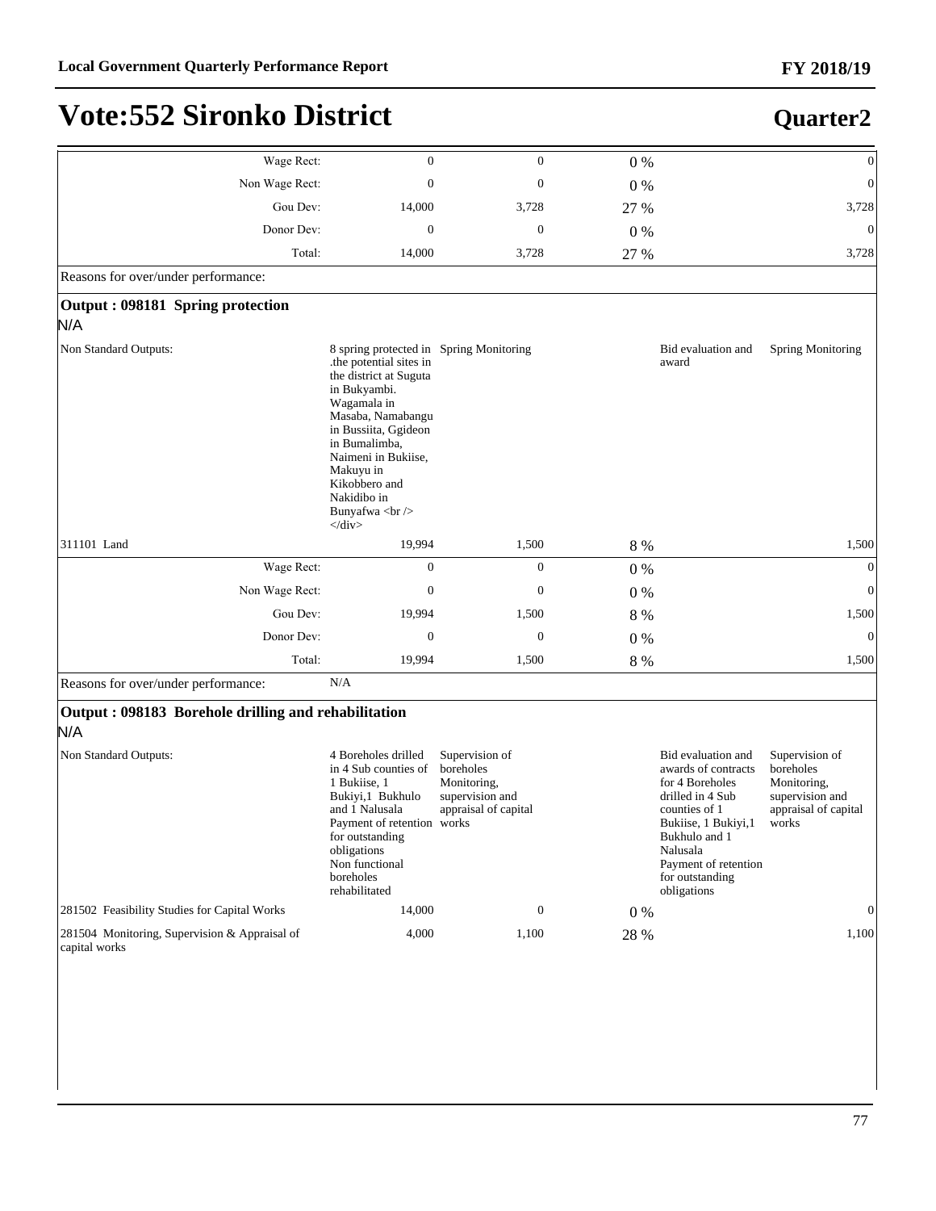# Vote:552 Sironko District

**Quarter2**

| | | | | | |
|---|---|---|---|---|---|
| Wage Rect: | 0 | 0 | 0 % | | 0 |
| Non Wage Rect: | 0 | 0 | 0 % | | 0 |
| Gou Dev: | 14,000 | 3,728 | 27 % | | 3,728 |
| Donor Dev: | 0 | 0 | 0 % | | 0 |
| Total: | 14,000 | 3,728 | 27 % | | 3,728 |
| Reasons for over/under performance: | | | | | |

**Output : 098181 Spring protection**

N/A

| | | | | | |
|---|---|---|---|---|---|
| Non Standard Outputs: | 8 spring protected in .the potential sites in the district at Suguta in Bukyambi. Wagamala in Masaba, Namabangu in Bussiita, Ggideon in Bumalimba, Naimeni in Bukiise, Makuyu in Kikobbero and Nakidibo in Bunyafwa <br /> </div> | Spring Monitoring | | Bid evaluation and award | Spring Monitoring |
| 311101 Land | 19,994 | 1,500 | 8 % | | 1,500 |
| Wage Rect: | 0 | 0 | 0 % | | 0 |
| Non Wage Rect: | 0 | 0 | 0 % | | 0 |
| Gou Dev: | 19,994 | 1,500 | 8 % | | 1,500 |
| Donor Dev: | 0 | 0 | 0 % | | 0 |
| Total: | 19,994 | 1,500 | 8 % | | 1,500 |
| Reasons for over/under performance: | N/A | | | | |

**Output : 098183 Borehole drilling and rehabilitation**

N/A

| | | | | | |
|---|---|---|---|---|---|
| Non Standard Outputs: | 4 Boreholes drilled in 4 Sub counties of 1 Bukiise, 1 Bukiyi,1 Bukhulo and 1 Nalusala Payment of retention for outstanding obligations Non functional boreholes rehabilitated | Supervision of boreholes Monitoring, supervision and appraisal of capital works | | Bid evaluation and awards of contracts for 4 Boreholes drilled in 4 Sub counties of 1 Bukiise, 1 Bukiyi,1 Bukhulo and 1 Nalusala Payment of retention for outstanding obligations | Supervision of boreholes Monitoring, supervision and appraisal of capital works |
| 281502 Feasibility Studies for Capital Works | 14,000 | 0 | 0 % | | 0 |
| 281504 Monitoring, Supervision & Appraisal of capital works | 4,000 | 1,100 | 28 % | | 1,100 |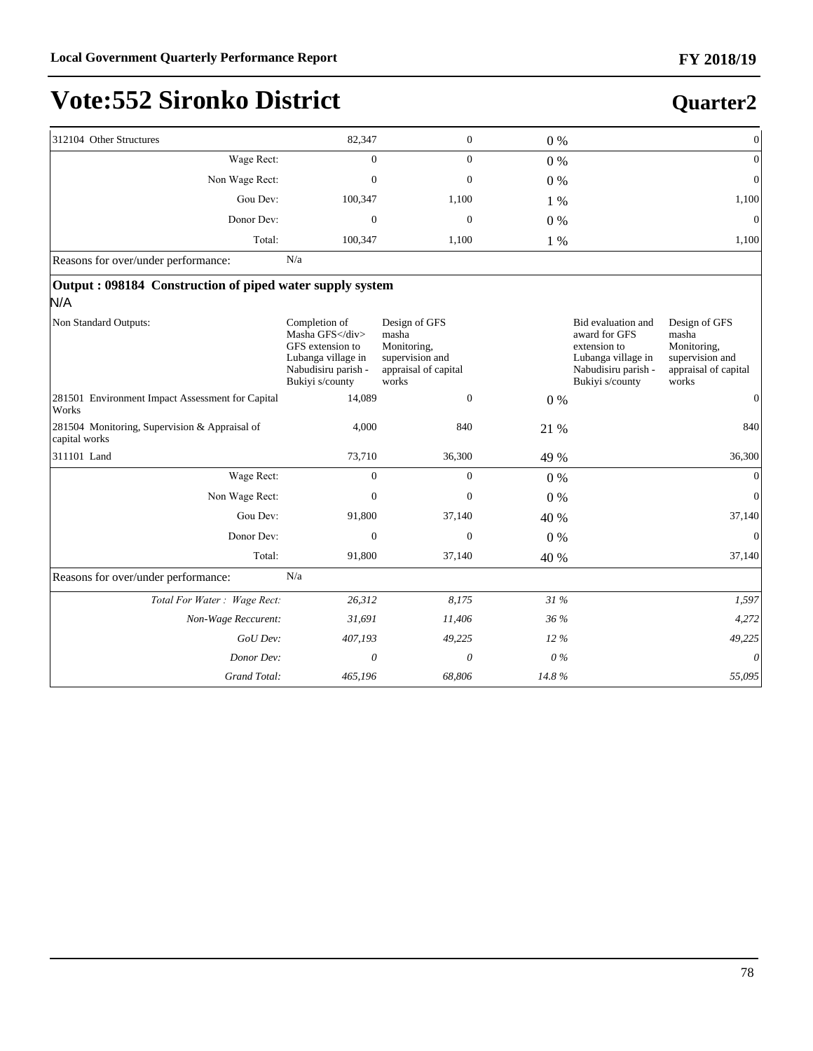# Vote:552 Sironko District

## Quarter2

| | | | | | |
|---|---|---|---|---|---|
| 312104 Other Structures | 82,347 | 0 | 0 % | | 0 |
| Wage Rect: | 0 | 0 | 0 % | | 0 |
| Non Wage Rect: | 0 | 0 | 0 % | | 0 |
| Gou Dev: | 100,347 | 1,100 | 1 % | | 1,100 |
| Donor Dev: | 0 | 0 | 0 % | | 0 |
| Total: | 100,347 | 1,100 | 1 % | | 1,100 |
| Reasons for over/under performance: | N/a | | | | |

**Output : 098184 Construction of piped water supply system**

N/A

| | | | | | |
|---|---|---|---|---|---|
| Non Standard Outputs: | Completion of Masha GFS</div> GFS extension to Lubanga village in Nabudisiru parish - Bukiyi s/county | Design of GFS masha Monitoring, supervision and appraisal of capital works | | Bid evaluation and award for GFS extension to Lubanga village in Nabudisiru parish - Bukiyi s/county | Design of GFS masha Monitoring, supervision and appraisal of capital works |
| 281501 Environment Impact Assessment for Capital Works | 14,089 | 0 | 0 % | | 0 |
| 281504 Monitoring, Supervision & Appraisal of capital works | 4,000 | 840 | 21 % | | 840 |
| 311101 Land | 73,710 | 36,300 | 49 % | | 36,300 |
| Wage Rect: | 0 | 0 | 0 % | | 0 |
| Non Wage Rect: | 0 | 0 | 0 % | | 0 |
| Gou Dev: | 91,800 | 37,140 | 40 % | | 37,140 |
| Donor Dev: | 0 | 0 | 0 % | | 0 |
| Total: | 91,800 | 37,140 | 40 % | | 37,140 |
| Reasons for over/under performance: | N/a | | | | |
| *Total For Water : Wage Rect:* | *26,312* | *8,175* | *31 %* | | *1,597* |
| *Non-Wage Reccurent:* | *31,691* | *11,406* | *36 %* | | *4,272* |
| *GoU Dev:* | *407,193* | *49,225* | *12 %* | | *49,225* |
| *Donor Dev:* | *0* | *0* | *0 %* | | *0* |
| *Grand Total:* | *465,196* | *68,806* | *14.8 %* | | *55,095* |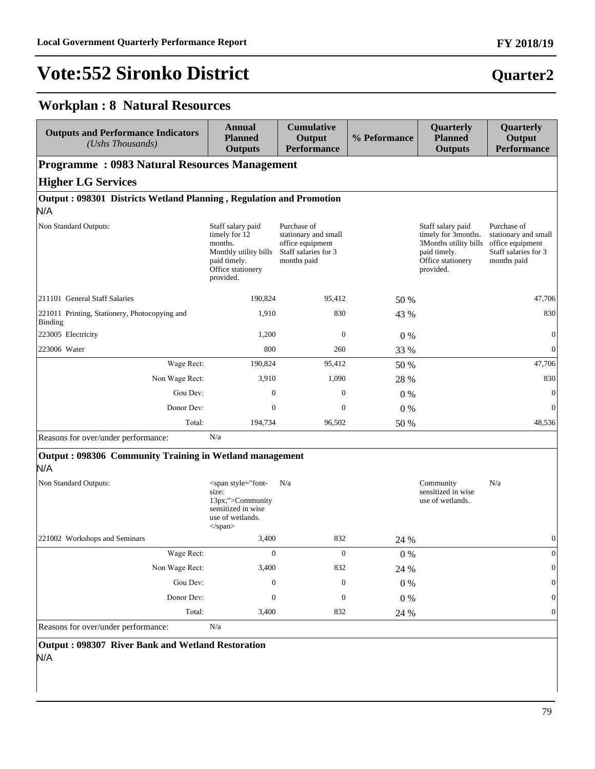# Vote:552 Sironko District

## Quarter2

## Workplan : 8 Natural Resources

| Outputs and Performance Indicators *(Ushs Thousands)* | Annual Planned Outputs | Cumulative Output Performance | % Peformance | Quarterly Planned Outputs | Quarterly Output Performance |
|---|---|---|---|---|---|
| **Programme : 0983 Natural Resources Management** | | | | | |
| **Higher LG Services** | | | | | |
| **Output : 098301 Districts Wetland Planning , Regulation and Promotion** | | | | | |
| N/A | | | | | |
| Non Standard Outputs: | Staff salary paid timely for 12 months. Monthly utility bills paid timely. Office stationery provided. | Purchase of stationary and small office equipment Staff salaries for 3 months paid | | Staff salary paid timely for 3months. 3Months utility bills paid timely. Office stationery provided. | Purchase of stationary and small office equipment Staff salaries for 3 months paid |
| 211101 General Staff Salaries | 190,824 | 95,412 | 50 % | | 47,706 |
| 221011 Printing, Stationery, Photocopying and Binding | 1,910 | 830 | 43 % | | 830 |
| 223005 Electricity | 1,200 | 0 | 0 % | | 0 |
| 223006 Water | 800 | 260 | 33 % | | 0 |
| Wage Rect: | 190,824 | 95,412 | 50 % | | 47,706 |
| Non Wage Rect: | 3,910 | 1,090 | 28 % | | 830 |
| Gou Dev: | 0 | 0 | 0 % | | 0 |
| Donor Dev: | 0 | 0 | 0 % | | 0 |
| Total: | 194,734 | 96,502 | 50 % | | 48,536 |
| Reasons for over/under performance: | N/a | | | | |
| **Output : 098306 Community Training in Wetland management** | | | | | |
| N/A | | | | | |
| Non Standard Outputs: | <span style="font-size: 13px;">Community sensitized in wise use of wetlands. </span> | N/a | | Community sensitized in wise use of wetlands. | N/a |
| 221002 Workshops and Seminars | 3,400 | 832 | 24 % | | 0 |
| Wage Rect: | 0 | 0 | 0 % | | 0 |
| Non Wage Rect: | 3,400 | 832 | 24 % | | 0 |
| Gou Dev: | 0 | 0 | 0 % | | 0 |
| Donor Dev: | 0 | 0 | 0 % | | 0 |
| Total: | 3,400 | 832 | 24 % | | 0 |
| Reasons for over/under performance: | N/a | | | | |
| **Output : 098307 River Bank and Wetland Restoration** | | | | | |
| N/A | | | | | |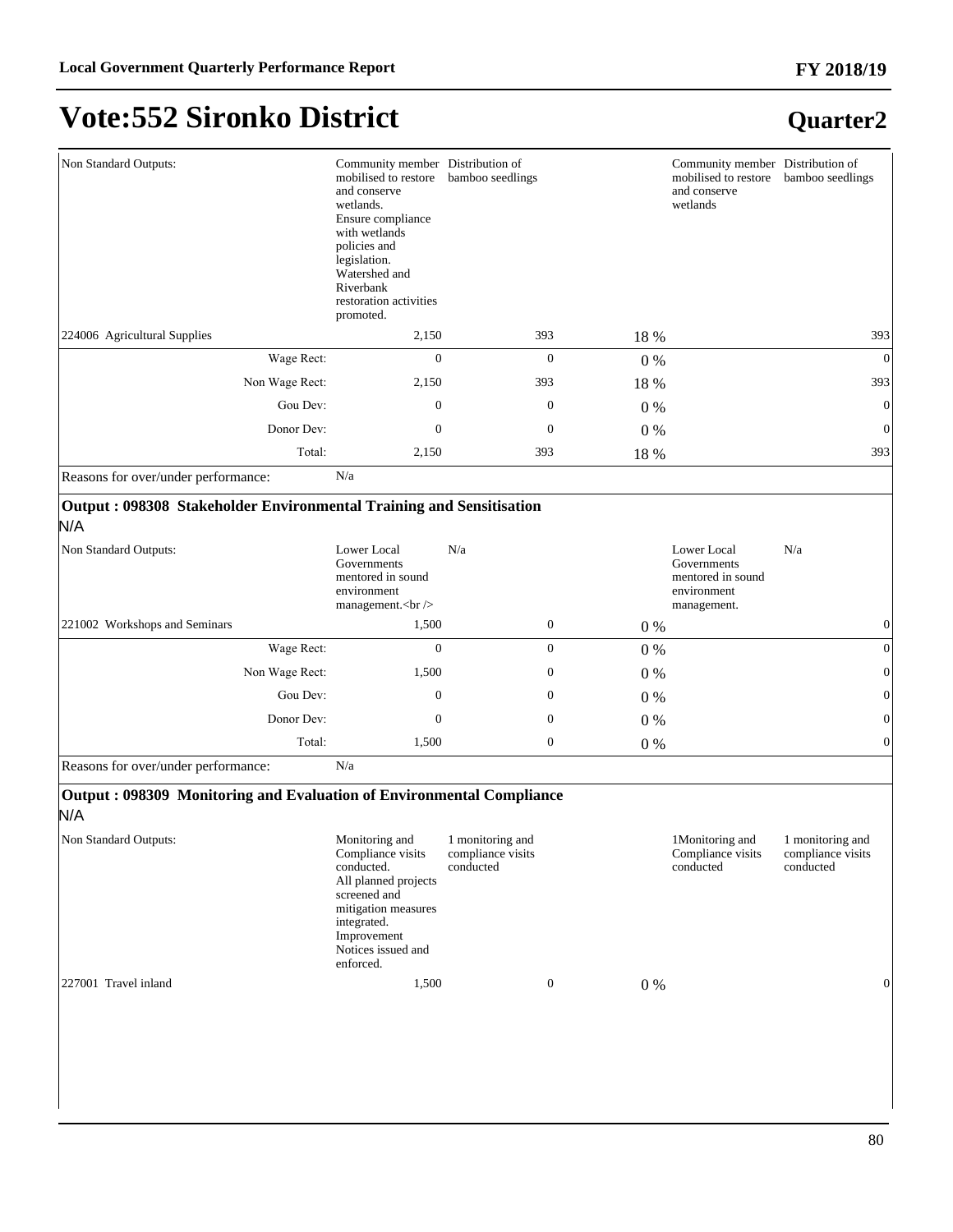# Vote:552 Sironko District

## Quarter2

| | | | | | |
|---|---|---|---|---|---|
| Non Standard Outputs: | Community member mobilised to restore and conserve wetlands. Ensure compliance with wetlands policies and legislation. Watershed and Riverbank restoration activities promoted. | Distribution of bamboo seedlings | | Community member mobilised to restore and conserve wetlands | Distribution of bamboo seedlings |
| 224006 Agricultural Supplies | 2,150 | 393 | 18 % | | 393 |
| Wage Rect: | 0 | 0 | 0 % | | 0 |
| Non Wage Rect: | 2,150 | 393 | 18 % | | 393 |
| Gou Dev: | 0 | 0 | 0 % | | 0 |
| Donor Dev: | 0 | 0 | 0 % | | 0 |
| Total: | 2,150 | 393 | 18 % | | 393 |
| Reasons for over/under performance: | N/a | | | | |

**Output : 098308 Stakeholder Environmental Training and Sensitisation**

N/A

| | | | | | |
|---|---|---|---|---|---|
| Non Standard Outputs: | Lower Local Governments mentored in sound environment management.<br /> | N/a | | Lower Local Governments mentored in sound environment management. | N/a |
| 221002 Workshops and Seminars | 1,500 | 0 | 0 % | | 0 |
| Wage Rect: | 0 | 0 | 0 % | | 0 |
| Non Wage Rect: | 1,500 | 0 | 0 % | | 0 |
| Gou Dev: | 0 | 0 | 0 % | | 0 |
| Donor Dev: | 0 | 0 | 0 % | | 0 |
| Total: | 1,500 | 0 | 0 % | | 0 |
| Reasons for over/under performance: | N/a | | | | |

**Output : 098309 Monitoring and Evaluation of Environmental Compliance**

N/A

| | | | | | |
|---|---|---|---|---|---|
| Non Standard Outputs: | Monitoring and Compliance visits conducted. All planned projects screened and mitigation measures integrated. Improvement Notices issued and enforced. | 1 monitoring and compliance visits conducted | | 1Monitoring and Compliance visits conducted | 1 monitoring and compliance visits conducted |
| 227001 Travel inland | 1,500 | 0 | 0 % | | 0 |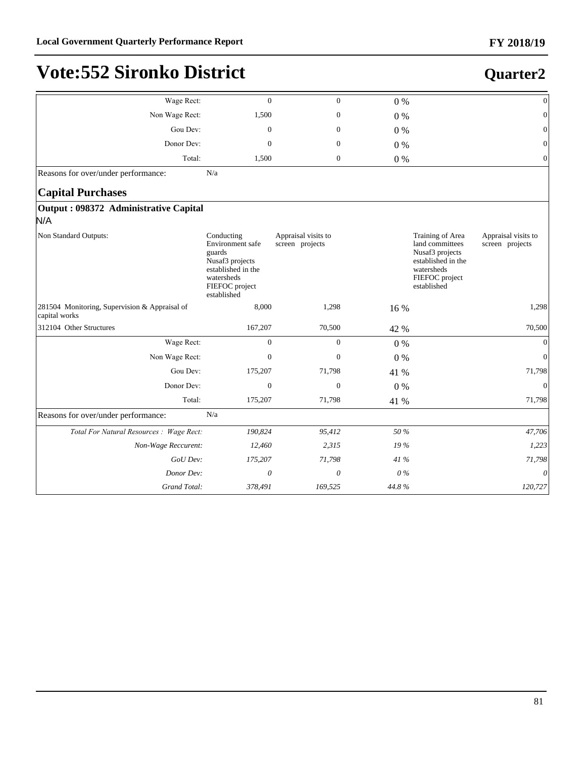# Vote:552 Sironko District

## Quarter2

| | | | | | |
|---|---|---|---|---|---|
| Wage Rect: | 0 | 0 | 0 % | | 0 |
| Non Wage Rect: | 1,500 | 0 | 0 % | | 0 |
| Gou Dev: | 0 | 0 | 0 % | | 0 |
| Donor Dev: | 0 | 0 | 0 % | | 0 |
| Total: | 1,500 | 0 | 0 % | | 0 |
| Reasons for over/under performance: | N/a | | | | |

### Capital Purchases

**Output : 098372 Administrative Capital**

N/A

| | | | | | |
|---|---|---|---|---|---|
| Non Standard Outputs: | Conducting Environment safe guards Nusaf3 projects established in the watersheds FIEFOC project established | Appraisal visits to screen projects | | Training of Area land committees Nusaf3 projects established in the watersheds FIEFOC project established | Appraisal visits to screen projects |
| 281504 Monitoring, Supervision & Appraisal of capital works | 8,000 | 1,298 | 16 % | | 1,298 |
| 312104 Other Structures | 167,207 | 70,500 | 42 % | | 70,500 |
| Wage Rect: | 0 | 0 | 0 % | | 0 |
| Non Wage Rect: | 0 | 0 | 0 % | | 0 |
| Gou Dev: | 175,207 | 71,798 | 41 % | | 71,798 |
| Donor Dev: | 0 | 0 | 0 % | | 0 |
| Total: | 175,207 | 71,798 | 41 % | | 71,798 |
| Reasons for over/under performance: | N/a | | | | |
| *Total For Natural Resources : Wage Rect:* | *190,824* | *95,412* | *50 %* | | *47,706* |
| *Non-Wage Reccurent:* | *12,460* | *2,315* | *19 %* | | *1,223* |
| *GoU Dev:* | *175,207* | *71,798* | *41 %* | | *71,798* |
| *Donor Dev:* | *0* | *0* | *0 %* | | *0* |
| *Grand Total:* | *378,491* | *169,525* | *44.8 %* | | *120,727* |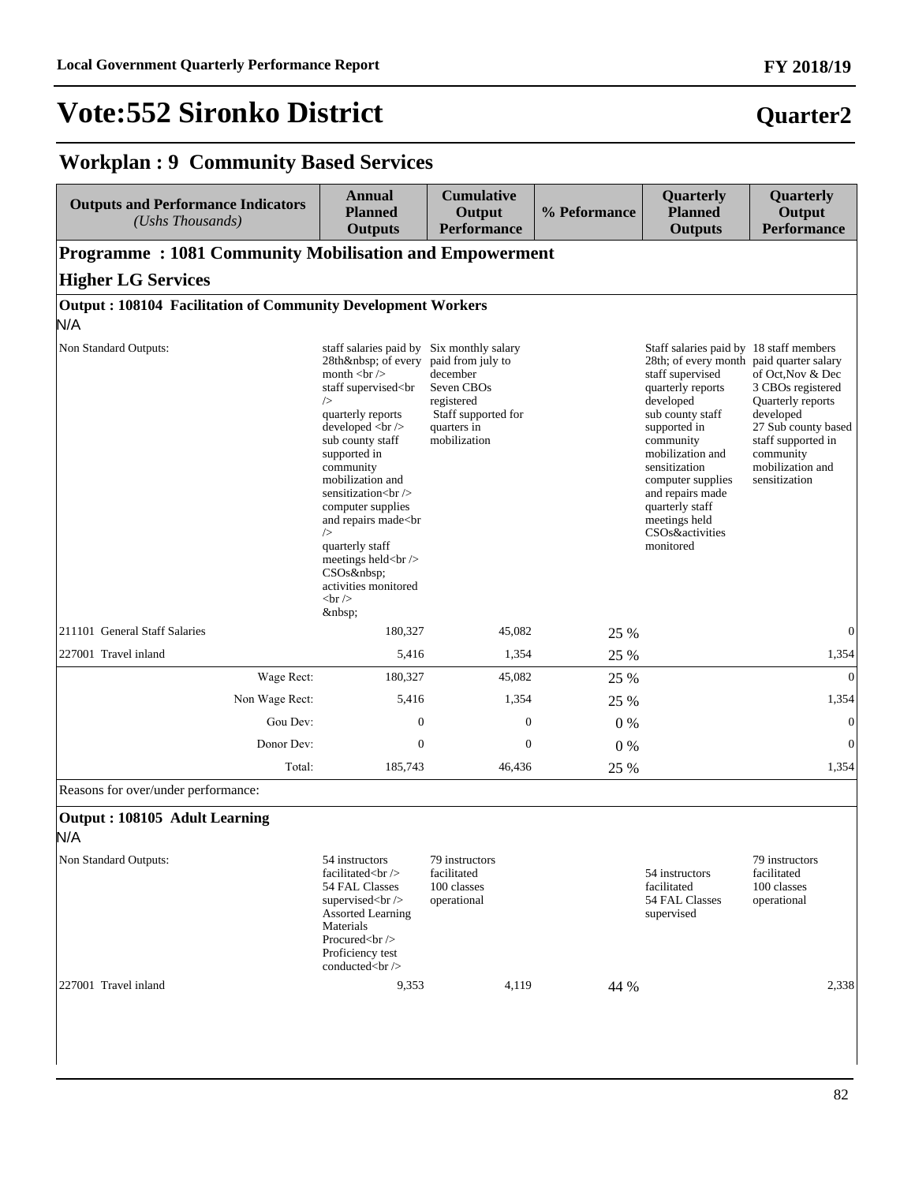# Vote:552 Sironko District

**Quarter2**

## Workplan : 9 Community Based Services

| Outputs and Performance Indicators *(Ushs Thousands)* | Annual Planned Outputs | Cumulative Output Performance | % Peformance | Quarterly Planned Outputs | Quarterly Output Performance |
|---|---|---|---|---|---|
| **Programme : 1081 Community Mobilisation and Empowerment** | | | | | |
| **Higher LG Services** | | | | | |
| **Output : 108104 Facilitation of Community Development Workers** | | | | | |
| N/A | | | | | |
| Non Standard Outputs: | staff salaries paid by 28th&nbsp; of every month <br /> staff supervised<br /> quarterly reports developed <br /> sub county staff supported in community mobilization and sensitization<br /> computer supplies and repairs made<br /> quarterly staff meetings held<br /> CSOs&nbsp; activities monitored <br /> &nbsp; | Six monthly salary paid from july to december Seven CBOs registered Staff supported for quarters in mobilization | | Staff salaries paid by 28th; of every month staff supervised quarterly reports developed sub county staff supported in community mobilization and sensitization computer supplies and repairs made quarterly staff meetings held CSOs&activities monitored | 18 staff members paid quarter salary of Oct,Nov & Dec 3 CBOs registered Quarterly reports developed 27 Sub county based staff supported in community mobilization and sensitization |
| 211101 General Staff Salaries | 180,327 | 45,082 | 25 % | | 0 |
| 227001 Travel inland | 5,416 | 1,354 | 25 % | | 1,354 |
| Wage Rect: | 180,327 | 45,082 | 25 % | | 0 |
| Non Wage Rect: | 5,416 | 1,354 | 25 % | | 1,354 |
| Gou Dev: | 0 | 0 | 0 % | | 0 |
| Donor Dev: | 0 | 0 | 0 % | | 0 |
| Total: | 185,743 | 46,436 | 25 % | | 1,354 |
| Reasons for over/under performance: | | | | | |
| **Output : 108105 Adult Learning** | | | | | |
| N/A | | | | | |
| Non Standard Outputs: | 54 instructors facilitated<br /> 54 FAL Classes supervised<br /> Assorted Learning Materials Procured<br /> Proficiency test conducted<br /> | 79 instructors facilitated 100 classes operational | | 54 instructors facilitated 54 FAL Classes supervised | 79 instructors facilitated 100 classes operational |
| 227001 Travel inland | 9,353 | 4,119 | 44 % | | 2,338 |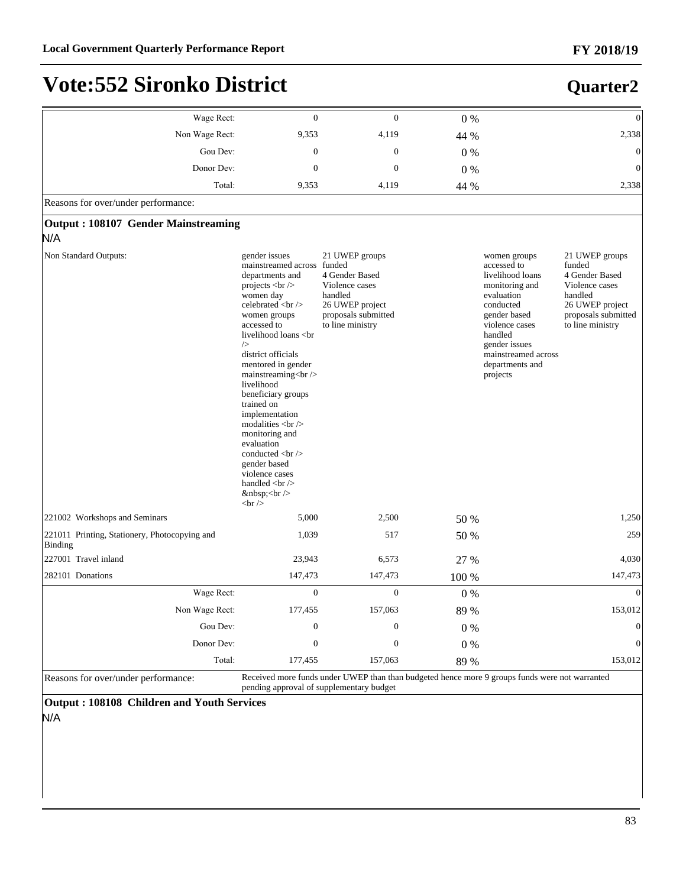# Vote:552 Sironko District

## Quarter2

| | | | | | |
|---|---|---|---|---|---|
| Wage Rect: | 0 | 0 | 0 % | | 0 |
| Non Wage Rect: | 9,353 | 4,119 | 44 % | | 2,338 |
| Gou Dev: | 0 | 0 | 0 % | | 0 |
| Donor Dev: | 0 | 0 | 0 % | | 0 |
| Total: | 9,353 | 4,119 | 44 % | | 2,338 |

Reasons for over/under performance:

**Output : 108107 Gender Mainstreaming**

N/A

| | | | | | |
|---|---|---|---|---|---|
| Non Standard Outputs: | gender issues mainstreamed across departments and projects <br /> women day celebrated <br /> women groups accessed to livelihood loans <br /> district officials mentored in gender mainstreaming<br /> livelihood beneficiary groups trained on implementation modalities <br /> monitoring and evaluation conducted <br /> gender based violence cases handled <br /> &nbsp;<br /> <br /> | 21 UWEP groups funded 4 Gender Based Violence cases handled 26 UWEP project proposals submitted to line ministry | | women groups accessed to livelihood loans monitoring and evaluation conducted gender based violence cases handled gender issues mainstreamed across departments and projects | 21 UWEP groups funded 4 Gender Based Violence cases handled 26 UWEP project proposals submitted to line ministry |
| 221002 Workshops and Seminars | 5,000 | 2,500 | 50 % | | 1,250 |
| 221011 Printing, Stationery, Photocopying and Binding | 1,039 | 517 | 50 % | | 259 |
| 227001 Travel inland | 23,943 | 6,573 | 27 % | | 4,030 |
| 282101 Donations | 147,473 | 147,473 | 100 % | | 147,473 |
| Wage Rect: | 0 | 0 | 0 % | | 0 |
| Non Wage Rect: | 177,455 | 157,063 | 89 % | | 153,012 |
| Gou Dev: | 0 | 0 | 0 % | | 0 |
| Donor Dev: | 0 | 0 | 0 % | | 0 |
| Total: | 177,455 | 157,063 | 89 % | | 153,012 |

Reasons for over/under performance: Received more funds under UWEP than than budgeted hence more 9 groups funds were not warranted pending approval of supplementary budget

**Output : 108108 Children and Youth Services**

N/A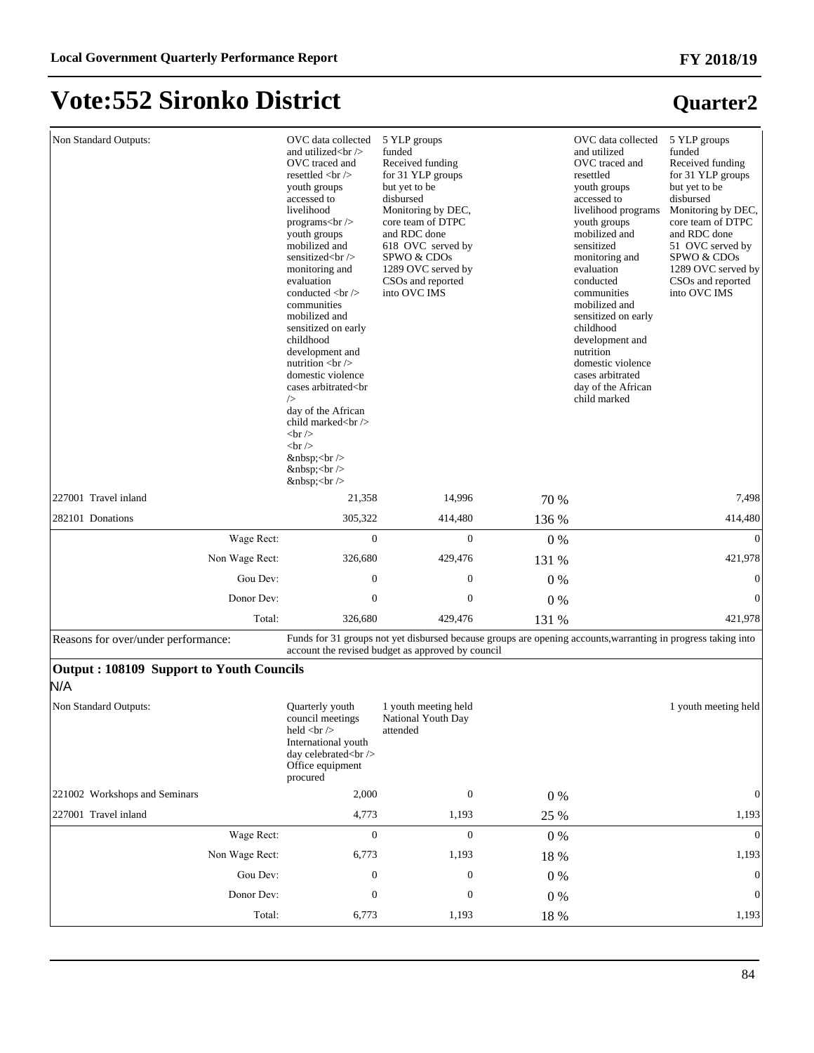# Vote:552 Sironko District

## Quarter2

| | | | | | |
|---|---|---|---|---|---|
| Non Standard Outputs: | OVC data collected and utilized<br /> OVC traced and resettled <br /> youth groups accessed to livelihood programs<br /> youth groups mobilized and sensitized<br /> monitoring and evaluation conducted <br /> communities mobilized and sensitized on early childhood development and nutrition <br /> domestic violence cases arbitrated<br /> day of the African child marked<br /> <br /> <br /> &nbsp;<br /> &nbsp;<br /> &nbsp;<br /> | 5 YLP groups funded Received funding for 31 YLP groups but yet to be disbursed Monitoring by DEC, core team of DTPC and RDC done 618 OVC served by SPWO & CDOs 1289 OVC served by CSOs and reported into OVC IMS | | OVC data collected and utilized OVC traced and resettled youth groups accessed to livelihood programs youth groups mobilized and sensitized monitoring and evaluation conducted communities mobilized and sensitized on early childhood development and nutrition domestic violence cases arbitrated day of the African child marked | 5 YLP groups funded Received funding for 31 YLP groups but yet to be disbursed Monitoring by DEC, core team of DTPC and RDC done 51 OVC served by SPWO & CDOs 1289 OVC served by CSOs and reported into OVC IMS |
| 227001 Travel inland | 21,358 | 14,996 | 70 % | | 7,498 |
| 282101 Donations | 305,322 | 414,480 | 136 % | | 414,480 |
| Wage Rect: | 0 | 0 | 0 % | | 0 |
| Non Wage Rect: | 326,680 | 429,476 | 131 % | | 421,978 |
| Gou Dev: | 0 | 0 | 0 % | | 0 |
| Donor Dev: | 0 | 0 | 0 % | | 0 |
| Total: | 326,680 | 429,476 | 131 % | | 421,978 |
| Reasons for over/under performance: | Funds for 31 groups not yet disbursed because groups are opening accounts,warranting in progress taking into account the revised budget as approved by council | | | | |

**Output : 108109 Support to Youth Councils**

N/A

| | | | | | |
|---|---|---|---|---|---|
| Non Standard Outputs: | Quarterly youth council meetings held <br /> International youth day celebrated<br /> Office equipment procured | 1 youth meeting held National Youth Day attended | | | 1 youth meeting held |
| 221002 Workshops and Seminars | 2,000 | 0 | 0 % | | 0 |
| 227001 Travel inland | 4,773 | 1,193 | 25 % | | 1,193 |
| Wage Rect: | 0 | 0 | 0 % | | 0 |
| Non Wage Rect: | 6,773 | 1,193 | 18 % | | 1,193 |
| Gou Dev: | 0 | 0 | 0 % | | 0 |
| Donor Dev: | 0 | 0 | 0 % | | 0 |
| Total: | 6,773 | 1,193 | 18 % | | 1,193 |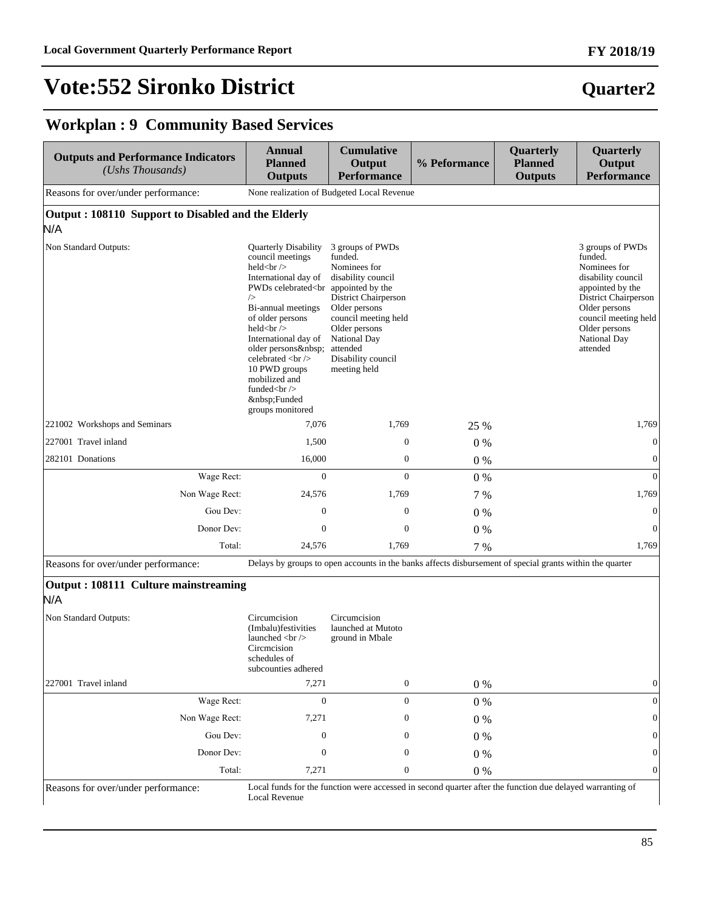# Vote:552 Sironko District

**Quarter2**

## Workplan : 9 Community Based Services

| Outputs and Performance Indicators *(Ushs Thousands)* | Annual Planned Outputs | Cumulative Output Performance | % Peformance | Quarterly Planned Outputs | Quarterly Output Performance |
|---|---|---|---|---|---|
| Reasons for over/under performance: | None realization of Budgeted Local Revenue | | | | |
| **Output : 108110 Support to Disabled and the Elderly** N/A | | | | | |
| Non Standard Outputs: | Quarterly Disability council meetings held<br /> International day of PWDs celebrated<br /> Bi-annual meetings of older persons held<br /> International day of older persons&nbsp; celebrated <br /> 10 PWD groups mobilized and funded<br /> &nbsp;Funded groups monitored | 3 groups of PWDs funded. Nominees for disability council appointed by the District Chairperson Older persons council meeting held Older persons National Day attended Disability council meeting held | | | 3 groups of PWDs funded. Nominees for disability council appointed by the District Chairperson Older persons council meeting held Older persons National Day attended |
| 221002 Workshops and Seminars | 7,076 | 1,769 | 25 % | | 1,769 |
| 227001 Travel inland | 1,500 | 0 | 0 % | | 0 |
| 282101 Donations | 16,000 | 0 | 0 % | | 0 |
| Wage Rect: | 0 | 0 | 0 % | | 0 |
| Non Wage Rect: | 24,576 | 1,769 | 7 % | | 1,769 |
| Gou Dev: | 0 | 0 | 0 % | | 0 |
| Donor Dev: | 0 | 0 | 0 % | | 0 |
| Total: | 24,576 | 1,769 | 7 % | | 1,769 |
| Reasons for over/under performance: | Delays by groups to open accounts in the banks affects disbursement of special grants within the quarter | | | | |
| **Output : 108111 Culture mainstreaming** N/A | | | | | |
| Non Standard Outputs: | Circumcision (Imbalu)festivities launched <br /> Circmcision schedules of subcounties adhered | Circumcision launched at Mutoto ground in Mbale | | | |
| 227001 Travel inland | 7,271 | 0 | 0 % | | 0 |
| Wage Rect: | 0 | 0 | 0 % | | 0 |
| Non Wage Rect: | 7,271 | 0 | 0 % | | 0 |
| Gou Dev: | 0 | 0 | 0 % | | 0 |
| Donor Dev: | 0 | 0 | 0 % | | 0 |
| Total: | 7,271 | 0 | 0 % | | 0 |
| Reasons for over/under performance: | Local funds for the function were accessed in second quarter after the function due delayed warranting of Local Revenue | | | | |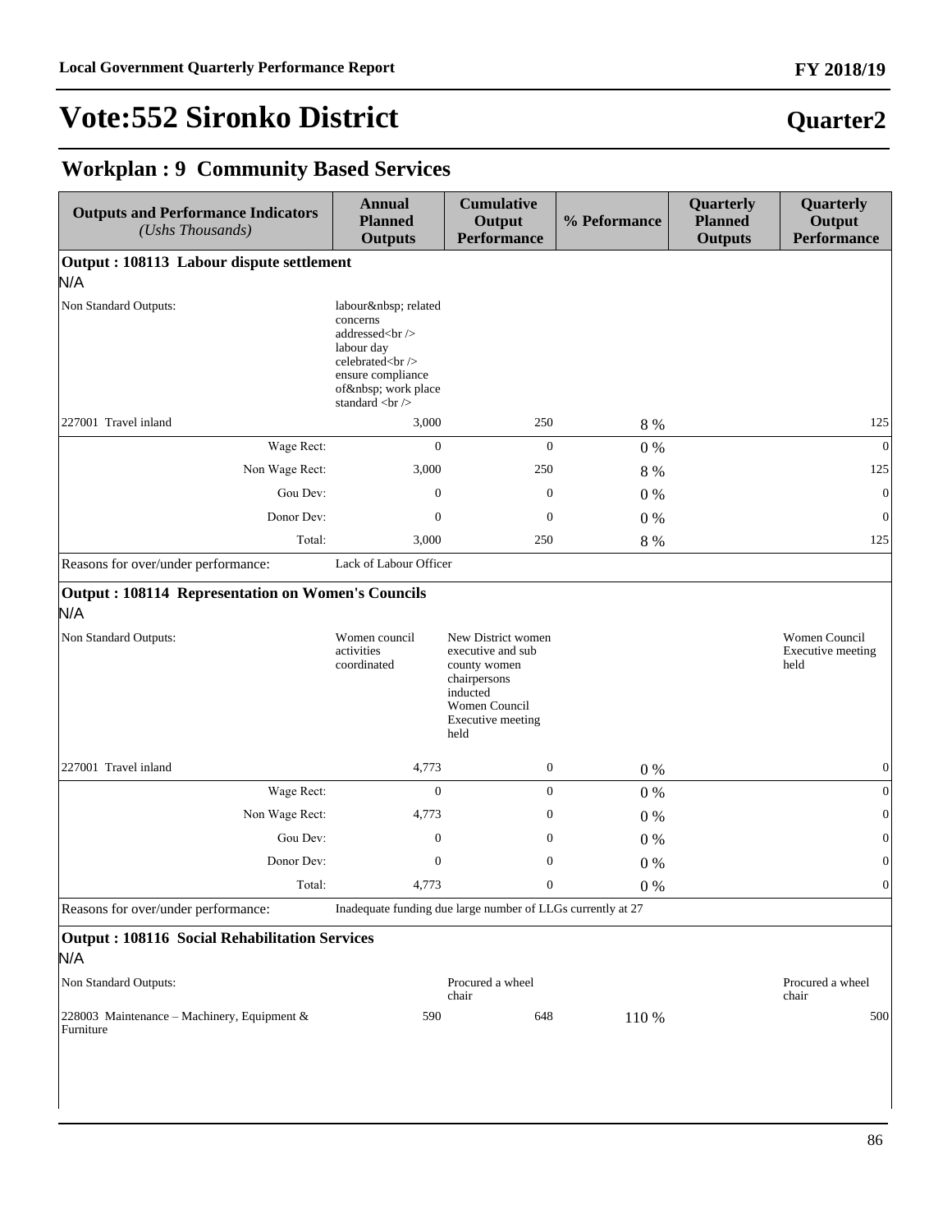# Vote:552 Sironko District

**Quarter2**

## Workplan : 9 Community Based Services

| Outputs and Performance Indicators *(Ushs Thousands)* | Annual Planned Outputs | Cumulative Output Performance | % Peformance | Quarterly Planned Outputs | Quarterly Output Performance |
|---|---|---|---|---|---|
| **Output : 108113 Labour dispute settlement** | | | | | |
| N/A | | | | | |
| Non Standard Outputs: | labour&nbsp; related concerns addressed<br /> labour day celebrated<br /> ensure compliance of&nbsp; work place standard <br /> | | | | |
| 227001 Travel inland | 3,000 | 250 | 8 % | | 125 |
| Wage Rect: | 0 | 0 | 0 % | | 0 |
| Non Wage Rect: | 3,000 | 250 | 8 % | | 125 |
| Gou Dev: | 0 | 0 | 0 % | | 0 |
| Donor Dev: | 0 | 0 | 0 % | | 0 |
| Total: | 3,000 | 250 | 8 % | | 125 |
| Reasons for over/under performance: | Lack of Labour Officer | | | | |
| **Output : 108114 Representation on Women's Councils** | | | | | |
| N/A | | | | | |
| Non Standard Outputs: | Women council activities coordinated | New District women executive and sub county women chairpersons inducted Women Council Executive meeting held | | | Women Council Executive meeting held |
| 227001 Travel inland | 4,773 | 0 | 0 % | | 0 |
| Wage Rect: | 0 | 0 | 0 % | | 0 |
| Non Wage Rect: | 4,773 | 0 | 0 % | | 0 |
| Gou Dev: | 0 | 0 | 0 % | | 0 |
| Donor Dev: | 0 | 0 | 0 % | | 0 |
| Total: | 4,773 | 0 | 0 % | | 0 |
| Reasons for over/under performance: | Inadequate funding due large number of LLGs currently at 27 | | | | |
| **Output : 108116 Social Rehabilitation Services** | | | | | |
| N/A | | | | | |
| Non Standard Outputs: | | Procured a wheel chair | | | Procured a wheel chair |
| 228003 Maintenance – Machinery, Equipment & Furniture | 590 | 648 | 110 % | | 500 |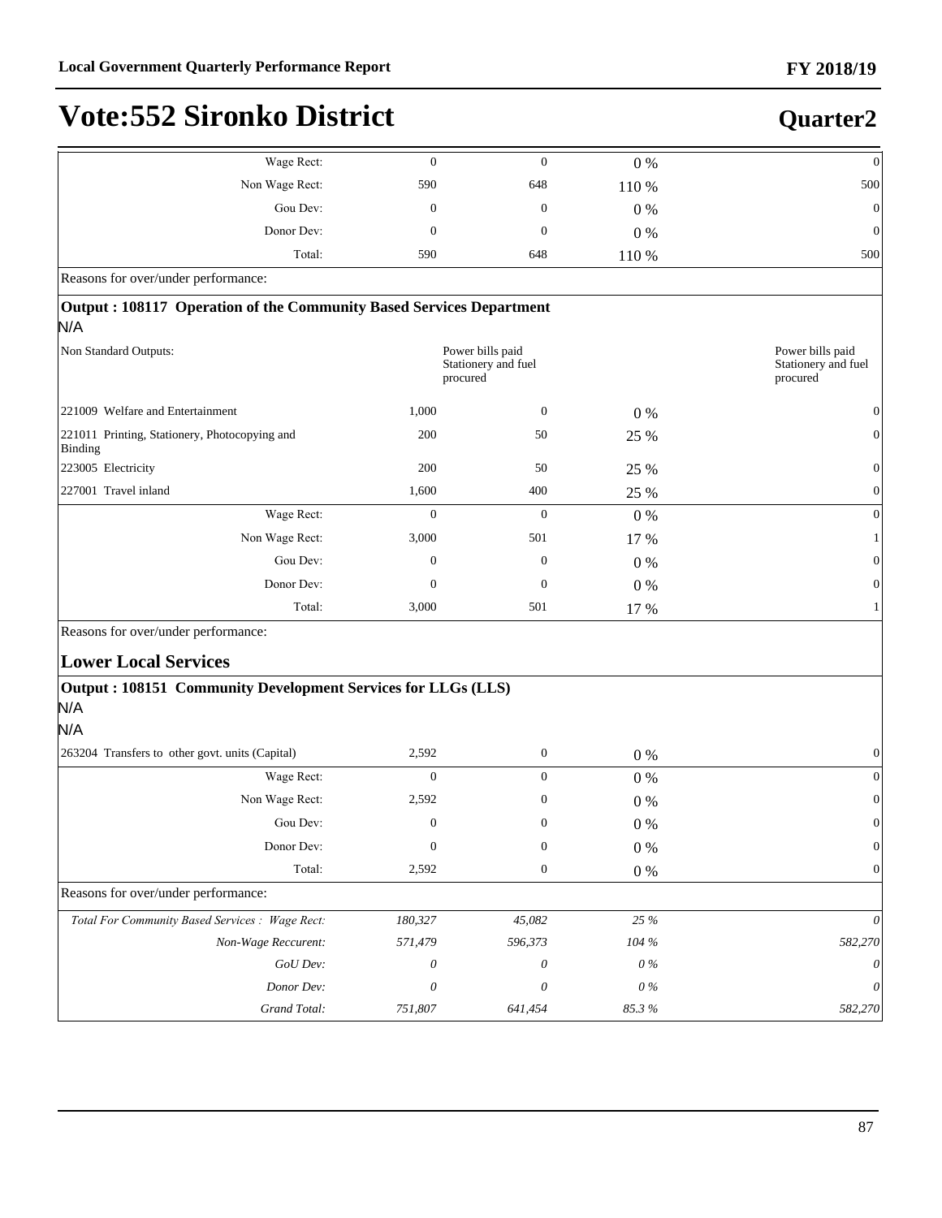# Vote:552 Sironko District

## Quarter2

| | | | | |
|---|---|---|---|---|
| Wage Rect: | 0 | 0 | 0 % | 0 |
| Non Wage Rect: | 590 | 648 | 110 % | 500 |
| Gou Dev: | 0 | 0 | 0 % | 0 |
| Donor Dev: | 0 | 0 | 0 % | 0 |
| Total: | 590 | 648 | 110 % | 500 |

Reasons for over/under performance:

**Output : 108117 Operation of the Community Based Services Department**

N/A

| | | | | |
|---|---|---|---|---|
| Non Standard Outputs: | | Power bills paid Stationery and fuel procured | | Power bills paid Stationery and fuel procured |
| 221009 Welfare and Entertainment | 1,000 | 0 | 0 % | 0 |
| 221011 Printing, Stationery, Photocopying and Binding | 200 | 50 | 25 % | 0 |
| 223005 Electricity | 200 | 50 | 25 % | 0 |
| 227001 Travel inland | 1,600 | 400 | 25 % | 0 |
| Wage Rect: | 0 | 0 | 0 % | 0 |
| Non Wage Rect: | 3,000 | 501 | 17 % | 1 |
| Gou Dev: | 0 | 0 | 0 % | 0 |
| Donor Dev: | 0 | 0 | 0 % | 0 |
| Total: | 3,000 | 501 | 17 % | 1 |

Reasons for over/under performance:

### Lower Local Services

**Output : 108151 Community Development Services for LLGs (LLS)**

N/A

N/A

| | | | | |
|---|---|---|---|---|
| 263204 Transfers to other govt. units (Capital) | 2,592 | 0 | 0 % | 0 |
| Wage Rect: | 0 | 0 | 0 % | 0 |
| Non Wage Rect: | 2,592 | 0 | 0 % | 0 |
| Gou Dev: | 0 | 0 | 0 % | 0 |
| Donor Dev: | 0 | 0 | 0 % | 0 |
| Total: | 2,592 | 0 | 0 % | 0 |

Reasons for over/under performance:

| | | | | |
|---|---|---|---|---|
| *Total For Community Based Services : Wage Rect:* | *180,327* | *45,082* | *25 %* | *0* |
| *Non-Wage Reccurent:* | *571,479* | *596,373* | *104 %* | *582,270* |
| *GoU Dev:* | *0* | *0* | *0 %* | *0* |
| *Donor Dev:* | *0* | *0* | *0 %* | *0* |
| *Grand Total:* | *751,807* | *641,454* | *85.3 %* | *582,270* |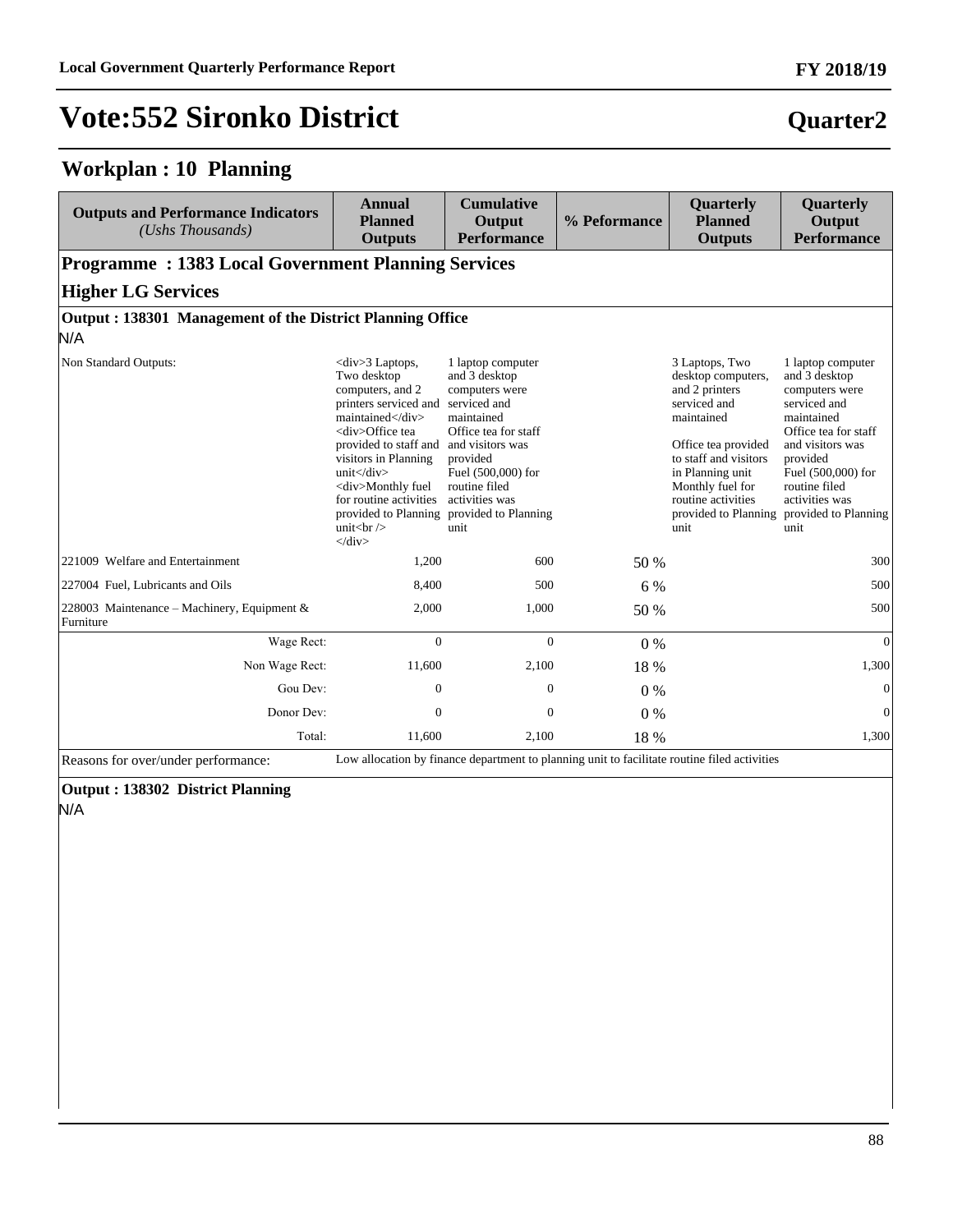# Vote:552 Sironko District

**Quarter2**

## Workplan : 10 Planning

| Outputs and Performance Indicators *(Ushs Thousands)* | Annual Planned Outputs | Cumulative Output Performance | % Peformance | Quarterly Planned Outputs | Quarterly Output Performance |
|---|---|---|---|---|---|
| **Programme : 1383 Local Government Planning Services** | | | | | |
| **Higher LG Services** | | | | | |
| **Output : 138301 Management of the District Planning Office** | | | | | |
| N/A | | | | | |
| Non Standard Outputs: | <div>3 Laptops, Two desktop computers, and 2 printers serviced and maintained</div> <div>Office tea provided to staff and visitors in Planning unit</div> <div>Monthly fuel for routine activities provided to Planning unit<br /> </div> | 1 laptop computer and 3 desktop computers were serviced and maintained Office tea for staff and visitors was provided Fuel (500,000) for routine filed activities was provided to Planning unit | | 3 Laptops, Two desktop computers, and 2 printers serviced and maintained Office tea provided to staff and visitors in Planning unit Monthly fuel for routine activities provided to Planning unit | 1 laptop computer and 3 desktop computers were serviced and maintained Office tea for staff and visitors was provided Fuel (500,000) for routine filed activities was provided to Planning unit |
| 221009 Welfare and Entertainment | 1,200 | 600 | 50 % | | 300 |
| 227004 Fuel, Lubricants and Oils | 8,400 | 500 | 6 % | | 500 |
| 228003 Maintenance – Machinery, Equipment & Furniture | 2,000 | 1,000 | 50 % | | 500 |
| Wage Rect: | 0 | 0 | 0 % | | 0 |
| Non Wage Rect: | 11,600 | 2,100 | 18 % | | 1,300 |
| Gou Dev: | 0 | 0 | 0 % | | 0 |
| Donor Dev: | 0 | 0 | 0 % | | 0 |
| Total: | 11,600 | 2,100 | 18 % | | 1,300 |
| Reasons for over/under performance: | Low allocation by finance department to planning unit to facilitate routine filed activities | | | | |
| **Output : 138302 District Planning** | | | | | |
| N/A | | | | | |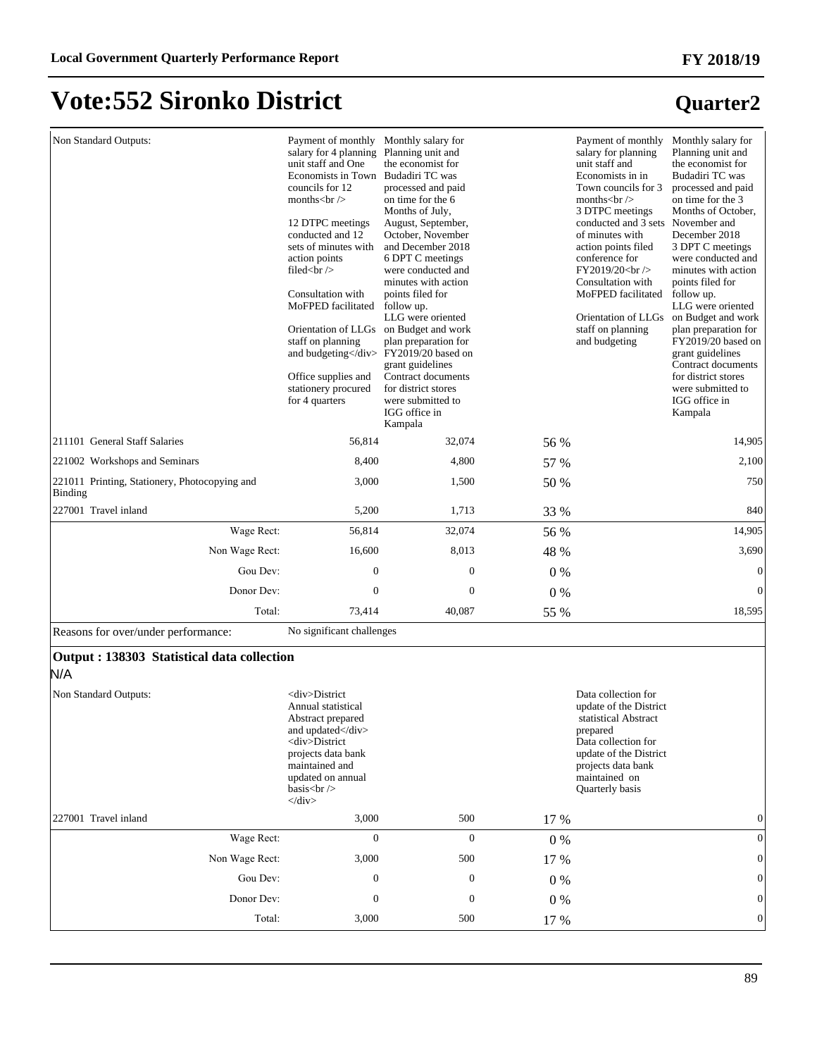# Vote:552 Sironko District

## Quarter2

| | | | | | |
|---|---|---|---|---|---|
| Non Standard Outputs: | Payment of monthly salary for 4 planning unit staff and One Economists in Town councils for 12 months<br /><br>12 DTPC meetings conducted and 12 sets of minutes with action points filed<br /><br>Consultation with MoFPED facilitated<br>Orientation of LLGs staff on planning and budgeting</div><br>Office supplies and stationery procured for 4 quarters | Monthly salary for Planning unit and the economist for Budadiri TC was processed and paid on time for the 6 Months of July, August, September, October, November and December 2018<br>6 DPT C meetings were conducted and minutes with action points filed for follow up.<br>LLG were oriented on Budget and work plan preparation for FY2019/20 based on grant guidelines<br>Contract documents for district stores were submitted to IGG office in Kampala | | Payment of monthly salary for planning unit staff and Economists in in Town councils for 3 months<br /><br>3 DTPC meetings conducted and 3 sets of minutes with action points filed conference for FY2019/20<br /><br>Consultation with MoFPED facilitated<br>Orientation of LLGs staff on planning and budgeting | Monthly salary for Planning unit and the economist for Budadiri TC was processed and paid on time for the 3 Months of October, November and December 2018<br>3 DPT C meetings were conducted and minutes with action points filed for follow up.<br>LLG were oriented on Budget and work plan preparation for FY2019/20 based on grant guidelines<br>Contract documents for district stores were submitted to IGG office in Kampala |
| 211101 General Staff Salaries | 56,814 | 32,074 | 56 % | | 14,905 |
| 221002 Workshops and Seminars | 8,400 | 4,800 | 57 % | | 2,100 |
| 221011 Printing, Stationery, Photocopying and Binding | 3,000 | 1,500 | 50 % | | 750 |
| 227001 Travel inland | 5,200 | 1,713 | 33 % | | 840 |
| Wage Rect: | 56,814 | 32,074 | 56 % | | 14,905 |
| Non Wage Rect: | 16,600 | 8,013 | 48 % | | 3,690 |
| Gou Dev: | 0 | 0 | 0 % | | 0 |
| Donor Dev: | 0 | 0 | 0 % | | 0 |
| Total: | 73,414 | 40,087 | 55 % | | 18,595 |
| Reasons for over/under performance: | No significant challenges | | | | |

### Output : 138303 Statistical data collection

N/A

| | | | | | |
|---|---|---|---|---|---|
| Non Standard Outputs: | <div>District Annual statistical Abstract prepared and updated</div><br><div>District projects data bank maintained and updated on annual basis<br /><br></div> | | | Data collection for update of the District statistical Abstract prepared<br>Data collection for update of the District projects data bank maintained on Quarterly basis | |
| 227001 Travel inland | 3,000 | 500 | 17 % | | 0 |
| Wage Rect: | 0 | 0 | 0 % | | 0 |
| Non Wage Rect: | 3,000 | 500 | 17 % | | 0 |
| Gou Dev: | 0 | 0 | 0 % | | 0 |
| Donor Dev: | 0 | 0 | 0 % | | 0 |
| Total: | 3,000 | 500 | 17 % | | 0 |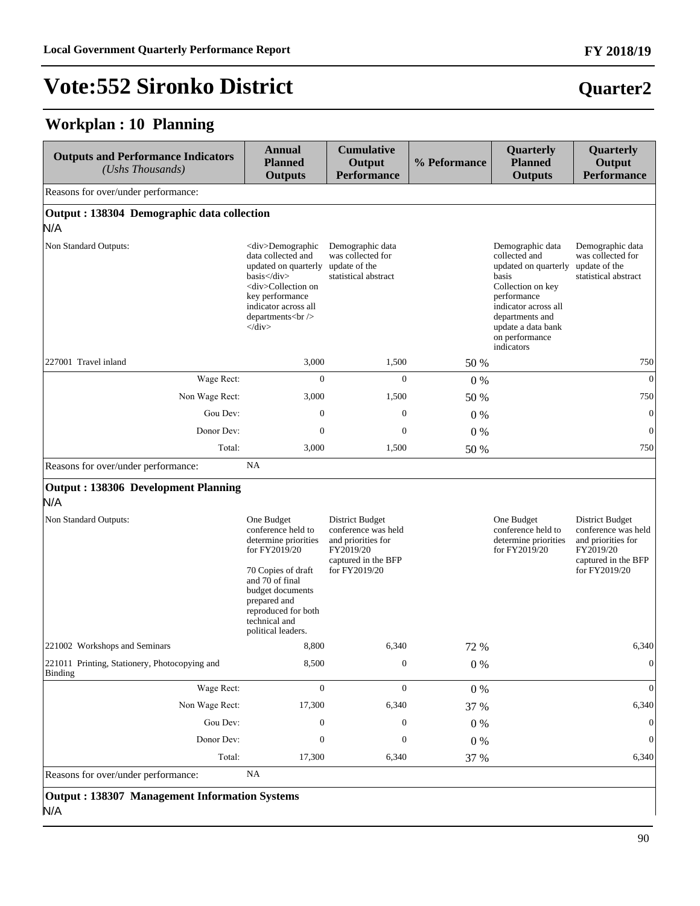# Vote:552 Sironko District

## Quarter2

## Workplan : 10 Planning

| Outputs and Performance Indicators *(Ushs Thousands)* | Annual Planned Outputs | Cumulative Output Performance | % Peformance | Quarterly Planned Outputs | Quarterly Output Performance |
|---|---|---|---|---|---|
| Reasons for over/under performance: | | | | | |
| **Output : 138304 Demographic data collection** N/A | | | | | |
| Non Standard Outputs: | <div>Demographic data collected and updated on quarterly basis</div> <div>Collection on key performance indicator across all departments<br /> </div> | Demographic data was collected for update of the statistical abstract | | Demographic data collected and updated on quarterly basis Collection on key performance indicator across all departments and update a data bank on performance indicators | Demographic data was collected for update of the statistical abstract |
| 227001 Travel inland | 3,000 | 1,500 | 50 % | | 750 |
| Wage Rect: | 0 | 0 | 0 % | | 0 |
| Non Wage Rect: | 3,000 | 1,500 | 50 % | | 750 |
| Gou Dev: | 0 | 0 | 0 % | | 0 |
| Donor Dev: | 0 | 0 | 0 % | | 0 |
| Total: | 3,000 | 1,500 | 50 % | | 750 |
| Reasons for over/under performance: | NA | | | | |
| **Output : 138306 Development Planning** N/A | | | | | |
| Non Standard Outputs: | One Budget conference held to determine priorities for FY2019/20<br><br>70 Copies of draft and 70 of final budget documents prepared and reproduced for both technical and political leaders. | District Budget conference was held and priorities for FY2019/20 captured in the BFP for FY2019/20 | | One Budget conference held to determine priorities for FY2019/20 | District Budget conference was held and priorities for FY2019/20 captured in the BFP for FY2019/20 |
| 221002 Workshops and Seminars | 8,800 | 6,340 | 72 % | | 6,340 |
| 221011 Printing, Stationery, Photocopying and Binding | 8,500 | 0 | 0 % | | 0 |
| Wage Rect: | 0 | 0 | 0 % | | 0 |
| Non Wage Rect: | 17,300 | 6,340 | 37 % | | 6,340 |
| Gou Dev: | 0 | 0 | 0 % | | 0 |
| Donor Dev: | 0 | 0 | 0 % | | 0 |
| Total: | 17,300 | 6,340 | 37 % | | 6,340 |
| Reasons for over/under performance: | NA | | | | |
| **Output : 138307 Management Information Systems** N/A | | | | | |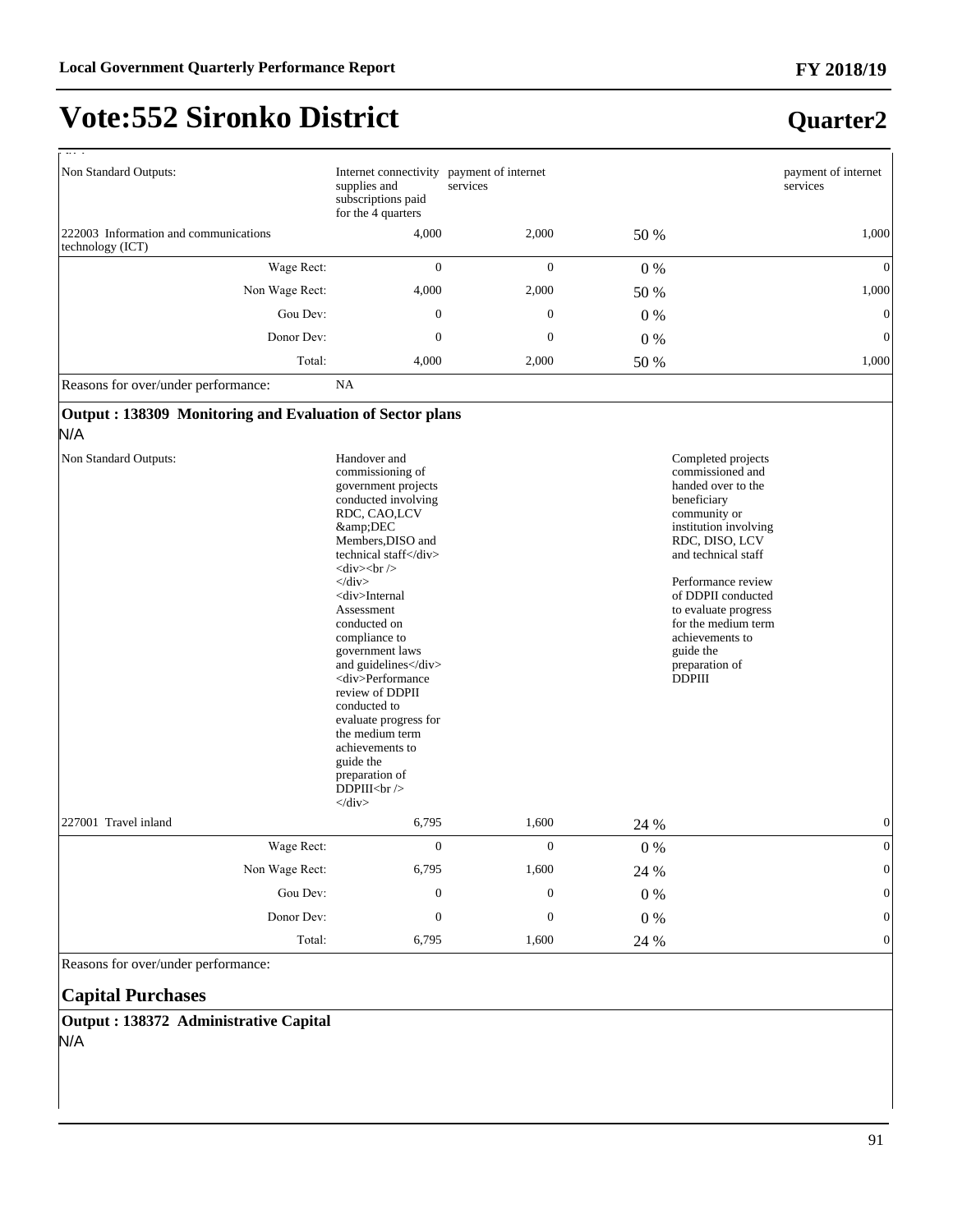# Vote:552 Sironko District

## Quarter2

| | | | | | |
|---|---|---|---|---|---|
| Non Standard Outputs: | Internet connectivity supplies and subscriptions paid for the 4 quarters | payment of internet services | | | payment of internet services |
| 222003 Information and communications technology (ICT) | 4,000 | 2,000 | 50 % | | 1,000 |
| Wage Rect: | 0 | 0 | 0 % | | 0 |
| Non Wage Rect: | 4,000 | 2,000 | 50 % | | 1,000 |
| Gou Dev: | 0 | 0 | 0 % | | 0 |
| Donor Dev: | 0 | 0 | 0 % | | 0 |
| Total: | 4,000 | 2,000 | 50 % | | 1,000 |
| Reasons for over/under performance: | NA | | | | |

**Output : 138309 Monitoring and Evaluation of Sector plans**

N/A

| | | | | | |
|---|---|---|---|---|---|
| Non Standard Outputs: | Handover and commissioning of government projects conducted involving RDC, CAO,LCV &amp;DEC Members,DISO and technical staff</div> <div><br /> </div> <div>Internal Assessment conducted on compliance to government laws and guidelines</div> <div>Performance review of DDPII conducted to evaluate progress for the medium term achievements to guide the preparation of DDPIII<br /> </div> | | | Completed projects commissioned and handed over to the beneficiary community or institution involving RDC, DISO, LCV and technical staff<br><br>Performance review of DDPII conducted to evaluate progress for the medium term achievements to guide the preparation of DDPIII | |
| 227001 Travel inland | 6,795 | 1,600 | 24 % | | 0 |
| Wage Rect: | 0 | 0 | 0 % | | 0 |
| Non Wage Rect: | 6,795 | 1,600 | 24 % | | 0 |
| Gou Dev: | 0 | 0 | 0 % | | 0 |
| Donor Dev: | 0 | 0 | 0 % | | 0 |
| Total: | 6,795 | 1,600 | 24 % | | 0 |
| Reasons for over/under performance: | | | | | |

### Capital Purchases

**Output : 138372 Administrative Capital**

N/A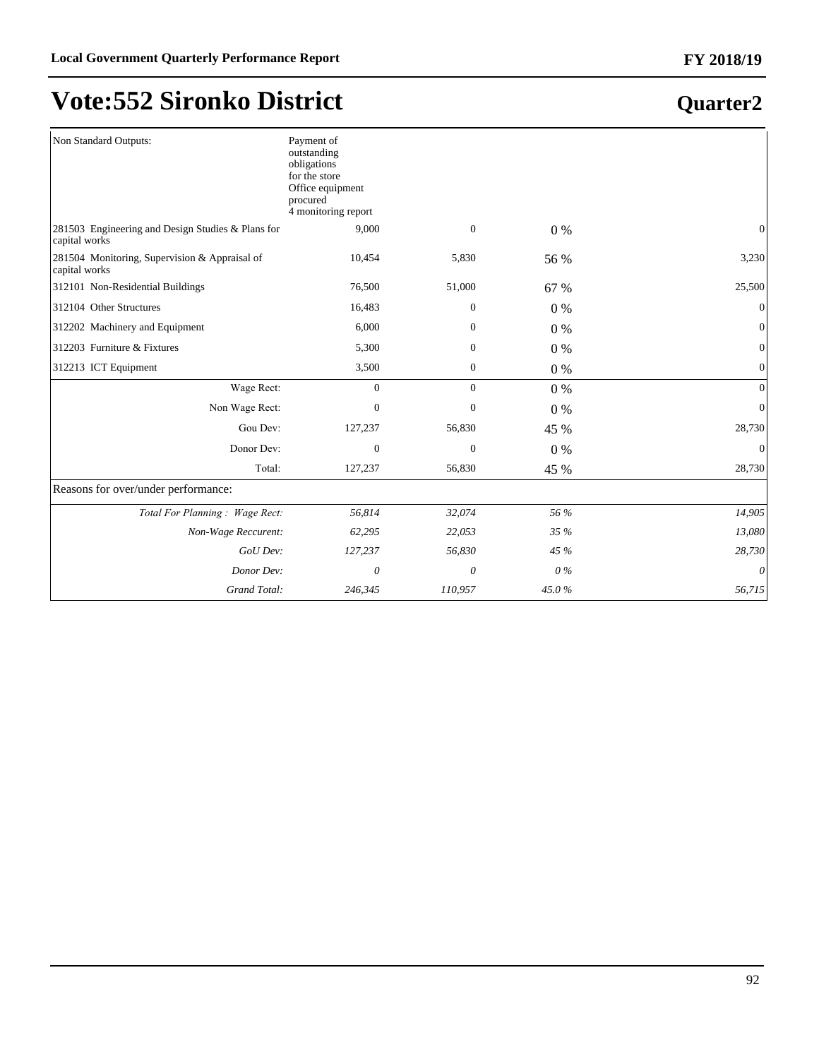# Vote:552 Sironko District

## Quarter2

| | | | | |
|---|---|---|---|---|
| Non Standard Outputs: | Payment of outstanding obligations for the store Office equipment procured 4 monitoring report | | | |
| 281503 Engineering and Design Studies & Plans for capital works | 9,000 | 0 | 0 % | 0 |
| 281504 Monitoring, Supervision & Appraisal of capital works | 10,454 | 5,830 | 56 % | 3,230 |
| 312101 Non-Residential Buildings | 76,500 | 51,000 | 67 % | 25,500 |
| 312104 Other Structures | 16,483 | 0 | 0 % | 0 |
| 312202 Machinery and Equipment | 6,000 | 0 | 0 % | 0 |
| 312203 Furniture & Fixtures | 5,300 | 0 | 0 % | 0 |
| 312213 ICT Equipment | 3,500 | 0 | 0 % | 0 |
| Wage Rect: | 0 | 0 | 0 % | 0 |
| Non Wage Rect: | 0 | 0 | 0 % | 0 |
| Gou Dev: | 127,237 | 56,830 | 45 % | 28,730 |
| Donor Dev: | 0 | 0 | 0 % | 0 |
| Total: | 127,237 | 56,830 | 45 % | 28,730 |
| Reasons for over/under performance: | | | | |
| *Total For Planning : Wage Rect:* | *56,814* | *32,074* | *56 %* | *14,905* |
| *Non-Wage Reccurent:* | *62,295* | *22,053* | *35 %* | *13,080* |
| *GoU Dev:* | *127,237* | *56,830* | *45 %* | *28,730* |
| *Donor Dev:* | *0* | *0* | *0 %* | *0* |
| *Grand Total:* | *246,345* | *110,957* | *45.0 %* | *56,715* |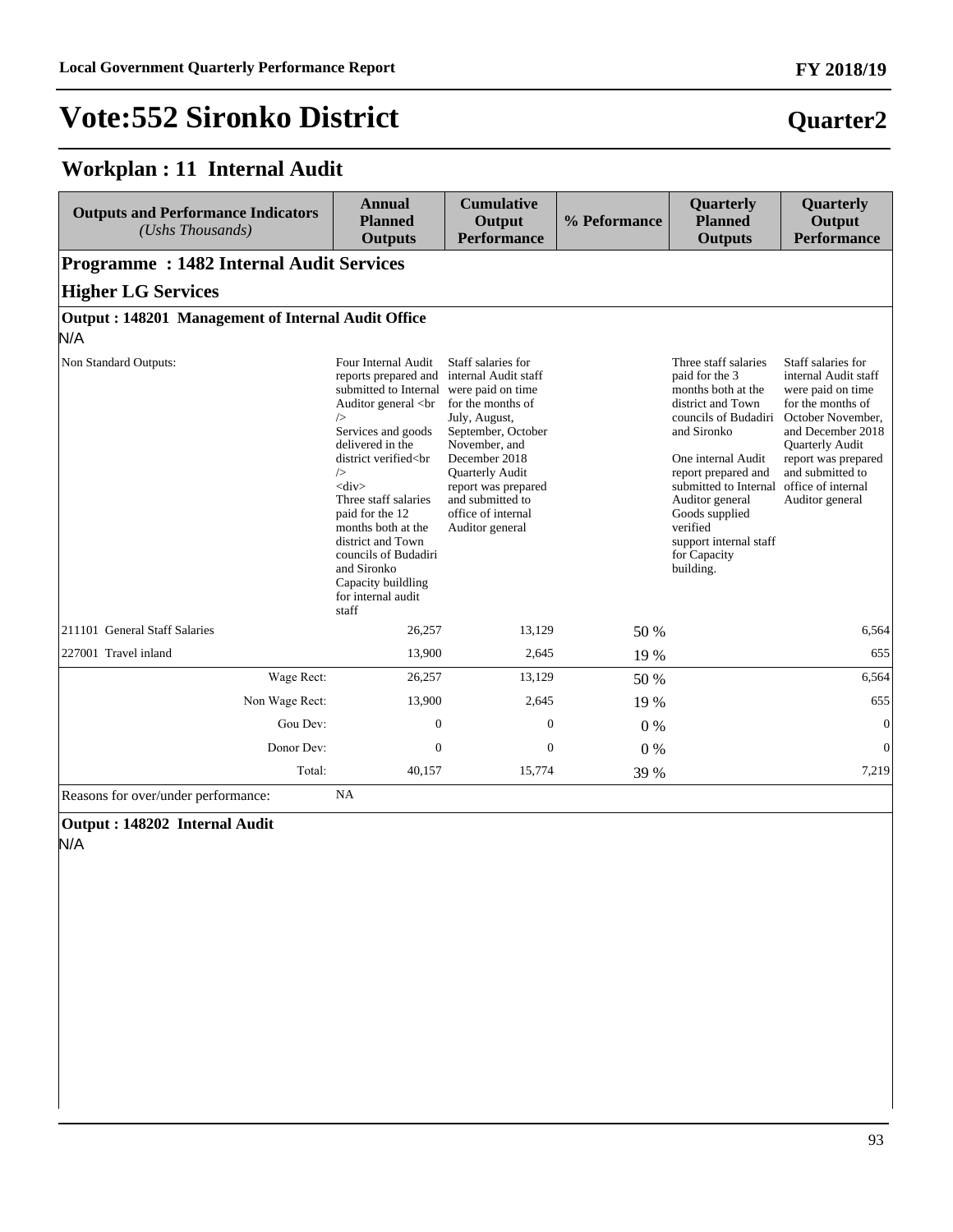# Vote:552 Sironko District

## Quarter2

## Workplan : 11 Internal Audit

| Outputs and Performance Indicators *(Ushs Thousands)* | Annual Planned Outputs | Cumulative Output Performance | % Peformance | Quarterly Planned Outputs | Quarterly Output Performance |
|---|---|---|---|---|---|
| **Programme : 1482 Internal Audit Services** | | | | | |
| **Higher LG Services** | | | | | |
| **Output : 148201 Management of Internal Audit Office** | | | | | |
| N/A | | | | | |
| Non Standard Outputs: | Four Internal Audit reports prepared and submitted to Internal Auditor general <br /> Services and goods delivered in the district verified<br /> <div> Three staff salaries paid for the 12 months both at the district and Town councils of Budadiri and Sironko Capacity buildling for internal audit staff | Staff salaries for internal Audit staff were paid on time for the months of July, August, September, October November, and December 2018 Quarterly Audit report was prepared and submitted to office of internal Auditor general | | Three staff salaries paid for the 3 months both at the district and Town councils of Budadiri and Sironko<br><br>One internal Audit report prepared and submitted to Internal Auditor general Goods supplied verified support internal staff for Capacity building. | Staff salaries for internal Audit staff were paid on time for the months of October November, and December 2018 Quarterly Audit report was prepared and submitted to office of internal Auditor general |
| 211101 General Staff Salaries | 26,257 | 13,129 | 50 % | | 6,564 |
| 227001 Travel inland | 13,900 | 2,645 | 19 % | | 655 |
| Wage Rect: | 26,257 | 13,129 | 50 % | | 6,564 |
| Non Wage Rect: | 13,900 | 2,645 | 19 % | | 655 |
| Gou Dev: | 0 | 0 | 0 % | | 0 |
| Donor Dev: | 0 | 0 | 0 % | | 0 |
| Total: | 40,157 | 15,774 | 39 % | | 7,219 |
| Reasons for over/under performance: | NA | | | | |
| **Output : 148202 Internal Audit** | | | | | |
| N/A | | | | | |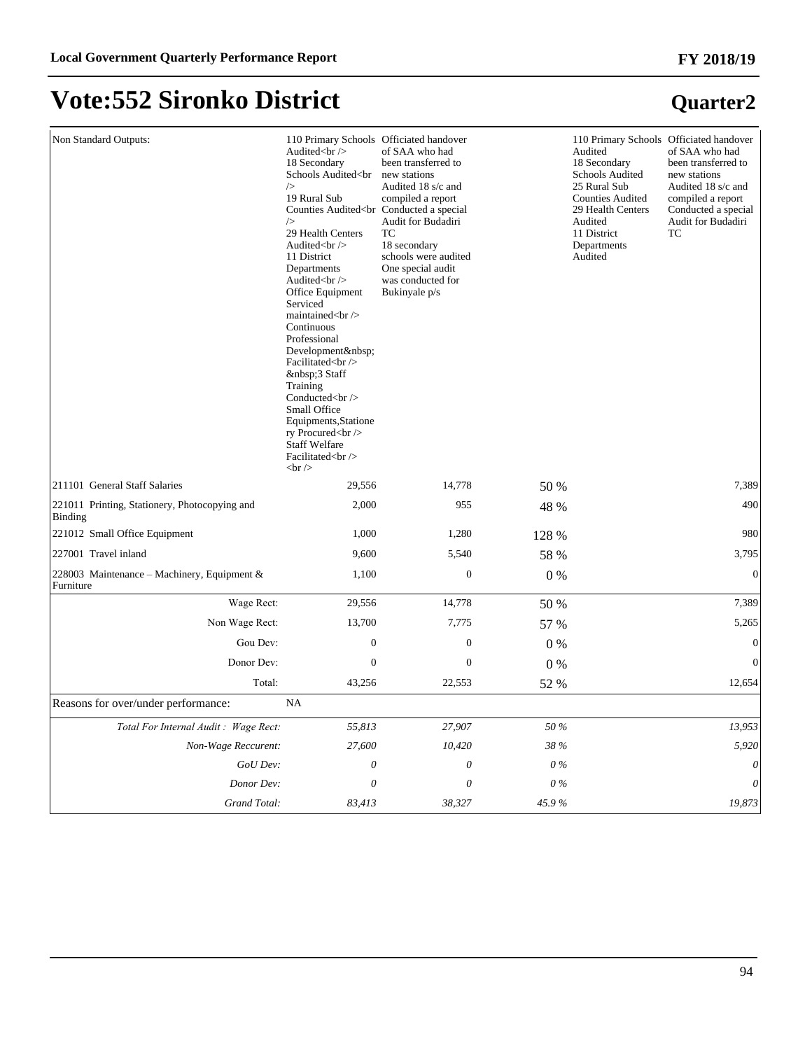# Vote:552 Sironko District

## Quarter2

| | | | | | |
|---|---|---|---|---|---|
| Non Standard Outputs: | 110 Primary Schools Audited<br /> 18 Secondary Schools Audited<br /> 19 Rural Sub Counties Audited<br /> 29 Health Centers Audited<br /> 11 District Departments Audited<br /> Office Equipment Serviced maintained<br /> Continuous Professional Development&nbsp; Facilitated<br /> &nbsp;3 Staff Training Conducted<br /> Small Office Equipments,Stationery Procured<br /> Staff Welfare Facilitated<br /> <br /> | Officiated handover of SAA who had been transferred to new stations Audited 18 s/c and compiled a report Conducted a special Audit for Budadiri TC 18 secondary schools were audited One special audit was conducted for Bukinyale p/s | | 110 Primary Schools Audited 18 Secondary Schools Audited 25 Rural Sub Counties Audited 29 Health Centers Audited 11 District Departments Audited | Officiated handover of SAA who had been transferred to new stations Audited 18 s/c and compiled a report Conducted a special Audit for Budadiri TC |
| 211101 General Staff Salaries | 29,556 | 14,778 | 50 % | | 7,389 |
| 221011 Printing, Stationery, Photocopying and Binding | 2,000 | 955 | 48 % | | 490 |
| 221012 Small Office Equipment | 1,000 | 1,280 | 128 % | | 980 |
| 227001 Travel inland | 9,600 | 5,540 | 58 % | | 3,795 |
| 228003 Maintenance – Machinery, Equipment & Furniture | 1,100 | 0 | 0 % | | 0 |
| Wage Rect: | 29,556 | 14,778 | 50 % | | 7,389 |
| Non Wage Rect: | 13,700 | 7,775 | 57 % | | 5,265 |
| Gou Dev: | 0 | 0 | 0 % | | 0 |
| Donor Dev: | 0 | 0 | 0 % | | 0 |
| Total: | 43,256 | 22,553 | 52 % | | 12,654 |
| Reasons for over/under performance: | NA | | | | |
| *Total For Internal Audit : Wage Rect:* | *55,813* | *27,907* | *50 %* | | *13,953* |
| *Non-Wage Reccurent:* | *27,600* | *10,420* | *38 %* | | *5,920* |
| *GoU Dev:* | *0* | *0* | *0 %* | | *0* |
| *Donor Dev:* | *0* | *0* | *0 %* | | *0* |
| *Grand Total:* | *83,413* | *38,327* | *45.9 %* | | *19,873* |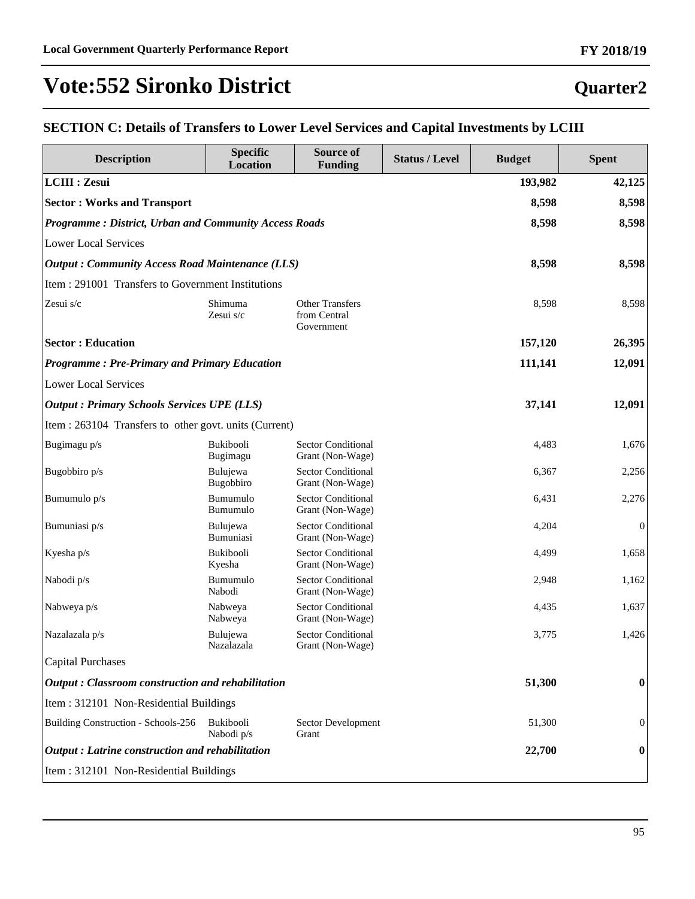# Vote:552 Sironko District

## Quarter2

### SECTION C: Details of Transfers to Lower Level Services and Capital Investments by LCIII

| Description | Specific Location | Source of Funding | Status / Level | Budget | Spent |
|---|---|---|---|---|---|
| **LCIII : Zesui** | | | | **193,982** | **42,125** |
| **Sector : Works and Transport** | | | | **8,598** | **8,598** |
| ***Programme : District, Urban and Community Access Roads*** | | | | **8,598** | **8,598** |
| Lower Local Services | | | | | |
| ***Output : Community Access Road Maintenance (LLS)*** | | | | **8,598** | **8,598** |
| Item : 291001 Transfers to Government Institutions | | | | | |
| Zesui s/c | Shimuma Zesui s/c | Other Transfers from Central Government | | 8,598 | 8,598 |
| **Sector : Education** | | | | **157,120** | **26,395** |
| ***Programme : Pre-Primary and Primary Education*** | | | | **111,141** | **12,091** |
| Lower Local Services | | | | | |
| ***Output : Primary Schools Services UPE (LLS)*** | | | | **37,141** | **12,091** |
| Item : 263104 Transfers to other govt. units (Current) | | | | | |
| Bugimagu p/s | Bukibooli Bugimagu | Sector Conditional Grant (Non-Wage) | | 4,483 | 1,676 |
| Bugobbiro p/s | Bulujewa Bugobbiro | Sector Conditional Grant (Non-Wage) | | 6,367 | 2,256 |
| Bumumulo p/s | Bumumulo Bumumulo | Sector Conditional Grant (Non-Wage) | | 6,431 | 2,276 |
| Bumuniasi p/s | Bulujewa Bumuniasi | Sector Conditional Grant (Non-Wage) | | 4,204 | 0 |
| Kyesha p/s | Bukibooli Kyesha | Sector Conditional Grant (Non-Wage) | | 4,499 | 1,658 |
| Nabodi p/s | Bumumulo Nabodi | Sector Conditional Grant (Non-Wage) | | 2,948 | 1,162 |
| Nabweya p/s | Nabweya Nabweya | Sector Conditional Grant (Non-Wage) | | 4,435 | 1,637 |
| Nazalazala p/s | Bulujewa Nazalazala | Sector Conditional Grant (Non-Wage) | | 3,775 | 1,426 |
| Capital Purchases | | | | | |
| ***Output : Classroom construction and rehabilitation*** | | | | **51,300** | **0** |
| Item : 312101 Non-Residential Buildings | | | | | |
| Building Construction - Schools-256 | Bukibooli Nabodi p/s | Sector Development Grant | | 51,300 | 0 |
| ***Output : Latrine construction and rehabilitation*** | | | | **22,700** | **0** |
| Item : 312101 Non-Residential Buildings | | | | | |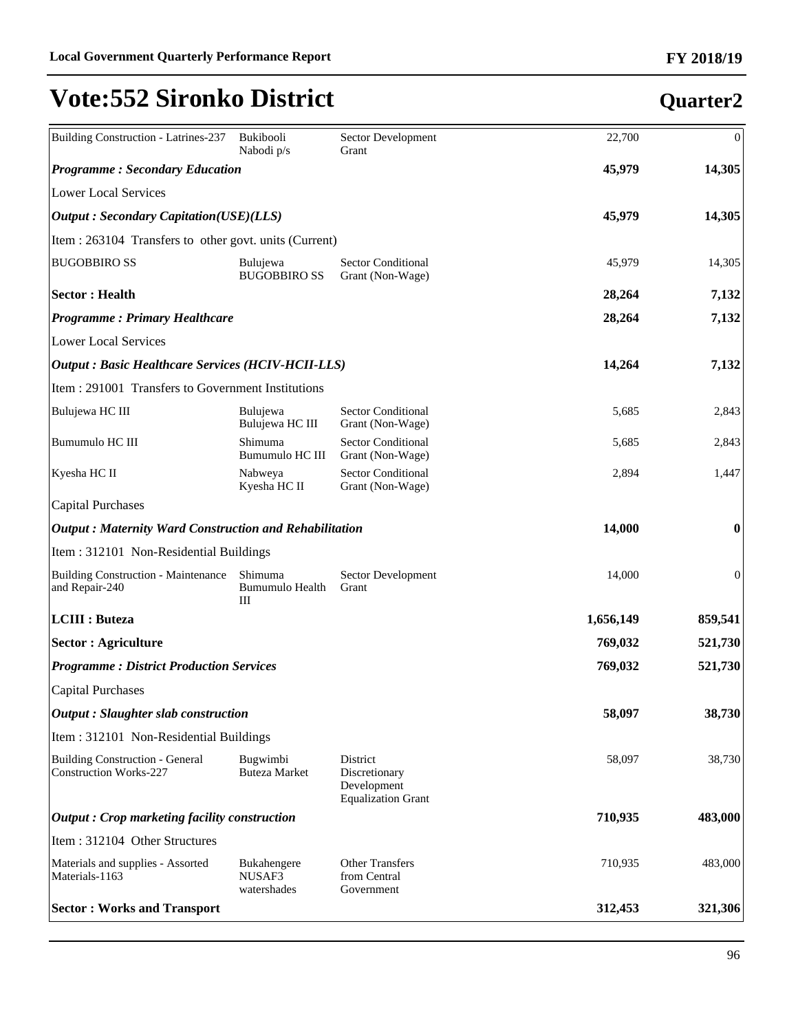# Vote:552 Sironko District

## Quarter2

| | | | | |
|---|---|---|---|---|
| Building Construction - Latrines-237 | Bukibooli Nabodi p/s | Sector Development Grant | 22,700 | 0 |
| ***Programme : Secondary Education*** | | | **45,979** | **14,305** |
| Lower Local Services | | | | |
| ***Output : Secondary Capitation(USE)(LLS)*** | | | **45,979** | **14,305** |
| Item : 263104 Transfers to other govt. units (Current) | | | | |
| BUGOBBIRO SS | Bulujewa BUGOBBIRO SS | Sector Conditional Grant (Non-Wage) | 45,979 | 14,305 |
| **Sector : Health** | | | **28,264** | **7,132** |
| ***Programme : Primary Healthcare*** | | | **28,264** | **7,132** |
| Lower Local Services | | | | |
| ***Output : Basic Healthcare Services (HCIV-HCII-LLS)*** | | | **14,264** | **7,132** |
| Item : 291001 Transfers to Government Institutions | | | | |
| Bulujewa HC III | Bulujewa Bulujewa HC III | Sector Conditional Grant (Non-Wage) | 5,685 | 2,843 |
| Bumumulo HC III | Shimuma Bumumulo HC III | Sector Conditional Grant (Non-Wage) | 5,685 | 2,843 |
| Kyesha HC II | Nabweya Kyesha HC II | Sector Conditional Grant (Non-Wage) | 2,894 | 1,447 |
| Capital Purchases | | | | |
| ***Output : Maternity Ward Construction and Rehabilitation*** | | | **14,000** | **0** |
| Item : 312101 Non-Residential Buildings | | | | |
| Building Construction - Maintenance and Repair-240 | Shimuma Bumumulo Health III | Sector Development Grant | 14,000 | 0 |
| **LCIII : Buteza** | | | **1,656,149** | **859,541** |
| **Sector : Agriculture** | | | **769,032** | **521,730** |
| ***Programme : District Production Services*** | | | **769,032** | **521,730** |
| Capital Purchases | | | | |
| ***Output : Slaughter slab construction*** | | | **58,097** | **38,730** |
| Item : 312101 Non-Residential Buildings | | | | |
| Building Construction - General Construction Works-227 | Bugwimbi Buteza Market | District Discretionary Development Equalization Grant | 58,097 | 38,730 |
| ***Output : Crop marketing facility construction*** | | | **710,935** | **483,000** |
| Item : 312104 Other Structures | | | | |
| Materials and supplies - Assorted Materials-1163 | Bukahengere NUSAF3 watershades | Other Transfers from Central Government | 710,935 | 483,000 |
| **Sector : Works and Transport** | | | **312,453** | **321,306** |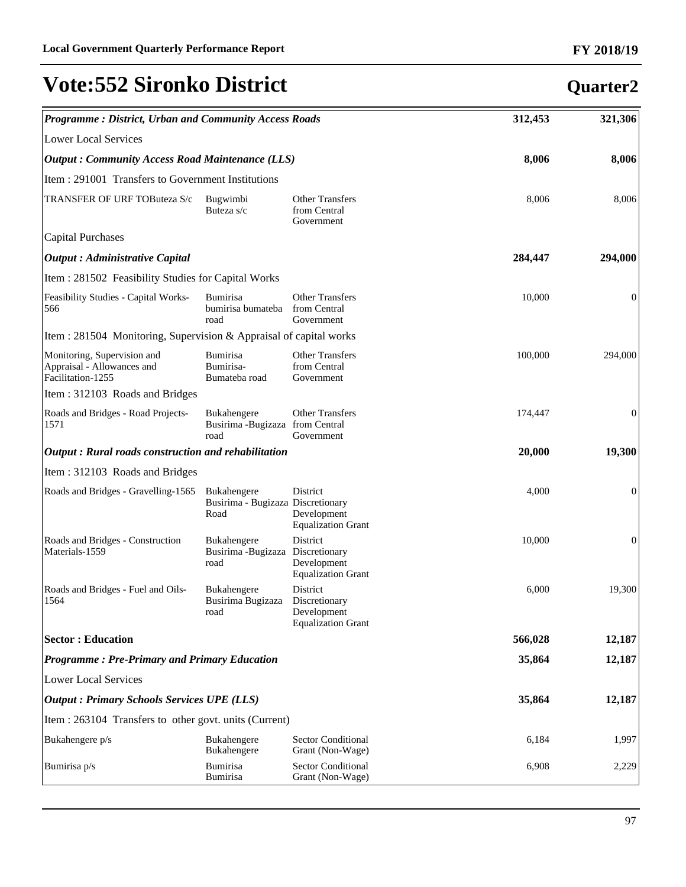# Vote:552 Sironko District

## Quarter2

| | | | | |
|---|---|---|---|---|
| ***Programme : District, Urban and Community Access Roads*** | | | **312,453** | **321,306** |
| Lower Local Services | | | | |
| ***Output : Community Access Road Maintenance (LLS)*** | | | **8,006** | **8,006** |
| Item : 291001 Transfers to Government Institutions | | | | |
| TRANSFER OF URF TOButeza S/c | Bugwimbi Buteza s/c | Other Transfers from Central Government | 8,006 | 8,006 |
| Capital Purchases | | | | |
| ***Output : Administrative Capital*** | | | **284,447** | **294,000** |
| Item : 281502 Feasibility Studies for Capital Works | | | | |
| Feasibility Studies - Capital Works-566 | Bumirisa bumirisa bumateba road | Other Transfers from Central Government | 10,000 | 0 |
| Item : 281504 Monitoring, Supervision & Appraisal of capital works | | | | |
| Monitoring, Supervision and Appraisal - Allowances and Facilitation-1255 | Bumirisa Bumirisa-Bumateba road | Other Transfers from Central Government | 100,000 | 294,000 |
| Item : 312103 Roads and Bridges | | | | |
| Roads and Bridges - Road Projects-1571 | Bukahengere Busirima -Bugizaza road | Other Transfers from Central Government | 174,447 | 0 |
| ***Output : Rural roads construction and rehabilitation*** | | | **20,000** | **19,300** |
| Item : 312103 Roads and Bridges | | | | |
| Roads and Bridges - Gravelling-1565 | Bukahengere Busirima - Bugizaza Road | District Discretionary Development Equalization Grant | 4,000 | 0 |
| Roads and Bridges - Construction Materials-1559 | Bukahengere Busirima -Bugizaza road | District Discretionary Development Equalization Grant | 10,000 | 0 |
| Roads and Bridges - Fuel and Oils-1564 | Bukahengere Busirima Bugizaza road | District Discretionary Development Equalization Grant | 6,000 | 19,300 |
| **Sector : Education** | | | **566,028** | **12,187** |
| ***Programme : Pre-Primary and Primary Education*** | | | **35,864** | **12,187** |
| Lower Local Services | | | | |
| ***Output : Primary Schools Services UPE (LLS)*** | | | **35,864** | **12,187** |
| Item : 263104 Transfers to other govt. units (Current) | | | | |
| Bukahengere p/s | Bukahengere Bukahengere | Sector Conditional Grant (Non-Wage) | 6,184 | 1,997 |
| Bumirisa p/s | Bumirisa Bumirisa | Sector Conditional Grant (Non-Wage) | 6,908 | 2,229 |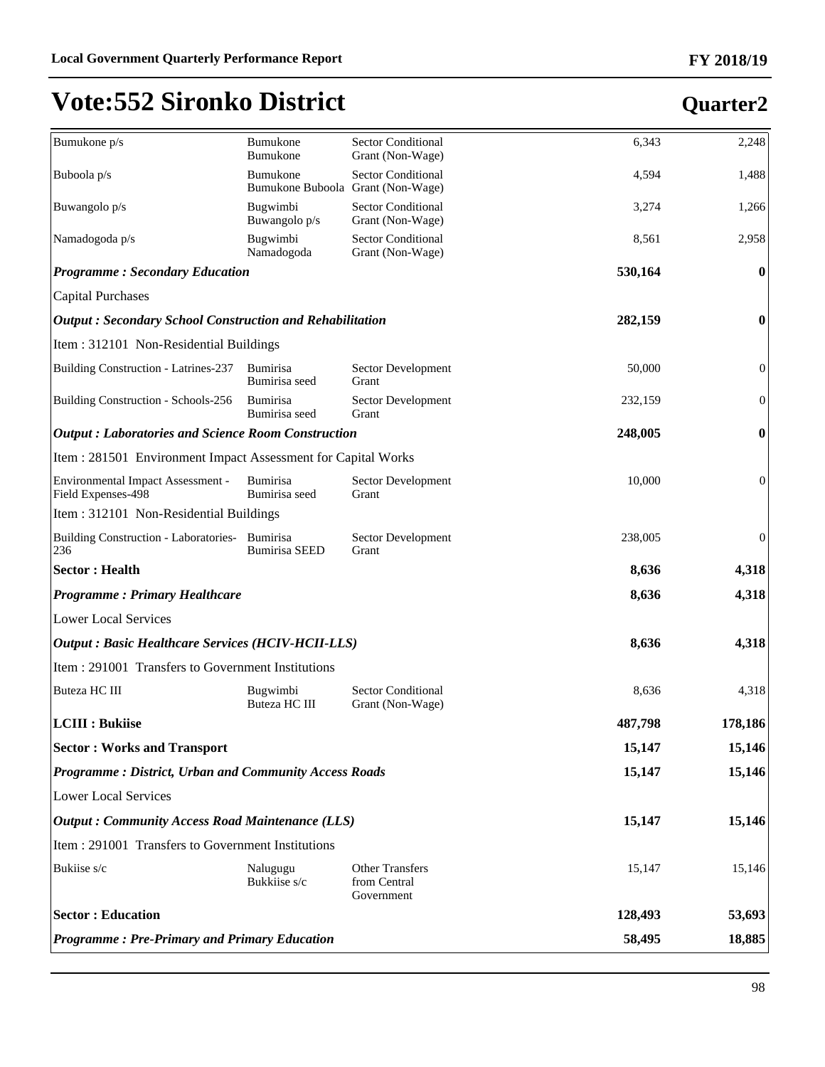# Vote:552 Sironko District

## Quarter2

| | | | | |
|---|---|---|---|---|
| Bumukone p/s | Bumukone Bumukone | Sector Conditional Grant (Non-Wage) | 6,343 | 2,248 |
| Buboola p/s | Bumukone Bumukone Buboola | Sector Conditional Grant (Non-Wage) | 4,594 | 1,488 |
| Buwangolo p/s | Bugwimbi Buwangolo p/s | Sector Conditional Grant (Non-Wage) | 3,274 | 1,266 |
| Namadogoda p/s | Bugwimbi Namadogoda | Sector Conditional Grant (Non-Wage) | 8,561 | 2,958 |
| ***Programme : Secondary Education*** | | | **530,164** | **0** |
| Capital Purchases | | | | |
| ***Output : Secondary School Construction and Rehabilitation*** | | | **282,159** | **0** |
| Item : 312101 Non-Residential Buildings | | | | |
| Building Construction - Latrines-237 | Bumirisa Bumirisa seed | Sector Development Grant | 50,000 | 0 |
| Building Construction - Schools-256 | Bumirisa Bumirisa seed | Sector Development Grant | 232,159 | 0 |
| ***Output : Laboratories and Science Room Construction*** | | | **248,005** | **0** |
| Item : 281501 Environment Impact Assessment for Capital Works | | | | |
| Environmental Impact Assessment - Field Expenses-498 | Bumirisa Bumirisa seed | Sector Development Grant | 10,000 | 0 |
| Item : 312101 Non-Residential Buildings | | | | |
| Building Construction - Laboratories-236 | Bumirisa Bumirisa SEED | Sector Development Grant | 238,005 | 0 |
| **Sector : Health** | | | **8,636** | **4,318** |
| ***Programme : Primary Healthcare*** | | | **8,636** | **4,318** |
| Lower Local Services | | | | |
| ***Output : Basic Healthcare Services (HCIV-HCII-LLS)*** | | | **8,636** | **4,318** |
| Item : 291001 Transfers to Government Institutions | | | | |
| Buteza HC III | Bugwimbi Buteza HC III | Sector Conditional Grant (Non-Wage) | 8,636 | 4,318 |
| **LCIII : Bukiise** | | | **487,798** | **178,186** |
| **Sector : Works and Transport** | | | **15,147** | **15,146** |
| ***Programme : District, Urban and Community Access Roads*** | | | **15,147** | **15,146** |
| Lower Local Services | | | | |
| ***Output : Community Access Road Maintenance (LLS)*** | | | **15,147** | **15,146** |
| Item : 291001 Transfers to Government Institutions | | | | |
| Bukiise s/c | Nalugugu Bukkiise s/c | Other Transfers from Central Government | 15,147 | 15,146 |
| **Sector : Education** | | | **128,493** | **53,693** |
| ***Programme : Pre-Primary and Primary Education*** | | | **58,495** | **18,885** |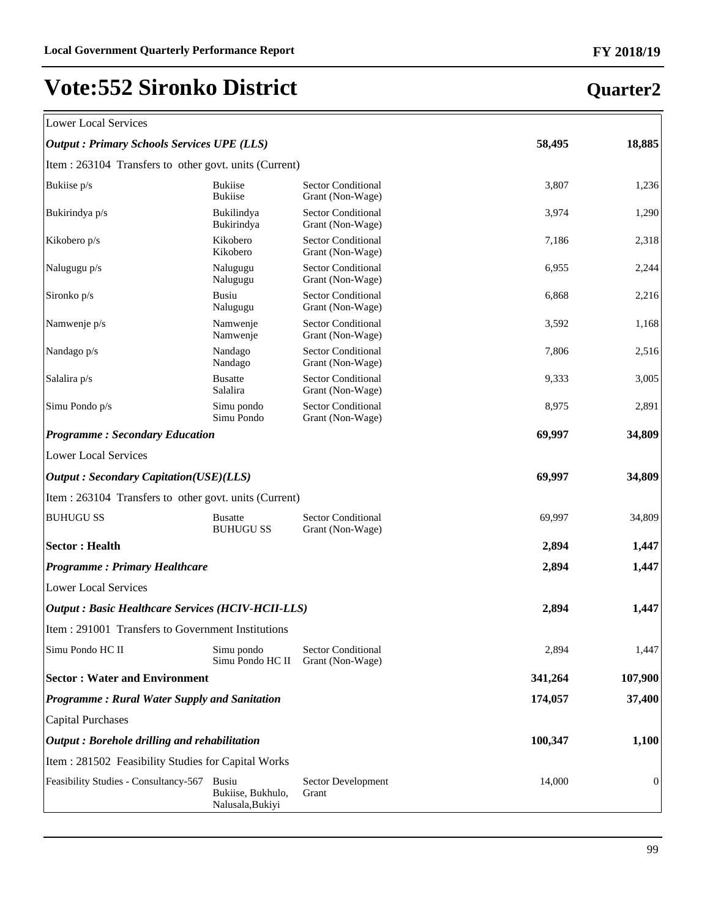# Vote:552 Sironko District

**Quarter2**

| | | | | |
|---|---|---|---|---|
| Lower Local Services | | | | |
| ***Output : Primary Schools Services UPE (LLS)*** | | | **58,495** | **18,885** |
| Item : 263104 Transfers to other govt. units (Current) | | | | |
| Bukiise p/s | Bukiise Bukiise | Sector Conditional Grant (Non-Wage) | 3,807 | 1,236 |
| Bukirindya p/s | Bukilindya Bukirindya | Sector Conditional Grant (Non-Wage) | 3,974 | 1,290 |
| Kikobero p/s | Kikobero Kikobero | Sector Conditional Grant (Non-Wage) | 7,186 | 2,318 |
| Nalugugu p/s | Nalugugu Nalugugu | Sector Conditional Grant (Non-Wage) | 6,955 | 2,244 |
| Sironko p/s | Busiu Nalugugu | Sector Conditional Grant (Non-Wage) | 6,868 | 2,216 |
| Namwenje p/s | Namwenje Namwenje | Sector Conditional Grant (Non-Wage) | 3,592 | 1,168 |
| Nandago p/s | Nandago Nandago | Sector Conditional Grant (Non-Wage) | 7,806 | 2,516 |
| Salalira p/s | Busatte Salalira | Sector Conditional Grant (Non-Wage) | 9,333 | 3,005 |
| Simu Pondo p/s | Simu pondo Simu Pondo | Sector Conditional Grant (Non-Wage) | 8,975 | 2,891 |
| ***Programme : Secondary Education*** | | | **69,997** | **34,809** |
| Lower Local Services | | | | |
| ***Output : Secondary Capitation(USE)(LLS)*** | | | **69,997** | **34,809** |
| Item : 263104 Transfers to other govt. units (Current) | | | | |
| BUHUGU SS | Busatte BUHUGU SS | Sector Conditional Grant (Non-Wage) | 69,997 | 34,809 |
| **Sector : Health** | | | **2,894** | **1,447** |
| ***Programme : Primary Healthcare*** | | | **2,894** | **1,447** |
| Lower Local Services | | | | |
| ***Output : Basic Healthcare Services (HCIV-HCII-LLS)*** | | | **2,894** | **1,447** |
| Item : 291001 Transfers to Government Institutions | | | | |
| Simu Pondo HC II | Simu pondo Simu Pondo HC II | Sector Conditional Grant (Non-Wage) | 2,894 | 1,447 |
| **Sector : Water and Environment** | | | **341,264** | **107,900** |
| ***Programme : Rural Water Supply and Sanitation*** | | | **174,057** | **37,400** |
| Capital Purchases | | | | |
| ***Output : Borehole drilling and rehabilitation*** | | | **100,347** | **1,100** |
| Item : 281502 Feasibility Studies for Capital Works | | | | |
| Feasibility Studies - Consultancy-567 | Busiu Bukiise, Bukhulo, Nalusala,Bukiyi | Sector Development Grant | 14,000 | 0 |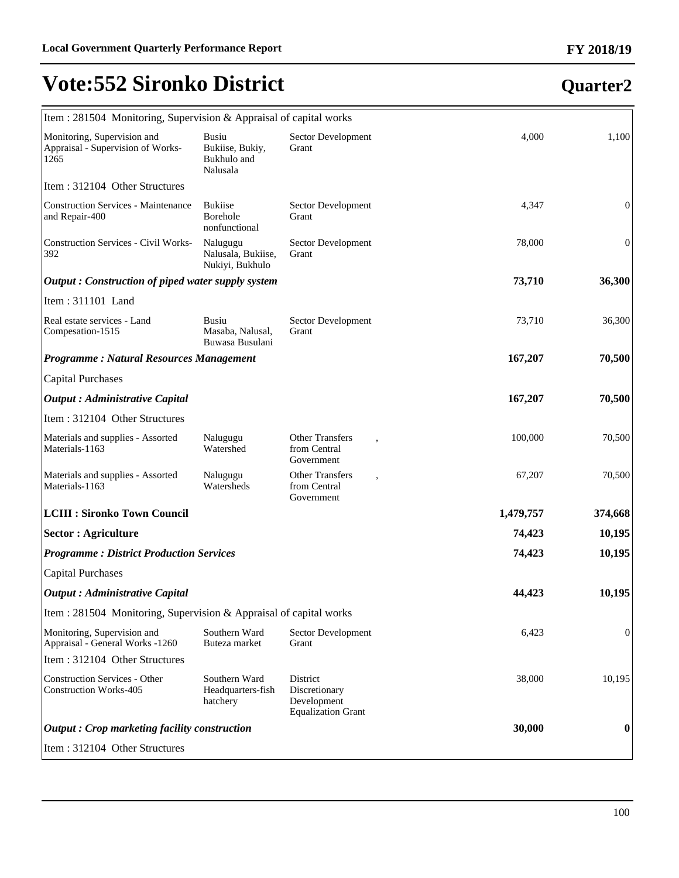# Vote:552 Sironko District

## Quarter2

| | | | | |
|---|---|---|---|---|
| Item : 281504 Monitoring, Supervision & Appraisal of capital works | | | | |
| Monitoring, Supervision and Appraisal - Supervision of Works-1265 | Busiu Bukiise, Bukiy, Bukhulo and Nalusala | Sector Development Grant | 4,000 | 1,100 |
| Item : 312104 Other Structures | | | | |
| Construction Services - Maintenance and Repair-400 | Bukiise Borehole nonfunctional | Sector Development Grant | 4,347 | 0 |
| Construction Services - Civil Works-392 | Nalugugu Nalusala, Bukiise, Nukiyi, Bukhulo | Sector Development Grant | 78,000 | 0 |
| ***Output : Construction of piped water supply system*** | | | **73,710** | **36,300** |
| Item : 311101 Land | | | | |
| Real estate services - Land Compesation-1515 | Busiu Masaba, Nalusal, Buwasa Busulani | Sector Development Grant | 73,710 | 36,300 |
| ***Programme : Natural Resources Management*** | | | **167,207** | **70,500** |
| Capital Purchases | | | | |
| ***Output : Administrative Capital*** | | | **167,207** | **70,500** |
| Item : 312104 Other Structures | | | | |
| Materials and supplies - Assorted Materials-1163 | Nalugugu Watershed | Other Transfers from Central Government , | 100,000 | 70,500 |
| Materials and supplies - Assorted Materials-1163 | Nalugugu Watersheds | Other Transfers from Central Government , | 67,207 | 70,500 |
| **LCIII : Sironko Town Council** | | | **1,479,757** | **374,668** |
| **Sector : Agriculture** | | | **74,423** | **10,195** |
| ***Programme : District Production Services*** | | | **74,423** | **10,195** |
| Capital Purchases | | | | |
| ***Output : Administrative Capital*** | | | **44,423** | **10,195** |
| Item : 281504 Monitoring, Supervision & Appraisal of capital works | | | | |
| Monitoring, Supervision and Appraisal - General Works -1260 | Southern Ward Buteza market | Sector Development Grant | 6,423 | 0 |
| Item : 312104 Other Structures | | | | |
| Construction Services - Other Construction Works-405 | Southern Ward Headquarters-fish hatchery | District Discretionary Development Equalization Grant | 38,000 | 10,195 |
| ***Output : Crop marketing facility construction*** | | | **30,000** | **0** |
| Item : 312104 Other Structures | | | | |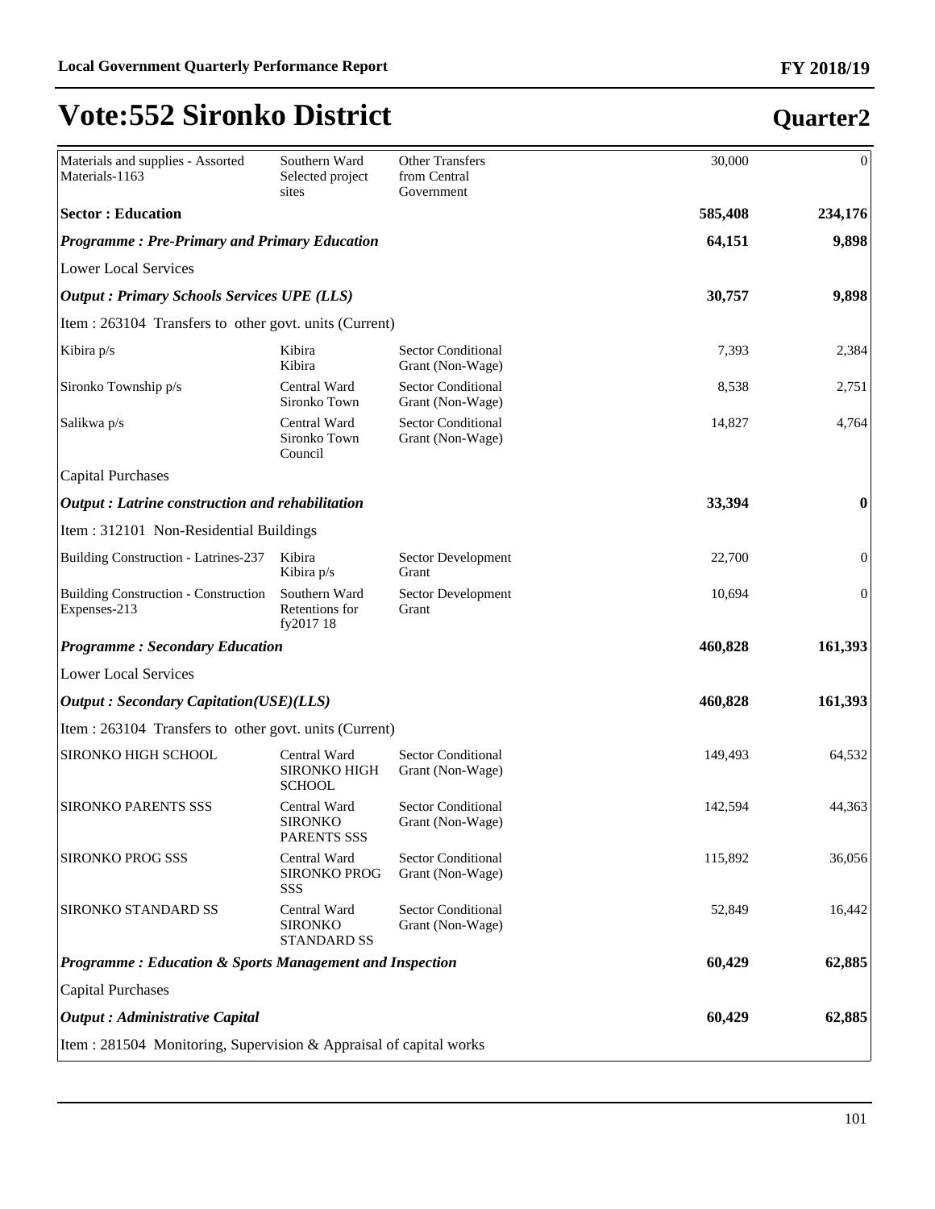# Vote:552 Sironko District

## Quarter2

| | | | | |
|---|---|---|---|---|
| Materials and supplies - Assorted Materials-1163 | Southern Ward Selected project sites | Other Transfers from Central Government | 30,000 | 0 |
| **Sector : Education** | | | **585,408** | **234,176** |
| ***Programme : Pre-Primary and Primary Education*** | | | **64,151** | **9,898** |
| Lower Local Services | | | | |
| ***Output : Primary Schools Services UPE (LLS)*** | | | **30,757** | **9,898** |
| Item : 263104 Transfers to other govt. units (Current) | | | | |
| Kibira p/s | Kibira Kibira | Sector Conditional Grant (Non-Wage) | 7,393 | 2,384 |
| Sironko Township p/s | Central Ward Sironko Town | Sector Conditional Grant (Non-Wage) | 8,538 | 2,751 |
| Salikwa p/s | Central Ward Sironko Town Council | Sector Conditional Grant (Non-Wage) | 14,827 | 4,764 |
| Capital Purchases | | | | |
| ***Output : Latrine construction and rehabilitation*** | | | **33,394** | **0** |
| Item : 312101 Non-Residential Buildings | | | | |
| Building Construction - Latrines-237 | Kibira Kibira p/s | Sector Development Grant | 22,700 | 0 |
| Building Construction - Construction Expenses-213 | Southern Ward Retentions for fy2017 18 | Sector Development Grant | 10,694 | 0 |
| ***Programme : Secondary Education*** | | | **460,828** | **161,393** |
| Lower Local Services | | | | |
| ***Output : Secondary Capitation(USE)(LLS)*** | | | **460,828** | **161,393** |
| Item : 263104 Transfers to other govt. units (Current) | | | | |
| SIRONKO HIGH SCHOOL | Central Ward SIRONKO HIGH SCHOOL | Sector Conditional Grant (Non-Wage) | 149,493 | 64,532 |
| SIRONKO PARENTS SSS | Central Ward SIRONKO PARENTS SSS | Sector Conditional Grant (Non-Wage) | 142,594 | 44,363 |
| SIRONKO PROG SSS | Central Ward SIRONKO PROG SSS | Sector Conditional Grant (Non-Wage) | 115,892 | 36,056 |
| SIRONKO STANDARD SS | Central Ward SIRONKO STANDARD SS | Sector Conditional Grant (Non-Wage) | 52,849 | 16,442 |
| ***Programme : Education & Sports Management and Inspection*** | | | **60,429** | **62,885** |
| Capital Purchases | | | | |
| ***Output : Administrative Capital*** | | | **60,429** | **62,885** |
| Item : 281504 Monitoring, Supervision & Appraisal of capital works | | | | |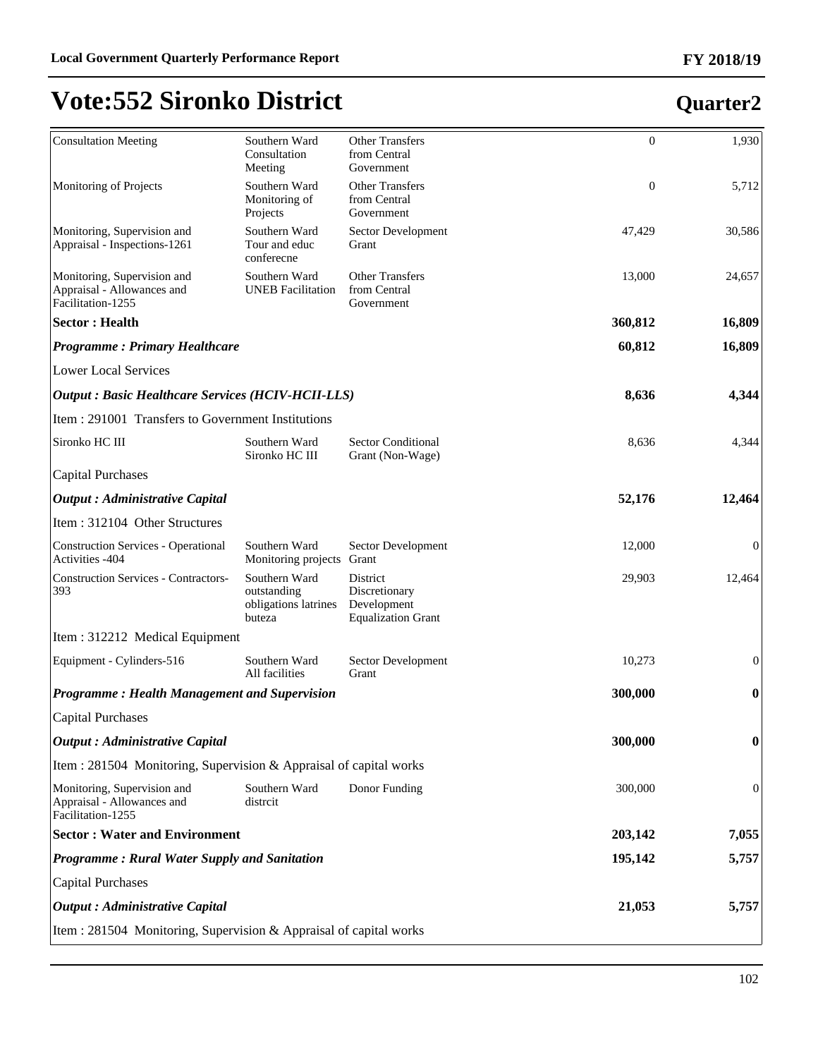# Vote:552 Sironko District

**Quarter2**

| | | | | |
|---|---|---|---|---|
| Consultation Meeting | Southern Ward Consultation Meeting | Other Transfers from Central Government | 0 | 1,930 |
| Monitoring of Projects | Southern Ward Monitoring of Projects | Other Transfers from Central Government | 0 | 5,712 |
| Monitoring, Supervision and Appraisal - Inspections-1261 | Southern Ward Tour and educ conferecne | Sector Development Grant | 47,429 | 30,586 |
| Monitoring, Supervision and Appraisal - Allowances and Facilitation-1255 | Southern Ward UNEB Facilitation | Other Transfers from Central Government | 13,000 | 24,657 |
| **Sector : Health** | | | **360,812** | **16,809** |
| ***Programme : Primary Healthcare*** | | | **60,812** | **16,809** |
| Lower Local Services | | | | |
| ***Output : Basic Healthcare Services (HCIV-HCII-LLS)*** | | | **8,636** | **4,344** |
| Item : 291001 Transfers to Government Institutions | | | | |
| Sironko HC III | Southern Ward Sironko HC III | Sector Conditional Grant (Non-Wage) | 8,636 | 4,344 |
| Capital Purchases | | | | |
| ***Output : Administrative Capital*** | | | **52,176** | **12,464** |
| Item : 312104 Other Structures | | | | |
| Construction Services - Operational Activities -404 | Southern Ward Monitoring projects | Sector Development Grant | 12,000 | 0 |
| Construction Services - Contractors-393 | Southern Ward outstanding obligations latrines buteza | District Discretionary Development Equalization Grant | 29,903 | 12,464 |
| Item : 312212 Medical Equipment | | | | |
| Equipment - Cylinders-516 | Southern Ward All facilities | Sector Development Grant | 10,273 | 0 |
| ***Programme : Health Management and Supervision*** | | | **300,000** | **0** |
| Capital Purchases | | | | |
| ***Output : Administrative Capital*** | | | **300,000** | **0** |
| Item : 281504 Monitoring, Supervision & Appraisal of capital works | | | | |
| Monitoring, Supervision and Appraisal - Allowances and Facilitation-1255 | Southern Ward distrcit | Donor Funding | 300,000 | 0 |
| **Sector : Water and Environment** | | | **203,142** | **7,055** |
| ***Programme : Rural Water Supply and Sanitation*** | | | **195,142** | **5,757** |
| Capital Purchases | | | | |
| ***Output : Administrative Capital*** | | | **21,053** | **5,757** |
| Item : 281504 Monitoring, Supervision & Appraisal of capital works | | | | |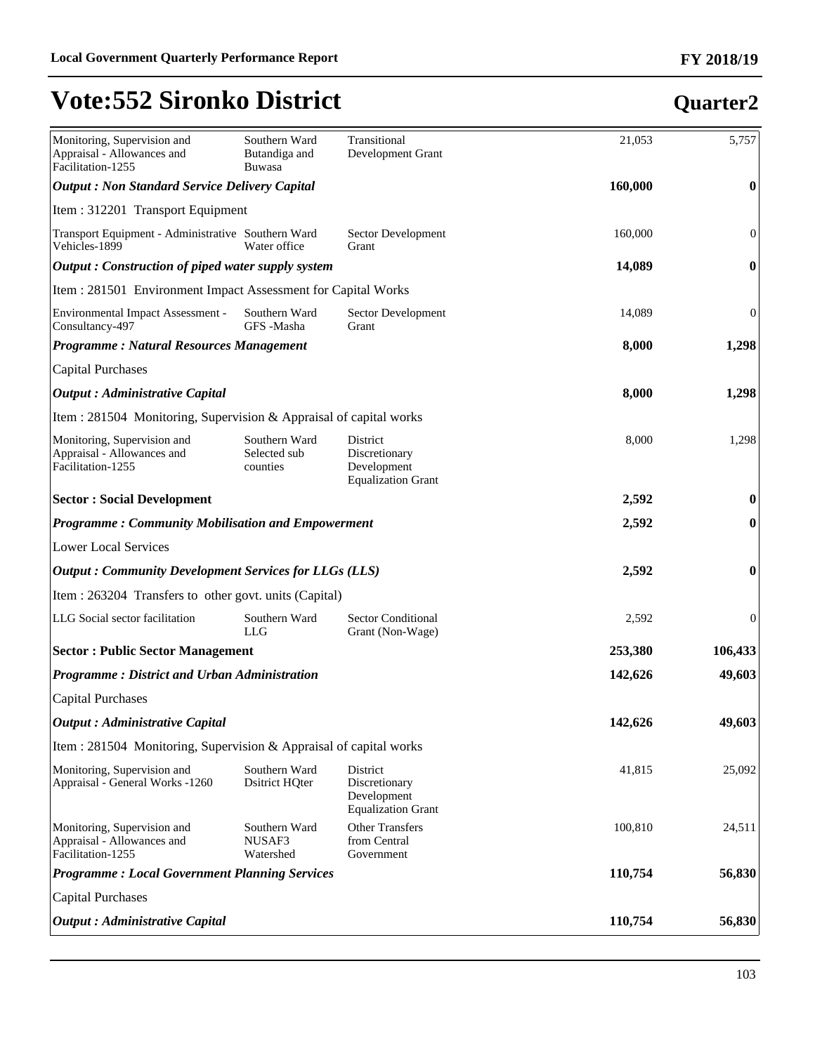# Vote:552 Sironko District

## Quarter2

| | | | | |
|---|---|---|---|---|
| Monitoring, Supervision and Appraisal - Allowances and Facilitation-1255 | Southern Ward Butandiga and Buwasa | Transitional Development Grant | 21,053 | 5,757 |
| ***Output : Non Standard Service Delivery Capital*** | | | **160,000** | **0** |
| Item : 312201 Transport Equipment | | | | |
| Transport Equipment - Administrative Vehicles-1899 | Southern Ward Water office | Sector Development Grant | 160,000 | 0 |
| ***Output : Construction of piped water supply system*** | | | **14,089** | **0** |
| Item : 281501 Environment Impact Assessment for Capital Works | | | | |
| Environmental Impact Assessment - Consultancy-497 | Southern Ward GFS -Masha | Sector Development Grant | 14,089 | 0 |
| ***Programme : Natural Resources Management*** | | | **8,000** | **1,298** |
| Capital Purchases | | | | |
| ***Output : Administrative Capital*** | | | **8,000** | **1,298** |
| Item : 281504 Monitoring, Supervision & Appraisal of capital works | | | | |
| Monitoring, Supervision and Appraisal - Allowances and Facilitation-1255 | Southern Ward Selected sub counties | District Discretionary Development Equalization Grant | 8,000 | 1,298 |
| **Sector : Social Development** | | | **2,592** | **0** |
| ***Programme : Community Mobilisation and Empowerment*** | | | **2,592** | **0** |
| Lower Local Services | | | | |
| ***Output : Community Development Services for LLGs (LLS)*** | | | **2,592** | **0** |
| Item : 263204 Transfers to other govt. units (Capital) | | | | |
| LLG Social sector facilitation | Southern Ward LLG | Sector Conditional Grant (Non-Wage) | 2,592 | 0 |
| **Sector : Public Sector Management** | | | **253,380** | **106,433** |
| ***Programme : District and Urban Administration*** | | | **142,626** | **49,603** |
| Capital Purchases | | | | |
| ***Output : Administrative Capital*** | | | **142,626** | **49,603** |
| Item : 281504 Monitoring, Supervision & Appraisal of capital works | | | | |
| Monitoring, Supervision and Appraisal - General Works -1260 | Southern Ward Dsitrict HQter | District Discretionary Development Equalization Grant | 41,815 | 25,092 |
| Monitoring, Supervision and Appraisal - Allowances and Facilitation-1255 | Southern Ward NUSAF3 Watershed | Other Transfers from Central Government | 100,810 | 24,511 |
| ***Programme : Local Government Planning Services*** | | | **110,754** | **56,830** |
| Capital Purchases | | | | |
| ***Output : Administrative Capital*** | | | **110,754** | **56,830** |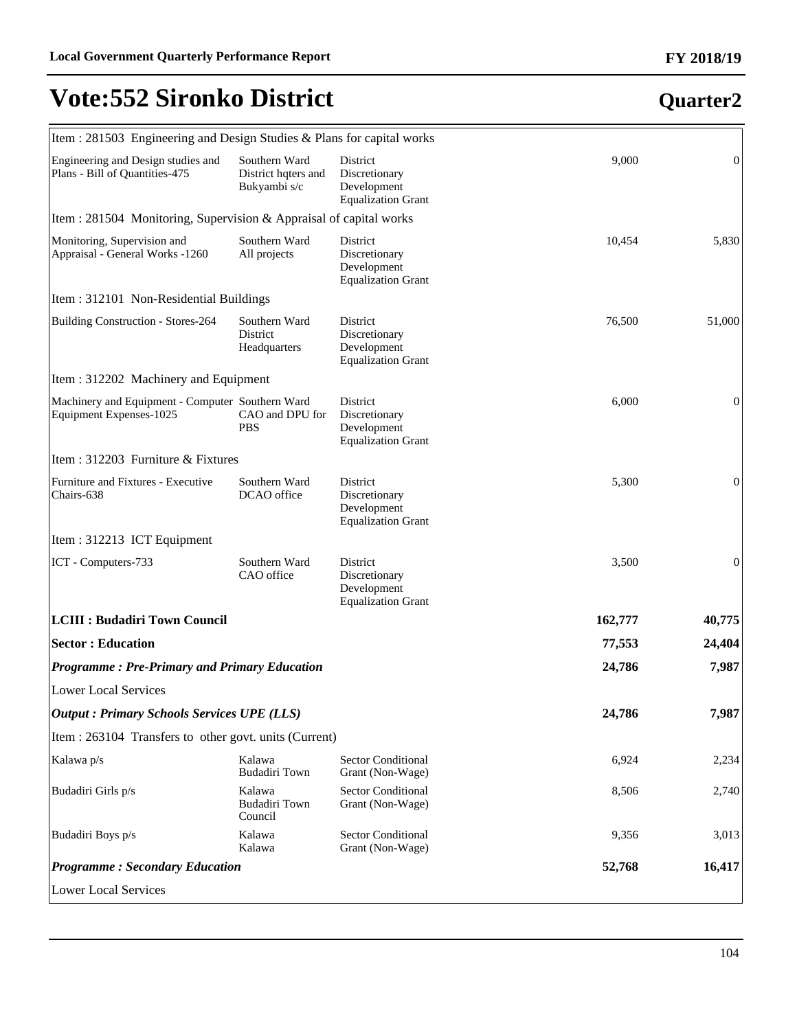# Vote:552 Sironko District

## Quarter2

| | | | | |
|---|---|---|---|---|
| Item : 281503 Engineering and Design Studies & Plans for capital works | | | | |
| Engineering and Design studies and Plans - Bill of Quantities-475 | Southern Ward District hqters and Bukyambi s/c | District Discretionary Development Equalization Grant | 9,000 | 0 |
| Item : 281504 Monitoring, Supervision & Appraisal of capital works | | | | |
| Monitoring, Supervision and Appraisal - General Works -1260 | Southern Ward All projects | District Discretionary Development Equalization Grant | 10,454 | 5,830 |
| Item : 312101 Non-Residential Buildings | | | | |
| Building Construction - Stores-264 | Southern Ward District Headquarters | District Discretionary Development Equalization Grant | 76,500 | 51,000 |
| Item : 312202 Machinery and Equipment | | | | |
| Machinery and Equipment - Computer Equipment Expenses-1025 | Southern Ward CAO and DPU for PBS | District Discretionary Development Equalization Grant | 6,000 | 0 |
| Item : 312203 Furniture & Fixtures | | | | |
| Furniture and Fixtures - Executive Chairs-638 | Southern Ward DCAO office | District Discretionary Development Equalization Grant | 5,300 | 0 |
| Item : 312213 ICT Equipment | | | | |
| ICT - Computers-733 | Southern Ward CAO office | District Discretionary Development Equalization Grant | 3,500 | 0 |
| **LCIII : Budadiri Town Council** | | | **162,777** | **40,775** |
| **Sector : Education** | | | **77,553** | **24,404** |
| ***Programme : Pre-Primary and Primary Education*** | | | **24,786** | **7,987** |
| Lower Local Services | | | | |
| ***Output : Primary Schools Services UPE (LLS)*** | | | **24,786** | **7,987** |
| Item : 263104 Transfers to other govt. units (Current) | | | | |
| Kalawa p/s | Kalawa Budadiri Town | Sector Conditional Grant (Non-Wage) | 6,924 | 2,234 |
| Budadiri Girls p/s | Kalawa Budadiri Town Council | Sector Conditional Grant (Non-Wage) | 8,506 | 2,740 |
| Budadiri Boys p/s | Kalawa Kalawa | Sector Conditional Grant (Non-Wage) | 9,356 | 3,013 |
| ***Programme : Secondary Education*** | | | **52,768** | **16,417** |
| Lower Local Services | | | | |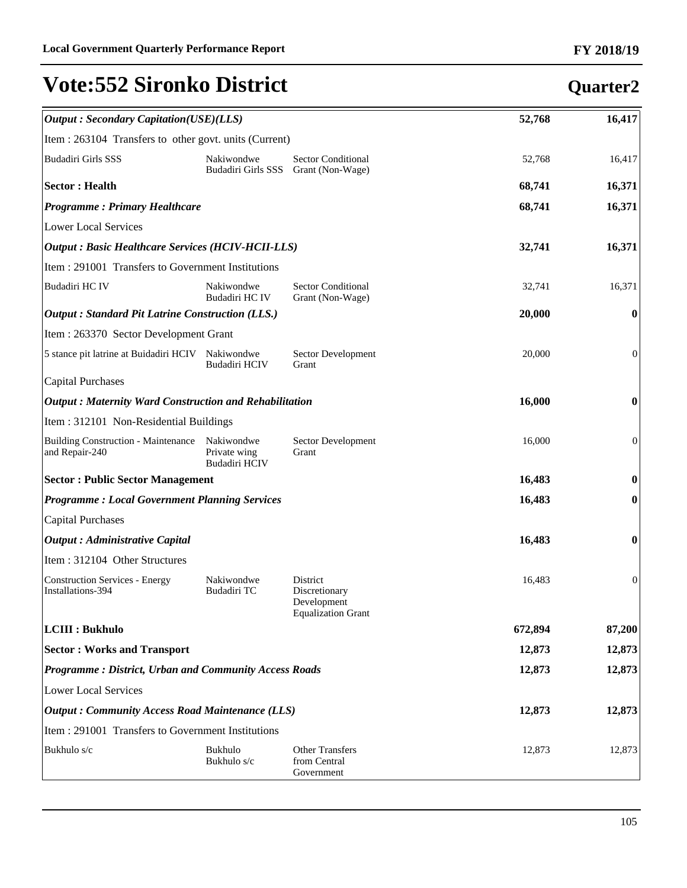# Vote:552 Sironko District

## Quarter2

| | | | | |
|---|---|---|---|---|
| ***Output : Secondary Capitation(USE)(LLS)*** | | | **52,768** | **16,417** |
| Item : 263104 Transfers to other govt. units (Current) | | | | |
| Budadiri Girls SSS | Nakiwondwe Budadiri Girls SSS | Sector Conditional Grant (Non-Wage) | 52,768 | 16,417 |
| **Sector : Health** | | | **68,741** | **16,371** |
| ***Programme : Primary Healthcare*** | | | **68,741** | **16,371** |
| Lower Local Services | | | | |
| ***Output : Basic Healthcare Services (HCIV-HCII-LLS)*** | | | **32,741** | **16,371** |
| Item : 291001 Transfers to Government Institutions | | | | |
| Budadiri HC IV | Nakiwondwe Budadiri HC IV | Sector Conditional Grant (Non-Wage) | 32,741 | 16,371 |
| ***Output : Standard Pit Latrine Construction (LLS.)*** | | | **20,000** | **0** |
| Item : 263370 Sector Development Grant | | | | |
| 5 stance pit latrine at Buidadiri HCIV | Nakiwondwe Budadiri HCIV | Sector Development Grant | 20,000 | 0 |
| Capital Purchases | | | | |
| ***Output : Maternity Ward Construction and Rehabilitation*** | | | **16,000** | **0** |
| Item : 312101 Non-Residential Buildings | | | | |
| Building Construction - Maintenance and Repair-240 | Nakiwondwe Private wing Budadiri HCIV | Sector Development Grant | 16,000 | 0 |
| **Sector : Public Sector Management** | | | **16,483** | **0** |
| ***Programme : Local Government Planning Services*** | | | **16,483** | **0** |
| Capital Purchases | | | | |
| ***Output : Administrative Capital*** | | | **16,483** | **0** |
| Item : 312104 Other Structures | | | | |
| Construction Services - Energy Installations-394 | Nakiwondwe Budadiri TC | District Discretionary Development Equalization Grant | 16,483 | 0 |
| **LCIII : Bukhulo** | | | **672,894** | **87,200** |
| **Sector : Works and Transport** | | | **12,873** | **12,873** |
| ***Programme : District, Urban and Community Access Roads*** | | | **12,873** | **12,873** |
| Lower Local Services | | | | |
| ***Output : Community Access Road Maintenance (LLS)*** | | | **12,873** | **12,873** |
| Item : 291001 Transfers to Government Institutions | | | | |
| Bukhulo s/c | Bukhulo Bukhulo s/c | Other Transfers from Central Government | 12,873 | 12,873 |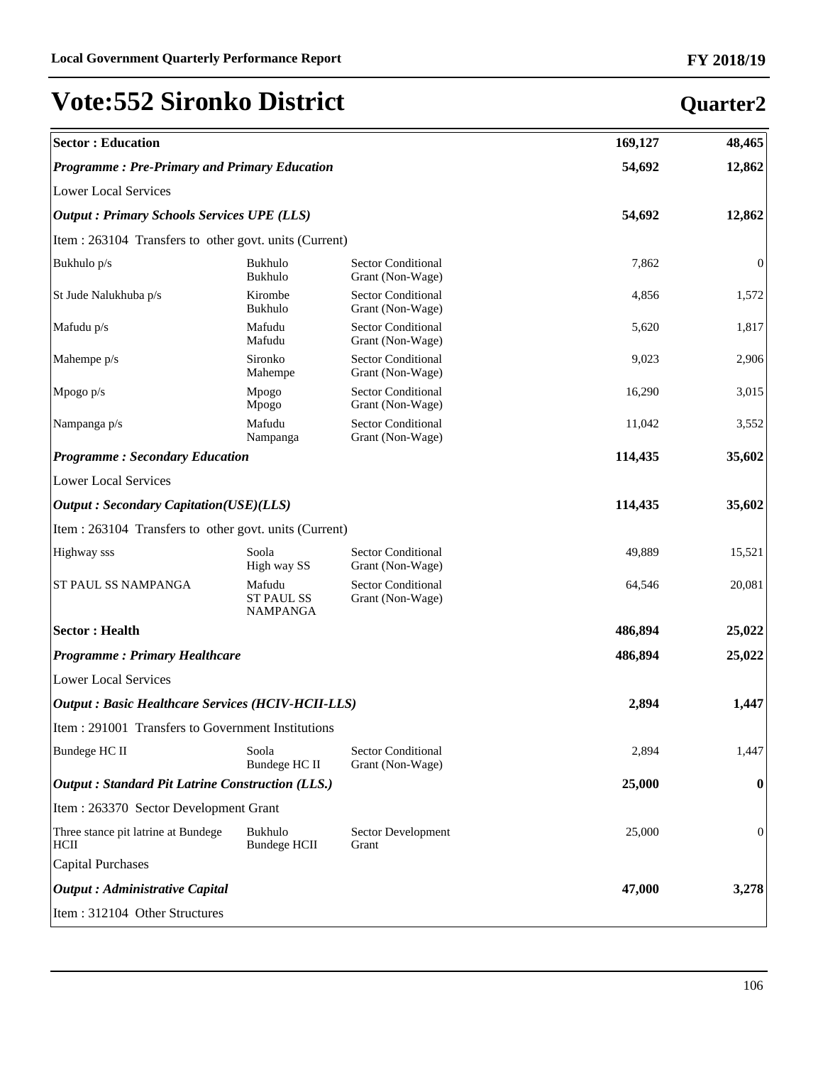# Vote:552 Sironko District

## Quarter2

| | | | | |
|---|---|---|---|---|
| **Sector : Education** | | | **169,127** | **48,465** |
| ***Programme : Pre-Primary and Primary Education*** | | | **54,692** | **12,862** |
| Lower Local Services | | | | |
| ***Output : Primary Schools Services UPE (LLS)*** | | | **54,692** | **12,862** |
| Item : 263104 Transfers to other govt. units (Current) | | | | |
| Bukhulo p/s | Bukhulo Bukhulo | Sector Conditional Grant (Non-Wage) | 7,862 | 0 |
| St Jude Nalukhuba p/s | Kirombe Bukhulo | Sector Conditional Grant (Non-Wage) | 4,856 | 1,572 |
| Mafudu p/s | Mafudu Mafudu | Sector Conditional Grant (Non-Wage) | 5,620 | 1,817 |
| Mahempe p/s | Sironko Mahempe | Sector Conditional Grant (Non-Wage) | 9,023 | 2,906 |
| Mpogo p/s | Mpogo Mpogo | Sector Conditional Grant (Non-Wage) | 16,290 | 3,015 |
| Nampanga p/s | Mafudu Nampanga | Sector Conditional Grant (Non-Wage) | 11,042 | 3,552 |
| ***Programme : Secondary Education*** | | | **114,435** | **35,602** |
| Lower Local Services | | | | |
| ***Output : Secondary Capitation(USE)(LLS)*** | | | **114,435** | **35,602** |
| Item : 263104 Transfers to other govt. units (Current) | | | | |
| Highway sss | Soola High way SS | Sector Conditional Grant (Non-Wage) | 49,889 | 15,521 |
| ST PAUL SS NAMPANGA | Mafudu ST PAUL SS NAMPANGA | Sector Conditional Grant (Non-Wage) | 64,546 | 20,081 |
| **Sector : Health** | | | **486,894** | **25,022** |
| ***Programme : Primary Healthcare*** | | | **486,894** | **25,022** |
| Lower Local Services | | | | |
| ***Output : Basic Healthcare Services (HCIV-HCII-LLS)*** | | | **2,894** | **1,447** |
| Item : 291001 Transfers to Government Institutions | | | | |
| Bundege HC II | Soola Bundege HC II | Sector Conditional Grant (Non-Wage) | 2,894 | 1,447 |
| ***Output : Standard Pit Latrine Construction (LLS.)*** | | | **25,000** | **0** |
| Item : 263370 Sector Development Grant | | | | |
| Three stance pit latrine at Bundege HCII | Bukhulo Bundege HCII | Sector Development Grant | 25,000 | 0 |
| Capital Purchases | | | | |
| ***Output : Administrative Capital*** | | | **47,000** | **3,278** |
| Item : 312104 Other Structures | | | | |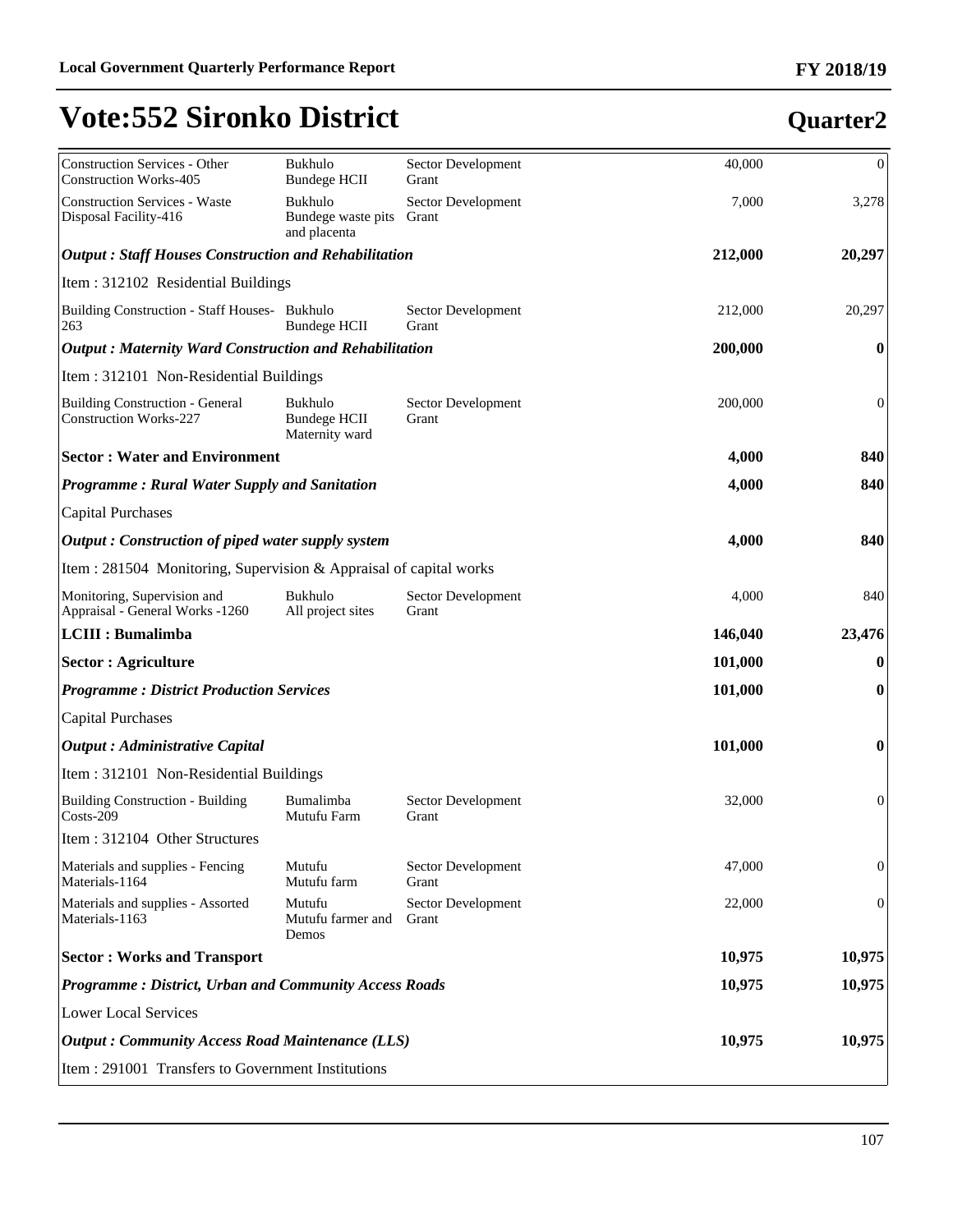# Vote:552 Sironko District

## Quarter2

| | | | | |
|---|---|---|---|---|
| Construction Services - Other Construction Works-405 | Bukhulo Bundege HCII | Sector Development Grant | 40,000 | 0 |
| Construction Services - Waste Disposal Facility-416 | Bukhulo Bundege waste pits and placenta | Sector Development Grant | 7,000 | 3,278 |
| ***Output : Staff Houses Construction and Rehabilitation*** | | | **212,000** | **20,297** |
| Item : 312102 Residential Buildings | | | | |
| Building Construction - Staff Houses-263 | Bukhulo Bundege HCII | Sector Development Grant | 212,000 | 20,297 |
| ***Output : Maternity Ward Construction and Rehabilitation*** | | | **200,000** | **0** |
| Item : 312101 Non-Residential Buildings | | | | |
| Building Construction - General Construction Works-227 | Bukhulo Bundege HCII Maternity ward | Sector Development Grant | 200,000 | 0 |
| **Sector : Water and Environment** | | | **4,000** | **840** |
| ***Programme : Rural Water Supply and Sanitation*** | | | **4,000** | **840** |
| Capital Purchases | | | | |
| ***Output : Construction of piped water supply system*** | | | **4,000** | **840** |
| Item : 281504 Monitoring, Supervision & Appraisal of capital works | | | | |
| Monitoring, Supervision and Appraisal - General Works -1260 | Bukhulo All project sites | Sector Development Grant | 4,000 | 840 |
| **LCIII : Bumalimba** | | | **146,040** | **23,476** |
| **Sector : Agriculture** | | | **101,000** | **0** |
| ***Programme : District Production Services*** | | | **101,000** | **0** |
| Capital Purchases | | | | |
| ***Output : Administrative Capital*** | | | **101,000** | **0** |
| Item : 312101 Non-Residential Buildings | | | | |
| Building Construction - Building Costs-209 | Bumalimba Mutufu Farm | Sector Development Grant | 32,000 | 0 |
| Item : 312104 Other Structures | | | | |
| Materials and supplies - Fencing Materials-1164 | Mutufu Mutufu farm | Sector Development Grant | 47,000 | 0 |
| Materials and supplies - Assorted Materials-1163 | Mutufu Mutufu farmer and Demos | Sector Development Grant | 22,000 | 0 |
| **Sector : Works and Transport** | | | **10,975** | **10,975** |
| ***Programme : District, Urban and Community Access Roads*** | | | **10,975** | **10,975** |
| Lower Local Services | | | | |
| ***Output : Community Access Road Maintenance (LLS)*** | | | **10,975** | **10,975** |
| Item : 291001 Transfers to Government Institutions | | | | |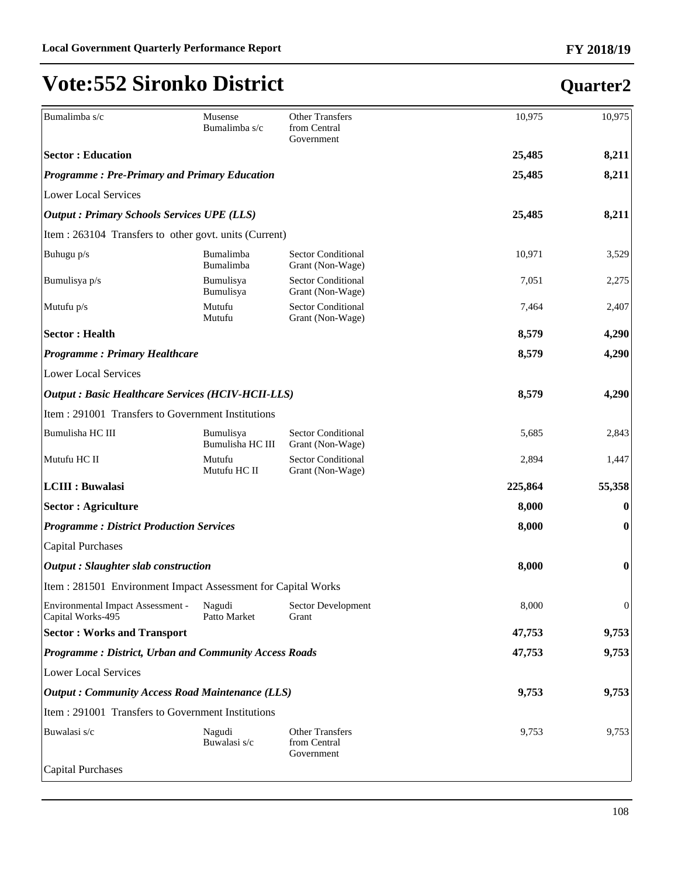# Vote:552 Sironko District

## Quarter2

| | | | | |
|---|---|---|---|---|
| Bumalimba s/c | Musense<br>Bumalimba s/c | Other Transfers from Central Government | 10,975 | 10,975 |
| **Sector : Education** | | | **25,485** | **8,211** |
| ***Programme : Pre-Primary and Primary Education*** | | | **25,485** | **8,211** |
| Lower Local Services | | | | |
| ***Output : Primary Schools Services UPE (LLS)*** | | | **25,485** | **8,211** |
| Item : 263104 Transfers to other govt. units (Current) | | | | |
| Buhugu p/s | Bumalimba<br>Bumalimba | Sector Conditional Grant (Non-Wage) | 10,971 | 3,529 |
| Bumulisya p/s | Bumulisya<br>Bumulisya | Sector Conditional Grant (Non-Wage) | 7,051 | 2,275 |
| Mutufu p/s | Mutufu<br>Mutufu | Sector Conditional Grant (Non-Wage) | 7,464 | 2,407 |
| **Sector : Health** | | | **8,579** | **4,290** |
| ***Programme : Primary Healthcare*** | | | **8,579** | **4,290** |
| Lower Local Services | | | | |
| ***Output : Basic Healthcare Services (HCIV-HCII-LLS)*** | | | **8,579** | **4,290** |
| Item : 291001 Transfers to Government Institutions | | | | |
| Bumulisha HC III | Bumulisya<br>Bumulisha HC III | Sector Conditional Grant (Non-Wage) | 5,685 | 2,843 |
| Mutufu HC II | Mutufu<br>Mutufu HC II | Sector Conditional Grant (Non-Wage) | 2,894 | 1,447 |
| **LCIII : Buwalasi** | | | **225,864** | **55,358** |
| **Sector : Agriculture** | | | **8,000** | **0** |
| ***Programme : District Production Services*** | | | **8,000** | **0** |
| Capital Purchases | | | | |
| ***Output : Slaughter slab construction*** | | | **8,000** | **0** |
| Item : 281501 Environment Impact Assessment for Capital Works | | | | |
| Environmental Impact Assessment - Capital Works-495 | Nagudi<br>Patto Market | Sector Development Grant | 8,000 | 0 |
| **Sector : Works and Transport** | | | **47,753** | **9,753** |
| ***Programme : District, Urban and Community Access Roads*** | | | **47,753** | **9,753** |
| Lower Local Services | | | | |
| ***Output : Community Access Road Maintenance (LLS)*** | | | **9,753** | **9,753** |
| Item : 291001 Transfers to Government Institutions | | | | |
| Buwalasi s/c | Nagudi<br>Buwalasi s/c | Other Transfers from Central Government | 9,753 | 9,753 |
| Capital Purchases | | | | |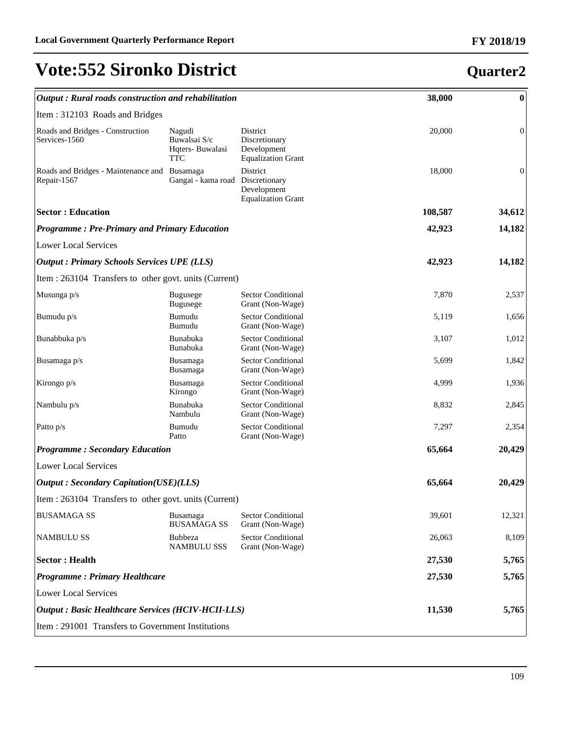# Vote:552 Sironko District

## Quarter2

| | | | | |
|---|---|---|---|---|
| ***Output : Rural roads construction and rehabilitation*** | | | **38,000** | **0** |
| Item : 312103 Roads and Bridges | | | | |
| Roads and Bridges - Construction Services-1560 | Nagudi Buwalsai S/c Hqters- Buwalasi TTC | District Discretionary Development Equalization Grant | 20,000 | 0 |
| Roads and Bridges - Maintenance and Repair-1567 | Busamaga Gangai - kama road | District Discretionary Development Equalization Grant | 18,000 | 0 |
| **Sector : Education** | | | **108,587** | **34,612** |
| ***Programme : Pre-Primary and Primary Education*** | | | **42,923** | **14,182** |
| Lower Local Services | | | | |
| ***Output : Primary Schools Services UPE (LLS)*** | | | **42,923** | **14,182** |
| Item : 263104 Transfers to other govt. units (Current) | | | | |
| Musunga p/s | Bugusege Bugusege | Sector Conditional Grant (Non-Wage) | 7,870 | 2,537 |
| Bumudu p/s | Bumudu Bumudu | Sector Conditional Grant (Non-Wage) | 5,119 | 1,656 |
| Bunabbuka p/s | Bunabuka Bunabuka | Sector Conditional Grant (Non-Wage) | 3,107 | 1,012 |
| Busamaga p/s | Busamaga Busamaga | Sector Conditional Grant (Non-Wage) | 5,699 | 1,842 |
| Kirongo p/s | Busamaga Kirongo | Sector Conditional Grant (Non-Wage) | 4,999 | 1,936 |
| Nambulu p/s | Bunabuka Nambulu | Sector Conditional Grant (Non-Wage) | 8,832 | 2,845 |
| Patto p/s | Bumudu Patto | Sector Conditional Grant (Non-Wage) | 7,297 | 2,354 |
| ***Programme : Secondary Education*** | | | **65,664** | **20,429** |
| Lower Local Services | | | | |
| ***Output : Secondary Capitation(USE)(LLS)*** | | | **65,664** | **20,429** |
| Item : 263104 Transfers to other govt. units (Current) | | | | |
| BUSAMAGA SS | Busamaga BUSAMAGA SS | Sector Conditional Grant (Non-Wage) | 39,601 | 12,321 |
| NAMBULU SS | Bubbeza NAMBULU SSS | Sector Conditional Grant (Non-Wage) | 26,063 | 8,109 |
| **Sector : Health** | | | **27,530** | **5,765** |
| ***Programme : Primary Healthcare*** | | | **27,530** | **5,765** |
| Lower Local Services | | | | |
| ***Output : Basic Healthcare Services (HCIV-HCII-LLS)*** | | | **11,530** | **5,765** |
| Item : 291001 Transfers to Government Institutions | | | | |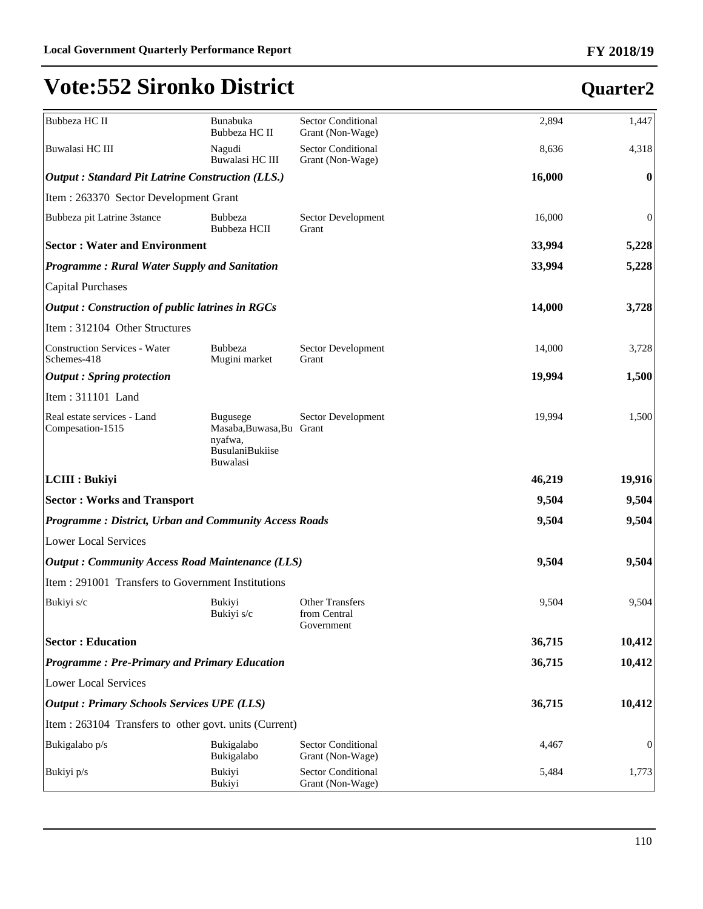# Vote:552 Sironko District

## Quarter2

| | | | | |
|---|---|---|---|---|
| Bubbeza HC II | Bunabuka Bubbeza HC II | Sector Conditional Grant (Non-Wage) | 2,894 | 1,447 |
| Buwalasi HC III | Nagudi Buwalasi HC III | Sector Conditional Grant (Non-Wage) | 8,636 | 4,318 |
| ***Output : Standard Pit Latrine Construction (LLS.)*** | | | **16,000** | **0** |
| Item : 263370 Sector Development Grant | | | | |
| Bubbeza pit Latrine 3stance | Bubbeza Bubbeza HCII | Sector Development Grant | 16,000 | 0 |
| **Sector : Water and Environment** | | | **33,994** | **5,228** |
| ***Programme : Rural Water Supply and Sanitation*** | | | **33,994** | **5,228** |
| Capital Purchases | | | | |
| ***Output : Construction of public latrines in RGCs*** | | | **14,000** | **3,728** |
| Item : 312104 Other Structures | | | | |
| Construction Services - Water Schemes-418 | Bubbeza Mugini market | Sector Development Grant | 14,000 | 3,728 |
| ***Output : Spring protection*** | | | **19,994** | **1,500** |
| Item : 311101 Land | | | | |
| Real estate services - Land Compesation-1515 | Bugusege Masaba,Buwasa,Bunyafwa, BusulaniBukiise Buwalasi | Sector Development Grant | 19,994 | 1,500 |
| **LCIII : Bukiyi** | | | **46,219** | **19,916** |
| **Sector : Works and Transport** | | | **9,504** | **9,504** |
| ***Programme : District, Urban and Community Access Roads*** | | | **9,504** | **9,504** |
| Lower Local Services | | | | |
| ***Output : Community Access Road Maintenance (LLS)*** | | | **9,504** | **9,504** |
| Item : 291001 Transfers to Government Institutions | | | | |
| Bukiyi s/c | Bukiyi Bukiyi s/c | Other Transfers from Central Government | 9,504 | 9,504 |
| **Sector : Education** | | | **36,715** | **10,412** |
| ***Programme : Pre-Primary and Primary Education*** | | | **36,715** | **10,412** |
| Lower Local Services | | | | |
| ***Output : Primary Schools Services UPE (LLS)*** | | | **36,715** | **10,412** |
| Item : 263104 Transfers to other govt. units (Current) | | | | |
| Bukigalabo p/s | Bukigalabo Bukigalabo | Sector Conditional Grant (Non-Wage) | 4,467 | 0 |
| Bukiyi p/s | Bukiyi Bukiyi | Sector Conditional Grant (Non-Wage) | 5,484 | 1,773 |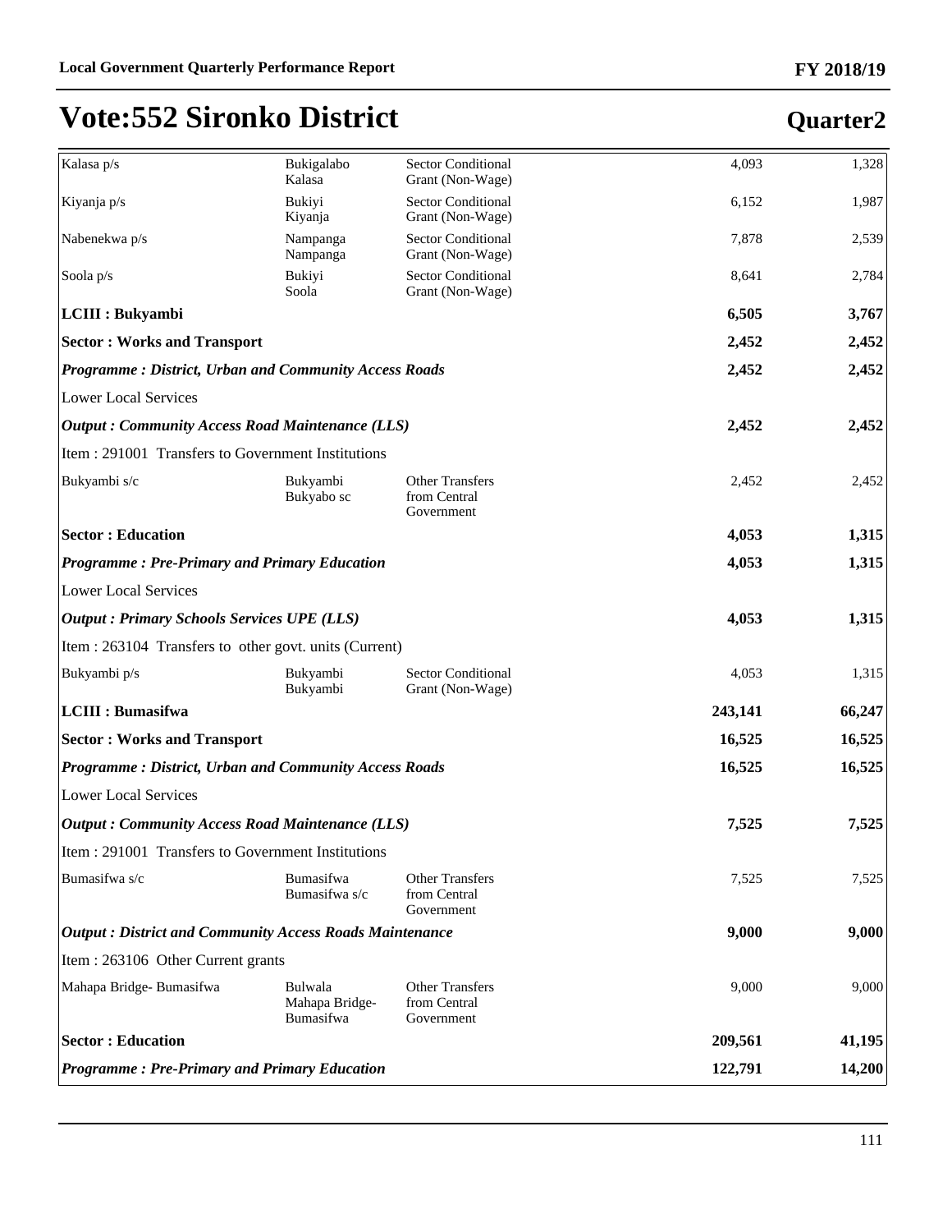# Vote:552 Sironko District

## Quarter2

| | | | | |
|---|---|---|---|---|
| Kalasa p/s | Bukigalabo Kalasa | Sector Conditional Grant (Non-Wage) | 4,093 | 1,328 |
| Kiyanja p/s | Bukiyi Kiyanja | Sector Conditional Grant (Non-Wage) | 6,152 | 1,987 |
| Nabenekwa p/s | Nampanga Nampanga | Sector Conditional Grant (Non-Wage) | 7,878 | 2,539 |
| Soola p/s | Bukiyi Soola | Sector Conditional Grant (Non-Wage) | 8,641 | 2,784 |
| **LCIII : Bukyambi** | | | **6,505** | **3,767** |
| **Sector : Works and Transport** | | | **2,452** | **2,452** |
| ***Programme : District, Urban and Community Access Roads*** | | | **2,452** | **2,452** |
| Lower Local Services | | | | |
| ***Output : Community Access Road Maintenance (LLS)*** | | | **2,452** | **2,452** |
| Item : 291001 Transfers to Government Institutions | | | | |
| Bukyambi s/c | Bukyambi Bukyabo sc | Other Transfers from Central Government | 2,452 | 2,452 |
| **Sector : Education** | | | **4,053** | **1,315** |
| ***Programme : Pre-Primary and Primary Education*** | | | **4,053** | **1,315** |
| Lower Local Services | | | | |
| ***Output : Primary Schools Services UPE (LLS)*** | | | **4,053** | **1,315** |
| Item : 263104 Transfers to other govt. units (Current) | | | | |
| Bukyambi p/s | Bukyambi Bukyambi | Sector Conditional Grant (Non-Wage) | 4,053 | 1,315 |
| **LCIII : Bumasifwa** | | | **243,141** | **66,247** |
| **Sector : Works and Transport** | | | **16,525** | **16,525** |
| ***Programme : District, Urban and Community Access Roads*** | | | **16,525** | **16,525** |
| Lower Local Services | | | | |
| ***Output : Community Access Road Maintenance (LLS)*** | | | **7,525** | **7,525** |
| Item : 291001 Transfers to Government Institutions | | | | |
| Bumasifwa s/c | Bumasifwa Bumasifwa s/c | Other Transfers from Central Government | 7,525 | 7,525 |
| ***Output : District and Community Access Roads Maintenance*** | | | **9,000** | **9,000** |
| Item : 263106 Other Current grants | | | | |
| Mahapa Bridge- Bumasifwa | Bulwala Mahapa Bridge-Bumasifwa | Other Transfers from Central Government | 9,000 | 9,000 |
| **Sector : Education** | | | **209,561** | **41,195** |
| ***Programme : Pre-Primary and Primary Education*** | | | **122,791** | **14,200** |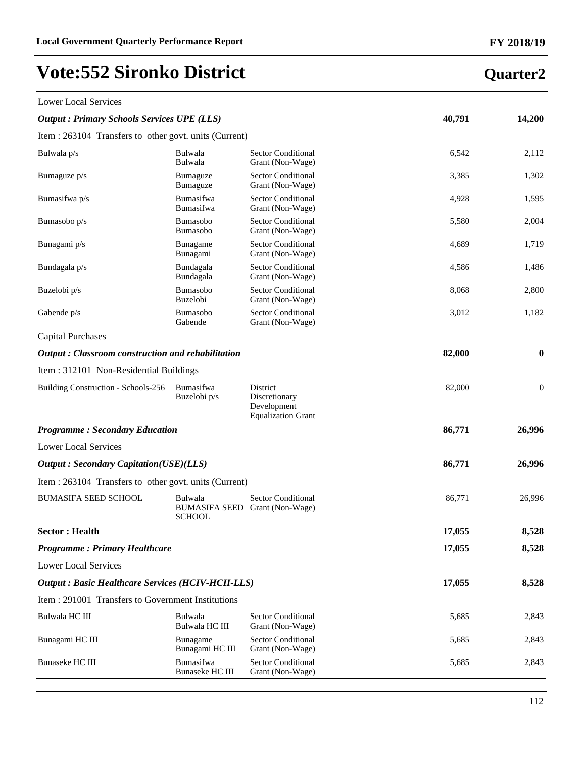# Vote:552 Sironko District

## Quarter2

| | | | | |
|---|---|---|---|---|
| Lower Local Services | | | | |
| ***Output : Primary Schools Services UPE (LLS)*** | | | **40,791** | **14,200** |
| Item : 263104 Transfers to other govt. units (Current) | | | | |
| Bulwala p/s | Bulwala Bulwala | Sector Conditional Grant (Non-Wage) | 6,542 | 2,112 |
| Bumaguze p/s | Bumaguze Bumaguze | Sector Conditional Grant (Non-Wage) | 3,385 | 1,302 |
| Bumasifwa p/s | Bumasifwa Bumasifwa | Sector Conditional Grant (Non-Wage) | 4,928 | 1,595 |
| Bumasobo p/s | Bumasobo Bumasobo | Sector Conditional Grant (Non-Wage) | 5,580 | 2,004 |
| Bunagami p/s | Bunagame Bunagami | Sector Conditional Grant (Non-Wage) | 4,689 | 1,719 |
| Bundagala p/s | Bundagala Bundagala | Sector Conditional Grant (Non-Wage) | 4,586 | 1,486 |
| Buzelobi p/s | Bumasobo Buzelobi | Sector Conditional Grant (Non-Wage) | 8,068 | 2,800 |
| Gabende p/s | Bumasobo Gabende | Sector Conditional Grant (Non-Wage) | 3,012 | 1,182 |
| Capital Purchases | | | | |
| ***Output : Classroom construction and rehabilitation*** | | | **82,000** | **0** |
| Item : 312101 Non-Residential Buildings | | | | |
| Building Construction - Schools-256 | Bumasifwa Buzelobi p/s | District Discretionary Development Equalization Grant | 82,000 | 0 |
| ***Programme : Secondary Education*** | | | **86,771** | **26,996** |
| Lower Local Services | | | | |
| ***Output : Secondary Capitation(USE)(LLS)*** | | | **86,771** | **26,996** |
| Item : 263104 Transfers to other govt. units (Current) | | | | |
| BUMASIFA SEED SCHOOL | Bulwala BUMASIFA SEED SCHOOL | Sector Conditional Grant (Non-Wage) | 86,771 | 26,996 |
| **Sector : Health** | | | **17,055** | **8,528** |
| ***Programme : Primary Healthcare*** | | | **17,055** | **8,528** |
| Lower Local Services | | | | |
| ***Output : Basic Healthcare Services (HCIV-HCII-LLS)*** | | | **17,055** | **8,528** |
| Item : 291001 Transfers to Government Institutions | | | | |
| Bulwala HC III | Bulwala Bulwala HC III | Sector Conditional Grant (Non-Wage) | 5,685 | 2,843 |
| Bunagami HC III | Bunagame Bunagami HC III | Sector Conditional Grant (Non-Wage) | 5,685 | 2,843 |
| Bunaseke HC III | Bumasifwa Bunaseke HC III | Sector Conditional Grant (Non-Wage) | 5,685 | 2,843 |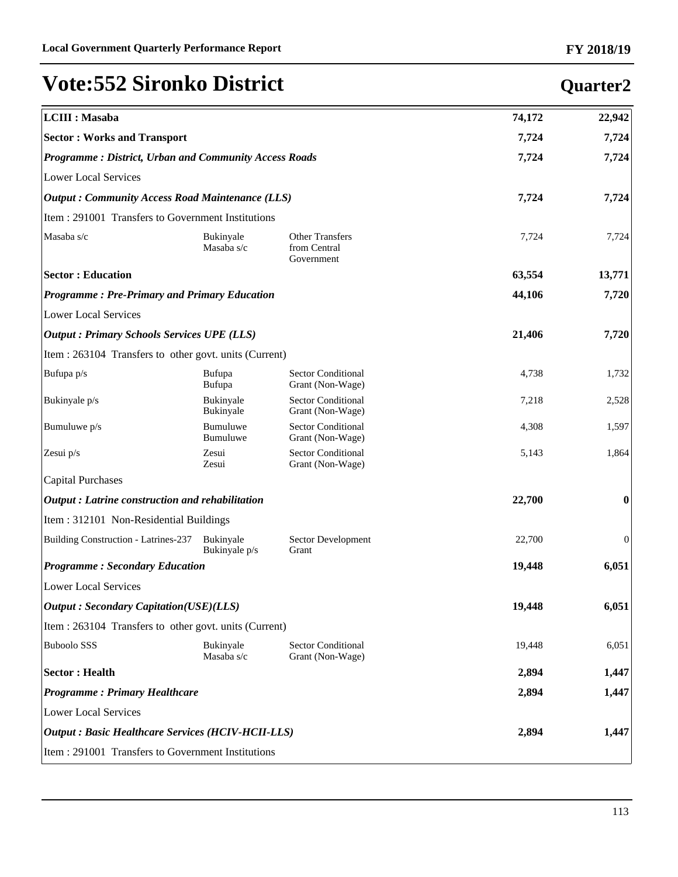# Vote:552 Sironko District

## Quarter2

| | | | | |
|---|---|---|---|---|
| **LCIII : Masaba** | | | **74,172** | **22,942** |
| **Sector : Works and Transport** | | | **7,724** | **7,724** |
| ***Programme : District, Urban and Community Access Roads*** | | | **7,724** | **7,724** |
| Lower Local Services | | | | |
| ***Output : Community Access Road Maintenance (LLS)*** | | | **7,724** | **7,724** |
| Item : 291001 Transfers to Government Institutions | | | | |
| Masaba s/c | Bukinyale Masaba s/c | Other Transfers from Central Government | 7,724 | 7,724 |
| **Sector : Education** | | | **63,554** | **13,771** |
| ***Programme : Pre-Primary and Primary Education*** | | | **44,106** | **7,720** |
| Lower Local Services | | | | |
| ***Output : Primary Schools Services UPE (LLS)*** | | | **21,406** | **7,720** |
| Item : 263104 Transfers to other govt. units (Current) | | | | |
| Bufupa p/s | Bufupa Bufupa | Sector Conditional Grant (Non-Wage) | 4,738 | 1,732 |
| Bukinyale p/s | Bukinyale Bukinyale | Sector Conditional Grant (Non-Wage) | 7,218 | 2,528 |
| Bumuluwe p/s | Bumuluwe Bumuluwe | Sector Conditional Grant (Non-Wage) | 4,308 | 1,597 |
| Zesui p/s | Zesui Zesui | Sector Conditional Grant (Non-Wage) | 5,143 | 1,864 |
| Capital Purchases | | | | |
| ***Output : Latrine construction and rehabilitation*** | | | **22,700** | **0** |
| Item : 312101 Non-Residential Buildings | | | | |
| Building Construction - Latrines-237 | Bukinyale Bukinyale p/s | Sector Development Grant | 22,700 | 0 |
| ***Programme : Secondary Education*** | | | **19,448** | **6,051** |
| Lower Local Services | | | | |
| ***Output : Secondary Capitation(USE)(LLS)*** | | | **19,448** | **6,051** |
| Item : 263104 Transfers to other govt. units (Current) | | | | |
| Buboolo SSS | Bukinyale Masaba s/c | Sector Conditional Grant (Non-Wage) | 19,448 | 6,051 |
| **Sector : Health** | | | **2,894** | **1,447** |
| ***Programme : Primary Healthcare*** | | | **2,894** | **1,447** |
| Lower Local Services | | | | |
| ***Output : Basic Healthcare Services (HCIV-HCII-LLS)*** | | | **2,894** | **1,447** |
| Item : 291001 Transfers to Government Institutions | | | | |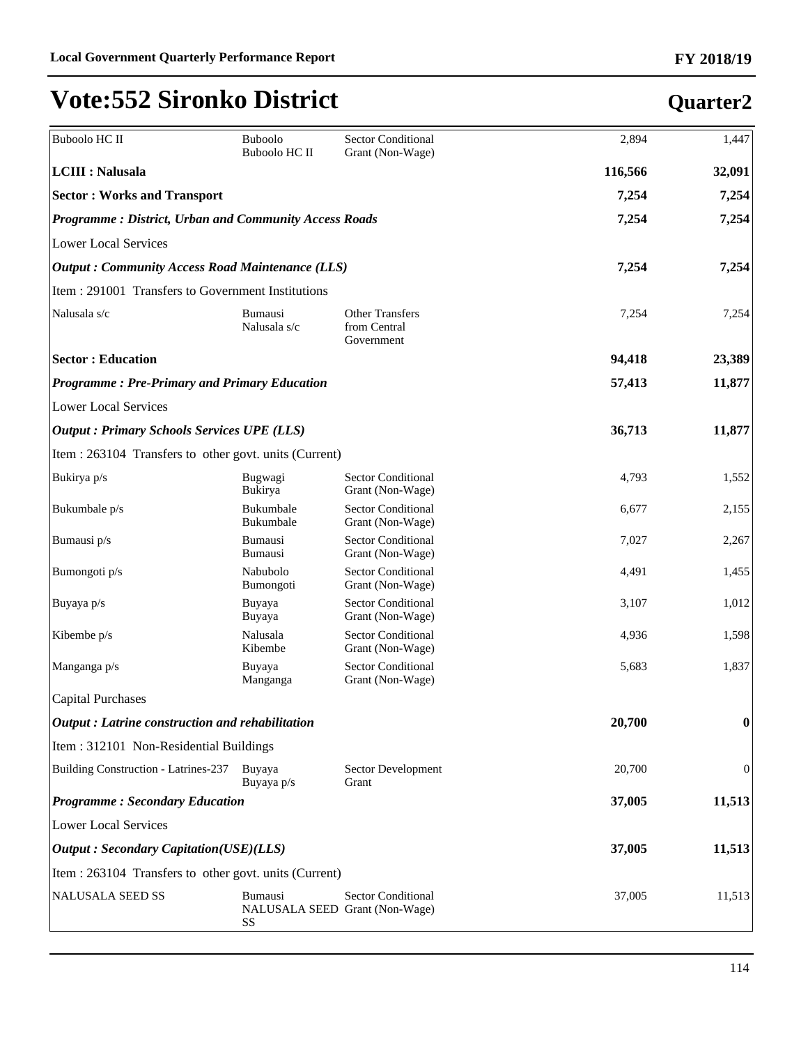# Vote:552 Sironko District

## Quarter2

| | | | | |
|---|---|---|---|---|
| Buboolo HC II | Buboolo<br>Buboolo HC II | Sector Conditional Grant (Non-Wage) | 2,894 | 1,447 |
| **LCIII : Nalusala** | | | **116,566** | **32,091** |
| **Sector : Works and Transport** | | | **7,254** | **7,254** |
| ***Programme : District, Urban and Community Access Roads*** | | | **7,254** | **7,254** |
| Lower Local Services | | | | |
| ***Output : Community Access Road Maintenance (LLS)*** | | | **7,254** | **7,254** |
| Item : 291001 Transfers to Government Institutions | | | | |
| Nalusala s/c | Bumausi<br>Nalusala s/c | Other Transfers from Central Government | 7,254 | 7,254 |
| **Sector : Education** | | | **94,418** | **23,389** |
| ***Programme : Pre-Primary and Primary Education*** | | | **57,413** | **11,877** |
| Lower Local Services | | | | |
| ***Output : Primary Schools Services UPE (LLS)*** | | | **36,713** | **11,877** |
| Item : 263104 Transfers to other govt. units (Current) | | | | |
| Bukirya p/s | Bugwagi<br>Bukirya | Sector Conditional Grant (Non-Wage) | 4,793 | 1,552 |
| Bukumbale p/s | Bukumbale<br>Bukumbale | Sector Conditional Grant (Non-Wage) | 6,677 | 2,155 |
| Bumausi p/s | Bumausi<br>Bumausi | Sector Conditional Grant (Non-Wage) | 7,027 | 2,267 |
| Bumongoti p/s | Nabubolo<br>Bumongoti | Sector Conditional Grant (Non-Wage) | 4,491 | 1,455 |
| Buyaya p/s | Buyaya<br>Buyaya | Sector Conditional Grant (Non-Wage) | 3,107 | 1,012 |
| Kibembe p/s | Nalusala<br>Kibembe | Sector Conditional Grant (Non-Wage) | 4,936 | 1,598 |
| Manganga p/s | Buyaya<br>Manganga | Sector Conditional Grant (Non-Wage) | 5,683 | 1,837 |
| Capital Purchases | | | | |
| ***Output : Latrine construction and rehabilitation*** | | | **20,700** | **0** |
| Item : 312101 Non-Residential Buildings | | | | |
| Building Construction - Latrines-237 | Buyaya<br>Buyaya p/s | Sector Development Grant | 20,700 | 0 |
| ***Programme : Secondary Education*** | | | **37,005** | **11,513** |
| Lower Local Services | | | | |
| ***Output : Secondary Capitation(USE)(LLS)*** | | | **37,005** | **11,513** |
| Item : 263104 Transfers to other govt. units (Current) | | | | |
| NALUSALA SEED SS | Bumausi<br>NALUSALA SEED SS | Sector Conditional Grant (Non-Wage) | 37,005 | 11,513 |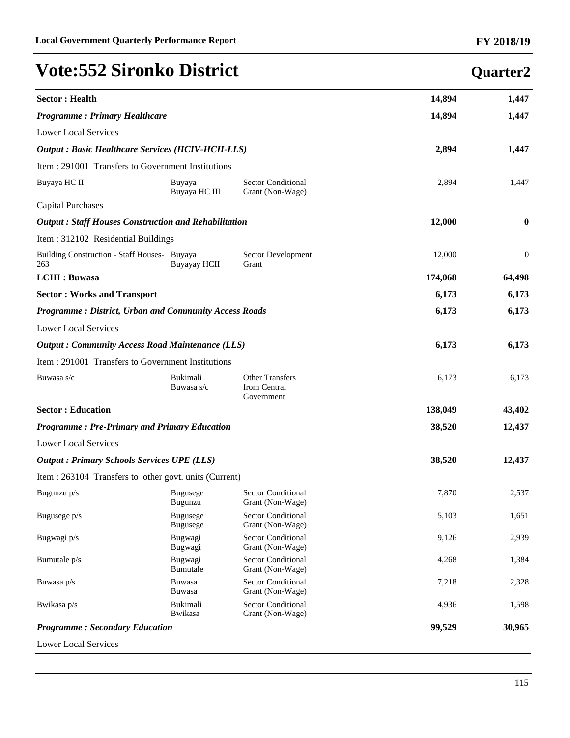# Vote:552 Sironko District

## Quarter2

| | | | | |
|---|---|---|---|---|
| **Sector : Health** | | | **14,894** | **1,447** |
| ***Programme : Primary Healthcare*** | | | **14,894** | **1,447** |
| Lower Local Services | | | | |
| ***Output : Basic Healthcare Services (HCIV-HCII-LLS)*** | | | **2,894** | **1,447** |
| Item : 291001 Transfers to Government Institutions | | | | |
| Buyaya HC II | Buyaya Buyaya HC III | Sector Conditional Grant (Non-Wage) | 2,894 | 1,447 |
| Capital Purchases | | | | |
| ***Output : Staff Houses Construction and Rehabilitation*** | | | **12,000** | **0** |
| Item : 312102 Residential Buildings | | | | |
| Building Construction - Staff Houses-263 | Buyaya Buyayay HCII | Sector Development Grant | 12,000 | 0 |
| **LCIII : Buwasa** | | | **174,068** | **64,498** |
| **Sector : Works and Transport** | | | **6,173** | **6,173** |
| ***Programme : District, Urban and Community Access Roads*** | | | **6,173** | **6,173** |
| Lower Local Services | | | | |
| ***Output : Community Access Road Maintenance (LLS)*** | | | **6,173** | **6,173** |
| Item : 291001 Transfers to Government Institutions | | | | |
| Buwasa s/c | Bukimali Buwasa s/c | Other Transfers from Central Government | 6,173 | 6,173 |
| **Sector : Education** | | | **138,049** | **43,402** |
| ***Programme : Pre-Primary and Primary Education*** | | | **38,520** | **12,437** |
| Lower Local Services | | | | |
| ***Output : Primary Schools Services UPE (LLS)*** | | | **38,520** | **12,437** |
| Item : 263104 Transfers to other govt. units (Current) | | | | |
| Bugunzu p/s | Bugusege Bugunzu | Sector Conditional Grant (Non-Wage) | 7,870 | 2,537 |
| Bugusege p/s | Bugusege Bugusege | Sector Conditional Grant (Non-Wage) | 5,103 | 1,651 |
| Bugwagi p/s | Bugwagi Bugwagi | Sector Conditional Grant (Non-Wage) | 9,126 | 2,939 |
| Bumutale p/s | Bugwagi Bumutale | Sector Conditional Grant (Non-Wage) | 4,268 | 1,384 |
| Buwasa p/s | Buwasa Buwasa | Sector Conditional Grant (Non-Wage) | 7,218 | 2,328 |
| Bwikasa p/s | Bukimali Bwikasa | Sector Conditional Grant (Non-Wage) | 4,936 | 1,598 |
| ***Programme : Secondary Education*** | | | **99,529** | **30,965** |
| Lower Local Services | | | | |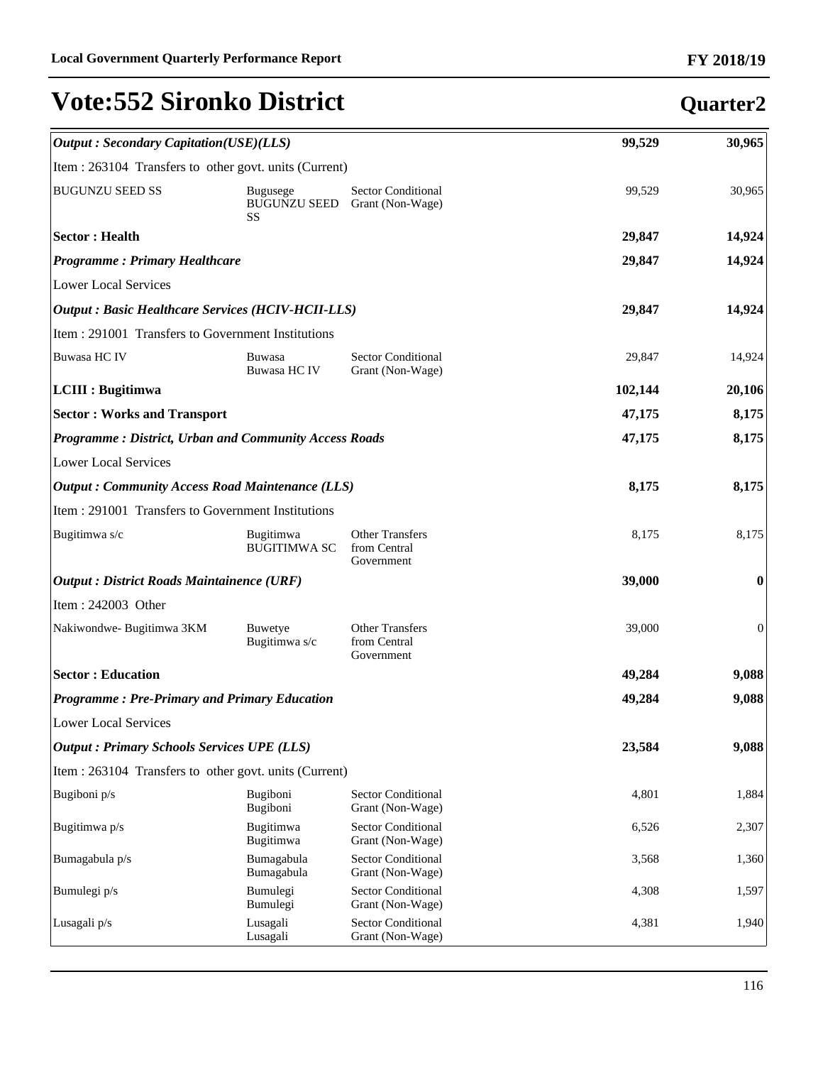# Vote:552 Sironko District

## Quarter2

| | | | | |
|---|---|---|---|---|
| ***Output : Secondary Capitation(USE)(LLS)*** | | | **99,529** | **30,965** |
| Item : 263104 Transfers to other govt. units (Current) | | | | |
| BUGUNZU SEED SS | Bugusege BUGUNZU SEED SS | Sector Conditional Grant (Non-Wage) | 99,529 | 30,965 |
| **Sector : Health** | | | **29,847** | **14,924** |
| ***Programme : Primary Healthcare*** | | | **29,847** | **14,924** |
| Lower Local Services | | | | |
| ***Output : Basic Healthcare Services (HCIV-HCII-LLS)*** | | | **29,847** | **14,924** |
| Item : 291001 Transfers to Government Institutions | | | | |
| Buwasa HC IV | Buwasa Buwasa HC IV | Sector Conditional Grant (Non-Wage) | 29,847 | 14,924 |
| **LCIII : Bugitimwa** | | | **102,144** | **20,106** |
| **Sector : Works and Transport** | | | **47,175** | **8,175** |
| ***Programme : District, Urban and Community Access Roads*** | | | **47,175** | **8,175** |
| Lower Local Services | | | | |
| ***Output : Community Access Road Maintenance (LLS)*** | | | **8,175** | **8,175** |
| Item : 291001 Transfers to Government Institutions | | | | |
| Bugitimwa s/c | Bugitimwa BUGITIMWA SC | Other Transfers from Central Government | 8,175 | 8,175 |
| ***Output : District Roads Maintainence (URF)*** | | | **39,000** | **0** |
| Item : 242003 Other | | | | |
| Nakiwondwe- Bugitimwa 3KM | Buwetye Bugitimwa s/c | Other Transfers from Central Government | 39,000 | 0 |
| **Sector : Education** | | | **49,284** | **9,088** |
| ***Programme : Pre-Primary and Primary Education*** | | | **49,284** | **9,088** |
| Lower Local Services | | | | |
| ***Output : Primary Schools Services UPE (LLS)*** | | | **23,584** | **9,088** |
| Item : 263104 Transfers to other govt. units (Current) | | | | |
| Bugiboni p/s | Bugiboni Bugiboni | Sector Conditional Grant (Non-Wage) | 4,801 | 1,884 |
| Bugitimwa p/s | Bugitimwa Bugitimwa | Sector Conditional Grant (Non-Wage) | 6,526 | 2,307 |
| Bumagabula p/s | Bumagabula Bumagabula | Sector Conditional Grant (Non-Wage) | 3,568 | 1,360 |
| Bumulegi p/s | Bumulegi Bumulegi | Sector Conditional Grant (Non-Wage) | 4,308 | 1,597 |
| Lusagali p/s | Lusagali Lusagali | Sector Conditional Grant (Non-Wage) | 4,381 | 1,940 |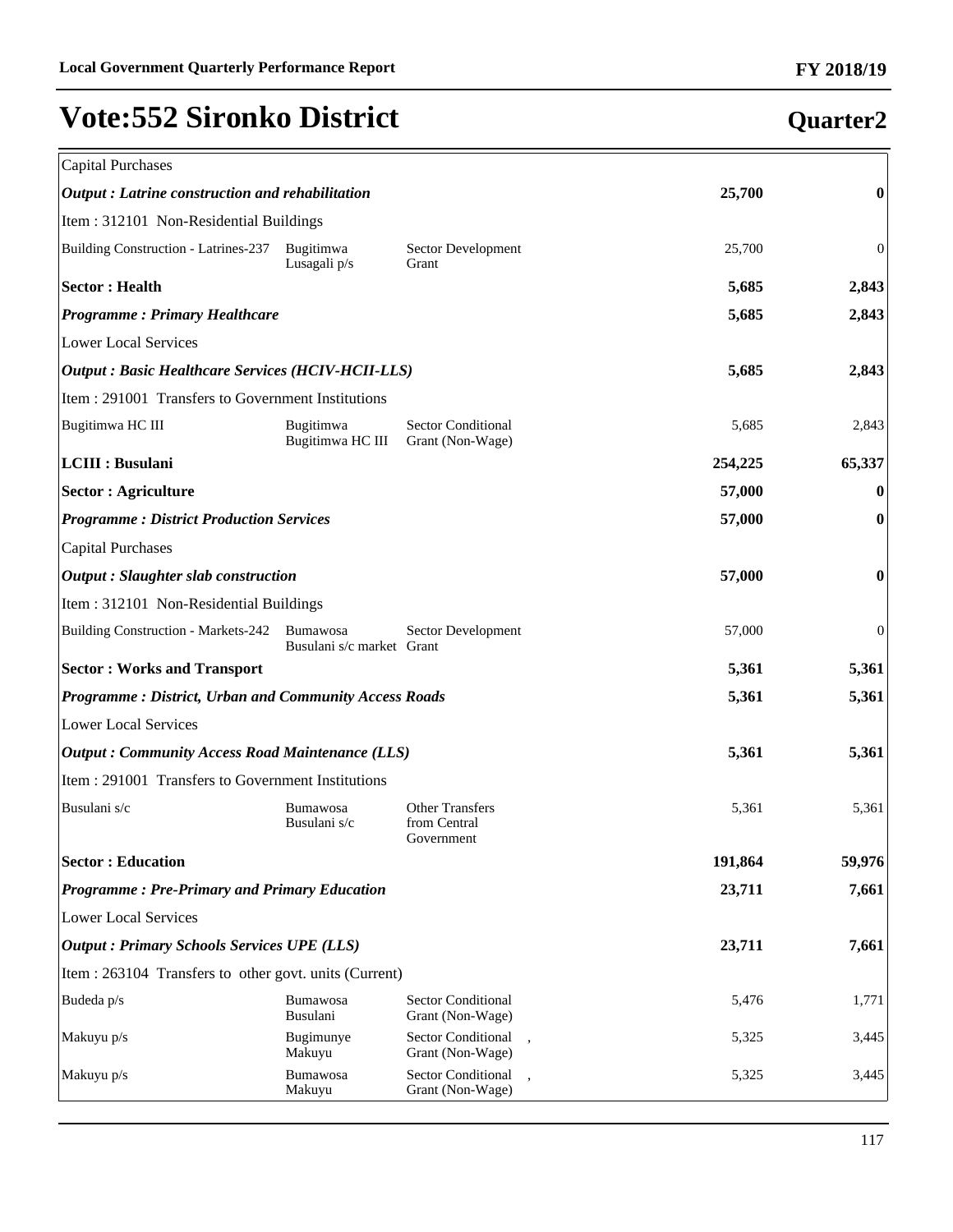# Vote:552 Sironko District

## Quarter2

| | | | | |
|---|---|---|---|---|
| Capital Purchases | | | | |
| ***Output : Latrine construction and rehabilitation*** | | | **25,700** | **0** |
| Item : 312101 Non-Residential Buildings | | | | |
| Building Construction - Latrines-237 | Bugitimwa Lusagali p/s | Sector Development Grant | 25,700 | 0 |
| **Sector : Health** | | | **5,685** | **2,843** |
| ***Programme : Primary Healthcare*** | | | **5,685** | **2,843** |
| Lower Local Services | | | | |
| ***Output : Basic Healthcare Services (HCIV-HCII-LLS)*** | | | **5,685** | **2,843** |
| Item : 291001 Transfers to Government Institutions | | | | |
| Bugitimwa HC III | Bugitimwa Bugitimwa HC III | Sector Conditional Grant (Non-Wage) | 5,685 | 2,843 |
| **LCIII : Busulani** | | | **254,225** | **65,337** |
| **Sector : Agriculture** | | | **57,000** | **0** |
| ***Programme : District Production Services*** | | | **57,000** | **0** |
| Capital Purchases | | | | |
| ***Output : Slaughter slab construction*** | | | **57,000** | **0** |
| Item : 312101 Non-Residential Buildings | | | | |
| Building Construction - Markets-242 | Bumawosa Busulani s/c market | Sector Development Grant | 57,000 | 0 |
| **Sector : Works and Transport** | | | **5,361** | **5,361** |
| ***Programme : District, Urban and Community Access Roads*** | | | **5,361** | **5,361** |
| Lower Local Services | | | | |
| ***Output : Community Access Road Maintenance (LLS)*** | | | **5,361** | **5,361** |
| Item : 291001 Transfers to Government Institutions | | | | |
| Busulani s/c | Bumawosa Busulani s/c | Other Transfers from Central Government | 5,361 | 5,361 |
| **Sector : Education** | | | **191,864** | **59,976** |
| ***Programme : Pre-Primary and Primary Education*** | | | **23,711** | **7,661** |
| Lower Local Services | | | | |
| ***Output : Primary Schools Services UPE (LLS)*** | | | **23,711** | **7,661** |
| Item : 263104 Transfers to other govt. units (Current) | | | | |
| Budeda p/s | Bumawosa Busulani | Sector Conditional Grant (Non-Wage) | 5,476 | 1,771 |
| Makuyu p/s | Bugimunye Makuyu | Sector Conditional Grant (Non-Wage) , | 5,325 | 3,445 |
| Makuyu p/s | Bumawosa Makuyu | Sector Conditional Grant (Non-Wage) , | 5,325 | 3,445 |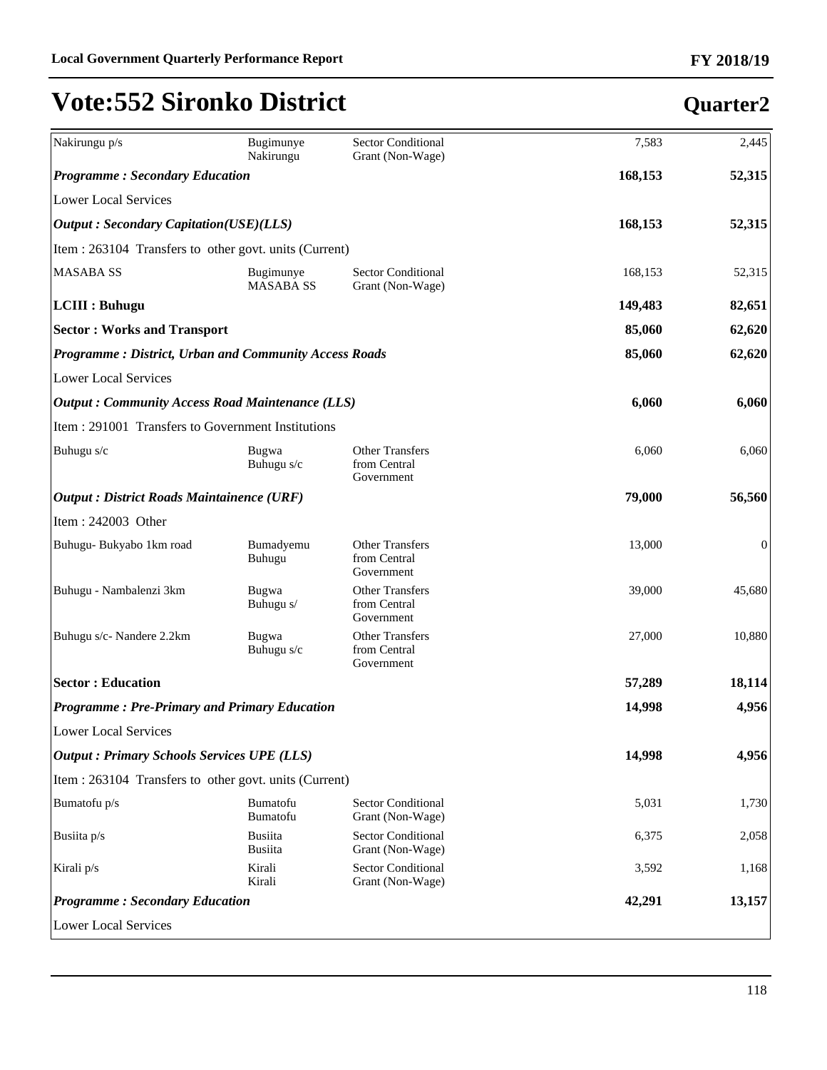# Vote:552 Sironko District

## Quarter2

| | | | | | |
|---|---|---|---|---|---|
| Nakirungu p/s | Bugimunye Nakirungu | Sector Conditional Grant (Non-Wage) | | 7,583 | 2,445 |
| ***Programme : Secondary Education*** | | | | **168,153** | **52,315** |
| Lower Local Services | | | | | |
| ***Output : Secondary Capitation(USE)(LLS)*** | | | | **168,153** | **52,315** |
| Item : 263104 Transfers to other govt. units (Current) | | | | | |
| MASABA SS | Bugimunye MASABA SS | Sector Conditional Grant (Non-Wage) | | 168,153 | 52,315 |
| **LCIII : Buhugu** | | | | **149,483** | **82,651** |
| **Sector : Works and Transport** | | | | **85,060** | **62,620** |
| ***Programme : District, Urban and Community Access Roads*** | | | | **85,060** | **62,620** |
| Lower Local Services | | | | | |
| ***Output : Community Access Road Maintenance (LLS)*** | | | | **6,060** | **6,060** |
| Item : 291001 Transfers to Government Institutions | | | | | |
| Buhugu s/c | Bugwa Buhugu s/c | Other Transfers from Central Government | | 6,060 | 6,060 |
| ***Output : District Roads Maintainence (URF)*** | | | | **79,000** | **56,560** |
| Item : 242003 Other | | | | | |
| Buhugu- Bukyabo 1km road | Bumadyemu Buhugu | Other Transfers from Central Government | | 13,000 | 0 |
| Buhugu - Nambalenzi 3km | Bugwa Buhugu s/ | Other Transfers from Central Government | | 39,000 | 45,680 |
| Buhugu s/c- Nandere 2.2km | Bugwa Buhugu s/c | Other Transfers from Central Government | | 27,000 | 10,880 |
| **Sector : Education** | | | | **57,289** | **18,114** |
| ***Programme : Pre-Primary and Primary Education*** | | | | **14,998** | **4,956** |
| Lower Local Services | | | | | |
| ***Output : Primary Schools Services UPE (LLS)*** | | | | **14,998** | **4,956** |
| Item : 263104 Transfers to other govt. units (Current) | | | | | |
| Bumatofu p/s | Bumatofu Bumatofu | Sector Conditional Grant (Non-Wage) | | 5,031 | 1,730 |
| Busiita p/s | Busiita Busiita | Sector Conditional Grant (Non-Wage) | | 6,375 | 2,058 |
| Kirali p/s | Kirali Kirali | Sector Conditional Grant (Non-Wage) | | 3,592 | 1,168 |
| ***Programme : Secondary Education*** | | | | **42,291** | **13,157** |
| Lower Local Services | | | | | |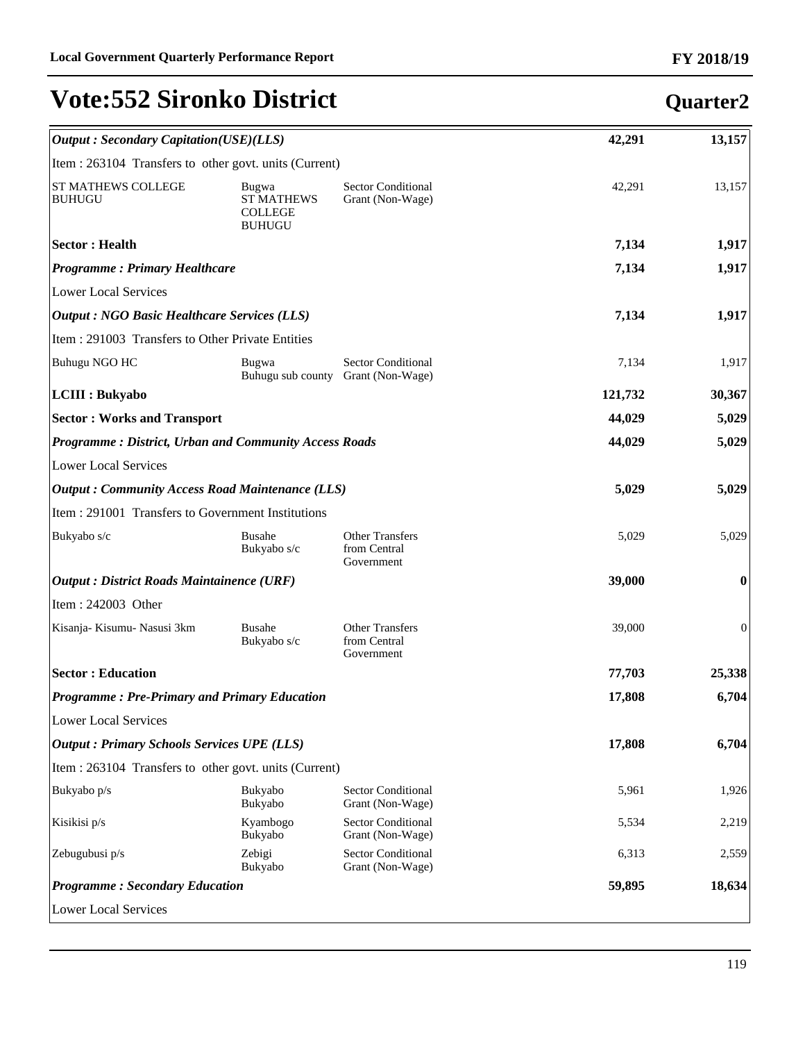# Vote:552 Sironko District

## Quarter2

| | | | | |
|---|---|---|---|---|
| ***Output : Secondary Capitation(USE)(LLS)*** | | | **42,291** | **13,157** |
| Item : 263104 Transfers to other govt. units (Current) | | | | |
| ST MATHEWS COLLEGE BUHUGU | Bugwa ST MATHEWS COLLEGE BUHUGU | Sector Conditional Grant (Non-Wage) | 42,291 | 13,157 |
| **Sector : Health** | | | **7,134** | **1,917** |
| ***Programme : Primary Healthcare*** | | | **7,134** | **1,917** |
| Lower Local Services | | | | |
| ***Output : NGO Basic Healthcare Services (LLS)*** | | | **7,134** | **1,917** |
| Item : 291003 Transfers to Other Private Entities | | | | |
| Buhugu NGO HC | Bugwa Buhugu sub county | Sector Conditional Grant (Non-Wage) | 7,134 | 1,917 |
| **LCIII : Bukyabo** | | | **121,732** | **30,367** |
| **Sector : Works and Transport** | | | **44,029** | **5,029** |
| ***Programme : District, Urban and Community Access Roads*** | | | **44,029** | **5,029** |
| Lower Local Services | | | | |
| ***Output : Community Access Road Maintenance (LLS)*** | | | **5,029** | **5,029** |
| Item : 291001 Transfers to Government Institutions | | | | |
| Bukyabo s/c | Busahe Bukyabo s/c | Other Transfers from Central Government | 5,029 | 5,029 |
| ***Output : District Roads Maintainence (URF)*** | | | **39,000** | **0** |
| Item : 242003 Other | | | | |
| Kisanja- Kisumu- Nasusi 3km | Busahe Bukyabo s/c | Other Transfers from Central Government | 39,000 | 0 |
| **Sector : Education** | | | **77,703** | **25,338** |
| ***Programme : Pre-Primary and Primary Education*** | | | **17,808** | **6,704** |
| Lower Local Services | | | | |
| ***Output : Primary Schools Services UPE (LLS)*** | | | **17,808** | **6,704** |
| Item : 263104 Transfers to other govt. units (Current) | | | | |
| Bukyabo p/s | Bukyabo Bukyabo | Sector Conditional Grant (Non-Wage) | 5,961 | 1,926 |
| Kisikisi p/s | Kyambogo Bukyabo | Sector Conditional Grant (Non-Wage) | 5,534 | 2,219 |
| Zebugubusi p/s | Zebigi Bukyabo | Sector Conditional Grant (Non-Wage) | 6,313 | 2,559 |
| ***Programme : Secondary Education*** | | | **59,895** | **18,634** |
| Lower Local Services | | | | |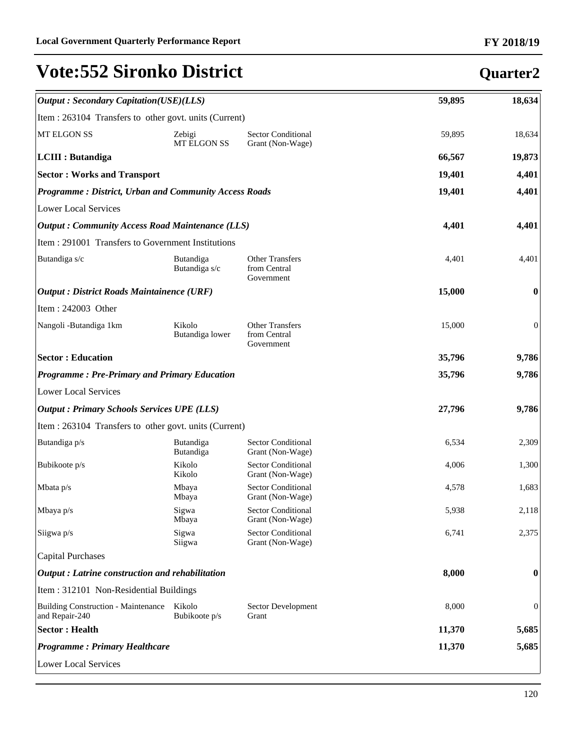# Vote:552 Sironko District

## Quarter2

| | | | | |
|---|---|---|---|---|
| ***Output : Secondary Capitation(USE)(LLS)*** | | | **59,895** | **18,634** |
| Item : 263104 Transfers to other govt. units (Current) | | | | |
| MT ELGON SS | Zebigi MT ELGON SS | Sector Conditional Grant (Non-Wage) | 59,895 | 18,634 |
| **LCIII : Butandiga** | | | **66,567** | **19,873** |
| **Sector : Works and Transport** | | | **19,401** | **4,401** |
| ***Programme : District, Urban and Community Access Roads*** | | | **19,401** | **4,401** |
| Lower Local Services | | | | |
| ***Output : Community Access Road Maintenance (LLS)*** | | | **4,401** | **4,401** |
| Item : 291001 Transfers to Government Institutions | | | | |
| Butandiga s/c | Butandiga Butandiga s/c | Other Transfers from Central Government | 4,401 | 4,401 |
| ***Output : District Roads Maintainence (URF)*** | | | **15,000** | **0** |
| Item : 242003 Other | | | | |
| Nangoli -Butandiga 1km | Kikolo Butandiga lower | Other Transfers from Central Government | 15,000 | 0 |
| **Sector : Education** | | | **35,796** | **9,786** |
| ***Programme : Pre-Primary and Primary Education*** | | | **35,796** | **9,786** |
| Lower Local Services | | | | |
| ***Output : Primary Schools Services UPE (LLS)*** | | | **27,796** | **9,786** |
| Item : 263104 Transfers to other govt. units (Current) | | | | |
| Butandiga p/s | Butandiga Butandiga | Sector Conditional Grant (Non-Wage) | 6,534 | 2,309 |
| Bubikoote p/s | Kikolo Kikolo | Sector Conditional Grant (Non-Wage) | 4,006 | 1,300 |
| Mbata p/s | Mbaya Mbaya | Sector Conditional Grant (Non-Wage) | 4,578 | 1,683 |
| Mbaya p/s | Sigwa Mbaya | Sector Conditional Grant (Non-Wage) | 5,938 | 2,118 |
| Siigwa p/s | Sigwa Siigwa | Sector Conditional Grant (Non-Wage) | 6,741 | 2,375 |
| Capital Purchases | | | | |
| ***Output : Latrine construction and rehabilitation*** | | | **8,000** | **0** |
| Item : 312101 Non-Residential Buildings | | | | |
| Building Construction - Maintenance and Repair-240 | Kikolo Bubikoote p/s | Sector Development Grant | 8,000 | 0 |
| **Sector : Health** | | | **11,370** | **5,685** |
| ***Programme : Primary Healthcare*** | | | **11,370** | **5,685** |
| Lower Local Services | | | | |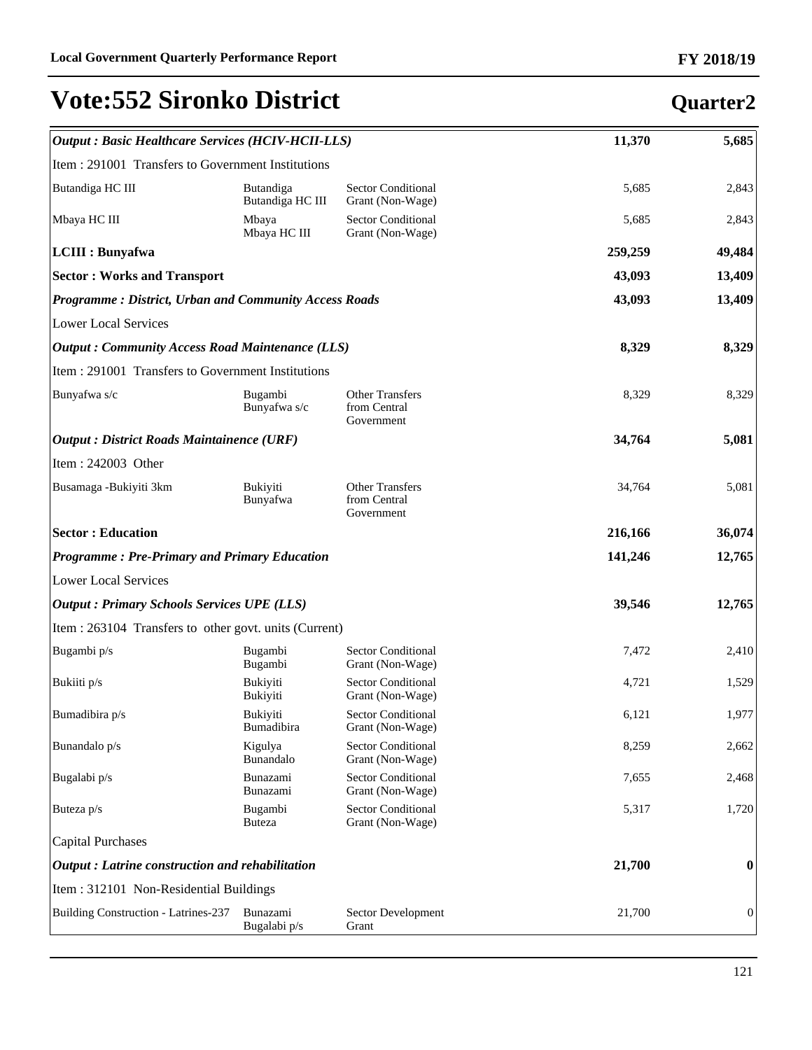# Vote:552 Sironko District

## Quarter2

| | | | | |
|---|---|---|---|---|
| ***Output : Basic Healthcare Services (HCIV-HCII-LLS)*** | | | **11,370** | **5,685** |
| Item : 291001 Transfers to Government Institutions | | | | |
| Butandiga HC III | Butandiga Butandiga HC III | Sector Conditional Grant (Non-Wage) | 5,685 | 2,843 |
| Mbaya HC III | Mbaya Mbaya HC III | Sector Conditional Grant (Non-Wage) | 5,685 | 2,843 |
| **LCIII : Bunyafwa** | | | **259,259** | **49,484** |
| **Sector : Works and Transport** | | | **43,093** | **13,409** |
| ***Programme : District, Urban and Community Access Roads*** | | | **43,093** | **13,409** |
| Lower Local Services | | | | |
| ***Output : Community Access Road Maintenance (LLS)*** | | | **8,329** | **8,329** |
| Item : 291001 Transfers to Government Institutions | | | | |
| Bunyafwa s/c | Bugambi Bunyafwa s/c | Other Transfers from Central Government | 8,329 | 8,329 |
| ***Output : District Roads Maintainence (URF)*** | | | **34,764** | **5,081** |
| Item : 242003 Other | | | | |
| Busamaga -Bukiyiti 3km | Bukiyiti Bunyafwa | Other Transfers from Central Government | 34,764 | 5,081 |
| **Sector : Education** | | | **216,166** | **36,074** |
| ***Programme : Pre-Primary and Primary Education*** | | | **141,246** | **12,765** |
| Lower Local Services | | | | |
| ***Output : Primary Schools Services UPE (LLS)*** | | | **39,546** | **12,765** |
| Item : 263104 Transfers to other govt. units (Current) | | | | |
| Bugambi p/s | Bugambi Bugambi | Sector Conditional Grant (Non-Wage) | 7,472 | 2,410 |
| Bukiiti p/s | Bukiyiti Bukiyiti | Sector Conditional Grant (Non-Wage) | 4,721 | 1,529 |
| Bumadibira p/s | Bukiyiti Bumadibira | Sector Conditional Grant (Non-Wage) | 6,121 | 1,977 |
| Bunandalo p/s | Kigulya Bunandalo | Sector Conditional Grant (Non-Wage) | 8,259 | 2,662 |
| Bugalabi p/s | Bunazami Bunazami | Sector Conditional Grant (Non-Wage) | 7,655 | 2,468 |
| Buteza p/s | Bugambi Buteza | Sector Conditional Grant (Non-Wage) | 5,317 | 1,720 |
| Capital Purchases | | | | |
| ***Output : Latrine construction and rehabilitation*** | | | **21,700** | **0** |
| Item : 312101 Non-Residential Buildings | | | | |
| Building Construction - Latrines-237 | Bunazami Bugalabi p/s | Sector Development Grant | 21,700 | 0 |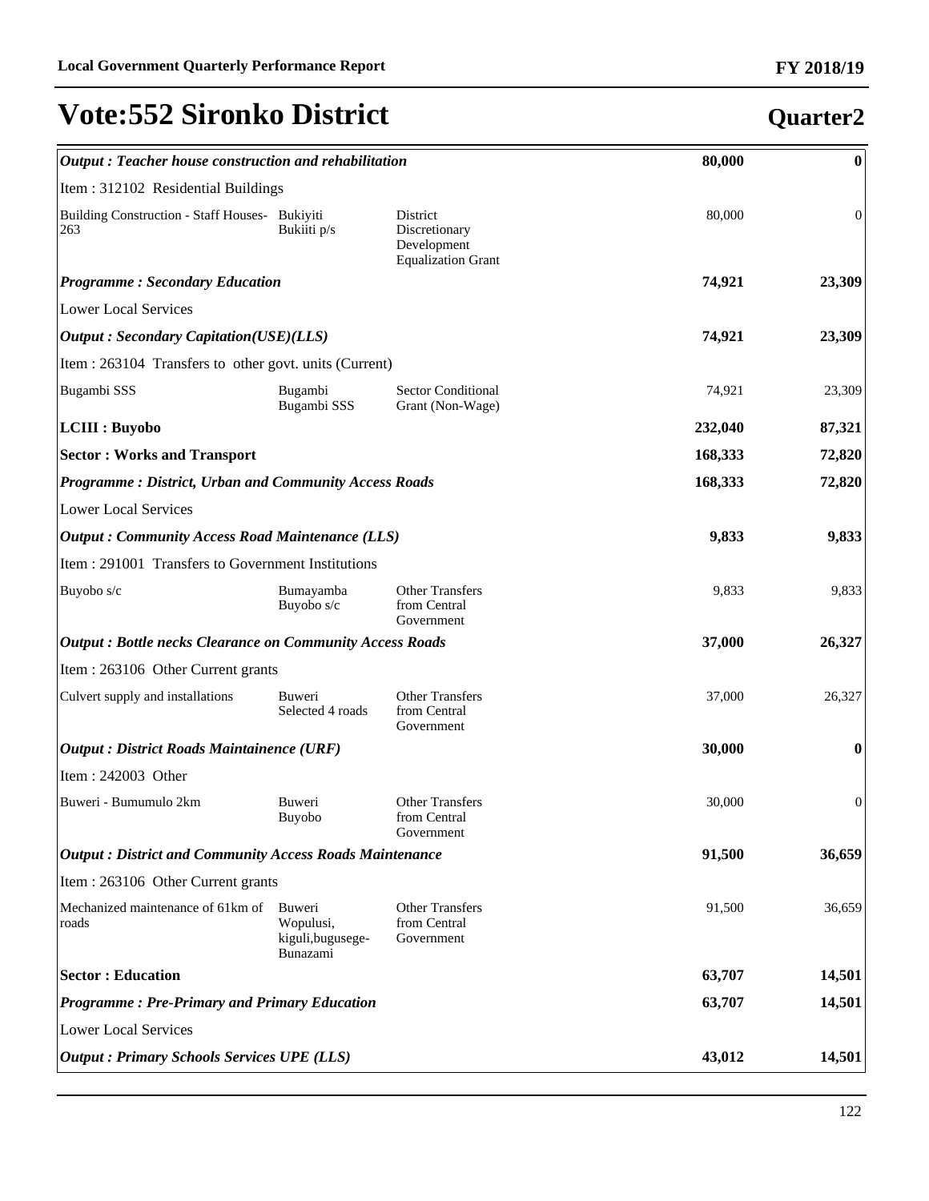# Vote:552 Sironko District

## Quarter2

| | | | | |
|---|---|---|---|---|
| ***Output : Teacher house construction and rehabilitation*** | | | **80,000** | **0** |
| Item : 312102 Residential Buildings | | | | |
| Building Construction - Staff Houses-263 | Bukiyiti Bukiiti p/s | District Discretionary Development Equalization Grant | 80,000 | 0 |
| ***Programme : Secondary Education*** | | | **74,921** | **23,309** |
| Lower Local Services | | | | |
| ***Output : Secondary Capitation(USE)(LLS)*** | | | **74,921** | **23,309** |
| Item : 263104 Transfers to other govt. units (Current) | | | | |
| Bugambi SSS | Bugambi Bugambi SSS | Sector Conditional Grant (Non-Wage) | 74,921 | 23,309 |
| **LCIII : Buyobo** | | | **232,040** | **87,321** |
| **Sector : Works and Transport** | | | **168,333** | **72,820** |
| ***Programme : District, Urban and Community Access Roads*** | | | **168,333** | **72,820** |
| Lower Local Services | | | | |
| ***Output : Community Access Road Maintenance (LLS)*** | | | **9,833** | **9,833** |
| Item : 291001 Transfers to Government Institutions | | | | |
| Buyobo s/c | Bumayamba Buyobo s/c | Other Transfers from Central Government | 9,833 | 9,833 |
| ***Output : Bottle necks Clearance on Community Access Roads*** | | | **37,000** | **26,327** |
| Item : 263106 Other Current grants | | | | |
| Culvert supply and installations | Buweri Selected 4 roads | Other Transfers from Central Government | 37,000 | 26,327 |
| ***Output : District Roads Maintainence (URF)*** | | | **30,000** | **0** |
| Item : 242003 Other | | | | |
| Buweri - Bumumulo 2km | Buweri Buyobo | Other Transfers from Central Government | 30,000 | 0 |
| ***Output : District and Community Access Roads Maintenance*** | | | **91,500** | **36,659** |
| Item : 263106 Other Current grants | | | | |
| Mechanized maintenance of 61km of roads | Buweri Wopulusi, kiguli,bugusege-Bunazami | Other Transfers from Central Government | 91,500 | 36,659 |
| **Sector : Education** | | | **63,707** | **14,501** |
| ***Programme : Pre-Primary and Primary Education*** | | | **63,707** | **14,501** |
| Lower Local Services | | | | |
| ***Output : Primary Schools Services UPE (LLS)*** | | | **43,012** | **14,501** |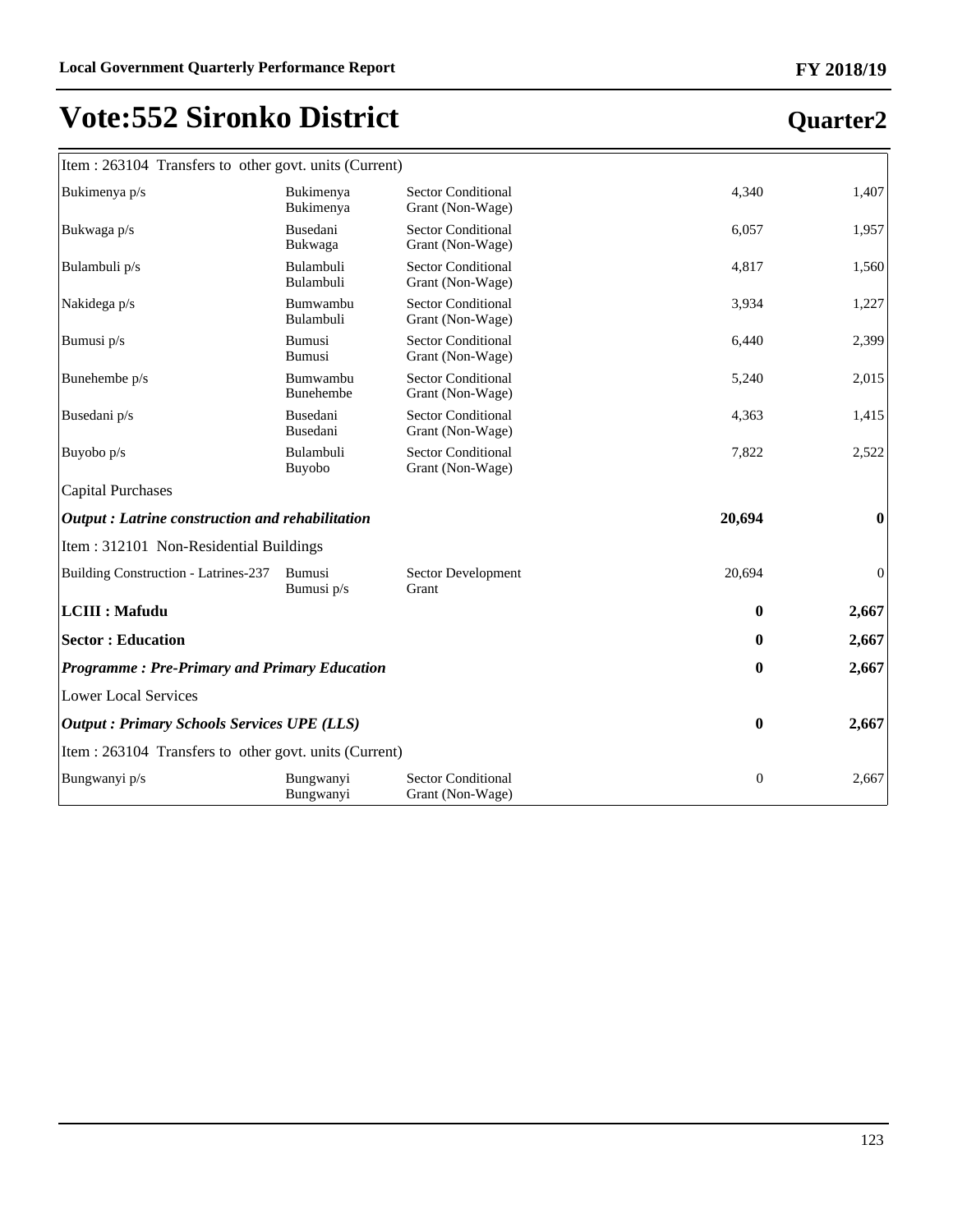# Vote:552 Sironko District

## Quarter2

| | | | | |
|---|---|---|---|---|
| Item : 263104 Transfers to other govt. units (Current) | | | | |
| Bukimenya p/s | Bukimenya Bukimenya | Sector Conditional Grant (Non-Wage) | 4,340 | 1,407 |
| Bukwaga p/s | Busedani Bukwaga | Sector Conditional Grant (Non-Wage) | 6,057 | 1,957 |
| Bulambuli p/s | Bulambuli Bulambuli | Sector Conditional Grant (Non-Wage) | 4,817 | 1,560 |
| Nakidega p/s | Bumwambu Bulambuli | Sector Conditional Grant (Non-Wage) | 3,934 | 1,227 |
| Bumusi p/s | Bumusi Bumusi | Sector Conditional Grant (Non-Wage) | 6,440 | 2,399 |
| Bunehembe p/s | Bumwambu Bunehembe | Sector Conditional Grant (Non-Wage) | 5,240 | 2,015 |
| Busedani p/s | Busedani Busedani | Sector Conditional Grant (Non-Wage) | 4,363 | 1,415 |
| Buyobo p/s | Bulambuli Buyobo | Sector Conditional Grant (Non-Wage) | 7,822 | 2,522 |
| Capital Purchases | | | | |
| ***Output : Latrine construction and rehabilitation*** | | | **20,694** | **0** |
| Item : 312101 Non-Residential Buildings | | | | |
| Building Construction - Latrines-237 | Bumusi Bumusi p/s | Sector Development Grant | 20,694 | 0 |
| **LCIII : Mafudu** | | | **0** | **2,667** |
| **Sector : Education** | | | **0** | **2,667** |
| ***Programme : Pre-Primary and Primary Education*** | | | **0** | **2,667** |
| Lower Local Services | | | | |
| ***Output : Primary Schools Services UPE (LLS)*** | | | **0** | **2,667** |
| Item : 263104 Transfers to other govt. units (Current) | | | | |
| Bungwanyi p/s | Bungwanyi Bungwanyi | Sector Conditional Grant (Non-Wage) | 0 | 2,667 |